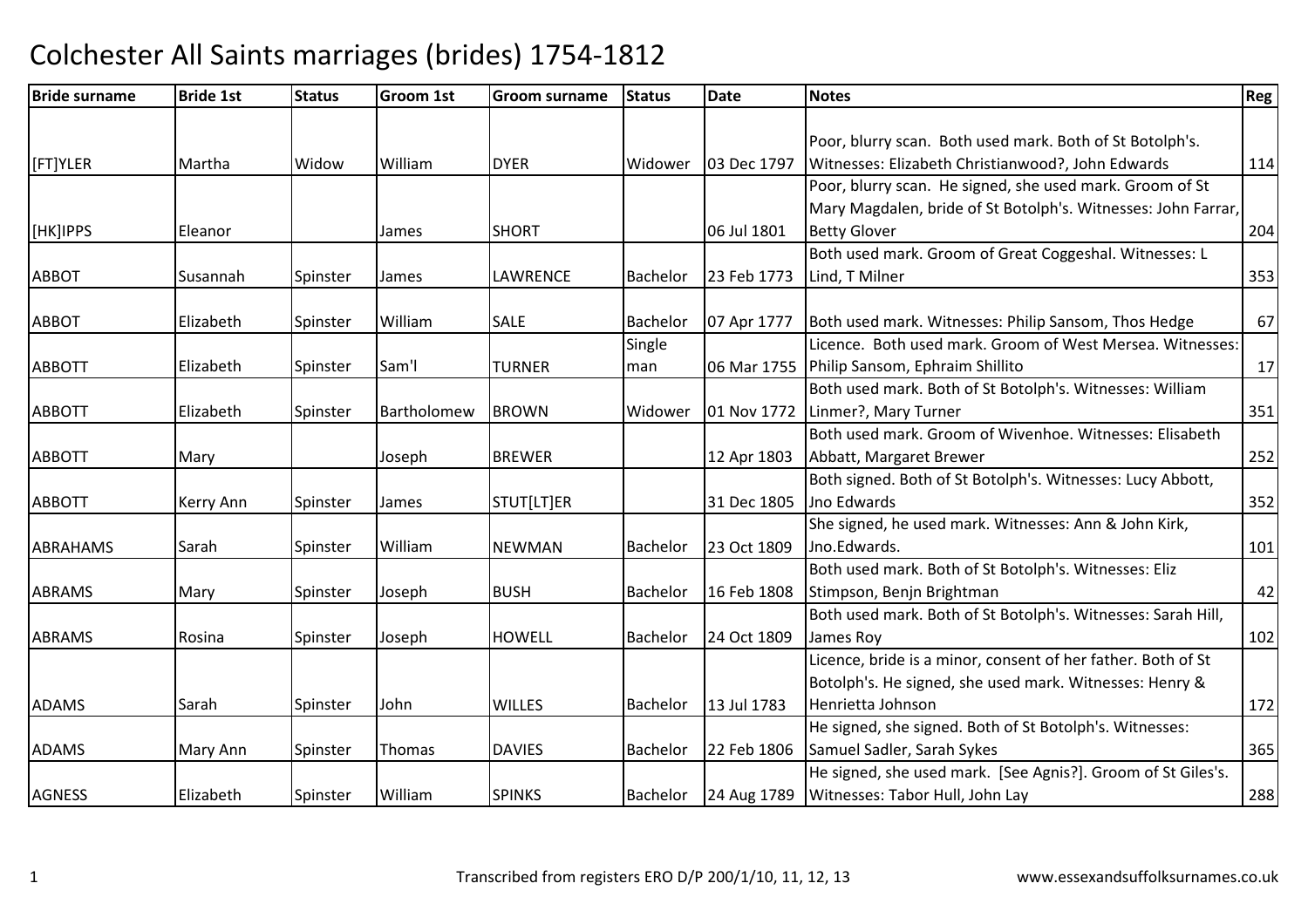# Colchester All Saints marriages (brides) 1754-1812

| Bride surname | Bride 1st | Status | Groom 1st | Groom surname | Status | Date | Notes | Reg |
|---|---|---|---|---|---|---|---|---|
| [FT]YLER | Martha | Widow | William | DYER | Widower | 03 Dec 1797 | Poor, blurry scan. Both used mark. Both of St Botolph's. Witnesses: Elizabeth Christianwood?, John Edwards | 114 |
| [HK]IPPS | Eleanor | | James | SHORT | | 06 Jul 1801 | Poor, blurry scan. He signed, she used mark. Groom of St Mary Magdalen, bride of St Botolph's. Witnesses: John Farrar, Betty Glover | 204 |
| ABBOT | Susannah | Spinster | James | LAWRENCE | Bachelor | 23 Feb 1773 | Both used mark. Groom of Great Coggeshal. Witnesses: L Lind, T Milner | 353 |
| ABBOT | Elizabeth | Spinster | William | SALE | Bachelor | 07 Apr 1777 | Both used mark. Witnesses: Philip Sansom, Thos Hedge | 67 |
| ABBOTT | Elizabeth | Spinster | Sam'l | TURNER | Single man | 06 Mar 1755 | Licence. Both used mark. Groom of West Mersea. Witnesses: Philip Sansom, Ephraim Shillito | 17 |
| ABBOTT | Elizabeth | Spinster | Bartholomew | BROWN | Widower | 01 Nov 1772 | Both used mark. Both of St Botolph's. Witnesses: William Linmer?, Mary Turner | 351 |
| ABBOTT | Mary | | Joseph | BREWER | | 12 Apr 1803 | Both used mark. Groom of Wivenhoe. Witnesses: Elisabeth Abbatt, Margaret Brewer | 252 |
| ABBOTT | Kerry Ann | Spinster | James | STUT[LT]ER | | 31 Dec 1805 | Both signed. Both of St Botolph's. Witnesses: Lucy Abbott, Jno Edwards | 352 |
| ABRAHAMS | Sarah | Spinster | William | NEWMAN | Bachelor | 23 Oct 1809 | She signed, he used mark. Witnesses: Ann & John Kirk, Jno.Edwards. | 101 |
| ABRAMS | Mary | Spinster | Joseph | BUSH | Bachelor | 16 Feb 1808 | Both used mark. Both of St Botolph's. Witnesses: Eliz Stimpson, Benjn Brightman | 42 |
| ABRAMS | Rosina | Spinster | Joseph | HOWELL | Bachelor | 24 Oct 1809 | Both used mark. Both of St Botolph's. Witnesses: Sarah Hill, James Roy | 102 |
| ADAMS | Sarah | Spinster | John | WILLES | Bachelor | 13 Jul 1783 | Licence, bride is a minor, consent of her father. Both of St Botolph's. He signed, she used mark. Witnesses: Henry & Henrietta Johnson | 172 |
| ADAMS | Mary Ann | Spinster | Thomas | DAVIES | Bachelor | 22 Feb 1806 | He signed, she signed. Both of St Botolph's. Witnesses: Samuel Sadler, Sarah Sykes | 365 |
| AGNESS | Elizabeth | Spinster | William | SPINKS | Bachelor | 24 Aug 1789 | He signed, she used mark. [See Agnis?]. Groom of St Giles's. Witnesses: Tabor Hull, John Lay | 288 |

Transcribed from registers ERO D/P 200/1/10, 11, 12, 13 www.essexandsuffolksurnames.co.uk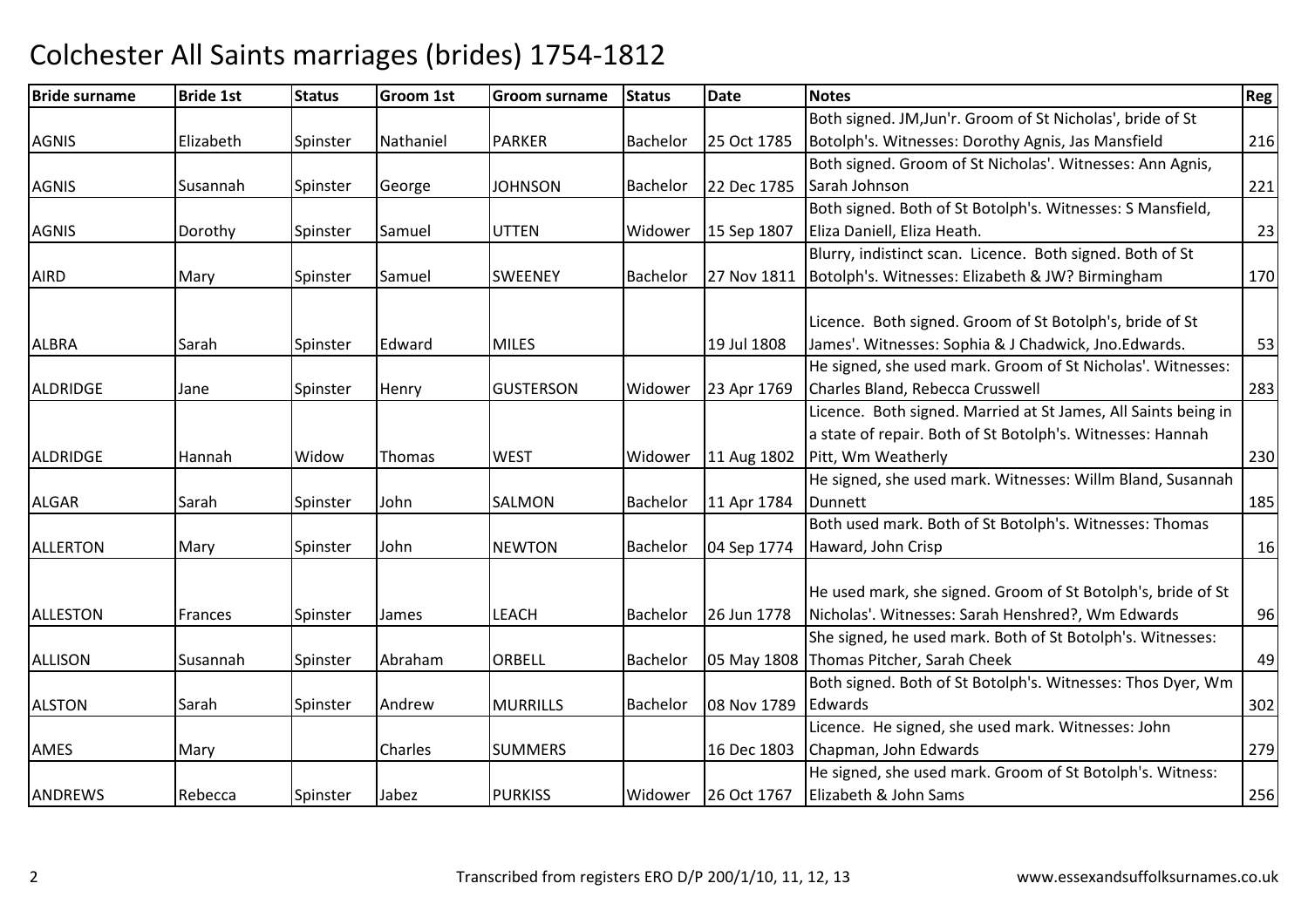# Colchester All Saints marriages (brides) 1754-1812

| Bride surname | Bride 1st | Status | Groom 1st | Groom surname | Status | Date | Notes | Reg |
|---|---|---|---|---|---|---|---|---|
| AGNIS | Elizabeth | Spinster | Nathaniel | PARKER | Bachelor | 25 Oct 1785 | Both signed. JM,Jun'r. Groom of St Nicholas', bride of St Botolph's. Witnesses: Dorothy Agnis, Jas Mansfield | 216 |
| AGNIS | Susannah | Spinster | George | JOHNSON | Bachelor | 22 Dec 1785 | Both signed. Groom of St Nicholas'. Witnesses: Ann Agnis, Sarah Johnson | 221 |
| AGNIS | Dorothy | Spinster | Samuel | UTTEN | Widower | 15 Sep 1807 | Both signed. Both of St Botolph's. Witnesses: S Mansfield, Eliza Daniell, Eliza Heath. | 23 |
| AIRD | Mary | Spinster | Samuel | SWEENEY | Bachelor | 27 Nov 1811 | Blurry, indistinct scan. Licence. Both signed. Both of St Botolph's. Witnesses: Elizabeth & JW? Birmingham | 170 |
| ALBRA | Sarah | Spinster | Edward | MILES | | 19 Jul 1808 | Licence. Both signed. Groom of St Botolph's, bride of St James'. Witnesses: Sophia & J Chadwick, Jno.Edwards. | 53 |
| ALDRIDGE | Jane | Spinster | Henry | GUSTERSON | Widower | 23 Apr 1769 | He signed, she used mark. Groom of St Nicholas'. Witnesses: Charles Bland, Rebecca Crusswell | 283 |
| ALDRIDGE | Hannah | Widow | Thomas | WEST | Widower | 11 Aug 1802 | Licence. Both signed. Married at St James, All Saints being in a state of repair. Both of St Botolph's. Witnesses: Hannah Pitt, Wm Weatherly | 230 |
| ALGAR | Sarah | Spinster | John | SALMON | Bachelor | 11 Apr 1784 | He signed, she used mark. Witnesses: Willm Bland, Susannah Dunnett | 185 |
| ALLERTON | Mary | Spinster | John | NEWTON | Bachelor | 04 Sep 1774 | Both used mark. Both of St Botolph's. Witnesses: Thomas Haward, John Crisp | 16 |
| ALLESTON | Frances | Spinster | James | LEACH | Bachelor | 26 Jun 1778 | He used mark, she signed. Groom of St Botolph's, bride of St Nicholas'. Witnesses: Sarah Henshred?, Wm Edwards | 96 |
| ALLISON | Susannah | Spinster | Abraham | ORBELL | Bachelor | 05 May 1808 | She signed, he used mark. Both of St Botolph's. Witnesses: Thomas Pitcher, Sarah Cheek | 49 |
| ALSTON | Sarah | Spinster | Andrew | MURRILLS | Bachelor | 08 Nov 1789 | Both signed. Both of St Botolph's. Witnesses: Thos Dyer, Wm Edwards | 302 |
| AMES | Mary | | Charles | SUMMERS | | 16 Dec 1803 | Licence. He signed, she used mark. Witnesses: John Chapman, John Edwards | 279 |
| ANDREWS | Rebecca | Spinster | Jabez | PURKISS | Widower | 26 Oct 1767 | He signed, she used mark. Groom of St Botolph's. Witness: Elizabeth & John Sams | 256 |

Transcribed from registers ERO D/P 200/1/10, 11, 12, 13

www.essexandsuffolksurnames.co.uk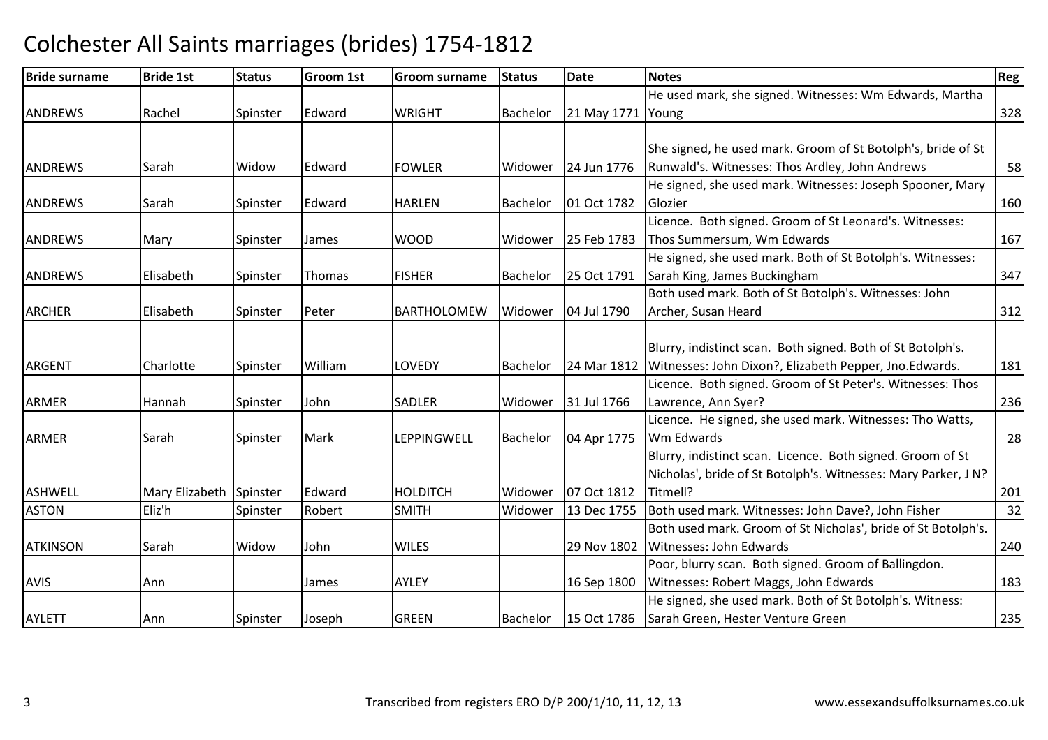# Colchester All Saints marriages (brides) 1754-1812

| Bride surname | Bride 1st | Status | Groom 1st | Groom surname | Status | Date | Notes | Reg |
|---|---|---|---|---|---|---|---|---|
| ANDREWS | Rachel | Spinster | Edward | WRIGHT | Bachelor | 21 May 1771 | He used mark, she signed. Witnesses: Wm Edwards, Martha Young | 328 |
| ANDREWS | Sarah | Widow | Edward | FOWLER | Widower | 24 Jun 1776 | She signed, he used mark. Groom of St Botolph's, bride of St Runwald's. Witnesses: Thos Ardley, John Andrews | 58 |
| ANDREWS | Sarah | Spinster | Edward | HARLEN | Bachelor | 01 Oct 1782 | He signed, she used mark. Witnesses: Joseph Spooner, Mary Glozier | 160 |
| ANDREWS | Mary | Spinster | James | WOOD | Widower | 25 Feb 1783 | Licence. Both signed. Groom of St Leonard's. Witnesses: Thos Summersum, Wm Edwards | 167 |
| ANDREWS | Elisabeth | Spinster | Thomas | FISHER | Bachelor | 25 Oct 1791 | He signed, she used mark. Both of St Botolph's. Witnesses: Sarah King, James Buckingham | 347 |
| ARCHER | Elisabeth | Spinster | Peter | BARTHOLOMEW | Widower | 04 Jul 1790 | Both used mark. Both of St Botolph's. Witnesses: John Archer, Susan Heard | 312 |
| ARGENT | Charlotte | Spinster | William | LOVEDY | Bachelor | 24 Mar 1812 | Blurry, indistinct scan. Both signed. Both of St Botolph's. Witnesses: John Dixon?, Elizabeth Pepper, Jno.Edwards. | 181 |
| ARMER | Hannah | Spinster | John | SADLER | Widower | 31 Jul 1766 | Licence. Both signed. Groom of St Peter's. Witnesses: Thos Lawrence, Ann Syer? | 236 |
| ARMER | Sarah | Spinster | Mark | LEPPINGWELL | Bachelor | 04 Apr 1775 | Licence. He signed, she used mark. Witnesses: Tho Watts, Wm Edwards | 28 |
| ASHWELL | Mary Elizabeth | Spinster | Edward | HOLDITCH | Widower | 07 Oct 1812 | Blurry, indistinct scan. Licence. Both signed. Groom of St Nicholas', bride of St Botolph's. Witnesses: Mary Parker, J N? Titmell? | 201 |
| ASTON | Eliz'h | Spinster | Robert | SMITH | Widower | 13 Dec 1755 | Both used mark. Witnesses: John Dave?, John Fisher | 32 |
| ATKINSON | Sarah | Widow | John | WILES | | 29 Nov 1802 | Both used mark. Groom of St Nicholas', bride of St Botolph's. Witnesses: John Edwards | 240 |
| AVIS | Ann | | James | AYLEY | | 16 Sep 1800 | Poor, blurry scan. Both signed. Groom of Ballingdon. Witnesses: Robert Maggs, John Edwards | 183 |
| AYLETT | Ann | Spinster | Joseph | GREEN | Bachelor | 15 Oct 1786 | He signed, she used mark. Both of St Botolph's. Witness: Sarah Green, Hester Venture Green | 235 |

Transcribed from registers ERO D/P 200/1/10, 11, 12, 13 www.essexandsuffolksurnames.co.uk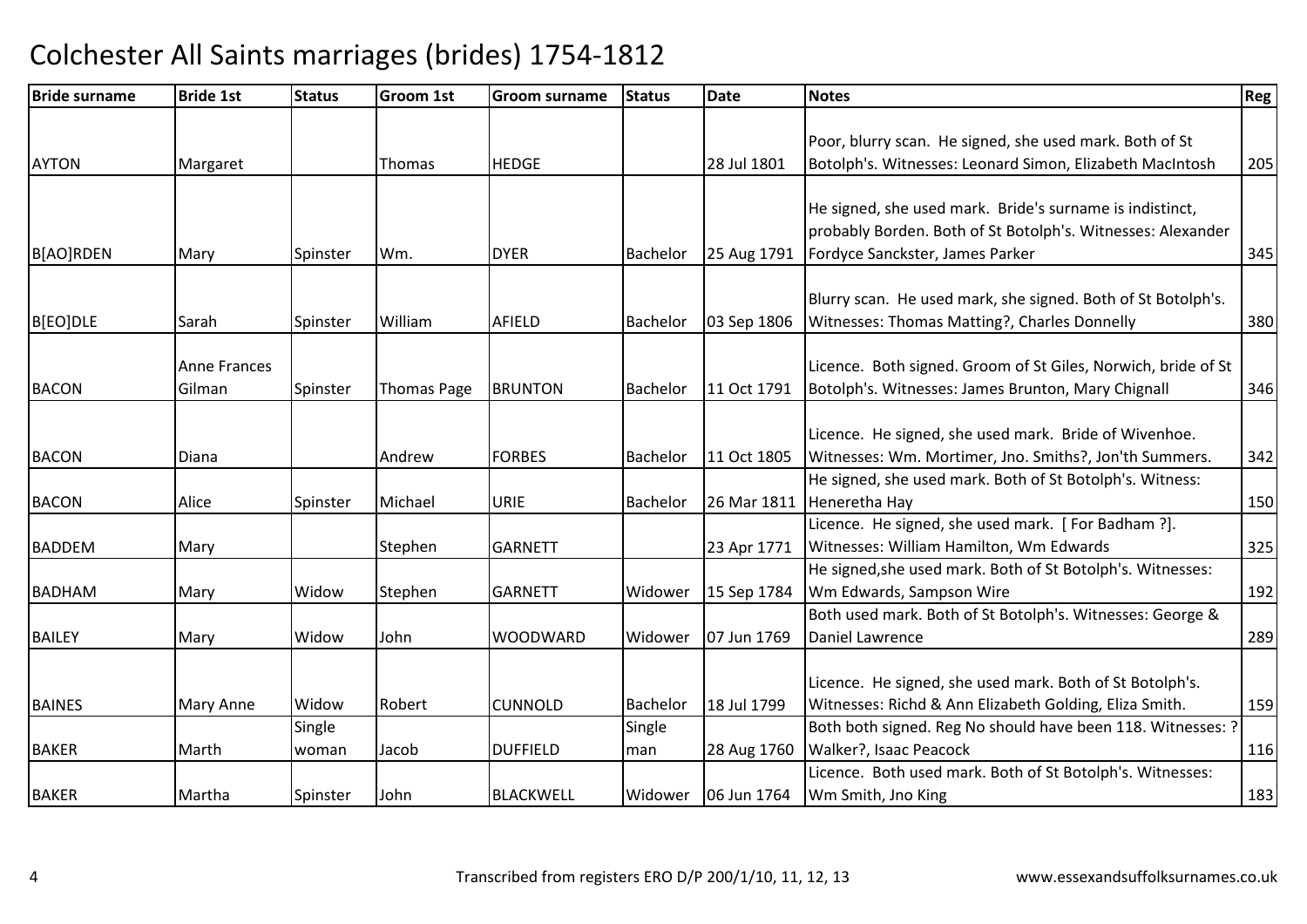# Colchester All Saints marriages (brides) 1754-1812

| Bride surname | Bride 1st | Status | Groom 1st | Groom surname | Status | Date | Notes | Reg |
|---|---|---|---|---|---|---|---|---|
| AYTON | Margaret | | Thomas | HEDGE | | 28 Jul 1801 | Poor, blurry scan. He signed, she used mark. Both of St Botolph's. Witnesses: Leonard Simon, Elizabeth MacIntosh | 205 |
| B[AO]RDEN | Mary | Spinster | Wm. | DYER | Bachelor | 25 Aug 1791 | He signed, she used mark. Bride's surname is indistinct, probably Borden. Both of St Botolph's. Witnesses: Alexander Fordyce Sanckster, James Parker | 345 |
| B[EO]DLE | Sarah | Spinster | William | AFIELD | Bachelor | 03 Sep 1806 | Blurry scan. He used mark, she signed. Both of St Botolph's. Witnesses: Thomas Matting?, Charles Donnelly | 380 |
| BACON | Anne Frances Gilman | Spinster | Thomas Page | BRUNTON | Bachelor | 11 Oct 1791 | Licence. Both signed. Groom of St Giles, Norwich, bride of St Botolph's. Witnesses: James Brunton, Mary Chignall | 346 |
| BACON | Diana | | Andrew | FORBES | Bachelor | 11 Oct 1805 | Licence. He signed, she used mark. Bride of Wivenhoe. Witnesses: Wm. Mortimer, Jno. Smiths?, Jon'th Summers. | 342 |
| BACON | Alice | Spinster | Michael | URIE | Bachelor | 26 Mar 1811 | He signed, she used mark. Both of St Botolph's. Witness: Heneretha Hay | 150 |
| BADDEM | Mary | | Stephen | GARNETT | | 23 Apr 1771 | Licence. He signed, she used mark. [ For Badham ?]. Witnesses: William Hamilton, Wm Edwards | 325 |
| BADHAM | Mary | Widow | Stephen | GARNETT | Widower | 15 Sep 1784 | He signed,she used mark. Both of St Botolph's. Witnesses: Wm Edwards, Sampson Wire | 192 |
| BAILEY | Mary | Widow | John | WOODWARD | Widower | 07 Jun 1769 | Both used mark. Both of St Botolph's. Witnesses: George & Daniel Lawrence | 289 |
| BAINES | Mary Anne | Widow | Robert | CUNNOLD | Bachelor | 18 Jul 1799 | Licence. He signed, she used mark. Both of St Botolph's. Witnesses: Richd & Ann Elizabeth Golding, Eliza Smith. | 159 |
| BAKER | Marth | Single woman | Jacob | DUFFIELD | Single man | 28 Aug 1760 | Both both signed. Reg No should have been 118. Witnesses: ? Walker?, Isaac Peacock | 116 |
| BAKER | Martha | Spinster | John | BLACKWELL | Widower | 06 Jun 1764 | Licence. Both used mark. Both of St Botolph's. Witnesses: Wm Smith, Jno King | 183 |

Transcribed from registers ERO D/P 200/1/10, 11, 12, 13 www.essexandsuffolksurnames.co.uk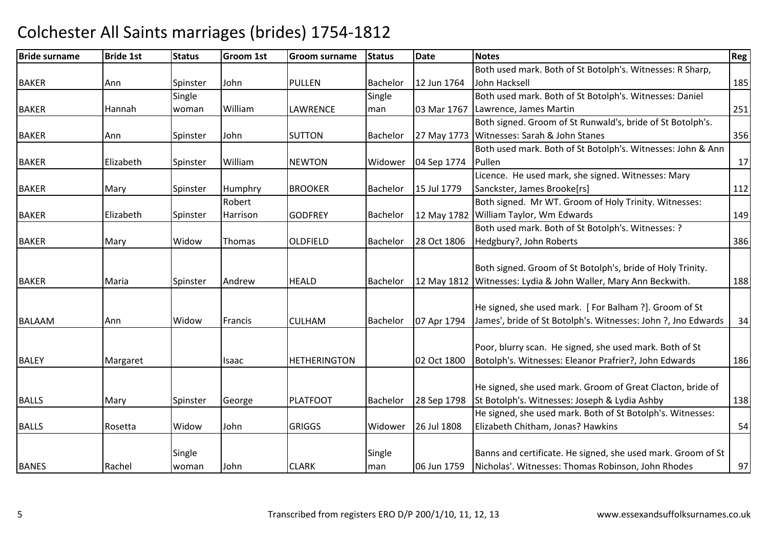# Colchester All Saints marriages (brides) 1754-1812

| Bride surname | Bride 1st | Status | Groom 1st | Groom surname | Status | Date | Notes | Reg |
|---|---|---|---|---|---|---|---|---|
| BAKER | Ann | Spinster | John | PULLEN | Bachelor | 12 Jun 1764 | Both used mark. Both of St Botolph's. Witnesses: R Sharp, John Hacksell | 185 |
| BAKER | Hannah | Single woman | William | LAWRENCE | Single man | 03 Mar 1767 | Both used mark. Both of St Botolph's. Witnesses: Daniel Lawrence, James Martin | 251 |
| BAKER | Ann | Spinster | John | SUTTON | Bachelor | 27 May 1773 | Both signed. Groom of St Runwald's, bride of St Botolph's. Witnesses: Sarah & John Stanes | 356 |
| BAKER | Elizabeth | Spinster | William | NEWTON | Widower | 04 Sep 1774 | Both used mark. Both of St Botolph's. Witnesses: John & Ann Pullen | 17 |
| BAKER | Mary | Spinster | Humphry | BROOKER | Bachelor | 15 Jul 1779 | Licence. He used mark, she signed. Witnesses: Mary Sanckster, James Brooke[rs] | 112 |
| BAKER | Elizabeth | Spinster | Robert Harrison | GODFREY | Bachelor | 12 May 1782 | Both signed. Mr WT. Groom of Holy Trinity. Witnesses: William Taylor, Wm Edwards | 149 |
| BAKER | Mary | Widow | Thomas | OLDFIELD | Bachelor | 28 Oct 1806 | Both used mark. Both of St Botolph's. Witnesses: ? Hedgbury?, John Roberts | 386 |
| BAKER | Maria | Spinster | Andrew | HEALD | Bachelor | 12 May 1812 | Both signed. Groom of St Botolph's, bride of Holy Trinity. Witnesses: Lydia & John Waller, Mary Ann Beckwith. | 188 |
| BALAAM | Ann | Widow | Francis | CULHAM | Bachelor | 07 Apr 1794 | He signed, she used mark. [ For Balham ?]. Groom of St James', bride of St Botolph's. Witnesses: John ?, Jno Edwards | 34 |
| BALEY | Margaret | | Isaac | HETHERINGTON | | 02 Oct 1800 | Poor, blurry scan. He signed, she used mark. Both of St Botolph's. Witnesses: Eleanor Prafrier?, John Edwards | 186 |
| BALLS | Mary | Spinster | George | PLATFOOT | Bachelor | 28 Sep 1798 | He signed, she used mark. Groom of Great Clacton, bride of St Botolph's. Witnesses: Joseph & Lydia Ashby | 138 |
| BALLS | Rosetta | Widow | John | GRIGGS | Widower | 26 Jul 1808 | He signed, she used mark. Both of St Botolph's. Witnesses: Elizabeth Chitham, Jonas? Hawkins | 54 |
| BANES | Rachel | Single woman | John | CLARK | Single man | 06 Jun 1759 | Banns and certificate. He signed, she used mark. Groom of St Nicholas'. Witnesses: Thomas Robinson, John Rhodes | 97 |

Transcribed from registers ERO D/P 200/1/10, 11, 12, 13

www.essexandsuffolksurnames.co.uk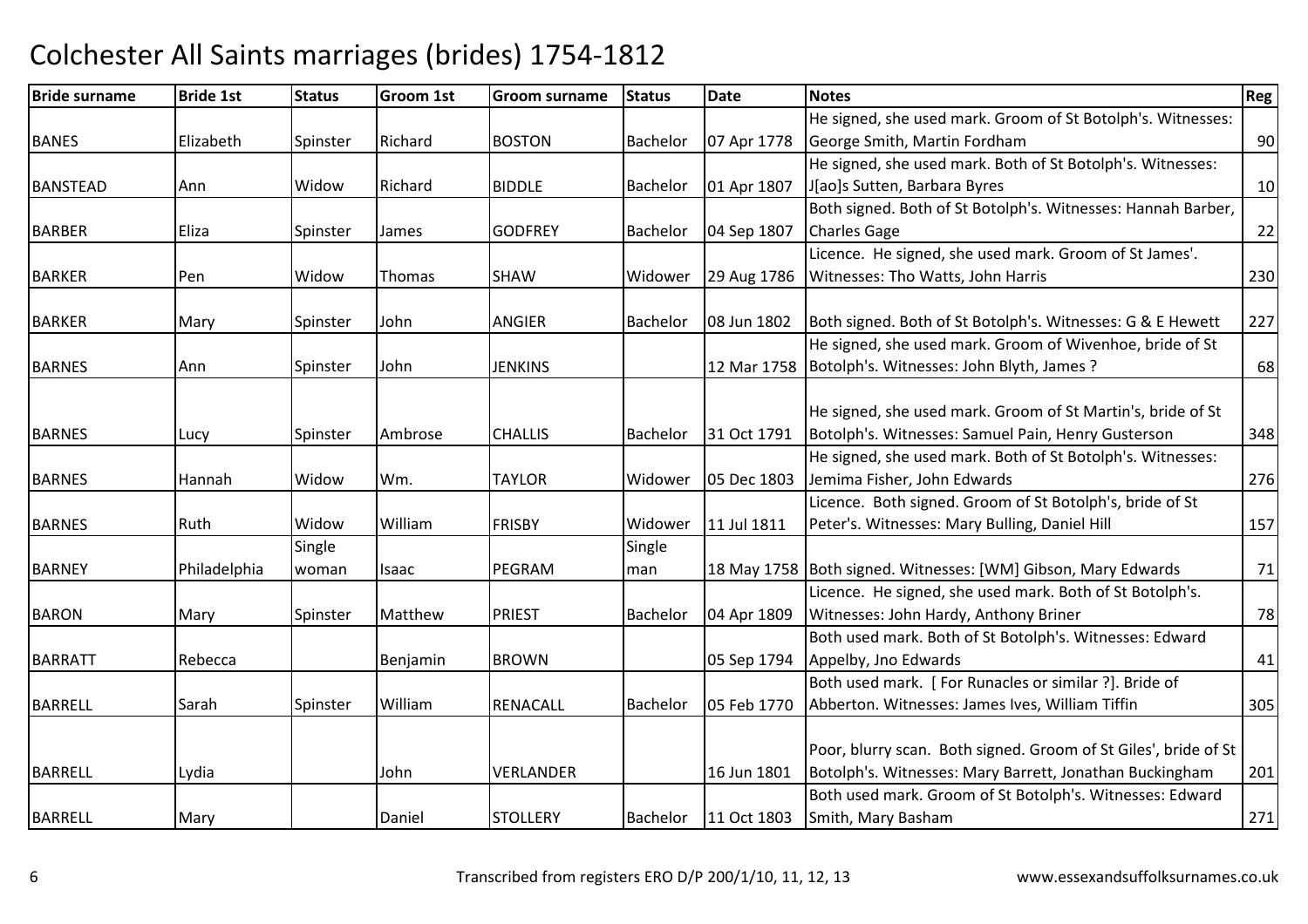# Colchester All Saints marriages (brides) 1754-1812

| Bride surname | Bride 1st | Status | Groom 1st | Groom surname | Status | Date | Notes | Reg |
|---|---|---|---|---|---|---|---|---|
| BANES | Elizabeth | Spinster | Richard | BOSTON | Bachelor | 07 Apr 1778 | He signed, she used mark. Groom of St Botolph's. Witnesses: George Smith, Martin Fordham | 90 |
| BANSTEAD | Ann | Widow | Richard | BIDDLE | Bachelor | 01 Apr 1807 | He signed, she used mark. Both of St Botolph's. Witnesses: J[ao]s Sutten, Barbara Byres | 10 |
| BARBER | Eliza | Spinster | James | GODFREY | Bachelor | 04 Sep 1807 | Both signed. Both of St Botolph's. Witnesses: Hannah Barber, Charles Gage | 22 |
| BARKER | Pen | Widow | Thomas | SHAW | Widower | 29 Aug 1786 | Licence. He signed, she used mark. Groom of St James'. Witnesses: Tho Watts, John Harris | 230 |
| BARKER | Mary | Spinster | John | ANGIER | Bachelor | 08 Jun 1802 | Both signed. Both of St Botolph's. Witnesses: G & E Hewett | 227 |
| BARNES | Ann | Spinster | John | JENKINS | | 12 Mar 1758 | He signed, she used mark. Groom of Wivenhoe, bride of St Botolph's. Witnesses: John Blyth, James ? | 68 |
| BARNES | Lucy | Spinster | Ambrose | CHALLIS | Bachelor | 31 Oct 1791 | He signed, she used mark. Groom of St Martin's, bride of St Botolph's. Witnesses: Samuel Pain, Henry Gusterson | 348 |
| BARNES | Hannah | Widow | Wm. | TAYLOR | Widower | 05 Dec 1803 | He signed, she used mark. Both of St Botolph's. Witnesses: Jemima Fisher, John Edwards | 276 |
| BARNES | Ruth | Widow | William | FRISBY | Widower | 11 Jul 1811 | Licence. Both signed. Groom of St Botolph's, bride of St Peter's. Witnesses: Mary Bulling, Daniel Hill | 157 |
| BARNEY | Philadelphia | Single woman | Isaac | PEGRAM | Single man | 18 May 1758 | Both signed. Witnesses: [WM] Gibson, Mary Edwards | 71 |
| BARON | Mary | Spinster | Matthew | PRIEST | Bachelor | 04 Apr 1809 | Licence. He signed, she used mark. Both of St Botolph's. Witnesses: John Hardy, Anthony Briner | 78 |
| BARRATT | Rebecca | | Benjamin | BROWN | | 05 Sep 1794 | Both used mark. Both of St Botolph's. Witnesses: Edward Appelby, Jno Edwards | 41 |
| BARRELL | Sarah | Spinster | William | RENACALL | Bachelor | 05 Feb 1770 | Both used mark. [ For Runacles or similar ?]. Bride of Abberton. Witnesses: James Ives, William Tiffin | 305 |
| BARRELL | Lydia | | John | VERLANDER | | 16 Jun 1801 | Poor, blurry scan. Both signed. Groom of St Giles', bride of St Botolph's. Witnesses: Mary Barrett, Jonathan Buckingham | 201 |
| BARRELL | Mary | | Daniel | STOLLERY | Bachelor | 11 Oct 1803 | Both used mark. Groom of St Botolph's. Witnesses: Edward Smith, Mary Basham | 271 |

Transcribed from registers ERO D/P 200/1/10, 11, 12, 13 — www.essexandsuffolksurnames.co.uk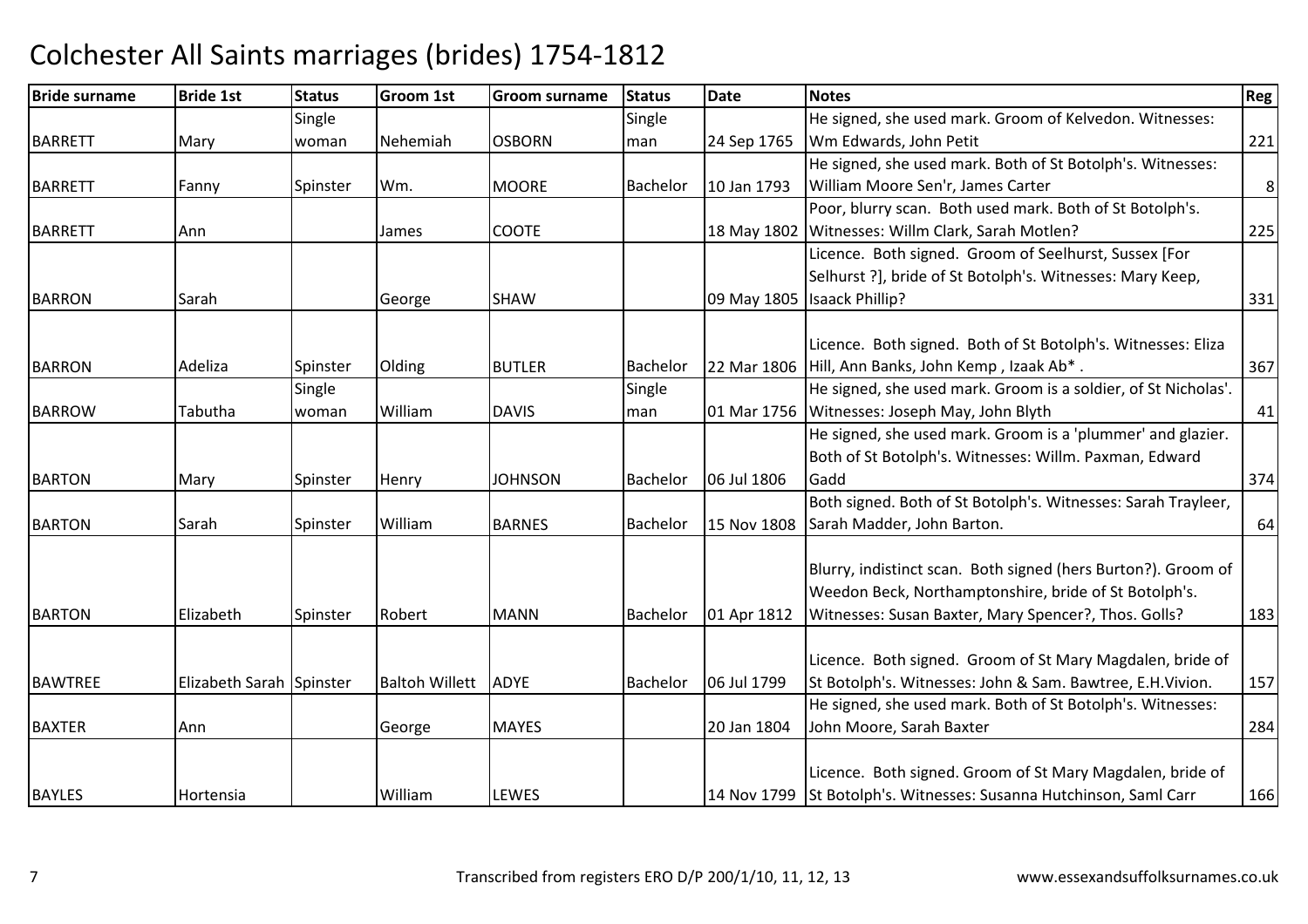# Colchester All Saints marriages (brides) 1754-1812

| Bride surname | Bride 1st | Status | Groom 1st | Groom surname | Status | Date | Notes | Reg |
|---|---|---|---|---|---|---|---|---|
| BARRETT | Mary | Single woman | Nehemiah | OSBORN | Single man | 24 Sep 1765 | He signed, she used mark. Groom of Kelvedon. Witnesses: Wm Edwards, John Petit | 221 |
| BARRETT | Fanny | Spinster | Wm. | MOORE | Bachelor | 10 Jan 1793 | He signed, she used mark. Both of St Botolph's. Witnesses: William Moore Sen'r, James Carter | 8 |
| BARRETT | Ann | | James | COOTE | | 18 May 1802 | Poor, blurry scan. Both used mark. Both of St Botolph's. Witnesses: Willm Clark, Sarah Motlen? | 225 |
| BARRON | Sarah | | George | SHAW | | 09 May 1805 | Licence. Both signed. Groom of Seelhurst, Sussex [For Selhurst ?], bride of St Botolph's. Witnesses: Mary Keep, Isaack Phillip? | 331 |
| BARRON | Adeliza | Spinster | Olding | BUTLER | Bachelor | 22 Mar 1806 | Licence. Both signed. Both of St Botolph's. Witnesses: Eliza Hill, Ann Banks, John Kemp , Izaak Ab* . | 367 |
| BARROW | Tabutha | Single woman | William | DAVIS | Single man | 01 Mar 1756 | He signed, she used mark. Groom is a soldier, of St Nicholas'. Witnesses: Joseph May, John Blyth | 41 |
| BARTON | Mary | Spinster | Henry | JOHNSON | Bachelor | 06 Jul 1806 | He signed, she used mark. Groom is a 'plummer' and glazier. Both of St Botolph's. Witnesses: Willm. Paxman, Edward Gadd | 374 |
| BARTON | Sarah | Spinster | William | BARNES | Bachelor | 15 Nov 1808 | Both signed. Both of St Botolph's. Witnesses: Sarah Trayleer, Sarah Madder, John Barton. | 64 |
| BARTON | Elizabeth | Spinster | Robert | MANN | Bachelor | 01 Apr 1812 | Blurry, indistinct scan. Both signed (hers Burton?). Groom of Weedon Beck, Northamptonshire, bride of St Botolph's. Witnesses: Susan Baxter, Mary Spencer?, Thos. Golls? | 183 |
| BAWTREE | Elizabeth Sarah | Spinster | Baltoh Willett | ADYE | Bachelor | 06 Jul 1799 | Licence. Both signed. Groom of St Mary Magdalen, bride of St Botolph's. Witnesses: John & Sam. Bawtree, E.H.Vivion. | 157 |
| BAXTER | Ann | | George | MAYES | | 20 Jan 1804 | He signed, she used mark. Both of St Botolph's. Witnesses: John Moore, Sarah Baxter | 284 |
| BAYLES | Hortensia | | William | LEWES | | 14 Nov 1799 | Licence. Both signed. Groom of St Mary Magdalen, bride of St Botolph's. Witnesses: Susanna Hutchinson, Saml Carr | 166 |

Transcribed from registers ERO D/P 200/1/10, 11, 12, 13 www.essexandsuffolksurnames.co.uk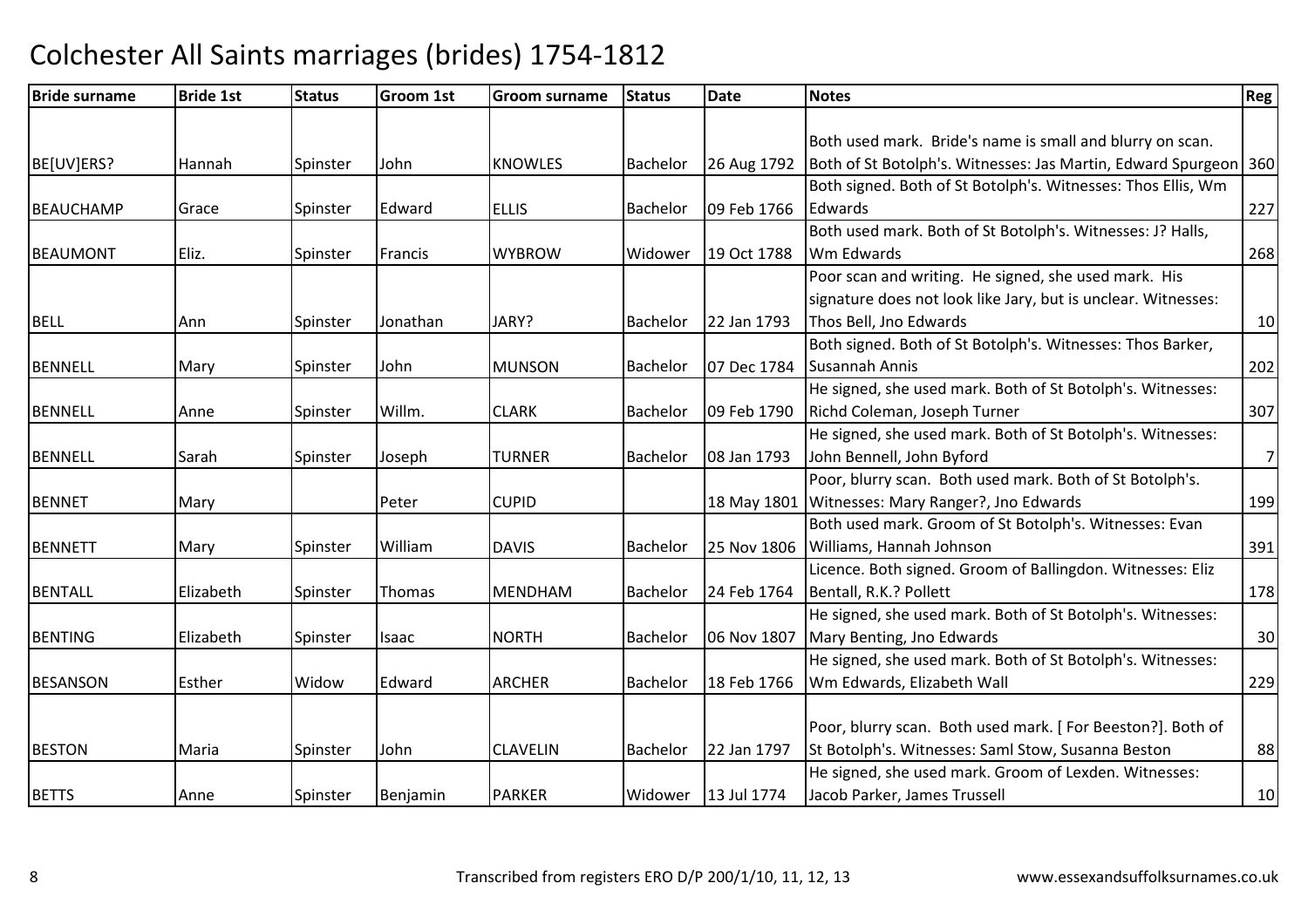# Colchester All Saints marriages (brides) 1754-1812

| Bride surname | Bride 1st | Status | Groom 1st | Groom surname | Status | Date | Notes | Reg |
|---|---|---|---|---|---|---|---|---|
| BE[UV]ERS? | Hannah | Spinster | John | KNOWLES | Bachelor | 26 Aug 1792 | Both used mark. Bride's name is small and blurry on scan. Both of St Botolph's. Witnesses: Jas Martin, Edward Spurgeon | 360 |
| BEAUCHAMP | Grace | Spinster | Edward | ELLIS | Bachelor | 09 Feb 1766 | Both signed. Both of St Botolph's. Witnesses: Thos Ellis, Wm Edwards | 227 |
| BEAUMONT | Eliz. | Spinster | Francis | WYBROW | Widower | 19 Oct 1788 | Both used mark. Both of St Botolph's. Witnesses: J? Halls, Wm Edwards | 268 |
| BELL | Ann | Spinster | Jonathan | JARY? | Bachelor | 22 Jan 1793 | Poor scan and writing. He signed, she used mark. His signature does not look like Jary, but is unclear. Witnesses: Thos Bell, Jno Edwards | 10 |
| BENNELL | Mary | Spinster | John | MUNSON | Bachelor | 07 Dec 1784 | Both signed. Both of St Botolph's. Witnesses: Thos Barker, Susannah Annis | 202 |
| BENNELL | Anne | Spinster | Willm. | CLARK | Bachelor | 09 Feb 1790 | He signed, she used mark. Both of St Botolph's. Witnesses: Richd Coleman, Joseph Turner | 307 |
| BENNELL | Sarah | Spinster | Joseph | TURNER | Bachelor | 08 Jan 1793 | He signed, she used mark. Both of St Botolph's. Witnesses: John Bennell, John Byford | 7 |
| BENNET | Mary | | Peter | CUPID | | 18 May 1801 | Poor, blurry scan. Both used mark. Both of St Botolph's. Witnesses: Mary Ranger?, Jno Edwards | 199 |
| BENNETT | Mary | Spinster | William | DAVIS | Bachelor | 25 Nov 1806 | Both used mark. Groom of St Botolph's. Witnesses: Evan Williams, Hannah Johnson | 391 |
| BENTALL | Elizabeth | Spinster | Thomas | MENDHAM | Bachelor | 24 Feb 1764 | Licence. Both signed. Groom of Ballingdon. Witnesses: Eliz Bentall, R.K.? Pollett | 178 |
| BENTING | Elizabeth | Spinster | Isaac | NORTH | Bachelor | 06 Nov 1807 | He signed, she used mark. Both of St Botolph's. Witnesses: Mary Benting, Jno Edwards | 30 |
| BESANSON | Esther | Widow | Edward | ARCHER | Bachelor | 18 Feb 1766 | He signed, she used mark. Both of St Botolph's. Witnesses: Wm Edwards, Elizabeth Wall | 229 |
| BESTON | Maria | Spinster | John | CLAVELIN | Bachelor | 22 Jan 1797 | Poor, blurry scan. Both used mark. [ For Beeston?]. Both of St Botolph's. Witnesses: Saml Stow, Susanna Beston | 88 |
| BETTS | Anne | Spinster | Benjamin | PARKER | Widower | 13 Jul 1774 | He signed, she used mark. Groom of Lexden. Witnesses: Jacob Parker, James Trussell | 10 |

Transcribed from registers ERO D/P 200/1/10, 11, 12, 13

www.essexandsuffolksurnames.co.uk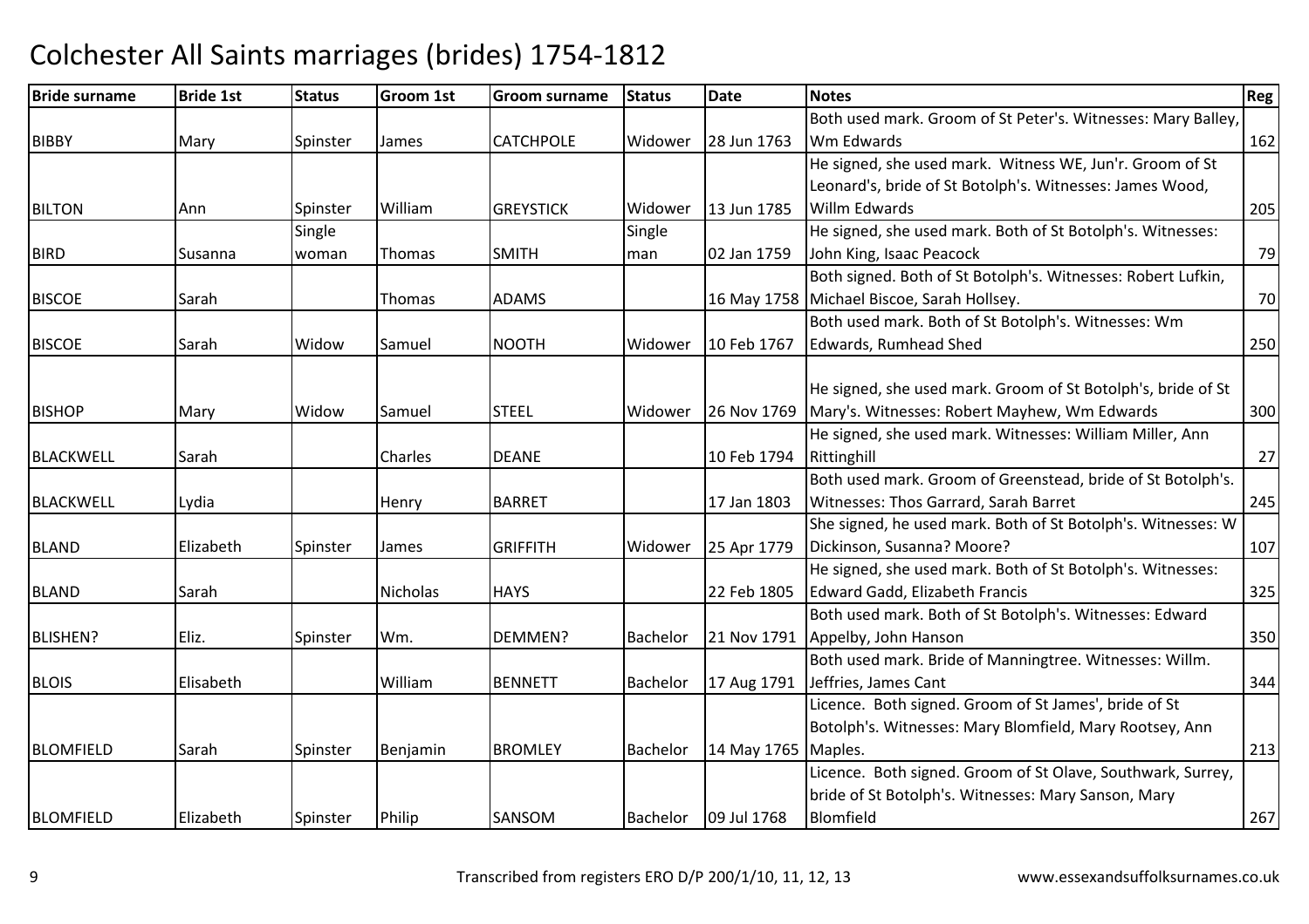# Colchester All Saints marriages (brides) 1754-1812

| Bride surname | Bride 1st | Status | Groom 1st | Groom surname | Status | Date | Notes | Reg |
|---|---|---|---|---|---|---|---|---|
| BIBBY | Mary | Spinster | James | CATCHPOLE | Widower | 28 Jun 1763 | Both used mark. Groom of St Peter's. Witnesses: Mary Balley, Wm Edwards | 162 |
| BILTON | Ann | Spinster | William | GREYSTICK | Widower | 13 Jun 1785 | He signed, she used mark. Witness WE, Jun'r. Groom of St Leonard's, bride of St Botolph's. Witnesses: James Wood, Willm Edwards | 205 |
| BIRD | Susanna | Single woman | Thomas | SMITH | Single man | 02 Jan 1759 | He signed, she used mark. Both of St Botolph's. Witnesses: John King, Isaac Peacock | 79 |
| BISCOE | Sarah | | Thomas | ADAMS | | 16 May 1758 | Both signed. Both of St Botolph's. Witnesses: Robert Lufkin, Michael Biscoe, Sarah Hollsey. | 70 |
| BISCOE | Sarah | Widow | Samuel | NOOTH | Widower | 10 Feb 1767 | Both used mark. Both of St Botolph's. Witnesses: Wm Edwards, Rumhead Shed | 250 |
| BISHOP | Mary | Widow | Samuel | STEEL | Widower | 26 Nov 1769 | He signed, she used mark. Groom of St Botolph's, bride of St Mary's. Witnesses: Robert Mayhew, Wm Edwards | 300 |
| BLACKWELL | Sarah | | Charles | DEANE | | 10 Feb 1794 | He signed, she used mark. Witnesses: William Miller, Ann Rittinghill | 27 |
| BLACKWELL | Lydia | | Henry | BARRET | | 17 Jan 1803 | Both used mark. Groom of Greenstead, bride of St Botolph's. Witnesses: Thos Garrard, Sarah Barret | 245 |
| BLAND | Elizabeth | Spinster | James | GRIFFITH | Widower | 25 Apr 1779 | She signed, he used mark. Both of St Botolph's. Witnesses: W Dickinson, Susanna? Moore? | 107 |
| BLAND | Sarah | | Nicholas | HAYS | | 22 Feb 1805 | He signed, she used mark. Both of St Botolph's. Witnesses: Edward Gadd, Elizabeth Francis | 325 |
| BLISHEN? | Eliz. | Spinster | Wm. | DEMMEN? | Bachelor | 21 Nov 1791 | Both used mark. Both of St Botolph's. Witnesses: Edward Appelby, John Hanson | 350 |
| BLOIS | Elisabeth | | William | BENNETT | Bachelor | 17 Aug 1791 | Both used mark. Bride of Manningtree. Witnesses: Willm. Jeffries, James Cant | 344 |
| BLOMFIELD | Sarah | Spinster | Benjamin | BROMLEY | Bachelor | 14 May 1765 | Licence. Both signed. Groom of St James', bride of St Botolph's. Witnesses: Mary Blomfield, Mary Rootsey, Ann Maples. | 213 |
| BLOMFIELD | Elizabeth | Spinster | Philip | SANSOM | Bachelor | 09 Jul 1768 | Licence. Both signed. Groom of St Olave, Southwark, Surrey, bride of St Botolph's. Witnesses: Mary Sanson, Mary Blomfield | 267 |

Transcribed from registers ERO D/P 200/1/10, 11, 12, 13 www.essexandsuffolksurnames.co.uk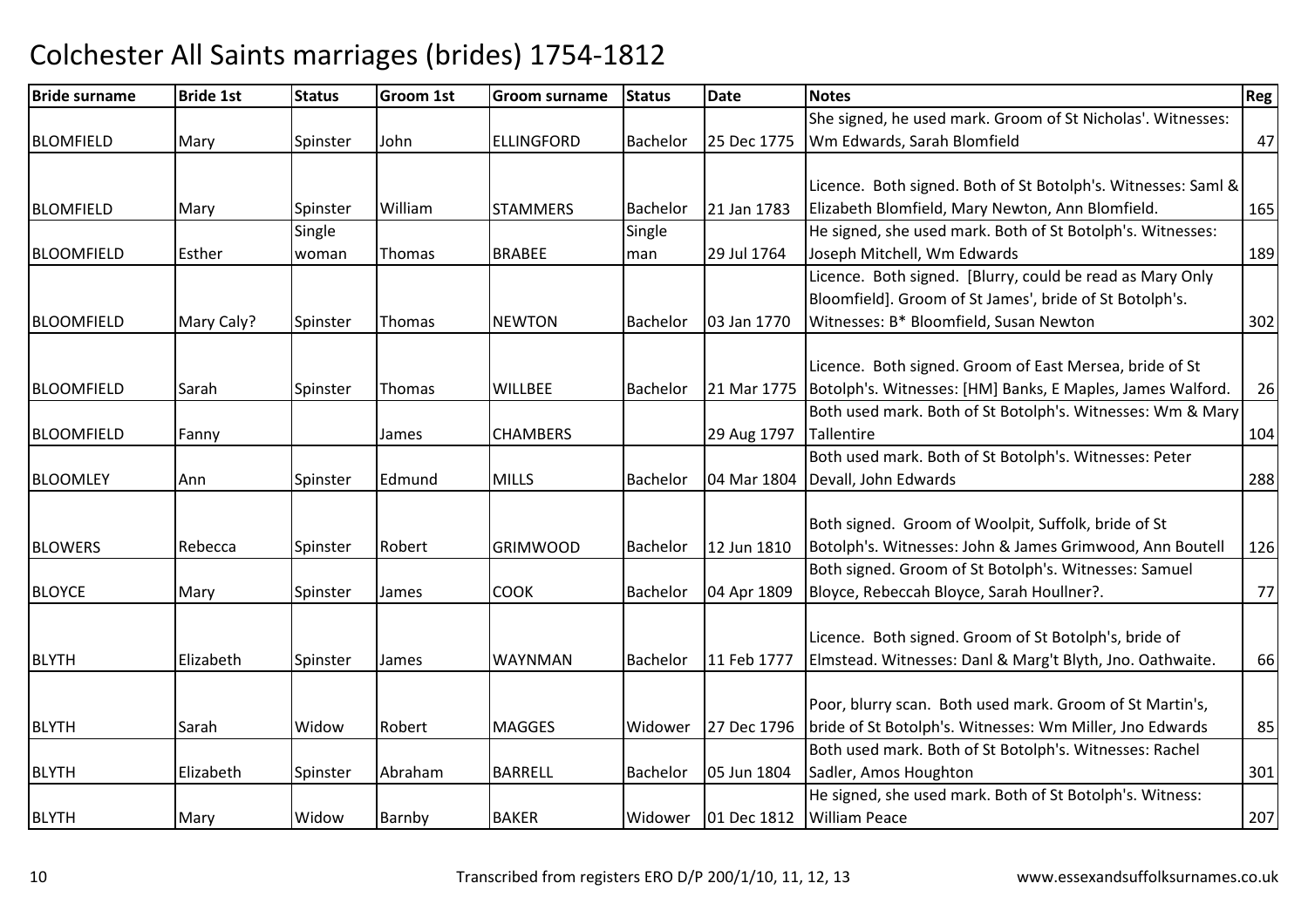# Colchester All Saints marriages (brides) 1754-1812

| Bride surname | Bride 1st | Status | Groom 1st | Groom surname | Status | Date | Notes | Reg |
|---|---|---|---|---|---|---|---|---|
| BLOMFIELD | Mary | Spinster | John | ELLINGFORD | Bachelor | 25 Dec 1775 | She signed, he used mark. Groom of St Nicholas'. Witnesses: Wm Edwards, Sarah Blomfield | 47 |
| BLOMFIELD | Mary | Spinster | William | STAMMERS | Bachelor | 21 Jan 1783 | Licence. Both signed. Both of St Botolph's. Witnesses: Saml & Elizabeth Blomfield, Mary Newton, Ann Blomfield. | 165 |
| BLOOMFIELD | Esther | Single woman | Thomas | BRABEE | Single man | 29 Jul 1764 | He signed, she used mark. Both of St Botolph's. Witnesses: Joseph Mitchell, Wm Edwards | 189 |
| BLOOMFIELD | Mary Caly? | Spinster | Thomas | NEWTON | Bachelor | 03 Jan 1770 | Licence. Both signed. [Blurry, could be read as Mary Only Bloomfield]. Groom of St James', bride of St Botolph's. Witnesses: B* Bloomfield, Susan Newton | 302 |
| BLOOMFIELD | Sarah | Spinster | Thomas | WILLBEE | Bachelor | 21 Mar 1775 | Licence. Both signed. Groom of East Mersea, bride of St Botolph's. Witnesses: [HM] Banks, E Maples, James Walford. | 26 |
| BLOOMFIELD | Fanny | | James | CHAMBERS | | 29 Aug 1797 | Both used mark. Both of St Botolph's. Witnesses: Wm & Mary Tallentire | 104 |
| BLOOMLEY | Ann | Spinster | Edmund | MILLS | Bachelor | 04 Mar 1804 | Both used mark. Both of St Botolph's. Witnesses: Peter Devall, John Edwards | 288 |
| BLOWERS | Rebecca | Spinster | Robert | GRIMWOOD | Bachelor | 12 Jun 1810 | Both signed. Groom of Woolpit, Suffolk, bride of St Botolph's. Witnesses: John & James Grimwood, Ann Boutell | 126 |
| BLOYCE | Mary | Spinster | James | COOK | Bachelor | 04 Apr 1809 | Both signed. Groom of St Botolph's. Witnesses: Samuel Bloyce, Rebeccah Bloyce, Sarah Houllner?. | 77 |
| BLYTH | Elizabeth | Spinster | James | WAYNMAN | Bachelor | 11 Feb 1777 | Licence. Both signed. Groom of St Botolph's, bride of Elmstead. Witnesses: Danl & Marg't Blyth, Jno. Oathwaite. | 66 |
| BLYTH | Sarah | Widow | Robert | MAGGES | Widower | 27 Dec 1796 | Poor, blurry scan. Both used mark. Groom of St Martin's, bride of St Botolph's. Witnesses: Wm Miller, Jno Edwards | 85 |
| BLYTH | Elizabeth | Spinster | Abraham | BARRELL | Bachelor | 05 Jun 1804 | Both used mark. Both of St Botolph's. Witnesses: Rachel Sadler, Amos Houghton | 301 |
| BLYTH | Mary | Widow | Barnby | BAKER | Widower | 01 Dec 1812 | He signed, she used mark. Both of St Botolph's. Witness: William Peace | 207 |

Transcribed from registers ERO D/P 200/1/10, 11, 12, 13 www.essexandsuffolksurnames.co.uk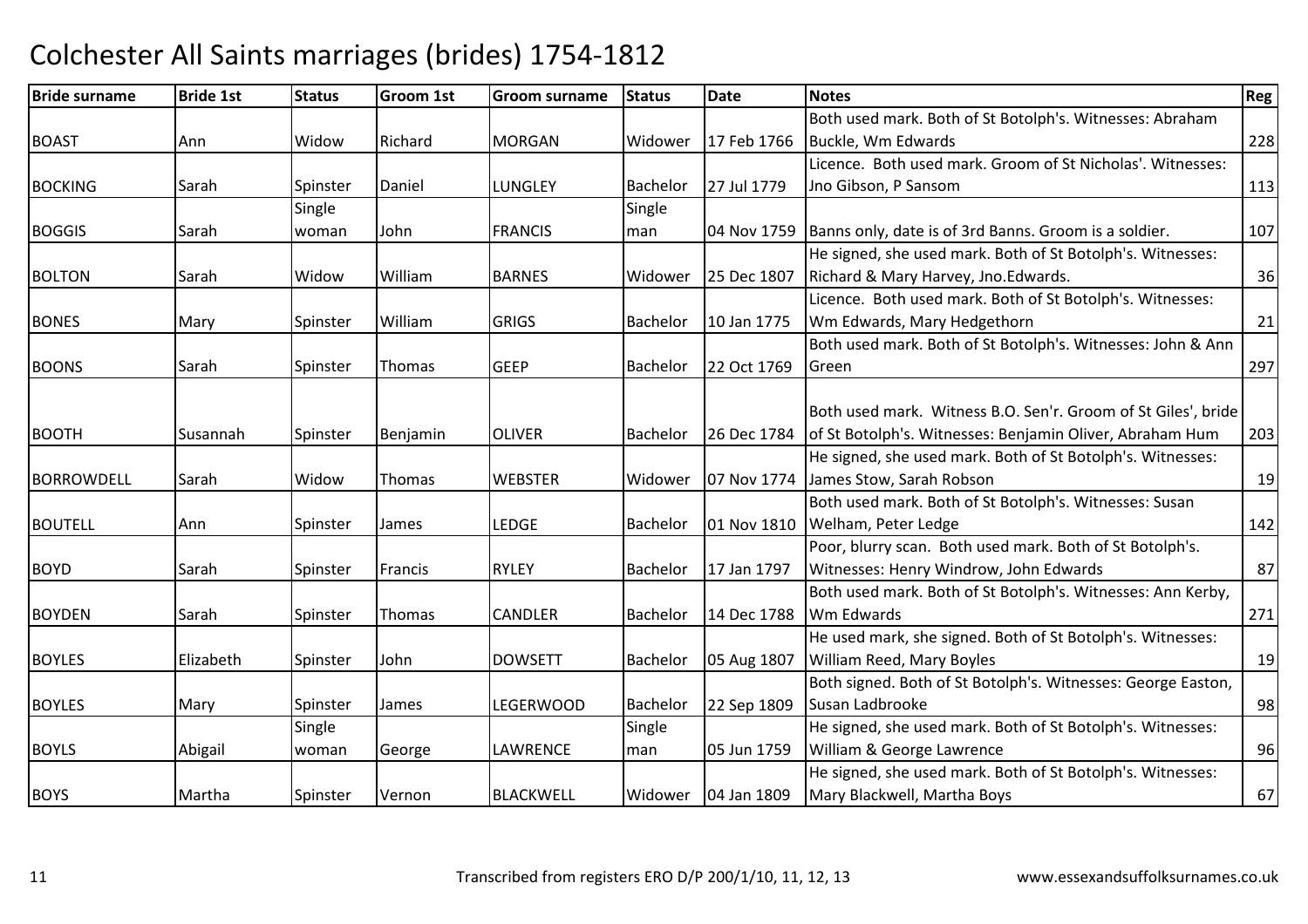# Colchester All Saints marriages (brides) 1754-1812

| Bride surname | Bride 1st | Status | Groom 1st | Groom surname | Status | Date | Notes | Reg |
|---|---|---|---|---|---|---|---|---|
| BOAST | Ann | Widow | Richard | MORGAN | Widower | 17 Feb 1766 | Both used mark. Both of St Botolph's. Witnesses: Abraham Buckle, Wm Edwards | 228 |
| BOCKING | Sarah | Spinster | Daniel | LUNGLEY | Bachelor | 27 Jul 1779 | Licence. Both used mark. Groom of St Nicholas'. Witnesses: Jno Gibson, P Sansom | 113 |
| BOGGIS | Sarah | Single woman | John | FRANCIS | Single man | 04 Nov 1759 | Banns only, date is of 3rd Banns. Groom is a soldier. | 107 |
| BOLTON | Sarah | Widow | William | BARNES | Widower | 25 Dec 1807 | He signed, she used mark. Both of St Botolph's. Witnesses: Richard & Mary Harvey, Jno.Edwards. | 36 |
| BONES | Mary | Spinster | William | GRIGS | Bachelor | 10 Jan 1775 | Licence. Both used mark. Both of St Botolph's. Witnesses: Wm Edwards, Mary Hedgethorn | 21 |
| BOONS | Sarah | Spinster | Thomas | GEEP | Bachelor | 22 Oct 1769 | Both used mark. Both of St Botolph's. Witnesses: John & Ann Green | 297 |
| BOOTH | Susannah | Spinster | Benjamin | OLIVER | Bachelor | 26 Dec 1784 | Both used mark. Witness B.O. Sen'r. Groom of St Giles', bride of St Botolph's. Witnesses: Benjamin Oliver, Abraham Hum | 203 |
| BORROWDELL | Sarah | Widow | Thomas | WEBSTER | Widower | 07 Nov 1774 | He signed, she used mark. Both of St Botolph's. Witnesses: James Stow, Sarah Robson | 19 |
| BOUTELL | Ann | Spinster | James | LEDGE | Bachelor | 01 Nov 1810 | Both used mark. Both of St Botolph's. Witnesses: Susan Welham, Peter Ledge | 142 |
| BOYD | Sarah | Spinster | Francis | RYLEY | Bachelor | 17 Jan 1797 | Poor, blurry scan. Both used mark. Both of St Botolph's. Witnesses: Henry Windrow, John Edwards | 87 |
| BOYDEN | Sarah | Spinster | Thomas | CANDLER | Bachelor | 14 Dec 1788 | Both used mark. Both of St Botolph's. Witnesses: Ann Kerby, Wm Edwards | 271 |
| BOYLES | Elizabeth | Spinster | John | DOWSETT | Bachelor | 05 Aug 1807 | He used mark, she signed. Both of St Botolph's. Witnesses: William Reed, Mary Boyles | 19 |
| BOYLES | Mary | Spinster | James | LEGERWOOD | Bachelor | 22 Sep 1809 | Both signed. Both of St Botolph's. Witnesses: George Easton, Susan Ladbrooke | 98 |
| BOYLS | Abigail | Single woman | George | LAWRENCE | Single man | 05 Jun 1759 | He signed, she used mark. Both of St Botolph's. Witnesses: William & George Lawrence | 96 |
| BOYS | Martha | Spinster | Vernon | BLACKWELL | Widower | 04 Jan 1809 | He signed, she used mark. Both of St Botolph's. Witnesses: Mary Blackwell, Martha Boys | 67 |

Transcribed from registers ERO D/P 200/1/10, 11, 12, 13 www.essexandsuffolksurnames.co.uk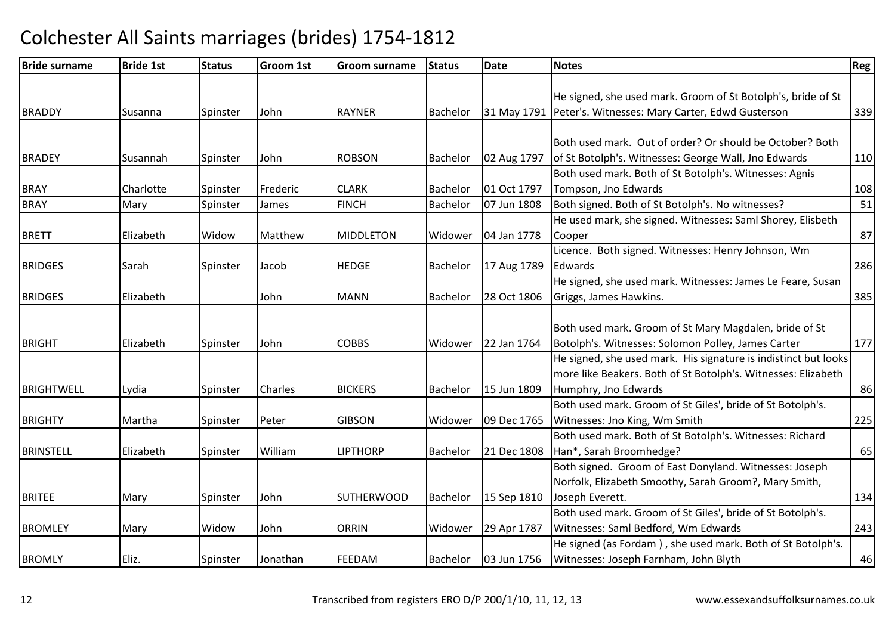# Colchester All Saints marriages (brides) 1754-1812

| Bride surname | Bride 1st | Status | Groom 1st | Groom surname | Status | Date | Notes | Reg |
|---|---|---|---|---|---|---|---|---|
| BRADDY | Susanna | Spinster | John | RAYNER | Bachelor | 31 May 1791 | He signed, she used mark. Groom of St Botolph's, bride of St Peter's. Witnesses: Mary Carter, Edwd Gusterson | 339 |
| BRADEY | Susannah | Spinster | John | ROBSON | Bachelor | 02 Aug 1797 | Both used mark. Out of order? Or should be October? Both of St Botolph's. Witnesses: George Wall, Jno Edwards | 110 |
| BRAY | Charlotte | Spinster | Frederic | CLARK | Bachelor | 01 Oct 1797 | Both used mark. Both of St Botolph's. Witnesses: Agnis Tompson, Jno Edwards | 108 |
| BRAY | Mary | Spinster | James | FINCH | Bachelor | 07 Jun 1808 | Both signed. Both of St Botolph's. No witnesses? | 51 |
| BRETT | Elizabeth | Widow | Matthew | MIDDLETON | Widower | 04 Jan 1778 | He used mark, she signed. Witnesses: Saml Shorey, Elisbeth Cooper | 87 |
| BRIDGES | Sarah | Spinster | Jacob | HEDGE | Bachelor | 17 Aug 1789 | Licence. Both signed. Witnesses: Henry Johnson, Wm Edwards | 286 |
| BRIDGES | Elizabeth | | John | MANN | Bachelor | 28 Oct 1806 | He signed, she used mark. Witnesses: James Le Feare, Susan Griggs, James Hawkins. | 385 |
| BRIGHT | Elizabeth | Spinster | John | COBBS | Widower | 22 Jan 1764 | Both used mark. Groom of St Mary Magdalen, bride of St Botolph's. Witnesses: Solomon Polley, James Carter | 177 |
| BRIGHTWELL | Lydia | Spinster | Charles | BICKERS | Bachelor | 15 Jun 1809 | He signed, she used mark. His signature is indistinct but looks more like Beakers. Both of St Botolph's. Witnesses: Elizabeth Humphry, Jno Edwards | 86 |
| BRIGHTY | Martha | Spinster | Peter | GIBSON | Widower | 09 Dec 1765 | Both used mark. Groom of St Giles', bride of St Botolph's. Witnesses: Jno King, Wm Smith | 225 |
| BRINSTELL | Elizabeth | Spinster | William | LIPTHORP | Bachelor | 21 Dec 1808 | Both used mark. Both of St Botolph's. Witnesses: Richard Han*, Sarah Broomhedge? | 65 |
| BRITEE | Mary | Spinster | John | SUTHERWOOD | Bachelor | 15 Sep 1810 | Both signed. Groom of East Donyland. Witnesses: Joseph Norfolk, Elizabeth Smoothy, Sarah Groom?, Mary Smith, Joseph Everett. | 134 |
| BROMLEY | Mary | Widow | John | ORRIN | Widower | 29 Apr 1787 | Both used mark. Groom of St Giles', bride of St Botolph's. Witnesses: Saml Bedford, Wm Edwards | 243 |
| BROMLY | Eliz. | Spinster | Jonathan | FEEDAM | Bachelor | 03 Jun 1756 | He signed (as Fordam ) , she used mark. Both of St Botolph's. Witnesses: Joseph Farnham, John Blyth | 46 |

Transcribed from registers ERO D/P 200/1/10, 11, 12, 13 www.essexandsuffolksurnames.co.uk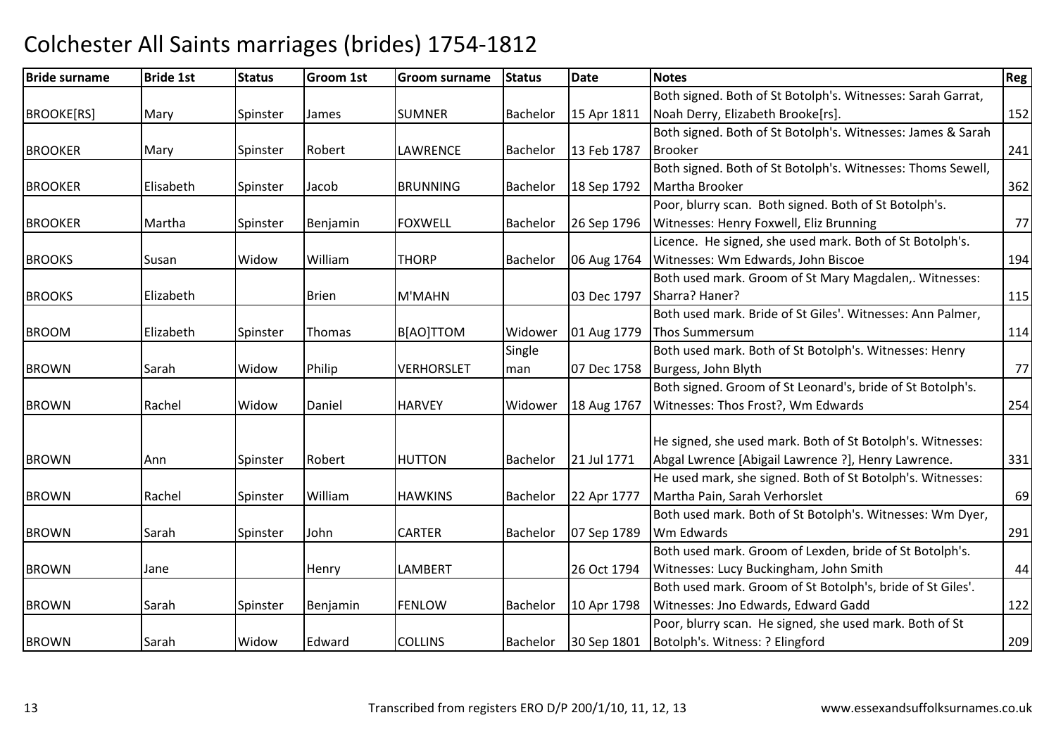# Colchester All Saints marriages (brides) 1754-1812

| Bride surname | Bride 1st | Status | Groom 1st | Groom surname | Status | Date | Notes | Reg |
|---|---|---|---|---|---|---|---|---|
| BROOKE[RS] | Mary | Spinster | James | SUMNER | Bachelor | 15 Apr 1811 | Both signed. Both of St Botolph's. Witnesses: Sarah Garrat, Noah Derry, Elizabeth Brooke[rs]. | 152 |
| BROOKER | Mary | Spinster | Robert | LAWRENCE | Bachelor | 13 Feb 1787 | Both signed. Both of St Botolph's. Witnesses: James & Sarah Brooker | 241 |
| BROOKER | Elisabeth | Spinster | Jacob | BRUNNING | Bachelor | 18 Sep 1792 | Both signed. Both of St Botolph's. Witnesses: Thoms Sewell, Martha Brooker | 362 |
| BROOKER | Martha | Spinster | Benjamin | FOXWELL | Bachelor | 26 Sep 1796 | Poor, blurry scan. Both signed. Both of St Botolph's. Witnesses: Henry Foxwell, Eliz Brunning | 77 |
| BROOKS | Susan | Widow | William | THORP | Bachelor | 06 Aug 1764 | Licence. He signed, she used mark. Both of St Botolph's. Witnesses: Wm Edwards, John Biscoe | 194 |
| BROOKS | Elizabeth | | Brien | M'MAHN | | 03 Dec 1797 | Both used mark. Groom of St Mary Magdalen,. Witnesses: Sharra? Haner? | 115 |
| BROOM | Elizabeth | Spinster | Thomas | B[AO]TTOM | Widower | 01 Aug 1779 | Both used mark. Bride of St Giles'. Witnesses: Ann Palmer, Thos Summersum | 114 |
| BROWN | Sarah | Widow | Philip | VERHORSLET | Single man | 07 Dec 1758 | Both used mark. Both of St Botolph's. Witnesses: Henry Burgess, John Blyth | 77 |
| BROWN | Rachel | Widow | Daniel | HARVEY | Widower | 18 Aug 1767 | Both signed. Groom of St Leonard's, bride of St Botolph's. Witnesses: Thos Frost?, Wm Edwards | 254 |
| BROWN | Ann | Spinster | Robert | HUTTON | Bachelor | 21 Jul 1771 | He signed, she used mark. Both of St Botolph's. Witnesses: Abgal Lwrence [Abigail Lawrence ?], Henry Lawrence. | 331 |
| BROWN | Rachel | Spinster | William | HAWKINS | Bachelor | 22 Apr 1777 | He used mark, she signed. Both of St Botolph's. Witnesses: Martha Pain, Sarah Verhorslet | 69 |
| BROWN | Sarah | Spinster | John | CARTER | Bachelor | 07 Sep 1789 | Both used mark. Both of St Botolph's. Witnesses: Wm Dyer, Wm Edwards | 291 |
| BROWN | Jane | | Henry | LAMBERT | | 26 Oct 1794 | Both used mark. Groom of Lexden, bride of St Botolph's. Witnesses: Lucy Buckingham, John Smith | 44 |
| BROWN | Sarah | Spinster | Benjamin | FENLOW | Bachelor | 10 Apr 1798 | Both used mark. Groom of St Botolph's, bride of St Giles'. Witnesses: Jno Edwards, Edward Gadd | 122 |
| BROWN | Sarah | Widow | Edward | COLLINS | Bachelor | 30 Sep 1801 | Poor, blurry scan. He signed, she used mark. Both of St Botolph's. Witness: ? Elingford | 209 |

Transcribed from registers ERO D/P 200/1/10, 11, 12, 13 www.essexandsuffolksurnames.co.uk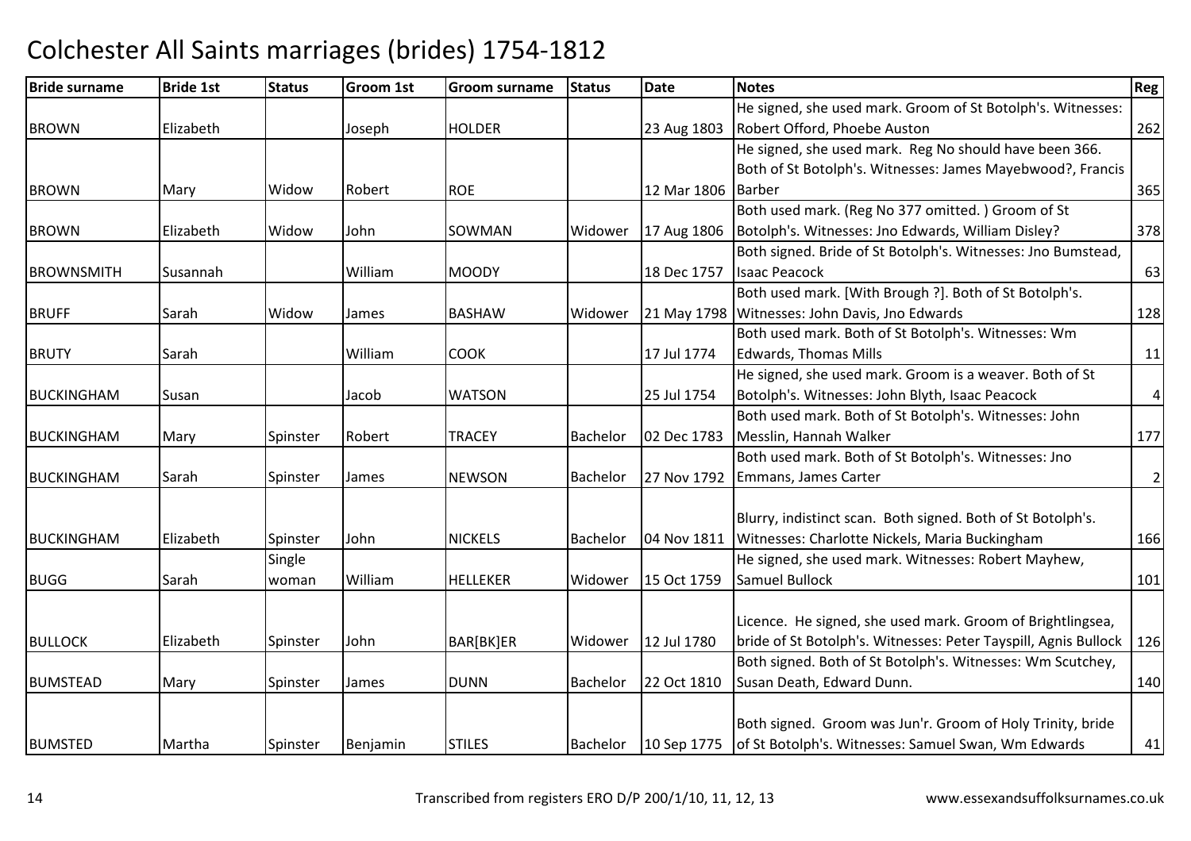# Colchester All Saints marriages (brides) 1754-1812

| Bride surname | Bride 1st | Status | Groom 1st | Groom surname | Status | Date | Notes | Reg |
|---|---|---|---|---|---|---|---|---|
| BROWN | Elizabeth | | Joseph | HOLDER | | 23 Aug 1803 | He signed, she used mark. Groom of St Botolph's. Witnesses: Robert Offord, Phoebe Auston | 262 |
| BROWN | Mary | Widow | Robert | ROE | | 12 Mar 1806 | He signed, she used mark. Reg No should have been 366. Both of St Botolph's. Witnesses: James Mayebwood?, Francis Barber | 365 |
| BROWN | Elizabeth | Widow | John | SOWMAN | Widower | 17 Aug 1806 | Both used mark. (Reg No 377 omitted. ) Groom of St Botolph's. Witnesses: Jno Edwards, William Disley? | 378 |
| BROWNSMITH | Susannah | | William | MOODY | | 18 Dec 1757 | Both signed. Bride of St Botolph's. Witnesses: Jno Bumstead, Isaac Peacock | 63 |
| BRUFF | Sarah | Widow | James | BASHAW | Widower | 21 May 1798 | Both used mark. [With Brough ?]. Both of St Botolph's. Witnesses: John Davis, Jno Edwards | 128 |
| BRUTY | Sarah | | William | COOK | | 17 Jul 1774 | Both used mark. Both of St Botolph's. Witnesses: Wm Edwards, Thomas Mills | 11 |
| BUCKINGHAM | Susan | | Jacob | WATSON | | 25 Jul 1754 | He signed, she used mark. Groom is a weaver. Both of St Botolph's. Witnesses: John Blyth, Isaac Peacock | 4 |
| BUCKINGHAM | Mary | Spinster | Robert | TRACEY | Bachelor | 02 Dec 1783 | Both used mark. Both of St Botolph's. Witnesses: John Messlin, Hannah Walker | 177 |
| BUCKINGHAM | Sarah | Spinster | James | NEWSON | Bachelor | 27 Nov 1792 | Both used mark. Both of St Botolph's. Witnesses: Jno Emmans, James Carter | 2 |
| BUCKINGHAM | Elizabeth | Spinster | John | NICKELS | Bachelor | 04 Nov 1811 | Blurry, indistinct scan. Both signed. Both of St Botolph's. Witnesses: Charlotte Nickels, Maria Buckingham | 166 |
| BUGG | Sarah | Single woman | William | HELLEKER | Widower | 15 Oct 1759 | He signed, she used mark. Witnesses: Robert Mayhew, Samuel Bullock | 101 |
| BULLOCK | Elizabeth | Spinster | John | BAR[BK]ER | Widower | 12 Jul 1780 | Licence. He signed, she used mark. Groom of Brightlingsea, bride of St Botolph's. Witnesses: Peter Tayspill, Agnis Bullock | 126 |
| BUMSTEAD | Mary | Spinster | James | DUNN | Bachelor | 22 Oct 1810 | Both signed. Both of St Botolph's. Witnesses: Wm Scutchey, Susan Death, Edward Dunn. | 140 |
| BUMSTED | Martha | Spinster | Benjamin | STILES | Bachelor | 10 Sep 1775 | Both signed. Groom was Jun'r. Groom of Holy Trinity, bride of St Botolph's. Witnesses: Samuel Swan, Wm Edwards | 41 |

Transcribed from registers ERO D/P 200/1/10, 11, 12, 13 www.essexandsuffolksurnames.co.uk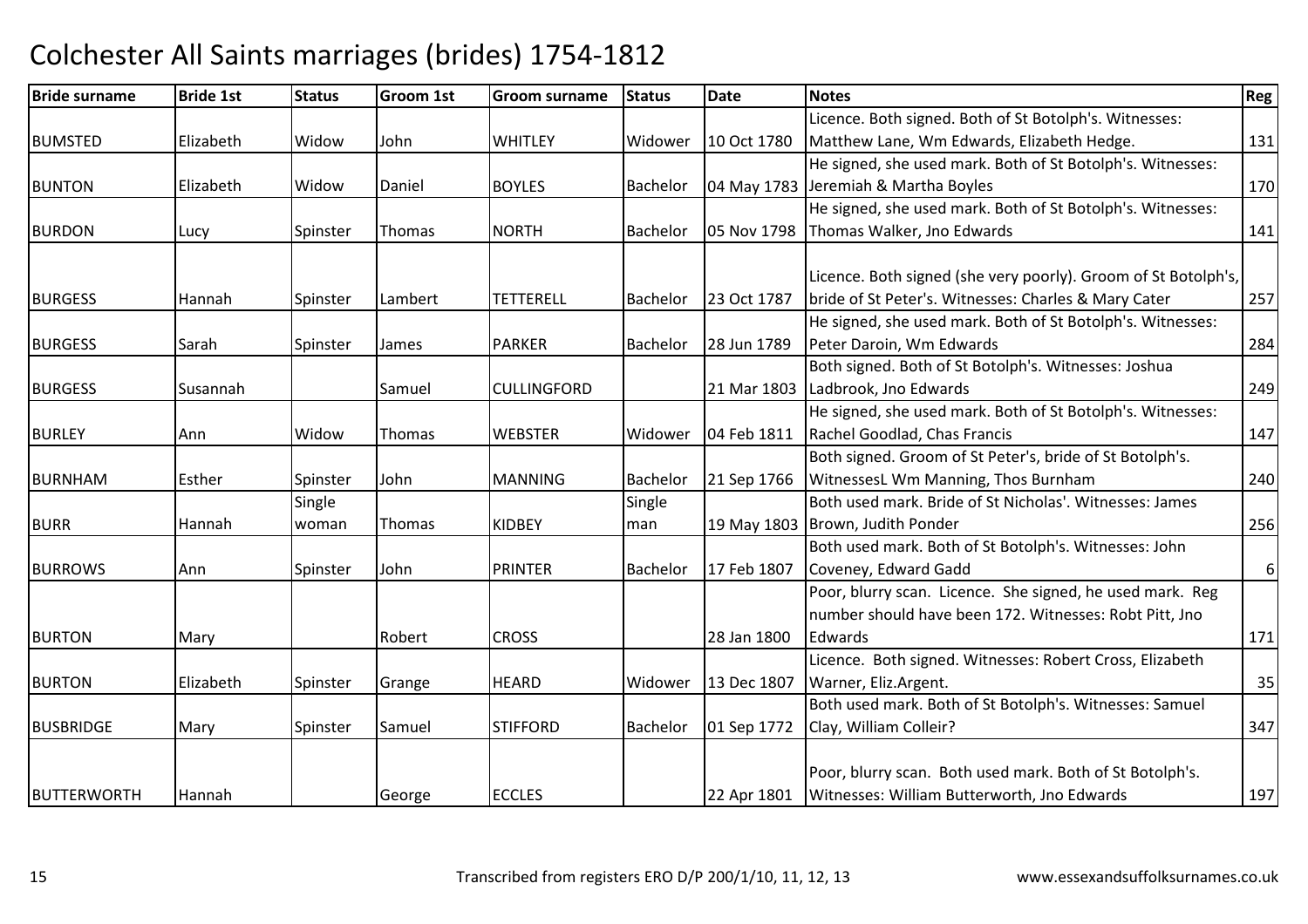# Colchester All Saints marriages (brides) 1754-1812

| Bride surname | Bride 1st | Status | Groom 1st | Groom surname | Status | Date | Notes | Reg |
|---|---|---|---|---|---|---|---|---|
| BUMSTED | Elizabeth | Widow | John | WHITLEY | Widower | 10 Oct 1780 | Licence. Both signed. Both of St Botolph's. Witnesses: Matthew Lane, Wm Edwards, Elizabeth Hedge. | 131 |
| BUNTON | Elizabeth | Widow | Daniel | BOYLES | Bachelor | 04 May 1783 | He signed, she used mark. Both of St Botolph's. Witnesses: Jeremiah & Martha Boyles | 170 |
| BURDON | Lucy | Spinster | Thomas | NORTH | Bachelor | 05 Nov 1798 | He signed, she used mark. Both of St Botolph's. Witnesses: Thomas Walker, Jno Edwards | 141 |
| BURGESS | Hannah | Spinster | Lambert | TETTERELL | Bachelor | 23 Oct 1787 | Licence. Both signed (she very poorly). Groom of St Botolph's, bride of St Peter's. Witnesses: Charles & Mary Cater | 257 |
| BURGESS | Sarah | Spinster | James | PARKER | Bachelor | 28 Jun 1789 | He signed, she used mark. Both of St Botolph's. Witnesses: Peter Daroin, Wm Edwards | 284 |
| BURGESS | Susannah | | Samuel | CULLINGFORD | | 21 Mar 1803 | Both signed. Both of St Botolph's. Witnesses: Joshua Ladbrook, Jno Edwards | 249 |
| BURLEY | Ann | Widow | Thomas | WEBSTER | Widower | 04 Feb 1811 | He signed, she used mark. Both of St Botolph's. Witnesses: Rachel Goodlad, Chas Francis | 147 |
| BURNHAM | Esther | Spinster | John | MANNING | Bachelor | 21 Sep 1766 | Both signed. Groom of St Peter's, bride of St Botolph's. WitnessesL Wm Manning, Thos Burnham | 240 |
| BURR | Hannah | Single woman | Thomas | KIDBEY | Single man | 19 May 1803 | Both used mark. Bride of St Nicholas'. Witnesses: James Brown, Judith Ponder | 256 |
| BURROWS | Ann | Spinster | John | PRINTER | Bachelor | 17 Feb 1807 | Both used mark. Both of St Botolph's. Witnesses: John Coveney, Edward Gadd | 6 |
| BURTON | Mary | | Robert | CROSS | | 28 Jan 1800 | Poor, blurry scan. Licence. She signed, he used mark. Reg number should have been 172. Witnesses: Robt Pitt, Jno Edwards | 171 |
| BURTON | Elizabeth | Spinster | Grange | HEARD | Widower | 13 Dec 1807 | Licence. Both signed. Witnesses: Robert Cross, Elizabeth Warner, Eliz.Argent. | 35 |
| BUSBRIDGE | Mary | Spinster | Samuel | STIFFORD | Bachelor | 01 Sep 1772 | Both used mark. Both of St Botolph's. Witnesses: Samuel Clay, William Colleir? | 347 |
| BUTTERWORTH | Hannah | | George | ECCLES | | 22 Apr 1801 | Poor, blurry scan. Both used mark. Both of St Botolph's. Witnesses: William Butterworth, Jno Edwards | 197 |

Transcribed from registers ERO D/P 200/1/10, 11, 12, 13 www.essexandsuffolksurnames.co.uk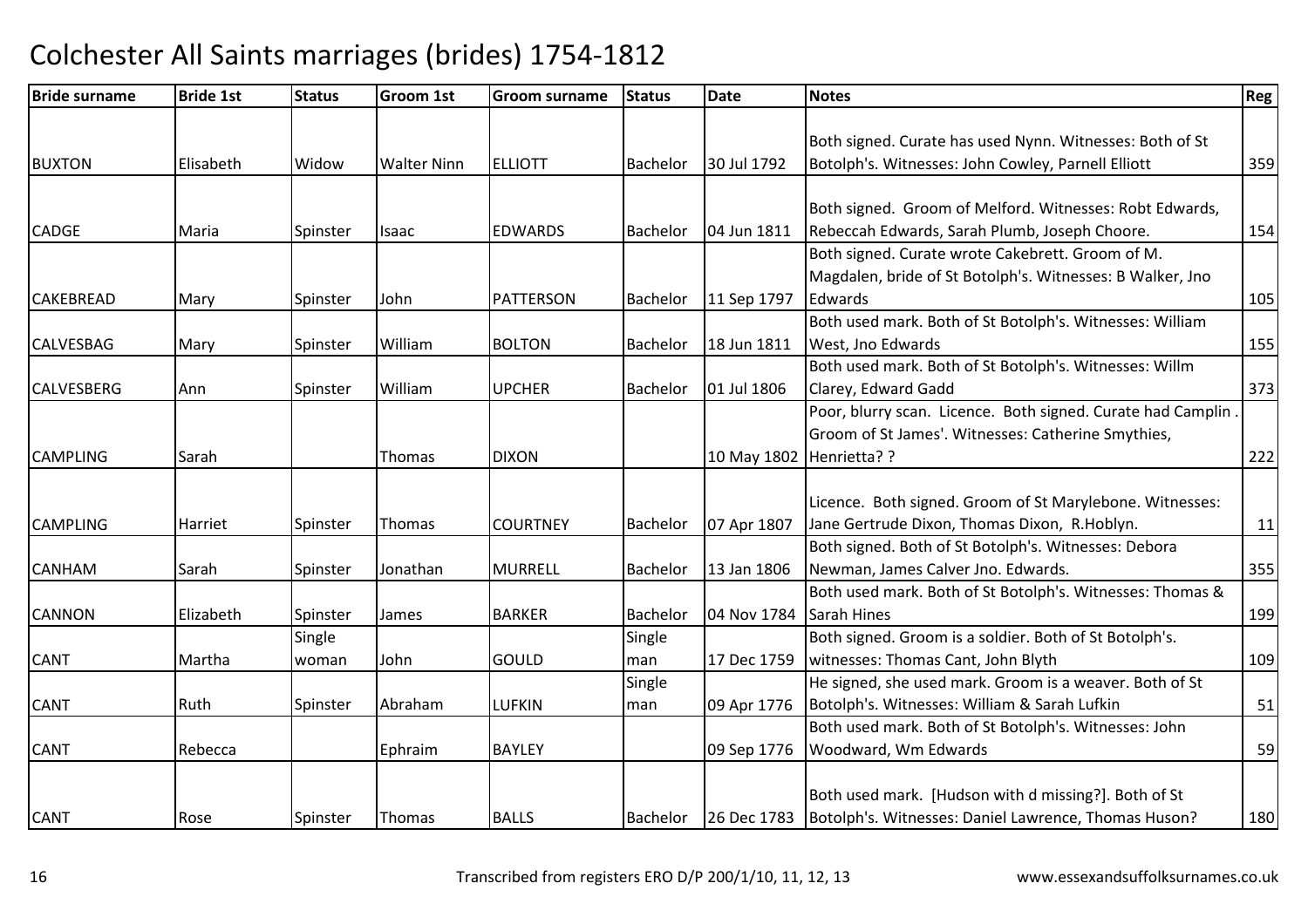# Colchester All Saints marriages (brides) 1754-1812

| Bride surname | Bride 1st | Status | Groom 1st | Groom surname | Status | Date | Notes | Reg |
|---|---|---|---|---|---|---|---|---|
| BUXTON | Elisabeth | Widow | Walter Ninn | ELLIOTT | Bachelor | 30 Jul 1792 | Both signed. Curate has used Nynn. Witnesses: Both of St Botolph's. Witnesses: John Cowley, Parnell Elliott | 359 |
| CADGE | Maria | Spinster | Isaac | EDWARDS | Bachelor | 04 Jun 1811 | Both signed. Groom of Melford. Witnesses: Robt Edwards, Rebeccah Edwards, Sarah Plumb, Joseph Choore. | 154 |
| CAKEBREAD | Mary | Spinster | John | PATTERSON | Bachelor | 11 Sep 1797 | Both signed. Curate wrote Cakebrett. Groom of M. Magdalen, bride of St Botolph's. Witnesses: B Walker, Jno Edwards | 105 |
| CALVESBAG | Mary | Spinster | William | BOLTON | Bachelor | 18 Jun 1811 | Both used mark. Both of St Botolph's. Witnesses: William West, Jno Edwards | 155 |
| CALVESBERG | Ann | Spinster | William | UPCHER | Bachelor | 01 Jul 1806 | Both used mark. Both of St Botolph's. Witnesses: Willm Clarey, Edward Gadd | 373 |
| CAMPLING | Sarah | | Thomas | DIXON | | 10 May 1802 | Poor, blurry scan. Licence. Both signed. Curate had Camplin . Groom of St James'. Witnesses: Catherine Smythies, Henrietta? ? | 222 |
| CAMPLING | Harriet | Spinster | Thomas | COURTNEY | Bachelor | 07 Apr 1807 | Licence. Both signed. Groom of St Marylebone. Witnesses: Jane Gertrude Dixon, Thomas Dixon, R.Hoblyn. | 11 |
| CANHAM | Sarah | Spinster | Jonathan | MURRELL | Bachelor | 13 Jan 1806 | Both signed. Both of St Botolph's. Witnesses: Debora Newman, James Calver Jno. Edwards. | 355 |
| CANNON | Elizabeth | Spinster | James | BARKER | Bachelor | 04 Nov 1784 | Both used mark. Both of St Botolph's. Witnesses: Thomas & Sarah Hines | 199 |
| CANT | Martha | Single woman | John | GOULD | Single man | 17 Dec 1759 | Both signed. Groom is a soldier. Both of St Botolph's. witnesses: Thomas Cant, John Blyth | 109 |
| CANT | Ruth | Spinster | Abraham | LUFKIN | Single man | 09 Apr 1776 | He signed, she used mark. Groom is a weaver. Both of St Botolph's. Witnesses: William & Sarah Lufkin | 51 |
| CANT | Rebecca | | Ephraim | BAYLEY | | 09 Sep 1776 | Both used mark. Both of St Botolph's. Witnesses: John Woodward, Wm Edwards | 59 |
| CANT | Rose | Spinster | Thomas | BALLS | Bachelor | 26 Dec 1783 | Both used mark. [Hudson with d missing?]. Both of St Botolph's. Witnesses: Daniel Lawrence, Thomas Huson? | 180 |

Transcribed from registers ERO D/P 200/1/10, 11, 12, 13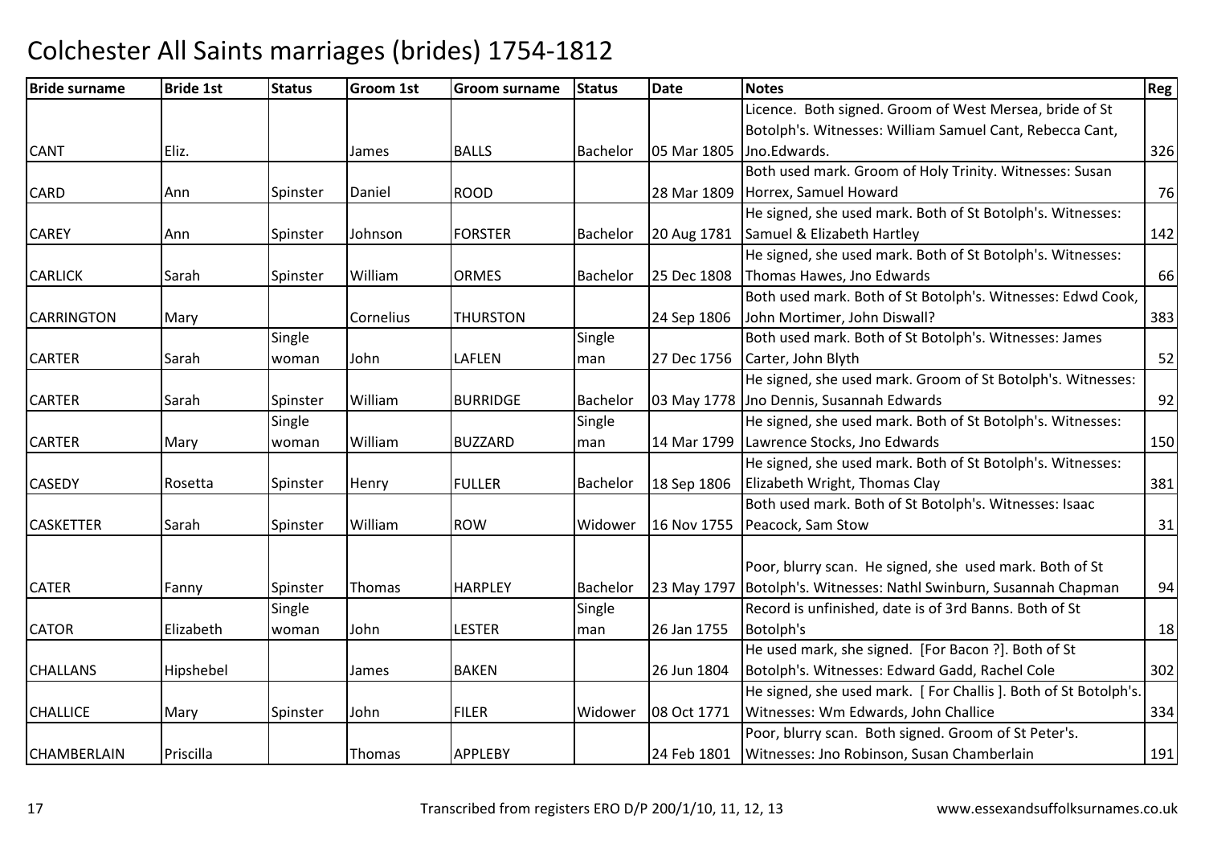# Colchester All Saints marriages (brides) 1754-1812

| Bride surname | Bride 1st | Status | Groom 1st | Groom surname | Status | Date | Notes | Reg |
|---|---|---|---|---|---|---|---|---|
| CANT | Eliz. | | James | BALLS | Bachelor | 05 Mar 1805 | Licence. Both signed. Groom of West Mersea, bride of St Botolph's. Witnesses: William Samuel Cant, Rebecca Cant, Jno.Edwards. | 326 |
| CARD | Ann | Spinster | Daniel | ROOD | | 28 Mar 1809 | Both used mark. Groom of Holy Trinity. Witnesses: Susan Horrex, Samuel Howard | 76 |
| CAREY | Ann | Spinster | Johnson | FORSTER | Bachelor | 20 Aug 1781 | He signed, she used mark. Both of St Botolph's. Witnesses: Samuel & Elizabeth Hartley | 142 |
| CARLICK | Sarah | Spinster | William | ORMES | Bachelor | 25 Dec 1808 | He signed, she used mark. Both of St Botolph's. Witnesses: Thomas Hawes, Jno Edwards | 66 |
| CARRINGTON | Mary | | Cornelius | THURSTON | | 24 Sep 1806 | Both used mark. Both of St Botolph's. Witnesses: Edwd Cook, John Mortimer, John Diswall? | 383 |
| CARTER | Sarah | Single woman | John | LAFLEN | Single man | 27 Dec 1756 | Both used mark. Both of St Botolph's. Witnesses: James Carter, John Blyth | 52 |
| CARTER | Sarah | Spinster | William | BURRIDGE | Bachelor | 03 May 1778 | He signed, she used mark. Groom of St Botolph's. Witnesses: Jno Dennis, Susannah Edwards | 92 |
| CARTER | Mary | Single woman | William | BUZZARD | Single man | 14 Mar 1799 | He signed, she used mark. Both of St Botolph's. Witnesses: Lawrence Stocks, Jno Edwards | 150 |
| CASEDY | Rosetta | Spinster | Henry | FULLER | Bachelor | 18 Sep 1806 | He signed, she used mark. Both of St Botolph's. Witnesses: Elizabeth Wright, Thomas Clay | 381 |
| CASKETTER | Sarah | Spinster | William | ROW | Widower | 16 Nov 1755 | Both used mark. Both of St Botolph's. Witnesses: Isaac Peacock, Sam Stow | 31 |
| CATER | Fanny | Spinster | Thomas | HARPLEY | Bachelor | 23 May 1797 | Poor, blurry scan. He signed, she used mark. Both of St Botolph's. Witnesses: Nathl Swinburn, Susannah Chapman | 94 |
| CATOR | Elizabeth | Single woman | John | LESTER | Single man | 26 Jan 1755 | Record is unfinished, date is of 3rd Banns. Both of St Botolph's | 18 |
| CHALLANS | Hipshebel | | James | BAKEN | | 26 Jun 1804 | He used mark, she signed. [For Bacon ?]. Both of St Botolph's. Witnesses: Edward Gadd, Rachel Cole | 302 |
| CHALLICE | Mary | Spinster | John | FILER | Widower | 08 Oct 1771 | He signed, she used mark. [ For Challis ]. Both of St Botolph's. Witnesses: Wm Edwards, John Challice | 334 |
| CHAMBERLAIN | Priscilla | | Thomas | APPLEBY | | 24 Feb 1801 | Poor, blurry scan. Both signed. Groom of St Peter's. Witnesses: Jno Robinson, Susan Chamberlain | 191 |

Transcribed from registers ERO D/P 200/1/10, 11, 12, 13 www.essexandsuffolksurnames.co.uk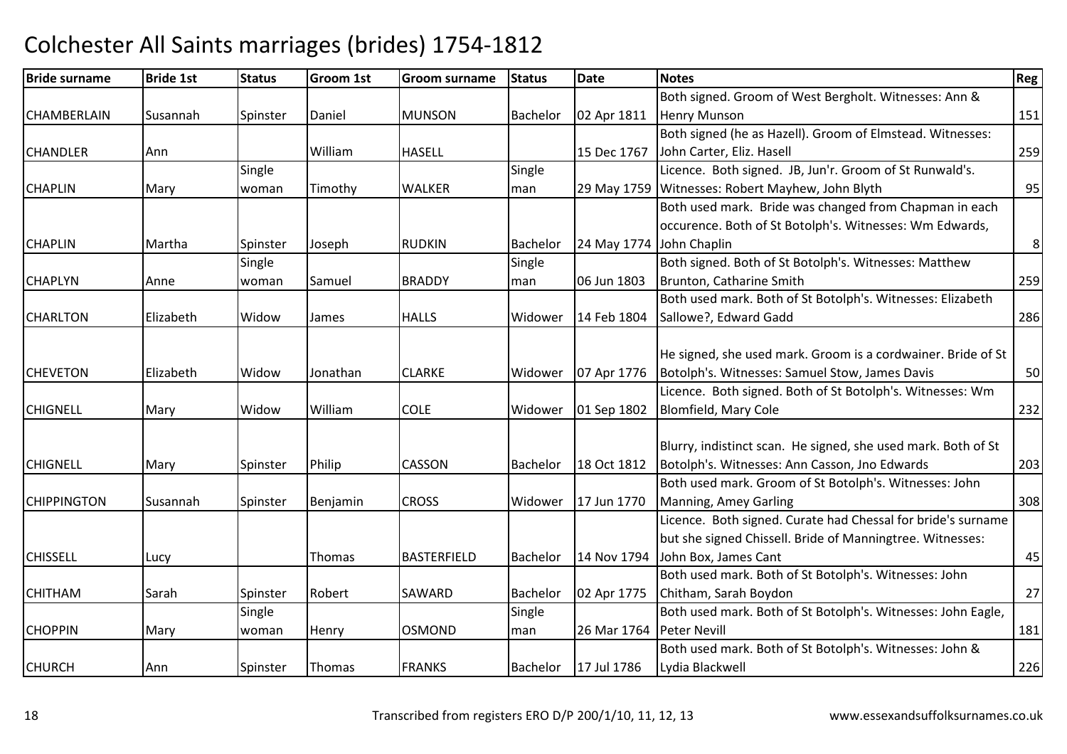# Colchester All Saints marriages (brides) 1754-1812

| Bride surname | Bride 1st | Status | Groom 1st | Groom surname | Status | Date | Notes | Reg |
|---|---|---|---|---|---|---|---|---|
| CHAMBERLAIN | Susannah | Spinster | Daniel | MUNSON | Bachelor | 02 Apr 1811 | Both signed. Groom of West Bergholt. Witnesses: Ann & Henry Munson | 151 |
| CHANDLER | Ann | | William | HASELL | | 15 Dec 1767 | Both signed (he as Hazell). Groom of Elmstead. Witnesses: John Carter, Eliz. Hasell | 259 |
| CHAPLIN | Mary | Single woman | Timothy | WALKER | Single man | 29 May 1759 | Licence. Both signed. JB, Jun'r. Groom of St Runwald's. Witnesses: Robert Mayhew, John Blyth | 95 |
| CHAPLIN | Martha | Spinster | Joseph | RUDKIN | Bachelor | 24 May 1774 | Both used mark. Bride was changed from Chapman in each occurence. Both of St Botolph's. Witnesses: Wm Edwards, John Chaplin | 8 |
| CHAPLYN | Anne | Single woman | Samuel | BRADDY | Single man | 06 Jun 1803 | Both signed. Both of St Botolph's. Witnesses: Matthew Brunton, Catharine Smith | 259 |
| CHARLTON | Elizabeth | Widow | James | HALLS | Widower | 14 Feb 1804 | Both used mark. Both of St Botolph's. Witnesses: Elizabeth Sallowe?, Edward Gadd | 286 |
| CHEVETON | Elizabeth | Widow | Jonathan | CLARKE | Widower | 07 Apr 1776 | He signed, she used mark. Groom is a cordwainer. Bride of St Botolph's. Witnesses: Samuel Stow, James Davis | 50 |
| CHIGNELL | Mary | Widow | William | COLE | Widower | 01 Sep 1802 | Licence. Both signed. Both of St Botolph's. Witnesses: Wm Blomfield, Mary Cole | 232 |
| CHIGNELL | Mary | Spinster | Philip | CASSON | Bachelor | 18 Oct 1812 | Blurry, indistinct scan. He signed, she used mark. Both of St Botolph's. Witnesses: Ann Casson, Jno Edwards | 203 |
| CHIPPINGTON | Susannah | Spinster | Benjamin | CROSS | Widower | 17 Jun 1770 | Both used mark. Groom of St Botolph's. Witnesses: John Manning, Amey Garling | 308 |
| CHISSELL | Lucy | | Thomas | BASTERFIELD | Bachelor | 14 Nov 1794 | Licence. Both signed. Curate had Chessal for bride's surname but she signed Chissell. Bride of Manningtree. Witnesses: John Box, James Cant | 45 |
| CHITHAM | Sarah | Spinster | Robert | SAWARD | Bachelor | 02 Apr 1775 | Both used mark. Both of St Botolph's. Witnesses: John Chitham, Sarah Boydon | 27 |
| CHOPPIN | Mary | Single woman | Henry | OSMOND | Single man | 26 Mar 1764 | Both used mark. Both of St Botolph's. Witnesses: John Eagle, Peter Nevill | 181 |
| CHURCH | Ann | Spinster | Thomas | FRANKS | Bachelor | 17 Jul 1786 | Both used mark. Both of St Botolph's. Witnesses: John & Lydia Blackwell | 226 |

Transcribed from registers ERO D/P 200/1/10, 11, 12, 13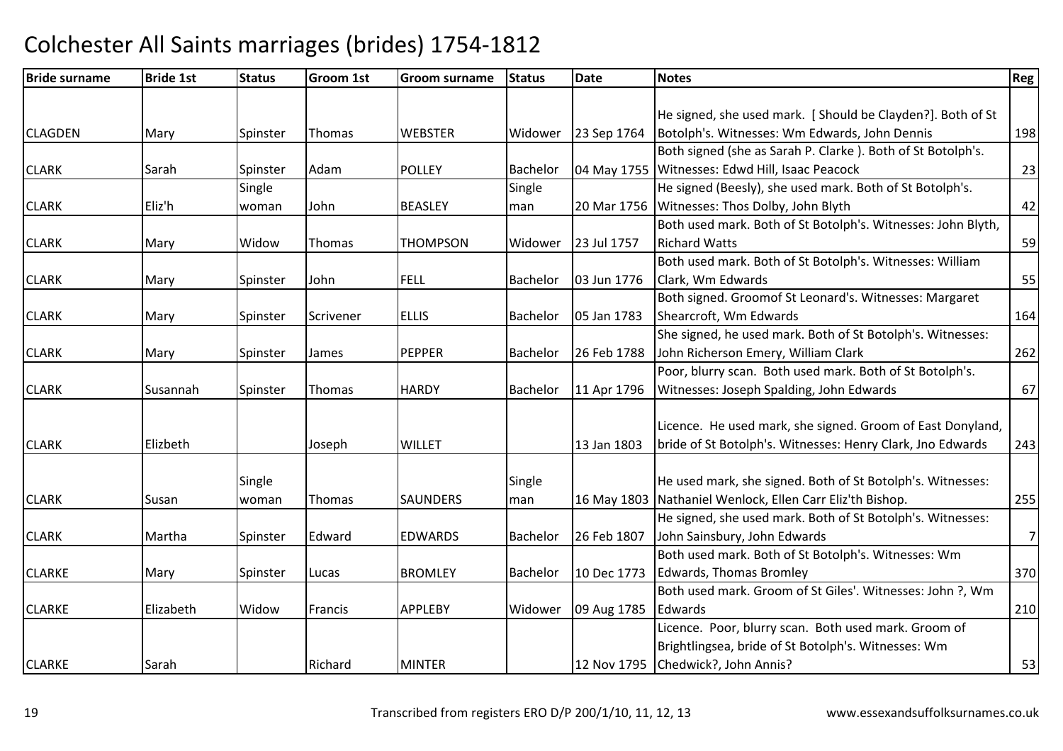# Colchester All Saints marriages (brides) 1754-1812

| Bride surname | Bride 1st | Status | Groom 1st | Groom surname | Status | Date | Notes | Reg |
|---|---|---|---|---|---|---|---|---|
| CLAGDEN | Mary | Spinster | Thomas | WEBSTER | Widower | 23 Sep 1764 | He signed, she used mark. [ Should be Clayden?]. Both of St Botolph's. Witnesses: Wm Edwards, John Dennis | 198 |
| CLARK | Sarah | Spinster | Adam | POLLEY | Bachelor | 04 May 1755 | Both signed (she as Sarah P. Clarke ). Both of St Botolph's. Witnesses: Edwd Hill, Isaac Peacock | 23 |
| CLARK | Eliz'h | Single woman | John | BEASLEY | Single man | 20 Mar 1756 | He signed (Beesly), she used mark. Both of St Botolph's. Witnesses: Thos Dolby, John Blyth | 42 |
| CLARK | Mary | Widow | Thomas | THOMPSON | Widower | 23 Jul 1757 | Both used mark. Both of St Botolph's. Witnesses: John Blyth, Richard Watts | 59 |
| CLARK | Mary | Spinster | John | FELL | Bachelor | 03 Jun 1776 | Both used mark. Both of St Botolph's. Witnesses: William Clark, Wm Edwards | 55 |
| CLARK | Mary | Spinster | Scrivener | ELLIS | Bachelor | 05 Jan 1783 | Both signed. Groomof St Leonard's. Witnesses: Margaret Shearcroft, Wm Edwards | 164 |
| CLARK | Mary | Spinster | James | PEPPER | Bachelor | 26 Feb 1788 | She signed, he used mark. Both of St Botolph's. Witnesses: John Richerson Emery, William Clark | 262 |
| CLARK | Susannah | Spinster | Thomas | HARDY | Bachelor | 11 Apr 1796 | Poor, blurry scan. Both used mark. Both of St Botolph's. Witnesses: Joseph Spalding, John Edwards | 67 |
| CLARK | Elizbeth | | Joseph | WILLET | | 13 Jan 1803 | Licence. He used mark, she signed. Groom of East Donyland, bride of St Botolph's. Witnesses: Henry Clark, Jno Edwards | 243 |
| CLARK | Susan | Single woman | Thomas | SAUNDERS | Single man | 16 May 1803 | He used mark, she signed. Both of St Botolph's. Witnesses: Nathaniel Wenlock, Ellen Carr Eliz'th Bishop. | 255 |
| CLARK | Martha | Spinster | Edward | EDWARDS | Bachelor | 26 Feb 1807 | He signed, she used mark. Both of St Botolph's. Witnesses: John Sainsbury, John Edwards | 7 |
| CLARKE | Mary | Spinster | Lucas | BROMLEY | Bachelor | 10 Dec 1773 | Both used mark. Both of St Botolph's. Witnesses: Wm Edwards, Thomas Bromley | 370 |
| CLARKE | Elizabeth | Widow | Francis | APPLEBY | Widower | 09 Aug 1785 | Both used mark. Groom of St Giles'. Witnesses: John ?, Wm Edwards | 210 |
| CLARKE | Sarah | | Richard | MINTER | | 12 Nov 1795 | Licence. Poor, blurry scan. Both used mark. Groom of Brightlingsea, bride of St Botolph's. Witnesses: Wm Chedwick?, John Annis? | 53 |

Transcribed from registers ERO D/P 200/1/10, 11, 12, 13 www.essexandsuffolksurnames.co.uk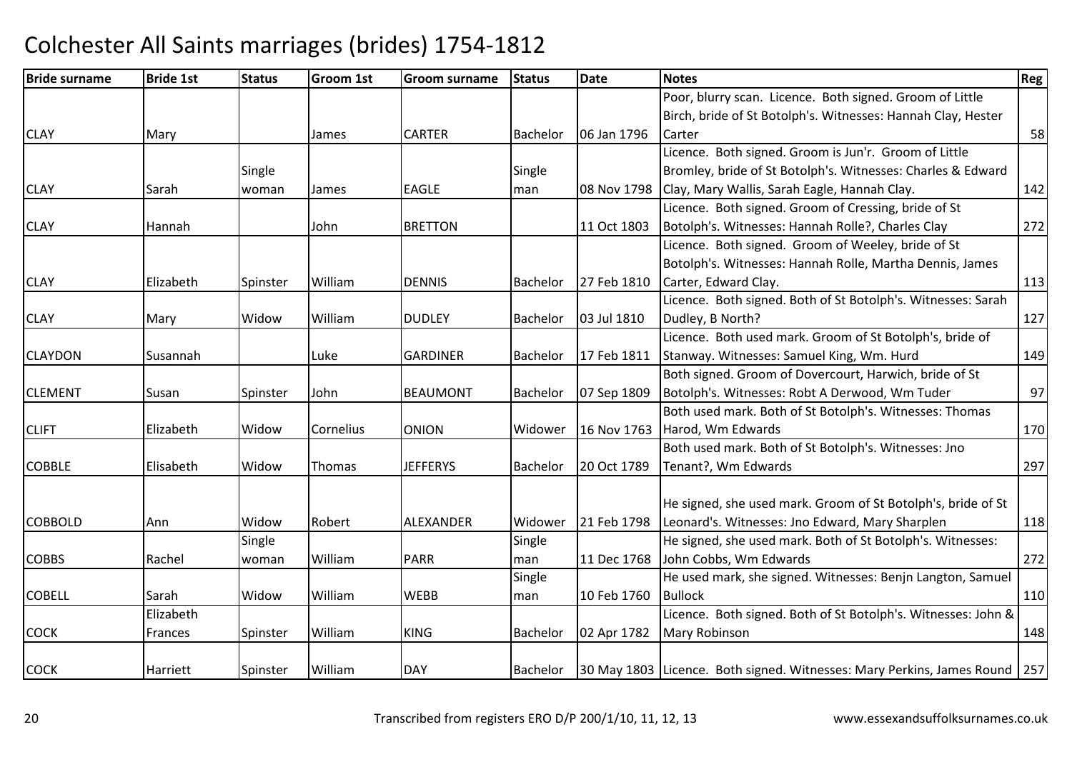# Colchester All Saints marriages (brides) 1754-1812

| Bride surname | Bride 1st | Status | Groom 1st | Groom surname | Status | Date | Notes | Reg |
|---|---|---|---|---|---|---|---|---|
| CLAY | Mary | | James | CARTER | Bachelor | 06 Jan 1796 | Poor, blurry scan. Licence. Both signed. Groom of Little Birch, bride of St Botolph's. Witnesses: Hannah Clay, Hester Carter | 58 |
| CLAY | Sarah | Single woman | James | EAGLE | Single man | 08 Nov 1798 | Licence. Both signed. Groom is Jun'r. Groom of Little Bromley, bride of St Botolph's. Witnesses: Charles & Edward Clay, Mary Wallis, Sarah Eagle, Hannah Clay. | 142 |
| CLAY | Hannah | | John | BRETTON | | 11 Oct 1803 | Licence. Both signed. Groom of Cressing, bride of St Botolph's. Witnesses: Hannah Rolle?, Charles Clay | 272 |
| CLAY | Elizabeth | Spinster | William | DENNIS | Bachelor | 27 Feb 1810 | Licence. Both signed. Groom of Weeley, bride of St Botolph's. Witnesses: Hannah Rolle, Martha Dennis, James Carter, Edward Clay. | 113 |
| CLAY | Mary | Widow | William | DUDLEY | Bachelor | 03 Jul 1810 | Licence. Both signed. Both of St Botolph's. Witnesses: Sarah Dudley, B North? | 127 |
| CLAYDON | Susannah | | Luke | GARDINER | Bachelor | 17 Feb 1811 | Licence. Both used mark. Groom of St Botolph's, bride of Stanway. Witnesses: Samuel King, Wm. Hurd | 149 |
| CLEMENT | Susan | Spinster | John | BEAUMONT | Bachelor | 07 Sep 1809 | Both signed. Groom of Dovercourt, Harwich, bride of St Botolph's. Witnesses: Robt A Derwood, Wm Tuder | 97 |
| CLIFT | Elizabeth | Widow | Cornelius | ONION | Widower | 16 Nov 1763 | Both used mark. Both of St Botolph's. Witnesses: Thomas Harod, Wm Edwards | 170 |
| COBBLE | Elisabeth | Widow | Thomas | JEFFERYS | Bachelor | 20 Oct 1789 | Both used mark. Both of St Botolph's. Witnesses: Jno Tenant?, Wm Edwards | 297 |
| COBBOLD | Ann | Widow | Robert | ALEXANDER | Widower | 21 Feb 1798 | He signed, she used mark. Groom of St Botolph's, bride of St Leonard's. Witnesses: Jno Edward, Mary Sharplen | 118 |
| COBBS | Rachel | Single woman | William | PARR | Single man | 11 Dec 1768 | He signed, she used mark. Both of St Botolph's. Witnesses: John Cobbs, Wm Edwards | 272 |
| COBELL | Sarah | Widow | William | WEBB | Single man | 10 Feb 1760 | He used mark, she signed. Witnesses: Benjn Langton, Samuel Bullock | 110 |
| COCK | Elizabeth Frances | Spinster | William | KING | Bachelor | 02 Apr 1782 | Licence. Both signed. Both of St Botolph's. Witnesses: John & Mary Robinson | 148 |
| COCK | Harriett | Spinster | William | DAY | Bachelor | 30 May 1803 | Licence. Both signed. Witnesses: Mary Perkins, James Round | 257 |

Transcribed from registers ERO D/P 200/1/10, 11, 12, 13 www.essexandsuffolksurnames.co.uk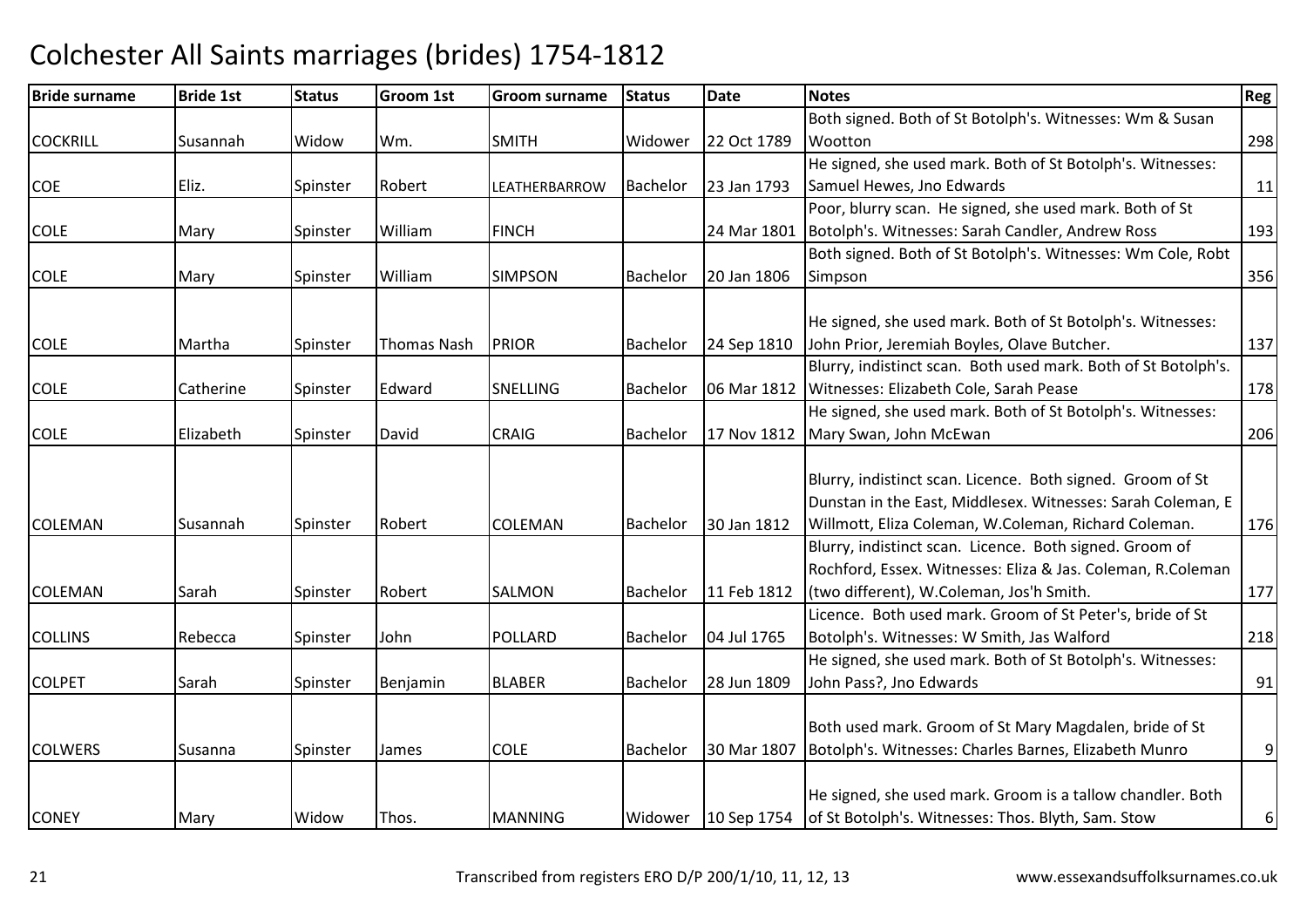# Colchester All Saints marriages (brides) 1754-1812

| Bride surname | Bride 1st | Status | Groom 1st | Groom surname | Status | Date | Notes | Reg |
|---|---|---|---|---|---|---|---|---|
| COCKRILL | Susannah | Widow | Wm. | SMITH | Widower | 22 Oct 1789 | Both signed. Both of St Botolph's. Witnesses: Wm & Susan Wootton | 298 |
| COE | Eliz. | Spinster | Robert | LEATHERBARROW | Bachelor | 23 Jan 1793 | He signed, she used mark. Both of St Botolph's. Witnesses: Samuel Hewes, Jno Edwards | 11 |
| COLE | Mary | Spinster | William | FINCH | | 24 Mar 1801 | Poor, blurry scan. He signed, she used mark. Both of St Botolph's. Witnesses: Sarah Candler, Andrew Ross | 193 |
| COLE | Mary | Spinster | William | SIMPSON | Bachelor | 20 Jan 1806 | Both signed. Both of St Botolph's. Witnesses: Wm Cole, Robt Simpson | 356 |
| COLE | Martha | Spinster | Thomas Nash | PRIOR | Bachelor | 24 Sep 1810 | He signed, she used mark. Both of St Botolph's. Witnesses: John Prior, Jeremiah Boyles, Olave Butcher. | 137 |
| COLE | Catherine | Spinster | Edward | SNELLING | Bachelor | 06 Mar 1812 | Blurry, indistinct scan. Both used mark. Both of St Botolph's. Witnesses: Elizabeth Cole, Sarah Pease | 178 |
| COLE | Elizabeth | Spinster | David | CRAIG | Bachelor | 17 Nov 1812 | He signed, she used mark. Both of St Botolph's. Witnesses: Mary Swan, John McEwan | 206 |
| COLEMAN | Susannah | Spinster | Robert | COLEMAN | Bachelor | 30 Jan 1812 | Blurry, indistinct scan. Licence. Both signed. Groom of St Dunstan in the East, Middlesex. Witnesses: Sarah Coleman, E Willmott, Eliza Coleman, W.Coleman, Richard Coleman. | 176 |
| COLEMAN | Sarah | Spinster | Robert | SALMON | Bachelor | 11 Feb 1812 | Blurry, indistinct scan. Licence. Both signed. Groom of Rochford, Essex. Witnesses: Eliza & Jas. Coleman, R.Coleman (two different), W.Coleman, Jos'h Smith. | 177 |
| COLLINS | Rebecca | Spinster | John | POLLARD | Bachelor | 04 Jul 1765 | Licence. Both used mark. Groom of St Peter's, bride of St Botolph's. Witnesses: W Smith, Jas Walford | 218 |
| COLPET | Sarah | Spinster | Benjamin | BLABER | Bachelor | 28 Jun 1809 | He signed, she used mark. Both of St Botolph's. Witnesses: John Pass?, Jno Edwards | 91 |
| COLWERS | Susanna | Spinster | James | COLE | Bachelor | 30 Mar 1807 | Both used mark. Groom of St Mary Magdalen, bride of St Botolph's. Witnesses: Charles Barnes, Elizabeth Munro | 9 |
| CONEY | Mary | Widow | Thos. | MANNING | Widower | 10 Sep 1754 | He signed, she used mark. Groom is a tallow chandler. Both of St Botolph's. Witnesses: Thos. Blyth, Sam. Stow | 6 |

Transcribed from registers ERO D/P 200/1/10, 11, 12, 13 www.essexandsuffolksurnames.co.uk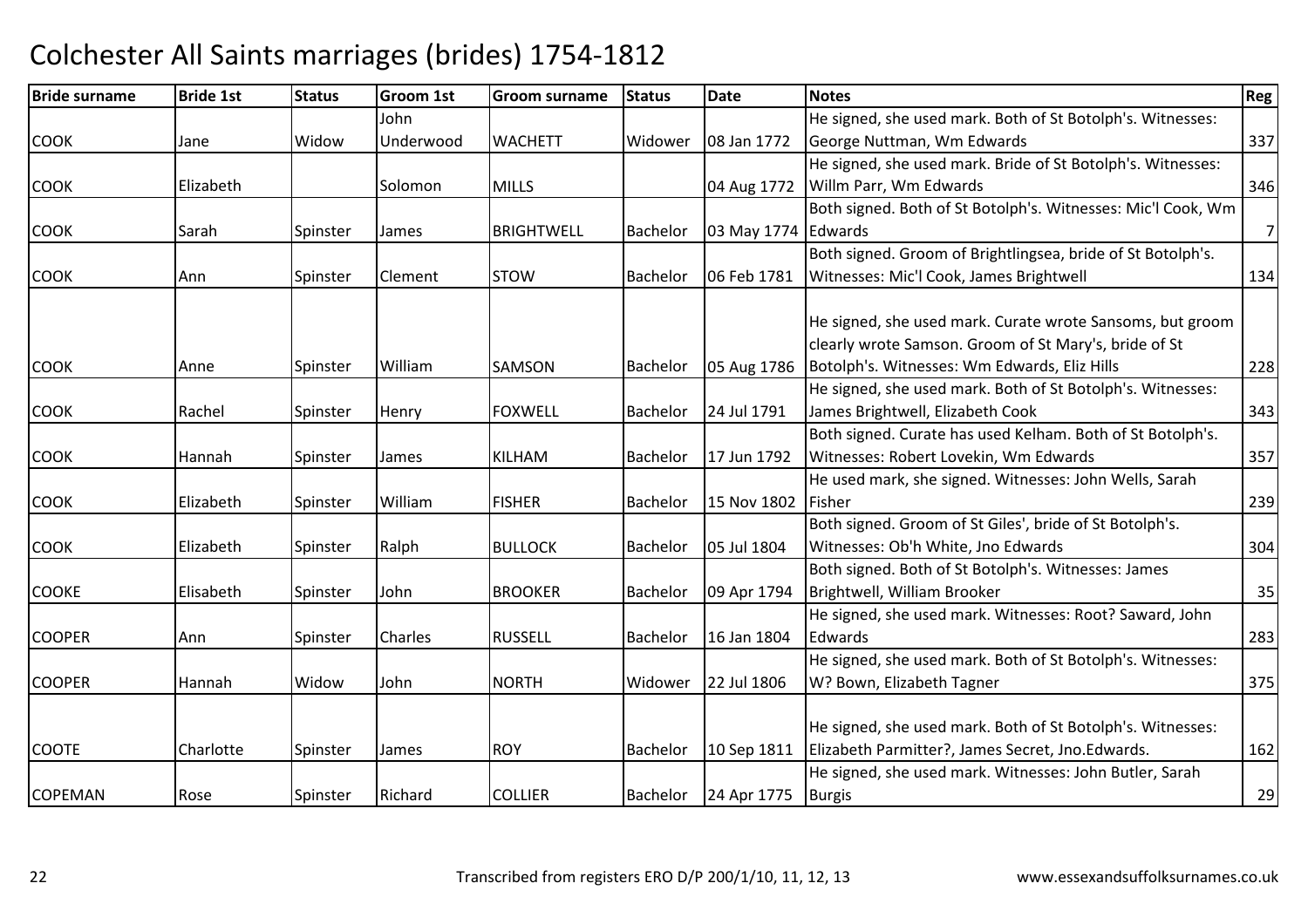# Colchester All Saints marriages (brides) 1754-1812

| Bride surname | Bride 1st | Status | Groom 1st | Groom surname | Status | Date | Notes | Reg |
|---|---|---|---|---|---|---|---|---|
| COOK | Jane | Widow | John Underwood | WACHETT | Widower | 08 Jan 1772 | He signed, she used mark. Both of St Botolph's. Witnesses: George Nuttman, Wm Edwards | 337 |
| COOK | Elizabeth | | Solomon | MILLS | | 04 Aug 1772 | He signed, she used mark. Bride of St Botolph's. Witnesses: Willm Parr, Wm Edwards | 346 |
| COOK | Sarah | Spinster | James | BRIGHTWELL | Bachelor | 03 May 1774 | Both signed. Both of St Botolph's. Witnesses: Mic'l Cook, Wm Edwards | 7 |
| COOK | Ann | Spinster | Clement | STOW | Bachelor | 06 Feb 1781 | Both signed. Groom of Brightlingsea, bride of St Botolph's. Witnesses: Mic'l Cook, James Brightwell | 134 |
| COOK | Anne | Spinster | William | SAMSON | Bachelor | 05 Aug 1786 | He signed, she used mark. Curate wrote Sansoms, but groom clearly wrote Samson. Groom of St Mary's, bride of St Botolph's. Witnesses: Wm Edwards, Eliz Hills | 228 |
| COOK | Rachel | Spinster | Henry | FOXWELL | Bachelor | 24 Jul 1791 | He signed, she used mark. Both of St Botolph's. Witnesses: James Brightwell, Elizabeth Cook | 343 |
| COOK | Hannah | Spinster | James | KILHAM | Bachelor | 17 Jun 1792 | Both signed. Curate has used Kelham. Both of St Botolph's. Witnesses: Robert Lovekin, Wm Edwards | 357 |
| COOK | Elizabeth | Spinster | William | FISHER | Bachelor | 15 Nov 1802 | He used mark, she signed. Witnesses: John Wells, Sarah Fisher | 239 |
| COOK | Elizabeth | Spinster | Ralph | BULLOCK | Bachelor | 05 Jul 1804 | Both signed. Groom of St Giles', bride of St Botolph's. Witnesses: Ob'h White, Jno Edwards | 304 |
| COOKE | Elisabeth | Spinster | John | BROOKER | Bachelor | 09 Apr 1794 | Both signed. Both of St Botolph's. Witnesses: James Brightwell, William Brooker | 35 |
| COOPER | Ann | Spinster | Charles | RUSSELL | Bachelor | 16 Jan 1804 | He signed, she used mark. Witnesses: Root? Saward, John Edwards | 283 |
| COOPER | Hannah | Widow | John | NORTH | Widower | 22 Jul 1806 | He signed, she used mark. Both of St Botolph's. Witnesses: W? Bown, Elizabeth Tagner | 375 |
| COOTE | Charlotte | Spinster | James | ROY | Bachelor | 10 Sep 1811 | He signed, she used mark. Both of St Botolph's. Witnesses: Elizabeth Parmitter?, James Secret, Jno.Edwards. | 162 |
| COPEMAN | Rose | Spinster | Richard | COLLIER | Bachelor | 24 Apr 1775 | He signed, she used mark. Witnesses: John Butler, Sarah Burgis | 29 |

Transcribed from registers ERO D/P 200/1/10, 11, 12, 13 www.essexandsuffolksurnames.co.uk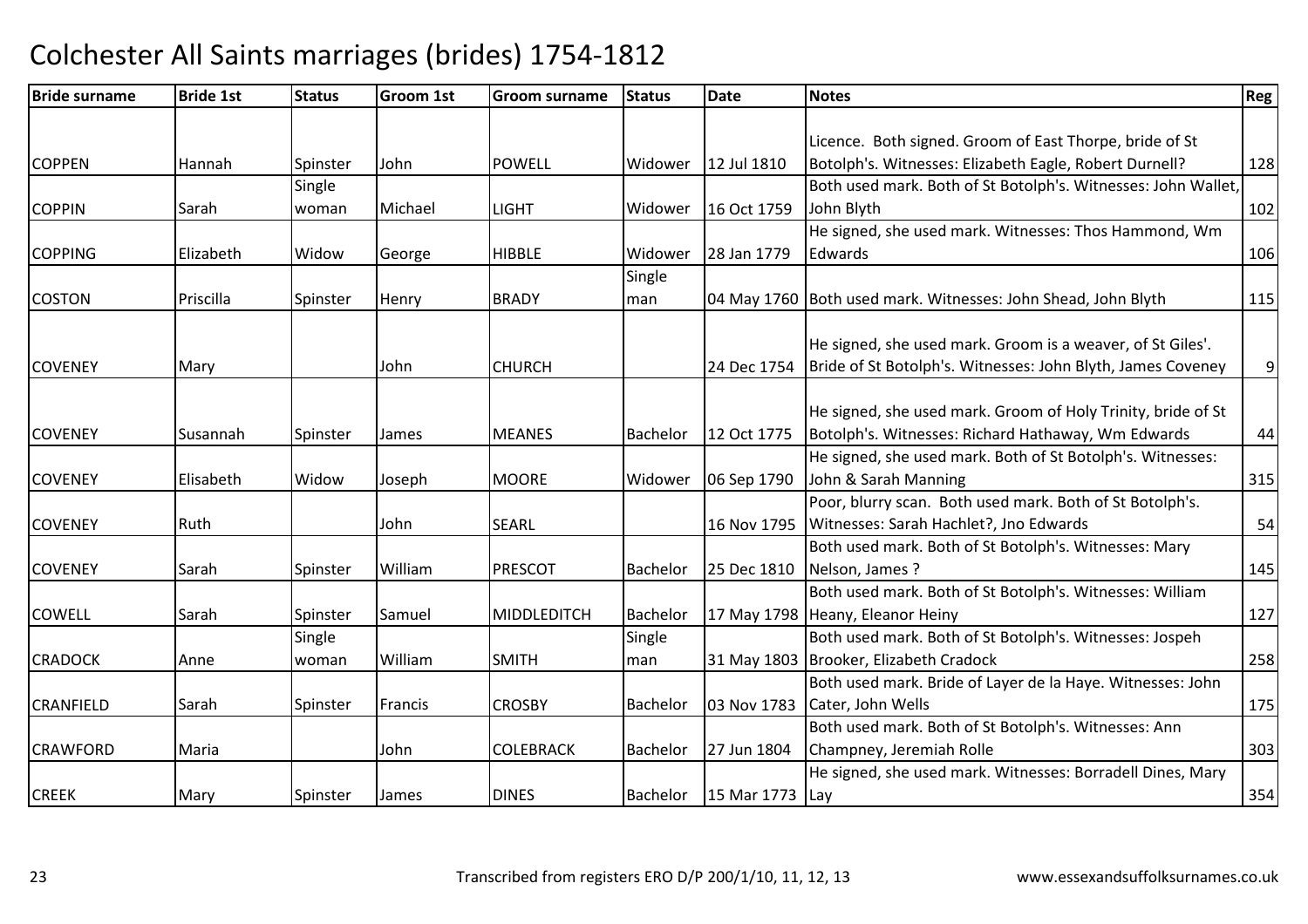# Colchester All Saints marriages (brides) 1754-1812

| Bride surname | Bride 1st | Status | Groom 1st | Groom surname | Status | Date | Notes | Reg |
|---|---|---|---|---|---|---|---|---|
| COPPEN | Hannah | Spinster | John | POWELL | Widower | 12 Jul 1810 | Licence. Both signed. Groom of East Thorpe, bride of St Botolph's. Witnesses: Elizabeth Eagle, Robert Durnell? | 128 |
| COPPIN | Sarah | Single woman | Michael | LIGHT | Widower | 16 Oct 1759 | Both used mark. Both of St Botolph's. Witnesses: John Wallet, John Blyth | 102 |
| COPPING | Elizabeth | Widow | George | HIBBLE | Widower | 28 Jan 1779 | He signed, she used mark. Witnesses: Thos Hammond, Wm Edwards | 106 |
| COSTON | Priscilla | Spinster | Henry | BRADY | Single man | 04 May 1760 | Both used mark. Witnesses: John Shead, John Blyth | 115 |
| COVENEY | Mary | | John | CHURCH | | 24 Dec 1754 | He signed, she used mark. Groom is a weaver, of St Giles'. Bride of St Botolph's. Witnesses: John Blyth, James Coveney | 9 |
| COVENEY | Susannah | Spinster | James | MEANES | Bachelor | 12 Oct 1775 | He signed, she used mark. Groom of Holy Trinity, bride of St Botolph's. Witnesses: Richard Hathaway, Wm Edwards | 44 |
| COVENEY | Elisabeth | Widow | Joseph | MOORE | Widower | 06 Sep 1790 | He signed, she used mark. Both of St Botolph's. Witnesses: John & Sarah Manning | 315 |
| COVENEY | Ruth | | John | SEARL | | 16 Nov 1795 | Poor, blurry scan. Both used mark. Both of St Botolph's. Witnesses: Sarah Hachlet?, Jno Edwards | 54 |
| COVENEY | Sarah | Spinster | William | PRESCOT | Bachelor | 25 Dec 1810 | Both used mark. Both of St Botolph's. Witnesses: Mary Nelson, James ? | 145 |
| COWELL | Sarah | Spinster | Samuel | MIDDLEDITCH | Bachelor | 17 May 1798 | Both used mark. Both of St Botolph's. Witnesses: William Heany, Eleanor Heiny | 127 |
| CRADOCK | Anne | Single woman | William | SMITH | Single man | 31 May 1803 | Both used mark. Both of St Botolph's. Witnesses: Jospeh Brooker, Elizabeth Cradock | 258 |
| CRANFIELD | Sarah | Spinster | Francis | CROSBY | Bachelor | 03 Nov 1783 | Both used mark. Bride of Layer de la Haye. Witnesses: John Cater, John Wells | 175 |
| CRAWFORD | Maria | | John | COLEBRACK | Bachelor | 27 Jun 1804 | Both used mark. Both of St Botolph's. Witnesses: Ann Champney, Jeremiah Rolle | 303 |
| CREEK | Mary | Spinster | James | DINES | Bachelor | 15 Mar 1773 | He signed, she used mark. Witnesses: Borradell Dines, Mary Lay | 354 |

Transcribed from registers ERO D/P 200/1/10, 11, 12, 13

www.essexandsuffolksurnames.co.uk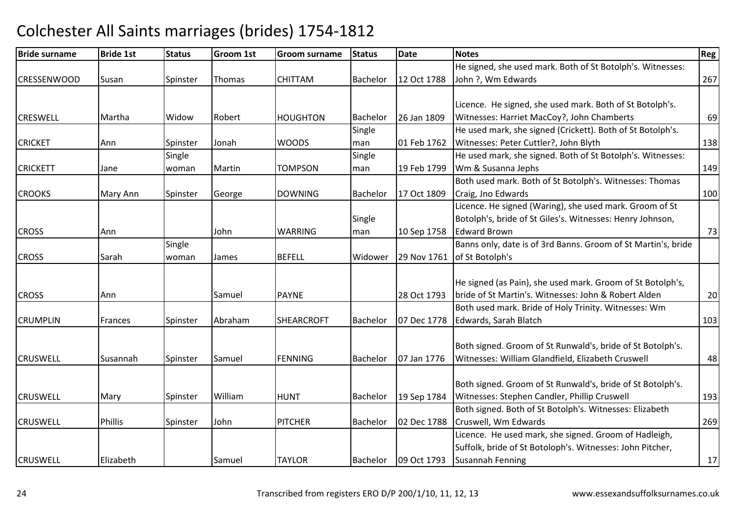# Colchester All Saints marriages (brides) 1754-1812

| Bride surname | Bride 1st | Status | Groom 1st | Groom surname | Status | Date | Notes | Reg |
|---|---|---|---|---|---|---|---|---|
| CRESSENWOOD | Susan | Spinster | Thomas | CHITTAM | Bachelor | 12 Oct 1788 | He signed, she used mark. Both of St Botolph's. Witnesses: John ?, Wm Edwards | 267 |
| CRESWELL | Martha | Widow | Robert | HOUGHTON | Bachelor | 26 Jan 1809 | Licence. He signed, she used mark. Both of St Botolph's. Witnesses: Harriet MacCoy?, John Chamberts | 69 |
| CRICKET | Ann | Spinster | Jonah | WOODS | Single man | 01 Feb 1762 | He used mark, she signed (Crickett). Both of St Botolph's. Witnesses: Peter Cuttler?, John Blyth | 138 |
| CRICKETT | Jane | Single woman | Martin | TOMPSON | Single man | 19 Feb 1799 | He used mark, she signed. Both of St Botolph's. Witnesses: Wm & Susanna Jephs | 149 |
| CROOKS | Mary Ann | Spinster | George | DOWNING | Bachelor | 17 Oct 1809 | Both used mark. Both of St Botolph's. Witnesses: Thomas Craig, Jno Edwards | 100 |
| CROSS | Ann | | John | WARRING | Single man | 10 Sep 1758 | Licence. He signed (Waring), she used mark. Groom of St Botolph's, bride of St Giles's. Witnesses: Henry Johnson, Edward Brown | 73 |
| CROSS | Sarah | Single woman | James | BEFELL | Widower | 29 Nov 1761 | Banns only, date is of 3rd Banns. Groom of St Martin's, bride of St Botolph's | |
| CROSS | Ann | | Samuel | PAYNE | | 28 Oct 1793 | He signed (as Pain), she used mark. Groom of St Botolph's, bride of St Martin's. Witnesses: John & Robert Alden | 20 |
| CRUMPLIN | Frances | Spinster | Abraham | SHEARCROFT | Bachelor | 07 Dec 1778 | Both used mark. Bride of Holy Trinity. Witnesses: Wm Edwards, Sarah Blatch | 103 |
| CRUSWELL | Susannah | Spinster | Samuel | FENNING | Bachelor | 07 Jan 1776 | Both signed. Groom of St Runwald's, bride of St Botolph's. Witnesses: William Glandfield, Elizabeth Cruswell | 48 |
| CRUSWELL | Mary | Spinster | William | HUNT | Bachelor | 19 Sep 1784 | Both signed. Groom of St Runwald's, bride of St Botolph's. Witnesses: Stephen Candler, Phillip Cruswell | 193 |
| CRUSWELL | Phillis | Spinster | John | PITCHER | Bachelor | 02 Dec 1788 | Both signed. Both of St Botolph's. Witnesses: Elizabeth Cruswell, Wm Edwards | 269 |
| CRUSWELL | Elizabeth | | Samuel | TAYLOR | Bachelor | 09 Oct 1793 | Licence. He used mark, she signed. Groom of Hadleigh, Suffolk, bride of St Botoloph's. Witnesses: John Pitcher, Susannah Fenning | 17 |

Transcribed from registers ERO D/P 200/1/10, 11, 12, 13 www.essexandsuffolksurnames.co.uk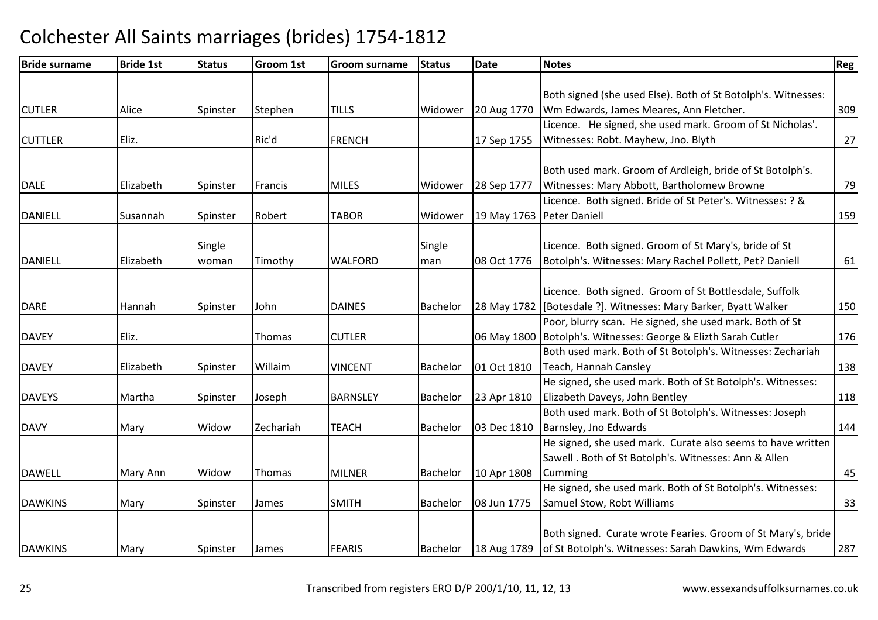# Colchester All Saints marriages (brides) 1754-1812

| Bride surname | Bride 1st | Status | Groom 1st | Groom surname | Status | Date | Notes | Reg |
|---|---|---|---|---|---|---|---|---|
| CUTLER | Alice | Spinster | Stephen | TILLS | Widower | 20 Aug 1770 | Both signed (she used Else). Both of St Botolph's. Witnesses: Wm Edwards, James Meares, Ann Fletcher. | 309 |
| CUTTLER | Eliz. | | Ric'd | FRENCH | | 17 Sep 1755 | Licence. He signed, she used mark. Groom of St Nicholas'. Witnesses: Robt. Mayhew, Jno. Blyth | 27 |
| DALE | Elizabeth | Spinster | Francis | MILES | Widower | 28 Sep 1777 | Both used mark. Groom of Ardleigh, bride of St Botolph's. Witnesses: Mary Abbott, Bartholomew Browne | 79 |
| DANIELL | Susannah | Spinster | Robert | TABOR | Widower | 19 May 1763 | Licence. Both signed. Bride of St Peter's. Witnesses: ? & Peter Daniell | 159 |
| DANIELL | Elizabeth | Single woman | Timothy | WALFORD | Single man | 08 Oct 1776 | Licence. Both signed. Groom of St Mary's, bride of St Botolph's. Witnesses: Mary Rachel Pollett, Pet? Daniell | 61 |
| DARE | Hannah | Spinster | John | DAINES | Bachelor | 28 May 1782 | Licence. Both signed. Groom of St Bottlesdale, Suffolk [Botesdale ?]. Witnesses: Mary Barker, Byatt Walker | 150 |
| DAVEY | Eliz. | | Thomas | CUTLER | | 06 May 1800 | Poor, blurry scan. He signed, she used mark. Both of St Botolph's. Witnesses: George & Elizth Sarah Cutler | 176 |
| DAVEY | Elizabeth | Spinster | Willaim | VINCENT | Bachelor | 01 Oct 1810 | Both used mark. Both of St Botolph's. Witnesses: Zechariah Teach, Hannah Cansley | 138 |
| DAVEYS | Martha | Spinster | Joseph | BARNSLEY | Bachelor | 23 Apr 1810 | He signed, she used mark. Both of St Botolph's. Witnesses: Elizabeth Daveys, John Bentley | 118 |
| DAVY | Mary | Widow | Zechariah | TEACH | Bachelor | 03 Dec 1810 | Both used mark. Both of St Botolph's. Witnesses: Joseph Barnsley, Jno Edwards | 144 |
| DAWELL | Mary Ann | Widow | Thomas | MILNER | Bachelor | 10 Apr 1808 | He signed, she used mark. Curate also seems to have written Sawell . Both of St Botolph's. Witnesses: Ann & Allen Cumming | 45 |
| DAWKINS | Mary | Spinster | James | SMITH | Bachelor | 08 Jun 1775 | He signed, she used mark. Both of St Botolph's. Witnesses: Samuel Stow, Robt Williams | 33 |
| DAWKINS | Mary | Spinster | James | FEARIS | Bachelor | 18 Aug 1789 | Both signed. Curate wrote Fearies. Groom of St Mary's, bride of St Botolph's. Witnesses: Sarah Dawkins, Wm Edwards | 287 |

Transcribed from registers ERO D/P 200/1/10, 11, 12, 13

www.essexandsuffolksurnames.co.uk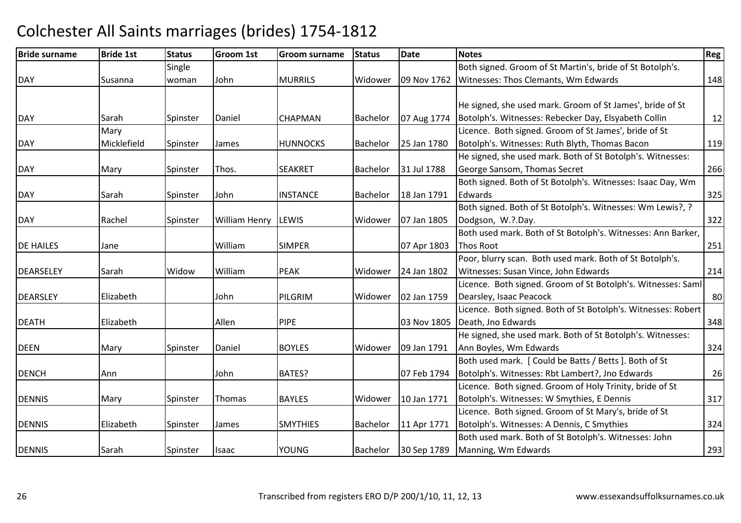# Colchester All Saints marriages (brides) 1754-1812

| Bride surname | Bride 1st | Status | Groom 1st | Groom surname | Status | Date | Notes | Reg |
|---|---|---|---|---|---|---|---|---|
| DAY | Susanna | Single woman | John | MURRILS | Widower | 09 Nov 1762 | Both signed. Groom of St Martin's, bride of St Botolph's. Witnesses: Thos Clemants, Wm Edwards | 148 |
| DAY | Sarah | Spinster | Daniel | CHAPMAN | Bachelor | 07 Aug 1774 | He signed, she used mark. Groom of St James', bride of St Botolph's. Witnesses: Rebecker Day, Elsyabeth Collin | 12 |
| DAY | Mary Micklefield | Spinster | James | HUNNOCKS | Bachelor | 25 Jan 1780 | Licence. Both signed. Groom of St James', bride of St Botolph's. Witnesses: Ruth Blyth, Thomas Bacon | 119 |
| DAY | Mary | Spinster | Thos. | SEAKRET | Bachelor | 31 Jul 1788 | He signed, she used mark. Both of St Botolph's. Witnesses: George Sansom, Thomas Secret | 266 |
| DAY | Sarah | Spinster | John | INSTANCE | Bachelor | 18 Jan 1791 | Both signed. Both of St Botolph's. Witnesses: Isaac Day, Wm Edwards | 325 |
| DAY | Rachel | Spinster | William Henry | LEWIS | Widower | 07 Jan 1805 | Both signed. Both of St Botolph's. Witnesses: Wm Lewis?, ? Dodgson, W.?.Day. | 322 |
| DE HAILES | Jane | | William | SIMPER | | 07 Apr 1803 | Both used mark. Both of St Botolph's. Witnesses: Ann Barker, Thos Root | 251 |
| DEARSELEY | Sarah | Widow | William | PEAK | Widower | 24 Jan 1802 | Poor, blurry scan. Both used mark. Both of St Botolph's. Witnesses: Susan Vince, John Edwards | 214 |
| DEARSLEY | Elizabeth | | John | PILGRIM | Widower | 02 Jan 1759 | Licence. Both signed. Groom of St Botolph's. Witnesses: Saml Dearsley, Isaac Peacock | 80 |
| DEATH | Elizabeth | | Allen | PIPE | | 03 Nov 1805 | Licence. Both signed. Both of St Botolph's. Witnesses: Robert Death, Jno Edwards | 348 |
| DEEN | Mary | Spinster | Daniel | BOYLES | Widower | 09 Jan 1791 | He signed, she used mark. Both of St Botolph's. Witnesses: Ann Boyles, Wm Edwards | 324 |
| DENCH | Ann | | John | BATES? | | 07 Feb 1794 | Both used mark. [ Could be Batts / Betts ]. Both of St Botolph's. Witnesses: Rbt Lambert?, Jno Edwards | 26 |
| DENNIS | Mary | Spinster | Thomas | BAYLES | Widower | 10 Jan 1771 | Licence. Both signed. Groom of Holy Trinity, bride of St Botolph's. Witnesses: W Smythies, E Dennis | 317 |
| DENNIS | Elizabeth | Spinster | James | SMYTHIES | Bachelor | 11 Apr 1771 | Licence. Both signed. Groom of St Mary's, bride of St Botolph's. Witnesses: A Dennis, C Smythies | 324 |
| DENNIS | Sarah | Spinster | Isaac | YOUNG | Bachelor | 30 Sep 1789 | Both used mark. Both of St Botolph's. Witnesses: John Manning, Wm Edwards | 293 |

Transcribed from registers ERO D/P 200/1/10, 11, 12, 13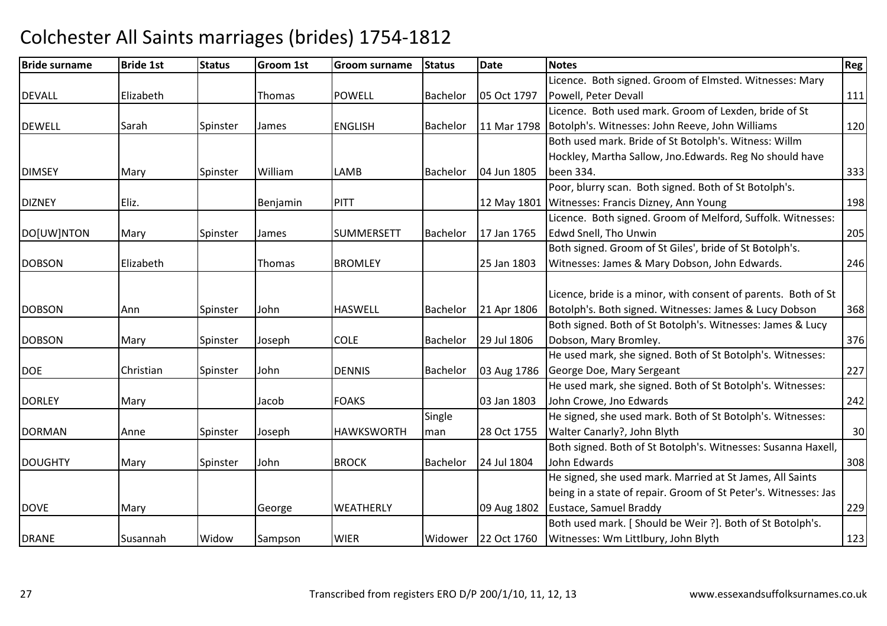# Colchester All Saints marriages (brides) 1754-1812

| Bride surname | Bride 1st | Status | Groom 1st | Groom surname | Status | Date | Notes | Reg |
|---|---|---|---|---|---|---|---|---|
| DEVALL | Elizabeth | | Thomas | POWELL | Bachelor | 05 Oct 1797 | Licence. Both signed. Groom of Elmsted. Witnesses: Mary Powell, Peter Devall | 111 |
| DEWELL | Sarah | Spinster | James | ENGLISH | Bachelor | 11 Mar 1798 | Licence. Both used mark. Groom of Lexden, bride of St Botolph's. Witnesses: John Reeve, John Williams | 120 |
| DIMSEY | Mary | Spinster | William | LAMB | Bachelor | 04 Jun 1805 | Both used mark. Bride of St Botolph's. Witness: Willm Hockley, Martha Sallow, Jno.Edwards. Reg No should have been 334. | 333 |
| DIZNEY | Eliz. | | Benjamin | PITT | | 12 May 1801 | Poor, blurry scan. Both signed. Both of St Botolph's. Witnesses: Francis Dizney, Ann Young | 198 |
| DO[UW]NTON | Mary | Spinster | James | SUMMERSETT | Bachelor | 17 Jan 1765 | Licence. Both signed. Groom of Melford, Suffolk. Witnesses: Edwd Snell, Tho Unwin | 205 |
| DOBSON | Elizabeth | | Thomas | BROMLEY | | 25 Jan 1803 | Both signed. Groom of St Giles', bride of St Botolph's. Witnesses: James & Mary Dobson, John Edwards. | 246 |
| DOBSON | Ann | Spinster | John | HASWELL | Bachelor | 21 Apr 1806 | Licence, bride is a minor, with consent of parents. Both of St Botolph's. Both signed. Witnesses: James & Lucy Dobson | 368 |
| DOBSON | Mary | Spinster | Joseph | COLE | Bachelor | 29 Jul 1806 | Both signed. Both of St Botolph's. Witnesses: James & Lucy Dobson, Mary Bromley. | 376 |
| DOE | Christian | Spinster | John | DENNIS | Bachelor | 03 Aug 1786 | He used mark, she signed. Both of St Botolph's. Witnesses: George Doe, Mary Sergeant | 227 |
| DORLEY | Mary | | Jacob | FOAKS | | 03 Jan 1803 | He used mark, she signed. Both of St Botolph's. Witnesses: John Crowe, Jno Edwards | 242 |
| DORMAN | Anne | Spinster | Joseph | HAWKSWORTH | Single man | 28 Oct 1755 | He signed, she used mark. Both of St Botolph's. Witnesses: Walter Canarly?, John Blyth | 30 |
| DOUGHTY | Mary | Spinster | John | BROCK | Bachelor | 24 Jul 1804 | Both signed. Both of St Botolph's. Witnesses: Susanna Haxell, John Edwards | 308 |
| DOVE | Mary | | George | WEATHERLY | | 09 Aug 1802 | He signed, she used mark. Married at St James, All Saints being in a state of repair. Groom of St Peter's. Witnesses: Jas Eustace, Samuel Braddy | 229 |
| DRANE | Susannah | Widow | Sampson | WIER | Widower | 22 Oct 1760 | Both used mark. [ Should be Weir ?]. Both of St Botolph's. Witnesses: Wm Littlbury, John Blyth | 123 |

Transcribed from registers ERO D/P 200/1/10, 11, 12, 13 — www.essexandsuffolksurnames.co.uk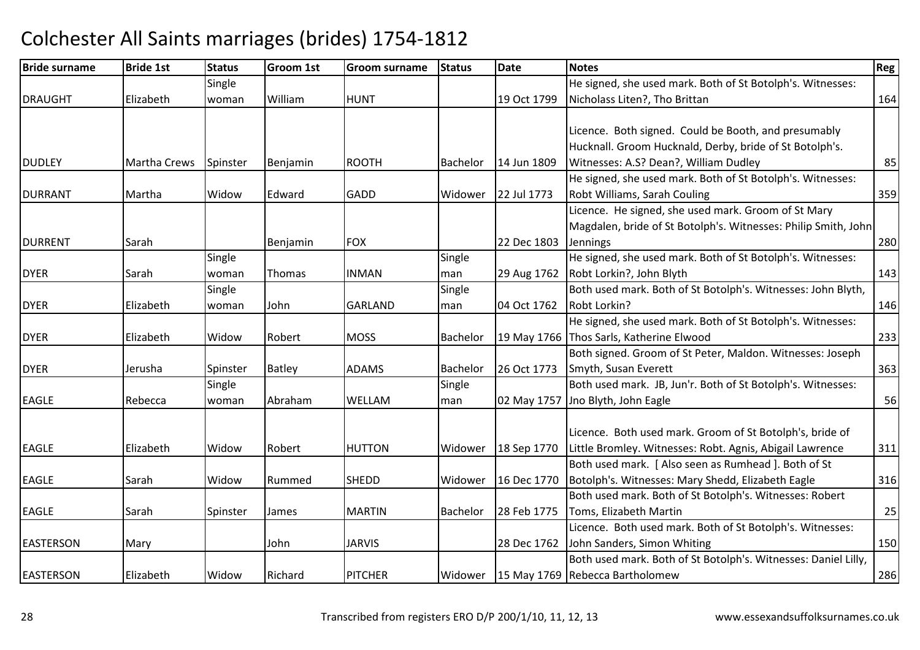# Colchester All Saints marriages (brides) 1754-1812

| Bride surname | Bride 1st | Status | Groom 1st | Groom surname | Status | Date | Notes | Reg |
|---|---|---|---|---|---|---|---|---|
| DRAUGHT | Elizabeth | Single woman | William | HUNT | | 19 Oct 1799 | He signed, she used mark. Both of St Botolph's. Witnesses: Nicholass Liten?, Tho Brittan | 164 |
| DUDLEY | Martha Crews | Spinster | Benjamin | ROOTH | Bachelor | 14 Jun 1809 | Licence. Both signed. Could be Booth, and presumably Hucknall. Groom Hucknald, Derby, bride of St Botolph's. Witnesses: A.S? Dean?, William Dudley | 85 |
| DURRANT | Martha | Widow | Edward | GADD | Widower | 22 Jul 1773 | He signed, she used mark. Both of St Botolph's. Witnesses: Robt Williams, Sarah Couling | 359 |
| DURRENT | Sarah | | Benjamin | FOX | | 22 Dec 1803 | Licence. He signed, she used mark. Groom of St Mary Magdalen, bride of St Botolph's. Witnesses: Philip Smith, John Jennings | 280 |
| DYER | Sarah | Single woman | Thomas | INMAN | Single man | 29 Aug 1762 | He signed, she used mark. Both of St Botolph's. Witnesses: Robt Lorkin?, John Blyth | 143 |
| DYER | Elizabeth | Single woman | John | GARLAND | Single man | 04 Oct 1762 | Both used mark. Both of St Botolph's. Witnesses: John Blyth, Robt Lorkin? | 146 |
| DYER | Elizabeth | Widow | Robert | MOSS | Bachelor | 19 May 1766 | He signed, she used mark. Both of St Botolph's. Witnesses: Thos Sarls, Katherine Elwood | 233 |
| DYER | Jerusha | Spinster | Batley | ADAMS | Bachelor | 26 Oct 1773 | Both signed. Groom of St Peter, Maldon. Witnesses: Joseph Smyth, Susan Everett | 363 |
| EAGLE | Rebecca | Single woman | Abraham | WELLAM | Single man | 02 May 1757 | Both used mark. JB, Jun'r. Both of St Botolph's. Witnesses: Jno Blyth, John Eagle | 56 |
| EAGLE | Elizabeth | Widow | Robert | HUTTON | Widower | 18 Sep 1770 | Licence. Both used mark. Groom of St Botolph's, bride of Little Bromley. Witnesses: Robt. Agnis, Abigail Lawrence | 311 |
| EAGLE | Sarah | Widow | Rummed | SHEDD | Widower | 16 Dec 1770 | Both used mark. [ Also seen as Rumhead ]. Both of St Botolph's. Witnesses: Mary Shedd, Elizabeth Eagle | 316 |
| EAGLE | Sarah | Spinster | James | MARTIN | Bachelor | 28 Feb 1775 | Both used mark. Both of St Botolph's. Witnesses: Robert Toms, Elizabeth Martin | 25 |
| EASTERSON | Mary | | John | JARVIS | | 28 Dec 1762 | Licence. Both used mark. Both of St Botolph's. Witnesses: John Sanders, Simon Whiting | 150 |
| EASTERSON | Elizabeth | Widow | Richard | PITCHER | Widower | 15 May 1769 | Both used mark. Both of St Botolph's. Witnesses: Daniel Lilly, Rebecca Bartholomew | 286 |

Transcribed from registers ERO D/P 200/1/10, 11, 12, 13 www.essexandsuffolksurnames.co.uk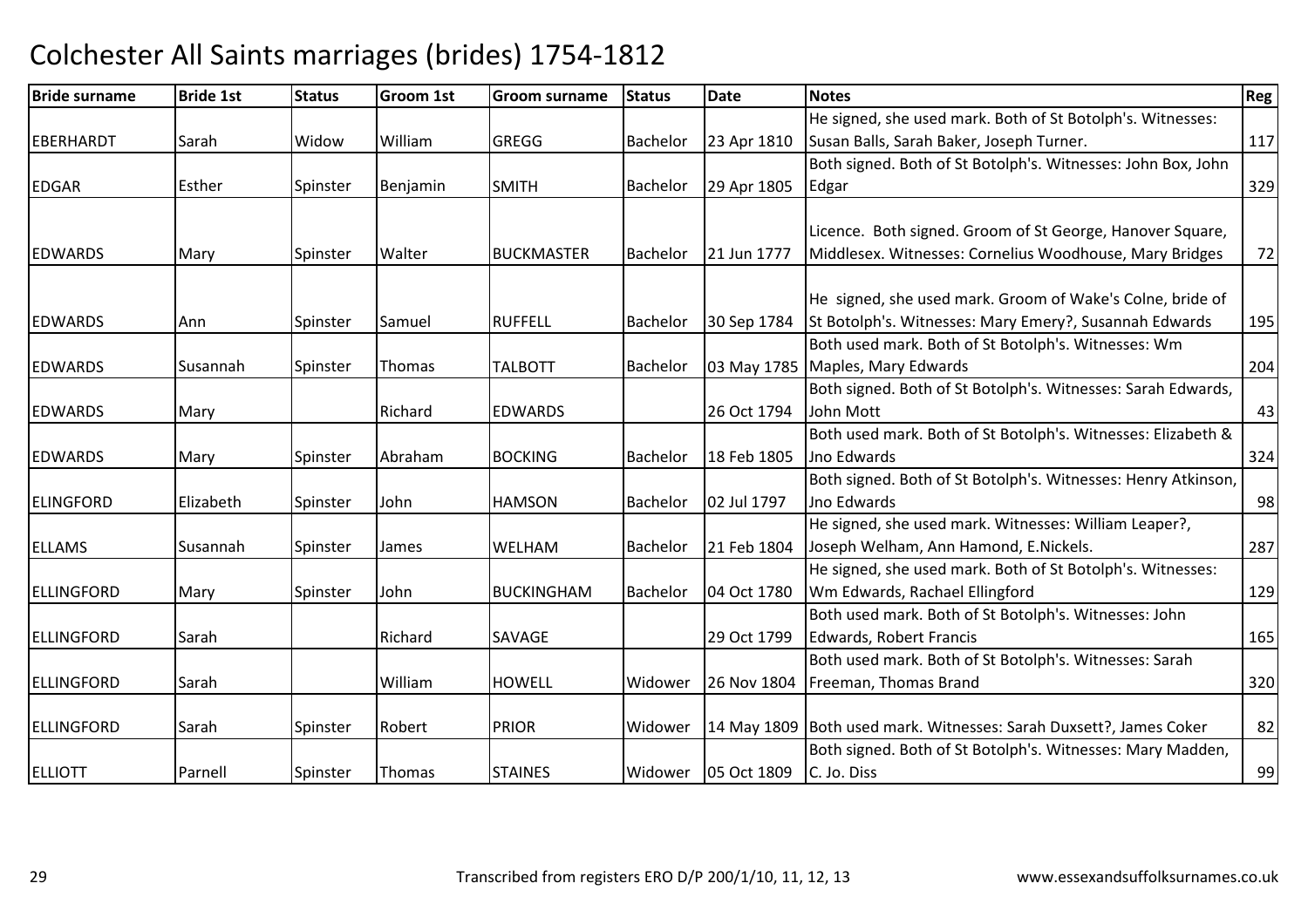# Colchester All Saints marriages (brides) 1754-1812

| Bride surname | Bride 1st | Status | Groom 1st | Groom surname | Status | Date | Notes | Reg |
|---|---|---|---|---|---|---|---|---|
| EBERHARDT | Sarah | Widow | William | GREGG | Bachelor | 23 Apr 1810 | He signed, she used mark. Both of St Botolph's. Witnesses: Susan Balls, Sarah Baker, Joseph Turner. | 117 |
| EDGAR | Esther | Spinster | Benjamin | SMITH | Bachelor | 29 Apr 1805 | Both signed. Both of St Botolph's. Witnesses: John Box, John Edgar | 329 |
| EDWARDS | Mary | Spinster | Walter | BUCKMASTER | Bachelor | 21 Jun 1777 | Licence. Both signed. Groom of St George, Hanover Square, Middlesex. Witnesses: Cornelius Woodhouse, Mary Bridges | 72 |
| EDWARDS | Ann | Spinster | Samuel | RUFFELL | Bachelor | 30 Sep 1784 | He signed, she used mark. Groom of Wake's Colne, bride of St Botolph's. Witnesses: Mary Emery?, Susannah Edwards | 195 |
| EDWARDS | Susannah | Spinster | Thomas | TALBOTT | Bachelor | 03 May 1785 | Both used mark. Both of St Botolph's. Witnesses: Wm Maples, Mary Edwards | 204 |
| EDWARDS | Mary | | Richard | EDWARDS | | 26 Oct 1794 | Both signed. Both of St Botolph's. Witnesses: Sarah Edwards, John Mott | 43 |
| EDWARDS | Mary | Spinster | Abraham | BOCKING | Bachelor | 18 Feb 1805 | Both used mark. Both of St Botolph's. Witnesses: Elizabeth & Jno Edwards | 324 |
| ELINGFORD | Elizabeth | Spinster | John | HAMSON | Bachelor | 02 Jul 1797 | Both signed. Both of St Botolph's. Witnesses: Henry Atkinson, Jno Edwards | 98 |
| ELLAMS | Susannah | Spinster | James | WELHAM | Bachelor | 21 Feb 1804 | He signed, she used mark. Witnesses: William Leaper?, Joseph Welham, Ann Hamond, E.Nickels. | 287 |
| ELLINGFORD | Mary | Spinster | John | BUCKINGHAM | Bachelor | 04 Oct 1780 | He signed, she used mark. Both of St Botolph's. Witnesses: Wm Edwards, Rachael Ellingford | 129 |
| ELLINGFORD | Sarah | | Richard | SAVAGE | | 29 Oct 1799 | Both used mark. Both of St Botolph's. Witnesses: John Edwards, Robert Francis | 165 |
| ELLINGFORD | Sarah | | William | HOWELL | Widower | 26 Nov 1804 | Both used mark. Both of St Botolph's. Witnesses: Sarah Freeman, Thomas Brand | 320 |
| ELLINGFORD | Sarah | Spinster | Robert | PRIOR | Widower | 14 May 1809 | Both used mark. Witnesses: Sarah Duxsett?, James Coker | 82 |
| ELLIOTT | Parnell | Spinster | Thomas | STAINES | Widower | 05 Oct 1809 | Both signed. Both of St Botolph's. Witnesses: Mary Madden, C. Jo. Diss | 99 |

Transcribed from registers ERO D/P 200/1/10, 11, 12, 13

www.essexandsuffolksurnames.co.uk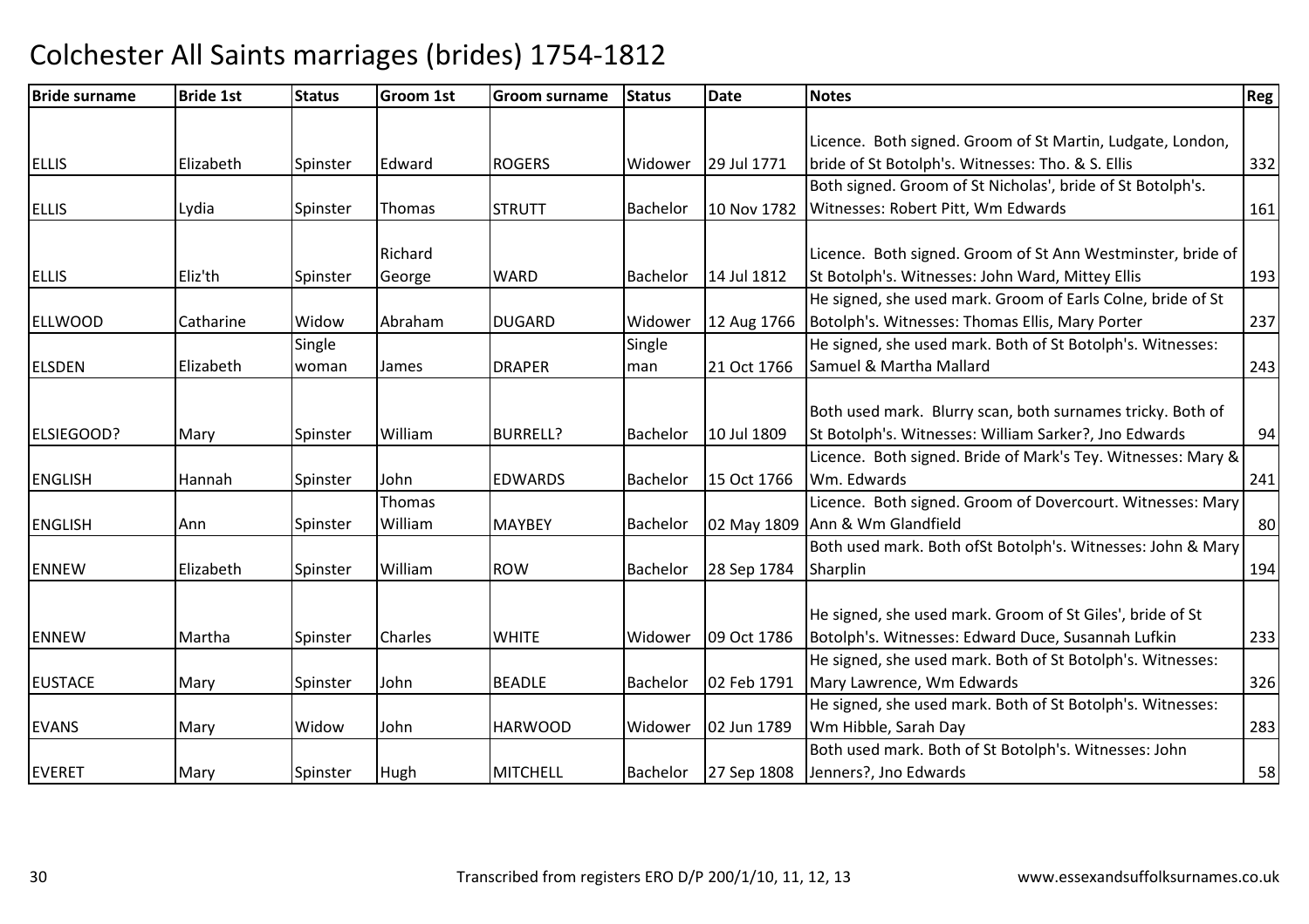# Colchester All Saints marriages (brides) 1754-1812

| Bride surname | Bride 1st | Status | Groom 1st | Groom surname | Status | Date | Notes | Reg |
|---|---|---|---|---|---|---|---|---|
| ELLIS | Elizabeth | Spinster | Edward | ROGERS | Widower | 29 Jul 1771 | Licence. Both signed. Groom of St Martin, Ludgate, London, bride of St Botolph's. Witnesses: Tho. & S. Ellis | 332 |
| ELLIS | Lydia | Spinster | Thomas | STRUTT | Bachelor | 10 Nov 1782 | Both signed. Groom of St Nicholas', bride of St Botolph's. Witnesses: Robert Pitt, Wm Edwards | 161 |
| ELLIS | Eliz'th | Spinster | Richard George | WARD | Bachelor | 14 Jul 1812 | Licence. Both signed. Groom of St Ann Westminster, bride of St Botolph's. Witnesses: John Ward, Mittey Ellis | 193 |
| ELLWOOD | Catharine | Widow | Abraham | DUGARD | Widower | 12 Aug 1766 | He signed, she used mark. Groom of Earls Colne, bride of St Botolph's. Witnesses: Thomas Ellis, Mary Porter | 237 |
| ELSDEN | Elizabeth | Single woman | James | DRAPER | Single man | 21 Oct 1766 | He signed, she used mark. Both of St Botolph's. Witnesses: Samuel & Martha Mallard | 243 |
| ELSIEGOOD? | Mary | Spinster | William | BURRELL? | Bachelor | 10 Jul 1809 | Both used mark. Blurry scan, both surnames tricky. Both of St Botolph's. Witnesses: William Sarker?, Jno Edwards | 94 |
| ENGLISH | Hannah | Spinster | John | EDWARDS | Bachelor | 15 Oct 1766 | Licence. Both signed. Bride of Mark's Tey. Witnesses: Mary & Wm. Edwards | 241 |
| ENGLISH | Ann | Spinster | Thomas William | MAYBEY | Bachelor | 02 May 1809 | Licence. Both signed. Groom of Dovercourt. Witnesses: Mary Ann & Wm Glandfield | 80 |
| ENNEW | Elizabeth | Spinster | William | ROW | Bachelor | 28 Sep 1784 | Both used mark. Both ofSt Botolph's. Witnesses: John & Mary Sharplin | 194 |
| ENNEW | Martha | Spinster | Charles | WHITE | Widower | 09 Oct 1786 | He signed, she used mark. Groom of St Giles', bride of St Botolph's. Witnesses: Edward Duce, Susannah Lufkin | 233 |
| EUSTACE | Mary | Spinster | John | BEADLE | Bachelor | 02 Feb 1791 | He signed, she used mark. Both of St Botolph's. Witnesses: Mary Lawrence, Wm Edwards | 326 |
| EVANS | Mary | Widow | John | HARWOOD | Widower | 02 Jun 1789 | He signed, she used mark. Both of St Botolph's. Witnesses: Wm Hibble, Sarah Day | 283 |
| EVERET | Mary | Spinster | Hugh | MITCHELL | Bachelor | 27 Sep 1808 | Both used mark. Both of St Botolph's. Witnesses: John Jenners?, Jno Edwards | 58 |

Transcribed from registers ERO D/P 200/1/10, 11, 12, 13

www.essexandsuffolksurnames.co.uk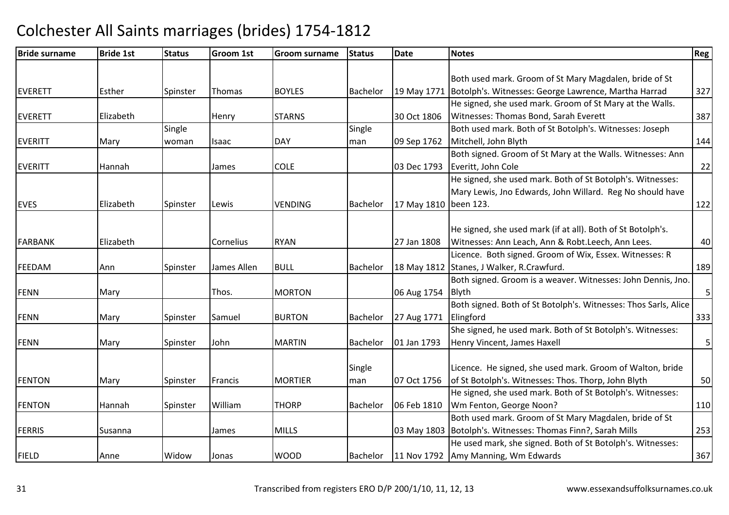# Colchester All Saints marriages (brides) 1754-1812

| Bride surname | Bride 1st | Status | Groom 1st | Groom surname | Status | Date | Notes | Reg |
|---|---|---|---|---|---|---|---|---|
| EVERETT | Esther | Spinster | Thomas | BOYLES | Bachelor | 19 May 1771 | Both used mark. Groom of St Mary Magdalen, bride of St Botolph's. Witnesses: George Lawrence, Martha Harrad | 327 |
| EVERETT | Elizabeth | | Henry | STARNS | | 30 Oct 1806 | He signed, she used mark. Groom of St Mary at the Walls. Witnesses: Thomas Bond, Sarah Everett | 387 |
| EVERITT | Mary | Single woman | Isaac | DAY | Single man | 09 Sep 1762 | Both used mark. Both of St Botolph's. Witnesses: Joseph Mitchell, John Blyth | 144 |
| EVERITT | Hannah | | James | COLE | | 03 Dec 1793 | Both signed. Groom of St Mary at the Walls. Witnesses: Ann Everitt, John Cole | 22 |
| EVES | Elizabeth | Spinster | Lewis | VENDING | Bachelor | 17 May 1810 | He signed, she used mark. Both of St Botolph's. Witnesses: Mary Lewis, Jno Edwards, John Willard. Reg No should have been 123. | 122 |
| FARBANK | Elizabeth | | Cornelius | RYAN | | 27 Jan 1808 | He signed, she used mark (if at all). Both of St Botolph's. Witnesses: Ann Leach, Ann & Robt.Leech, Ann Lees. | 40 |
| FEEDAM | Ann | Spinster | James Allen | BULL | Bachelor | 18 May 1812 | Licence. Both signed. Groom of Wix, Essex. Witnesses: R Stanes, J Walker, R.Crawfurd. | 189 |
| FENN | Mary | | Thos. | MORTON | | 06 Aug 1754 | Both signed. Groom is a weaver. Witnesses: John Dennis, Jno. Blyth | 5 |
| FENN | Mary | Spinster | Samuel | BURTON | Bachelor | 27 Aug 1771 | Both signed. Both of St Botolph's. Witnesses: Thos Sarls, Alice Elingford | 333 |
| FENN | Mary | Spinster | John | MARTIN | Bachelor | 01 Jan 1793 | She signed, he used mark. Both of St Botolph's. Witnesses: Henry Vincent, James Haxell | 5 |
| FENTON | Mary | Spinster | Francis | MORTIER | Single man | 07 Oct 1756 | Licence. He signed, she used mark. Groom of Walton, bride of St Botolph's. Witnesses: Thos. Thorp, John Blyth | 50 |
| FENTON | Hannah | Spinster | William | THORP | Bachelor | 06 Feb 1810 | He signed, she used mark. Both of St Botolph's. Witnesses: Wm Fenton, George Noon? | 110 |
| FERRIS | Susanna | | James | MILLS | | 03 May 1803 | Both used mark. Groom of St Mary Magdalen, bride of St Botolph's. Witnesses: Thomas Finn?, Sarah Mills | 253 |
| FIELD | Anne | Widow | Jonas | WOOD | Bachelor | 11 Nov 1792 | He used mark, she signed. Both of St Botolph's. Witnesses: Amy Manning, Wm Edwards | 367 |

Transcribed from registers ERO D/P 200/1/10, 11, 12, 13 www.essexandsuffolksurnames.co.uk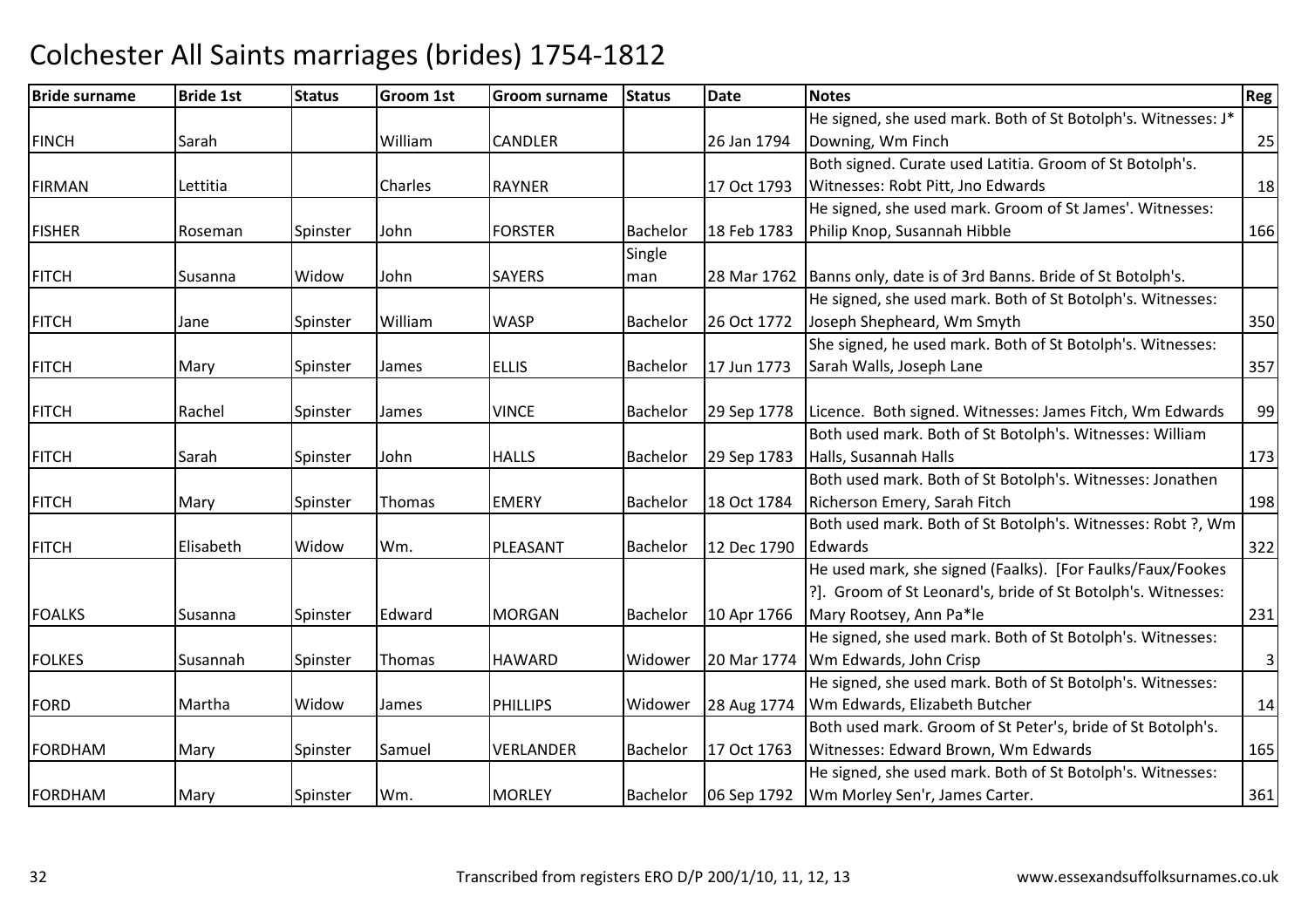# Colchester All Saints marriages (brides) 1754-1812

| Bride surname | Bride 1st | Status | Groom 1st | Groom surname | Status | Date | Notes | Reg |
|---|---|---|---|---|---|---|---|---|
| FINCH | Sarah | | William | CANDLER | | 26 Jan 1794 | He signed, she used mark. Both of St Botolph's. Witnesses: J* Downing, Wm Finch | 25 |
| FIRMAN | Lettitia | | Charles | RAYNER | | 17 Oct 1793 | Both signed. Curate used Latitia. Groom of St Botolph's. Witnesses: Robt Pitt, Jno Edwards | 18 |
| FISHER | Roseman | Spinster | John | FORSTER | Bachelor | 18 Feb 1783 | He signed, she used mark. Groom of St James'. Witnesses: Philip Knop, Susannah Hibble | 166 |
| FITCH | Susanna | Widow | John | SAYERS | Single man | 28 Mar 1762 | Banns only, date is of 3rd Banns. Bride of St Botolph's. | |
| FITCH | Jane | Spinster | William | WASP | Bachelor | 26 Oct 1772 | He signed, she used mark. Both of St Botolph's. Witnesses: Joseph Shepheard, Wm Smyth | 350 |
| FITCH | Mary | Spinster | James | ELLIS | Bachelor | 17 Jun 1773 | She signed, he used mark. Both of St Botolph's. Witnesses: Sarah Walls, Joseph Lane | 357 |
| FITCH | Rachel | Spinster | James | VINCE | Bachelor | 29 Sep 1778 | Licence. Both signed. Witnesses: James Fitch, Wm Edwards | 99 |
| FITCH | Sarah | Spinster | John | HALLS | Bachelor | 29 Sep 1783 | Both used mark. Both of St Botolph's. Witnesses: William Halls, Susannah Halls | 173 |
| FITCH | Mary | Spinster | Thomas | EMERY | Bachelor | 18 Oct 1784 | Both used mark. Both of St Botolph's. Witnesses: Jonathen Richerson Emery, Sarah Fitch | 198 |
| FITCH | Elisabeth | Widow | Wm. | PLEASANT | Bachelor | 12 Dec 1790 | Both used mark. Both of St Botolph's. Witnesses: Robt ?, Wm Edwards | 322 |
| FOALKS | Susanna | Spinster | Edward | MORGAN | Bachelor | 10 Apr 1766 | He used mark, she signed (Faalks). [For Faulks/Faux/Fookes ?]. Groom of St Leonard's, bride of St Botolph's. Witnesses: Mary Rootsey, Ann Pa*le | 231 |
| FOLKES | Susannah | Spinster | Thomas | HAWARD | Widower | 20 Mar 1774 | He signed, she used mark. Both of St Botolph's. Witnesses: Wm Edwards, John Crisp | 3 |
| FORD | Martha | Widow | James | PHILLIPS | Widower | 28 Aug 1774 | He signed, she used mark. Both of St Botolph's. Witnesses: Wm Edwards, Elizabeth Butcher | 14 |
| FORDHAM | Mary | Spinster | Samuel | VERLANDER | Bachelor | 17 Oct 1763 | Both used mark. Groom of St Peter's, bride of St Botolph's. Witnesses: Edward Brown, Wm Edwards | 165 |
| FORDHAM | Mary | Spinster | Wm. | MORLEY | Bachelor | 06 Sep 1792 | He signed, she used mark. Both of St Botolph's. Witnesses: Wm Morley Sen'r, James Carter. | 361 |

Transcribed from registers ERO D/P 200/1/10, 11, 12, 13 — www.essexandsuffolksurnames.co.uk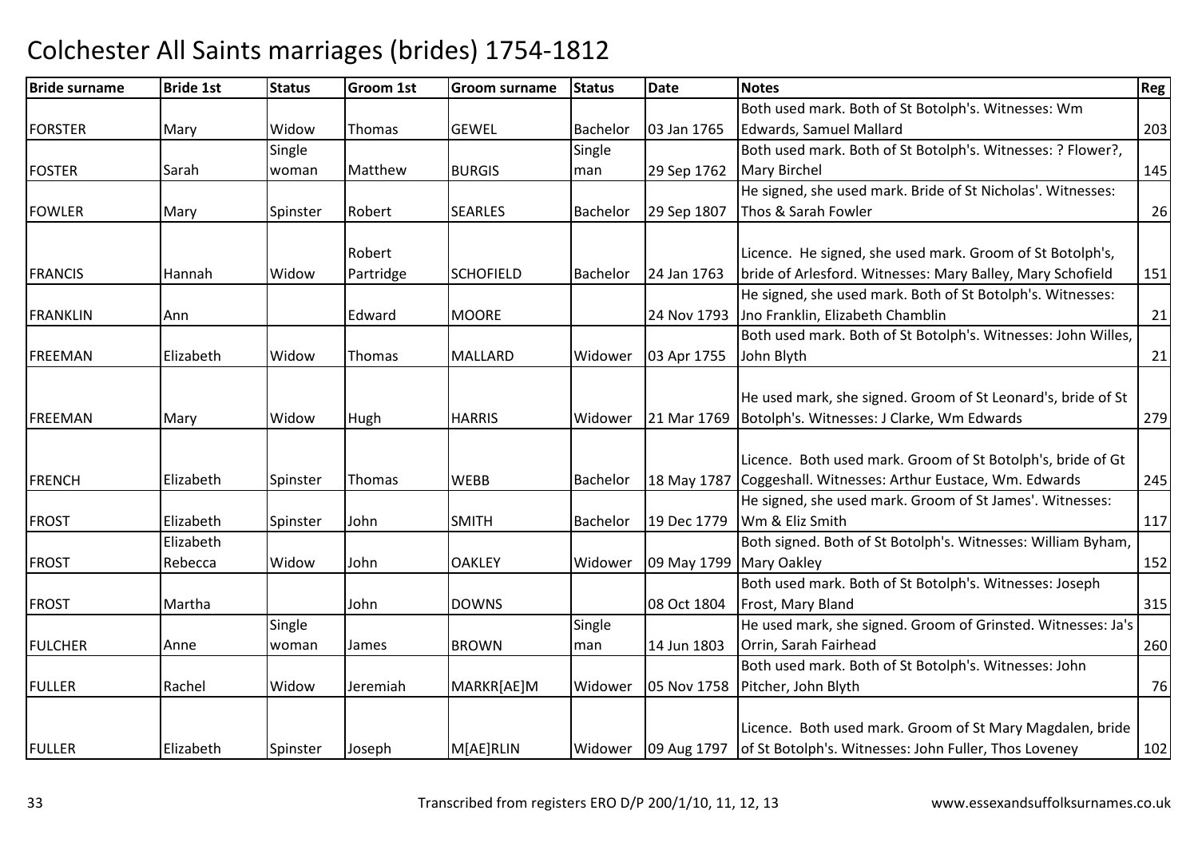# Colchester All Saints marriages (brides) 1754-1812

| Bride surname | Bride 1st | Status | Groom 1st | Groom surname | Status | Date | Notes | Reg |
|---|---|---|---|---|---|---|---|---|
| FORSTER | Mary | Widow | Thomas | GEWEL | Bachelor | 03 Jan 1765 | Both used mark. Both of St Botolph's. Witnesses: Wm Edwards, Samuel Mallard | 203 |
| FOSTER | Sarah | Single woman | Matthew | BURGIS | Single man | 29 Sep 1762 | Both used mark. Both of St Botolph's. Witnesses: ? Flower?, Mary Birchel | 145 |
| FOWLER | Mary | Spinster | Robert | SEARLES | Bachelor | 29 Sep 1807 | He signed, she used mark. Bride of St Nicholas'. Witnesses: Thos & Sarah Fowler | 26 |
| FRANCIS | Hannah | Widow | Robert Partridge | SCHOFIELD | Bachelor | 24 Jan 1763 | Licence. He signed, she used mark. Groom of St Botolph's, bride of Arlesford. Witnesses: Mary Balley, Mary Schofield | 151 |
| FRANKLIN | Ann | | Edward | MOORE | | 24 Nov 1793 | He signed, she used mark. Both of St Botolph's. Witnesses: Jno Franklin, Elizabeth Chamblin | 21 |
| FREEMAN | Elizabeth | Widow | Thomas | MALLARD | Widower | 03 Apr 1755 | Both used mark. Both of St Botolph's. Witnesses: John Willes, John Blyth | 21 |
| FREEMAN | Mary | Widow | Hugh | HARRIS | Widower | 21 Mar 1769 | He used mark, she signed. Groom of St Leonard's, bride of St Botolph's. Witnesses: J Clarke, Wm Edwards | 279 |
| FRENCH | Elizabeth | Spinster | Thomas | WEBB | Bachelor | 18 May 1787 | Licence. Both used mark. Groom of St Botolph's, bride of Gt Coggeshall. Witnesses: Arthur Eustace, Wm. Edwards | 245 |
| FROST | Elizabeth | Spinster | John | SMITH | Bachelor | 19 Dec 1779 | He signed, she used mark. Groom of St James'. Witnesses: Wm & Eliz Smith | 117 |
| FROST | Elizabeth Rebecca | Widow | John | OAKLEY | Widower | 09 May 1799 | Both signed. Both of St Botolph's. Witnesses: William Byham, Mary Oakley | 152 |
| FROST | Martha | | John | DOWNS | | 08 Oct 1804 | Both used mark. Both of St Botolph's. Witnesses: Joseph Frost, Mary Bland | 315 |
| FULCHER | Anne | Single woman | James | BROWN | Single man | 14 Jun 1803 | He used mark, she signed. Groom of Grinsted. Witnesses: Ja's Orrin, Sarah Fairhead | 260 |
| FULLER | Rachel | Widow | Jeremiah | MARKR[AE]M | Widower | 05 Nov 1758 | Both used mark. Both of St Botolph's. Witnesses: John Pitcher, John Blyth | 76 |
| FULLER | Elizabeth | Spinster | Joseph | M[AE]RLIN | Widower | 09 Aug 1797 | Licence. Both used mark. Groom of St Mary Magdalen, bride of St Botolph's. Witnesses: John Fuller, Thos Loveney | 102 |

Transcribed from registers ERO D/P 200/1/10, 11, 12, 13 www.essexandsuffolksurnames.co.uk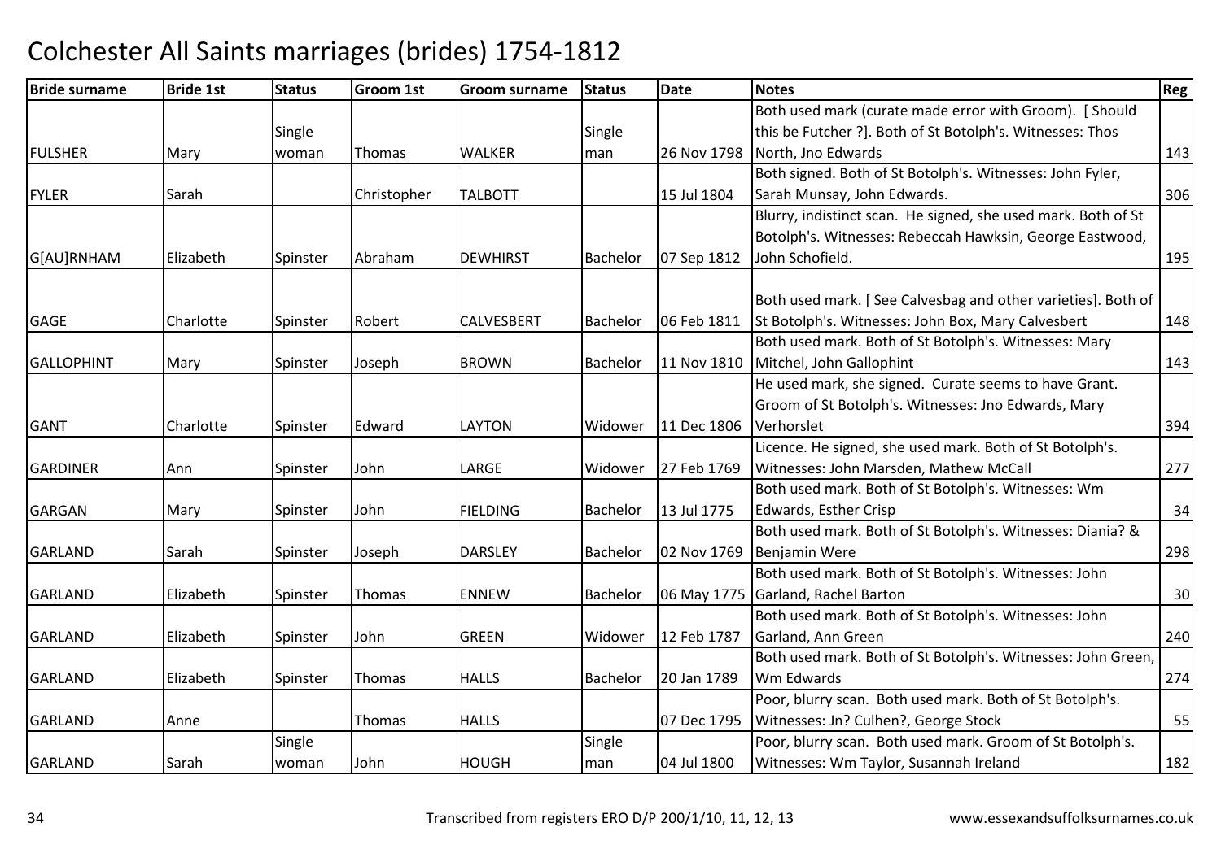# Colchester All Saints marriages (brides) 1754-1812

| Bride surname | Bride 1st | Status | Groom 1st | Groom surname | Status | Date | Notes | Reg |
|---|---|---|---|---|---|---|---|---|
| FULSHER | Mary | Single woman | Thomas | WALKER | Single man | 26 Nov 1798 | Both used mark (curate made error with Groom). [ Should this be Futcher ?]. Both of St Botolph's. Witnesses: Thos North, Jno Edwards | 143 |
| FYLER | Sarah | | Christopher | TALBOTT | | 15 Jul 1804 | Both signed. Both of St Botolph's. Witnesses: John Fyler, Sarah Munsay, John Edwards. | 306 |
| G[AU]RNHAM | Elizabeth | Spinster | Abraham | DEWHIRST | Bachelor | 07 Sep 1812 | Blurry, indistinct scan. He signed, she used mark. Both of St Botolph's. Witnesses: Rebeccah Hawksin, George Eastwood, John Schofield. | 195 |
| GAGE | Charlotte | Spinster | Robert | CALVESBERT | Bachelor | 06 Feb 1811 | Both used mark. [ See Calvesbag and other varieties]. Both of St Botolph's. Witnesses: John Box, Mary Calvesbert | 148 |
| GALLOPHINT | Mary | Spinster | Joseph | BROWN | Bachelor | 11 Nov 1810 | Both used mark. Both of St Botolph's. Witnesses: Mary Mitchel, John Gallophint | 143 |
| GANT | Charlotte | Spinster | Edward | LAYTON | Widower | 11 Dec 1806 | He used mark, she signed. Curate seems to have Grant. Groom of St Botolph's. Witnesses: Jno Edwards, Mary Verhorslet | 394 |
| GARDINER | Ann | Spinster | John | LARGE | Widower | 27 Feb 1769 | Licence. He signed, she used mark. Both of St Botolph's. Witnesses: John Marsden, Mathew McCall | 277 |
| GARGAN | Mary | Spinster | John | FIELDING | Bachelor | 13 Jul 1775 | Both used mark. Both of St Botolph's. Witnesses: Wm Edwards, Esther Crisp | 34 |
| GARLAND | Sarah | Spinster | Joseph | DARSLEY | Bachelor | 02 Nov 1769 | Both used mark. Both of St Botolph's. Witnesses: Diania? & Benjamin Were | 298 |
| GARLAND | Elizabeth | Spinster | Thomas | ENNEW | Bachelor | 06 May 1775 | Both used mark. Both of St Botolph's. Witnesses: John Garland, Rachel Barton | 30 |
| GARLAND | Elizabeth | Spinster | John | GREEN | Widower | 12 Feb 1787 | Both used mark. Both of St Botolph's. Witnesses: John Garland, Ann Green | 240 |
| GARLAND | Elizabeth | Spinster | Thomas | HALLS | Bachelor | 20 Jan 1789 | Both used mark. Both of St Botolph's. Witnesses: John Green, Wm Edwards | 274 |
| GARLAND | Anne | | Thomas | HALLS | | 07 Dec 1795 | Poor, blurry scan. Both used mark. Both of St Botolph's. Witnesses: Jn? Culhen?, George Stock | 55 |
| GARLAND | Sarah | Single woman | John | HOUGH | Single man | 04 Jul 1800 | Poor, blurry scan. Both used mark. Groom of St Botolph's. Witnesses: Wm Taylor, Susannah Ireland | 182 |

Transcribed from registers ERO D/P 200/1/10, 11, 12, 13

www.essexandsuffolksurnames.co.uk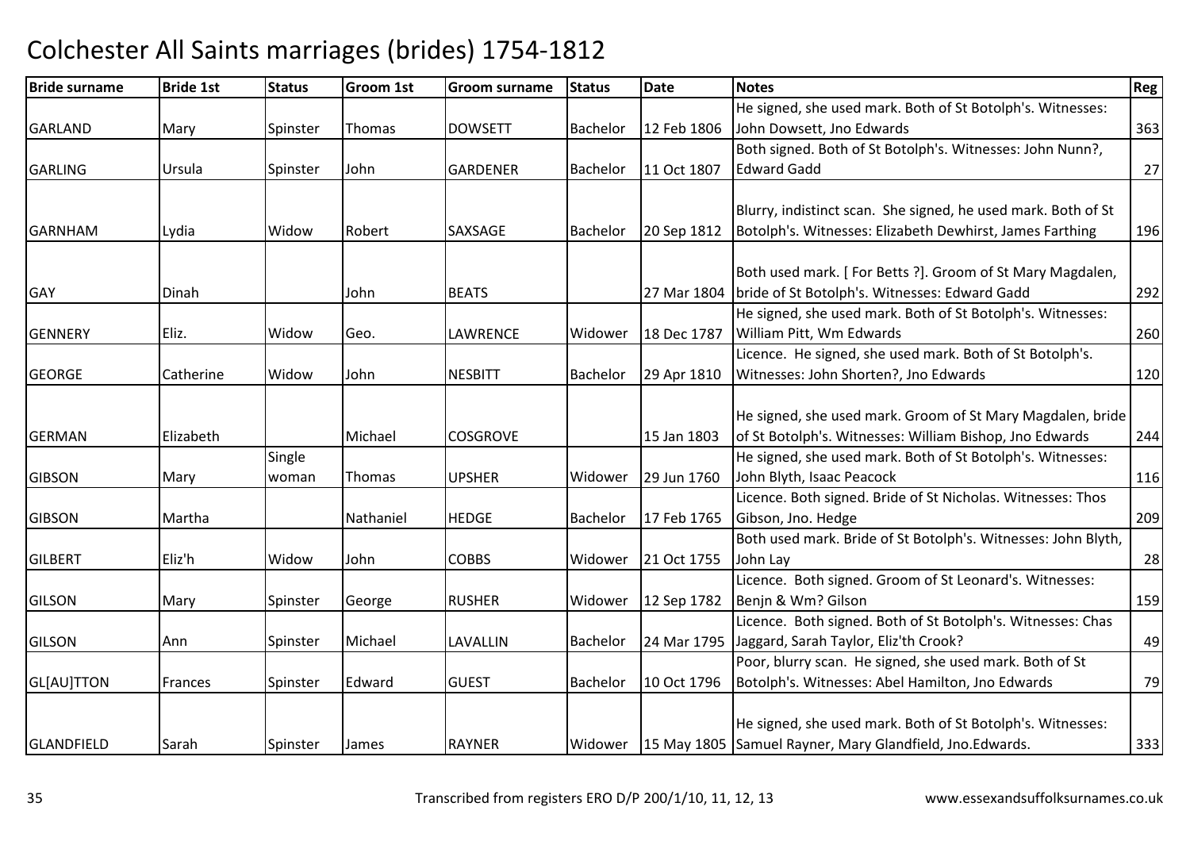# Colchester All Saints marriages (brides) 1754-1812

| Bride surname | Bride 1st | Status | Groom 1st | Groom surname | Status | Date | Notes | Reg |
|---|---|---|---|---|---|---|---|---|
| GARLAND | Mary | Spinster | Thomas | DOWSETT | Bachelor | 12 Feb 1806 | He signed, she used mark. Both of St Botolph's. Witnesses: John Dowsett, Jno Edwards | 363 |
| GARLING | Ursula | Spinster | John | GARDENER | Bachelor | 11 Oct 1807 | Both signed. Both of St Botolph's. Witnesses: John Nunn?, Edward Gadd | 27 |
| GARNHAM | Lydia | Widow | Robert | SAXSAGE | Bachelor | 20 Sep 1812 | Blurry, indistinct scan. She signed, he used mark. Both of St Botolph's. Witnesses: Elizabeth Dewhirst, James Farthing | 196 |
| GAY | Dinah | | John | BEATS | | 27 Mar 1804 | Both used mark. [ For Betts ?]. Groom of St Mary Magdalen, bride of St Botolph's. Witnesses: Edward Gadd | 292 |
| GENNERY | Eliz. | Widow | Geo. | LAWRENCE | Widower | 18 Dec 1787 | He signed, she used mark. Both of St Botolph's. Witnesses: William Pitt, Wm Edwards | 260 |
| GEORGE | Catherine | Widow | John | NESBITT | Bachelor | 29 Apr 1810 | Licence. He signed, she used mark. Both of St Botolph's. Witnesses: John Shorten?, Jno Edwards | 120 |
| GERMAN | Elizabeth | | Michael | COSGROVE | | 15 Jan 1803 | He signed, she used mark. Groom of St Mary Magdalen, bride of St Botolph's. Witnesses: William Bishop, Jno Edwards | 244 |
| GIBSON | Mary | Single woman | Thomas | UPSHER | Widower | 29 Jun 1760 | He signed, she used mark. Both of St Botolph's. Witnesses: John Blyth, Isaac Peacock | 116 |
| GIBSON | Martha | | Nathaniel | HEDGE | Bachelor | 17 Feb 1765 | Licence. Both signed. Bride of St Nicholas. Witnesses: Thos Gibson, Jno. Hedge | 209 |
| GILBERT | Eliz'h | Widow | John | COBBS | Widower | 21 Oct 1755 | Both used mark. Bride of St Botolph's. Witnesses: John Blyth, John Lay | 28 |
| GILSON | Mary | Spinster | George | RUSHER | Widower | 12 Sep 1782 | Licence. Both signed. Groom of St Leonard's. Witnesses: Benjn & Wm? Gilson | 159 |
| GILSON | Ann | Spinster | Michael | LAVALLIN | Bachelor | 24 Mar 1795 | Licence. Both signed. Both of St Botolph's. Witnesses: Chas Jaggard, Sarah Taylor, Eliz'th Crook? | 49 |
| GL[AU]TTON | Frances | Spinster | Edward | GUEST | Bachelor | 10 Oct 1796 | Poor, blurry scan. He signed, she used mark. Both of St Botolph's. Witnesses: Abel Hamilton, Jno Edwards | 79 |
| GLANDFIELD | Sarah | Spinster | James | RAYNER | Widower | 15 May 1805 | He signed, she used mark. Both of St Botolph's. Witnesses: Samuel Rayner, Mary Glandfield, Jno.Edwards. | 333 |

Transcribed from registers ERO D/P 200/1/10, 11, 12, 13 www.essexandsuffolksurnames.co.uk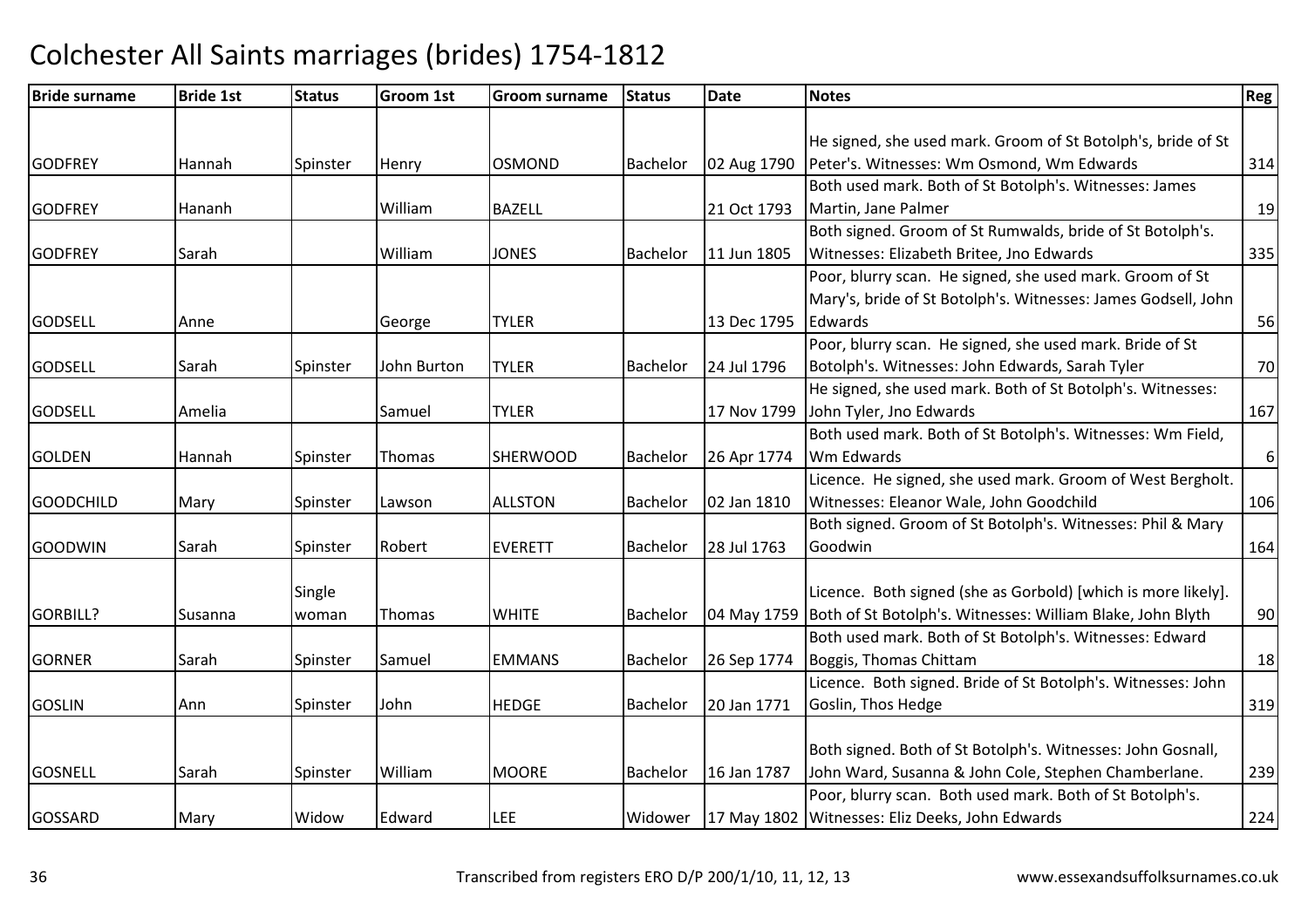# Colchester All Saints marriages (brides) 1754-1812

| Bride surname | Bride 1st | Status | Groom 1st | Groom surname | Status | Date | Notes | Reg |
|---|---|---|---|---|---|---|---|---|
| GODFREY | Hannah | Spinster | Henry | OSMOND | Bachelor | 02 Aug 1790 | He signed, she used mark. Groom of St Botolph's, bride of St Peter's. Witnesses: Wm Osmond, Wm Edwards | 314 |
| GODFREY | Hananh | | William | BAZELL | | 21 Oct 1793 | Both used mark. Both of St Botolph's. Witnesses: James Martin, Jane Palmer | 19 |
| GODFREY | Sarah | | William | JONES | Bachelor | 11 Jun 1805 | Both signed. Groom of St Rumwalds, bride of St Botolph's. Witnesses: Elizabeth Britee, Jno Edwards | 335 |
| GODSELL | Anne | | George | TYLER | | 13 Dec 1795 | Poor, blurry scan. He signed, she used mark. Groom of St Mary's, bride of St Botolph's. Witnesses: James Godsell, John Edwards | 56 |
| GODSELL | Sarah | Spinster | John Burton | TYLER | Bachelor | 24 Jul 1796 | Poor, blurry scan. He signed, she used mark. Bride of St Botolph's. Witnesses: John Edwards, Sarah Tyler | 70 |
| GODSELL | Amelia | | Samuel | TYLER | | 17 Nov 1799 | He signed, she used mark. Both of St Botolph's. Witnesses: John Tyler, Jno Edwards | 167 |
| GOLDEN | Hannah | Spinster | Thomas | SHERWOOD | Bachelor | 26 Apr 1774 | Both used mark. Both of St Botolph's. Witnesses: Wm Field, Wm Edwards | 6 |
| GOODCHILD | Mary | Spinster | Lawson | ALLSTON | Bachelor | 02 Jan 1810 | Licence. He signed, she used mark. Groom of West Bergholt. Witnesses: Eleanor Wale, John Goodchild | 106 |
| GOODWIN | Sarah | Spinster | Robert | EVERETT | Bachelor | 28 Jul 1763 | Both signed. Groom of St Botolph's. Witnesses: Phil & Mary Goodwin | 164 |
| GORBILL? | Susanna | Single woman | Thomas | WHITE | Bachelor | 04 May 1759 | Licence. Both signed (she as Gorbold) [which is more likely]. Both of St Botolph's. Witnesses: William Blake, John Blyth | 90 |
| GORNER | Sarah | Spinster | Samuel | EMMANS | Bachelor | 26 Sep 1774 | Both used mark. Both of St Botolph's. Witnesses: Edward Boggis, Thomas Chittam | 18 |
| GOSLIN | Ann | Spinster | John | HEDGE | Bachelor | 20 Jan 1771 | Licence. Both signed. Bride of St Botolph's. Witnesses: John Goslin, Thos Hedge | 319 |
| GOSNELL | Sarah | Spinster | William | MOORE | Bachelor | 16 Jan 1787 | Both signed. Both of St Botolph's. Witnesses: John Gosnall, John Ward, Susanna & John Cole, Stephen Chamberlane. | 239 |
| GOSSARD | Mary | Widow | Edward | LEE | Widower | 17 May 1802 | Poor, blurry scan. Both used mark. Both of St Botolph's. Witnesses: Eliz Deeks, John Edwards | 224 |

Transcribed from registers ERO D/P 200/1/10, 11, 12, 13

www.essexandsuffolksurnames.co.uk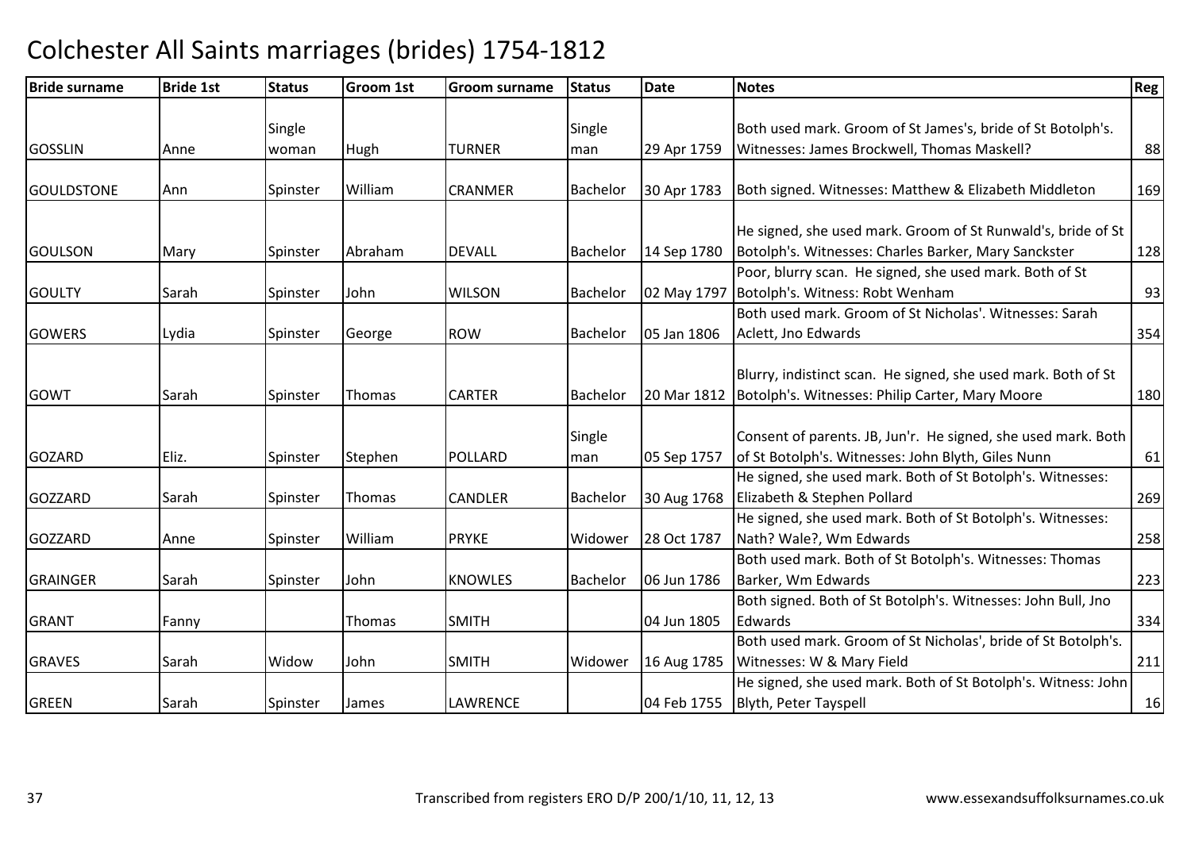# Colchester All Saints marriages (brides) 1754-1812

| Bride surname | Bride 1st | Status | Groom 1st | Groom surname | Status | Date | Notes | Reg |
|---|---|---|---|---|---|---|---|---|
| GOSSLIN | Anne | Single woman | Hugh | TURNER | Single man | 29 Apr 1759 | Both used mark. Groom of St James's, bride of St Botolph's. Witnesses: James Brockwell, Thomas Maskell? | 88 |
| GOULDSTONE | Ann | Spinster | William | CRANMER | Bachelor | 30 Apr 1783 | Both signed. Witnesses: Matthew & Elizabeth Middleton | 169 |
| GOULSON | Mary | Spinster | Abraham | DEVALL | Bachelor | 14 Sep 1780 | He signed, she used mark. Groom of St Runwald's, bride of St Botolph's. Witnesses: Charles Barker, Mary Sanckster | 128 |
| GOULTY | Sarah | Spinster | John | WILSON | Bachelor | 02 May 1797 | Poor, blurry scan. He signed, she used mark. Both of St Botolph's. Witness: Robt Wenham | 93 |
| GOWERS | Lydia | Spinster | George | ROW | Bachelor | 05 Jan 1806 | Both used mark. Groom of St Nicholas'. Witnesses: Sarah Aclett, Jno Edwards | 354 |
| GOWT | Sarah | Spinster | Thomas | CARTER | Bachelor | 20 Mar 1812 | Blurry, indistinct scan. He signed, she used mark. Both of St Botolph's. Witnesses: Philip Carter, Mary Moore | 180 |
| GOZARD | Eliz. | Spinster | Stephen | POLLARD | Single man | 05 Sep 1757 | Consent of parents. JB, Jun'r. He signed, she used mark. Both of St Botolph's. Witnesses: John Blyth, Giles Nunn | 61 |
| GOZZARD | Sarah | Spinster | Thomas | CANDLER | Bachelor | 30 Aug 1768 | He signed, she used mark. Both of St Botolph's. Witnesses: Elizabeth & Stephen Pollard | 269 |
| GOZZARD | Anne | Spinster | William | PRYKE | Widower | 28 Oct 1787 | He signed, she used mark. Both of St Botolph's. Witnesses: Nath? Wale?, Wm Edwards | 258 |
| GRAINGER | Sarah | Spinster | John | KNOWLES | Bachelor | 06 Jun 1786 | Both used mark. Both of St Botolph's. Witnesses: Thomas Barker, Wm Edwards | 223 |
| GRANT | Fanny | | Thomas | SMITH | | 04 Jun 1805 | Both signed. Both of St Botolph's. Witnesses: John Bull, Jno Edwards | 334 |
| GRAVES | Sarah | Widow | John | SMITH | Widower | 16 Aug 1785 | Both used mark. Groom of St Nicholas', bride of St Botolph's. Witnesses: W & Mary Field | 211 |
| GREEN | Sarah | Spinster | James | LAWRENCE | | 04 Feb 1755 | He signed, she used mark. Both of St Botolph's. Witness: John Blyth, Peter Tayspell | 16 |

Transcribed from registers ERO D/P 200/1/10, 11, 12, 13 www.essexandsuffolksurnames.co.uk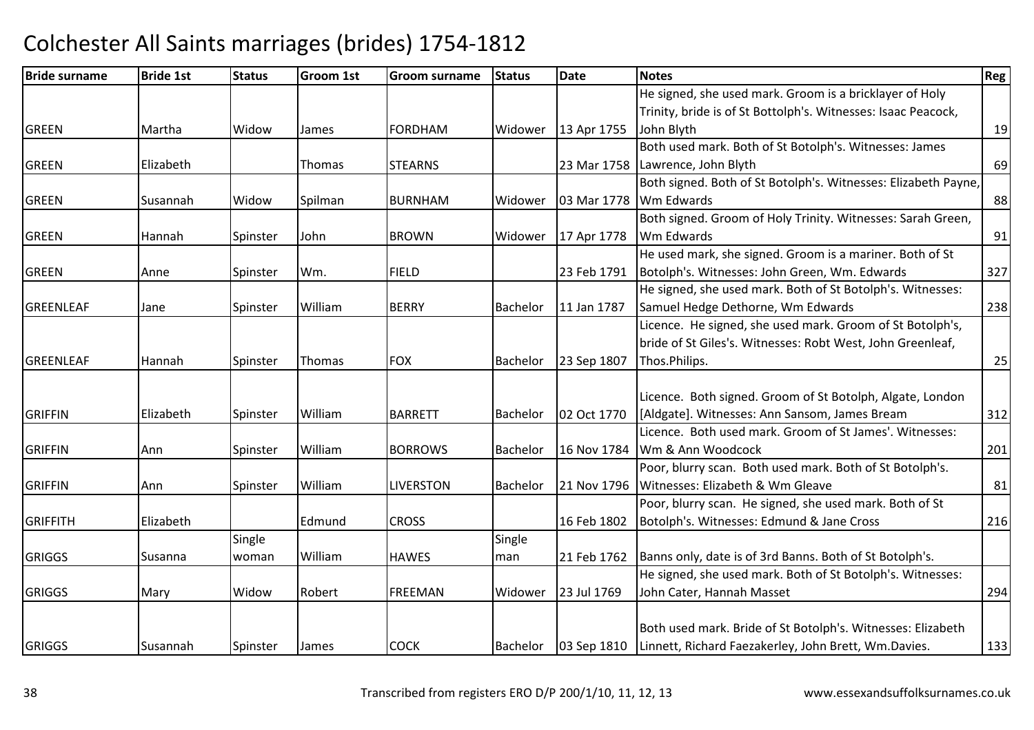# Colchester All Saints marriages (brides) 1754-1812

| Bride surname | Bride 1st | Status | Groom 1st | Groom surname | Status | Date | Notes | Reg |
|---|---|---|---|---|---|---|---|---|
| GREEN | Martha | Widow | James | FORDHAM | Widower | 13 Apr 1755 | He signed, she used mark. Groom is a bricklayer of Holy Trinity, bride is of St Bottolph's. Witnesses: Isaac Peacock, John Blyth | 19 |
| GREEN | Elizabeth | | Thomas | STEARNS | | 23 Mar 1758 | Both used mark. Both of St Botolph's. Witnesses: James Lawrence, John Blyth | 69 |
| GREEN | Susannah | Widow | Spilman | BURNHAM | Widower | 03 Mar 1778 | Both signed. Both of St Botolph's. Witnesses: Elizabeth Payne, Wm Edwards | 88 |
| GREEN | Hannah | Spinster | John | BROWN | Widower | 17 Apr 1778 | Both signed. Groom of Holy Trinity. Witnesses: Sarah Green, Wm Edwards | 91 |
| GREEN | Anne | Spinster | Wm. | FIELD | | 23 Feb 1791 | He used mark, she signed. Groom is a mariner. Both of St Botolph's. Witnesses: John Green, Wm. Edwards | 327 |
| GREENLEAF | Jane | Spinster | William | BERRY | Bachelor | 11 Jan 1787 | He signed, she used mark. Both of St Botolph's. Witnesses: Samuel Hedge Dethorne, Wm Edwards | 238 |
| GREENLEAF | Hannah | Spinster | Thomas | FOX | Bachelor | 23 Sep 1807 | Licence. He signed, she used mark. Groom of St Botolph's, bride of St Giles's. Witnesses: Robt West, John Greenleaf, Thos.Philips. | 25 |
| GRIFFIN | Elizabeth | Spinster | William | BARRETT | Bachelor | 02 Oct 1770 | Licence. Both signed. Groom of St Botolph, Algate, London [Aldgate]. Witnesses: Ann Sansom, James Bream | 312 |
| GRIFFIN | Ann | Spinster | William | BORROWS | Bachelor | 16 Nov 1784 | Licence. Both used mark. Groom of St James'. Witnesses: Wm & Ann Woodcock | 201 |
| GRIFFIN | Ann | Spinster | William | LIVERSTON | Bachelor | 21 Nov 1796 | Poor, blurry scan. Both used mark. Both of St Botolph's. Witnesses: Elizabeth & Wm Gleave | 81 |
| GRIFFITH | Elizabeth | | Edmund | CROSS | | 16 Feb 1802 | Poor, blurry scan. He signed, she used mark. Both of St Botolph's. Witnesses: Edmund & Jane Cross | 216 |
| GRIGGS | Susanna | Single woman | William | HAWES | Single man | 21 Feb 1762 | Banns only, date is of 3rd Banns. Both of St Botolph's. | |
| GRIGGS | Mary | Widow | Robert | FREEMAN | Widower | 23 Jul 1769 | He signed, she used mark. Both of St Botolph's. Witnesses: John Cater, Hannah Masset | 294 |
| GRIGGS | Susannah | Spinster | James | COCK | Bachelor | 03 Sep 1810 | Both used mark. Bride of St Botolph's. Witnesses: Elizabeth Linnett, Richard Faezakerley, John Brett, Wm.Davies. | 133 |

Transcribed from registers ERO D/P 200/1/10, 11, 12, 13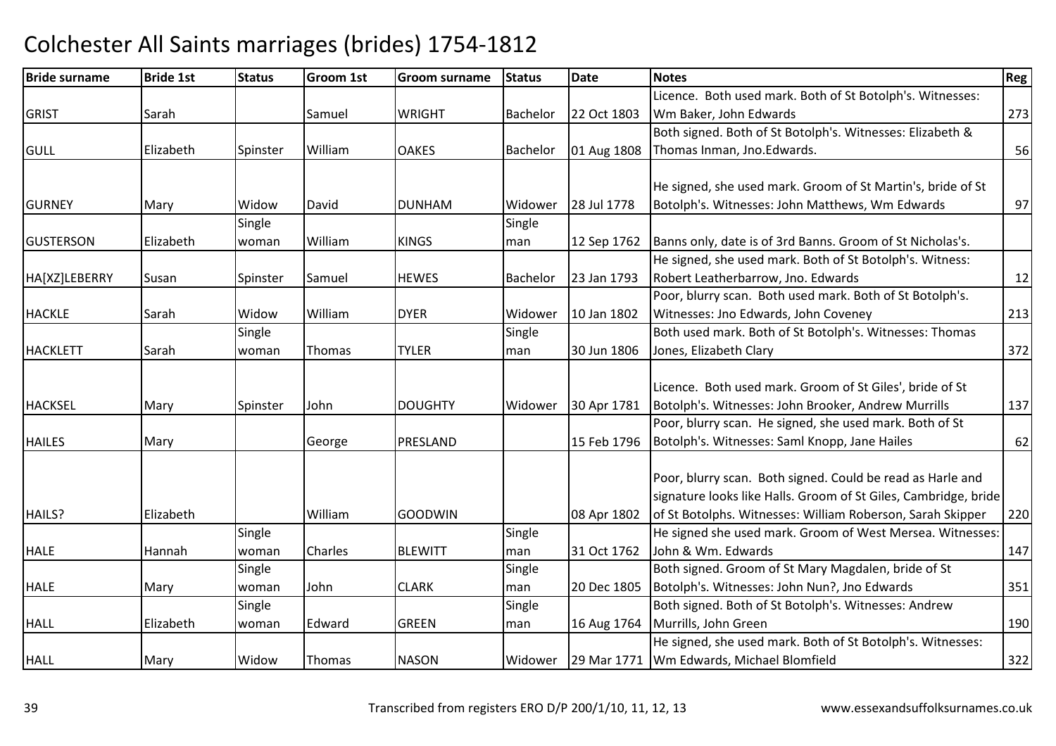# Colchester All Saints marriages (brides) 1754-1812

| Bride surname | Bride 1st | Status | Groom 1st | Groom surname | Status | Date | Notes | Reg |
|---|---|---|---|---|---|---|---|---|
| GRIST | Sarah | | Samuel | WRIGHT | Bachelor | 22 Oct 1803 | Licence. Both used mark. Both of St Botolph's. Witnesses: Wm Baker, John Edwards | 273 |
| GULL | Elizabeth | Spinster | William | OAKES | Bachelor | 01 Aug 1808 | Both signed. Both of St Botolph's. Witnesses: Elizabeth & Thomas Inman, Jno.Edwards. | 56 |
| GURNEY | Mary | Widow | David | DUNHAM | Widower | 28 Jul 1778 | He signed, she used mark. Groom of St Martin's, bride of St Botolph's. Witnesses: John Matthews, Wm Edwards | 97 |
| GUSTERSON | Elizabeth | Single woman | William | KINGS | Single man | 12 Sep 1762 | Banns only, date is of 3rd Banns. Groom of St Nicholas's. | |
| HA[XZ]LEBERRY | Susan | Spinster | Samuel | HEWES | Bachelor | 23 Jan 1793 | He signed, she used mark. Both of St Botolph's. Witness: Robert Leatherbarrow, Jno. Edwards | 12 |
| HACKLE | Sarah | Widow | William | DYER | Widower | 10 Jan 1802 | Poor, blurry scan. Both used mark. Both of St Botolph's. Witnesses: Jno Edwards, John Coveney | 213 |
| HACKLETT | Sarah | Single woman | Thomas | TYLER | Single man | 30 Jun 1806 | Both used mark. Both of St Botolph's. Witnesses: Thomas Jones, Elizabeth Clary | 372 |
| HACKSEL | Mary | Spinster | John | DOUGHTY | Widower | 30 Apr 1781 | Licence. Both used mark. Groom of St Giles', bride of St Botolph's. Witnesses: John Brooker, Andrew Murrills | 137 |
| HAILES | Mary | | George | PRESLAND | | 15 Feb 1796 | Poor, blurry scan. He signed, she used mark. Both of St Botolph's. Witnesses: Saml Knopp, Jane Hailes | 62 |
| HAILS? | Elizabeth | | William | GOODWIN | | 08 Apr 1802 | Poor, blurry scan. Both signed. Could be read as Harle and signature looks like Halls. Groom of St Giles, Cambridge, bride of St Botolphs. Witnesses: William Roberson, Sarah Skipper | 220 |
| HALE | Hannah | Single woman | Charles | BLEWITT | Single man | 31 Oct 1762 | He signed she used mark. Groom of West Mersea. Witnesses: John & Wm. Edwards | 147 |
| HALE | Mary | Single woman | John | CLARK | Single man | 20 Dec 1805 | Both signed. Groom of St Mary Magdalen, bride of St Botolph's. Witnesses: John Nun?, Jno Edwards | 351 |
| HALL | Elizabeth | Single woman | Edward | GREEN | Single man | 16 Aug 1764 | Both signed. Both of St Botolph's. Witnesses: Andrew Murrills, John Green | 190 |
| HALL | Mary | Widow | Thomas | NASON | Widower | 29 Mar 1771 | He signed, she used mark. Both of St Botolph's. Witnesses: Wm Edwards, Michael Blomfield | 322 |

Transcribed from registers ERO D/P 200/1/10, 11, 12, 13 — www.essexandsuffolksurnames.co.uk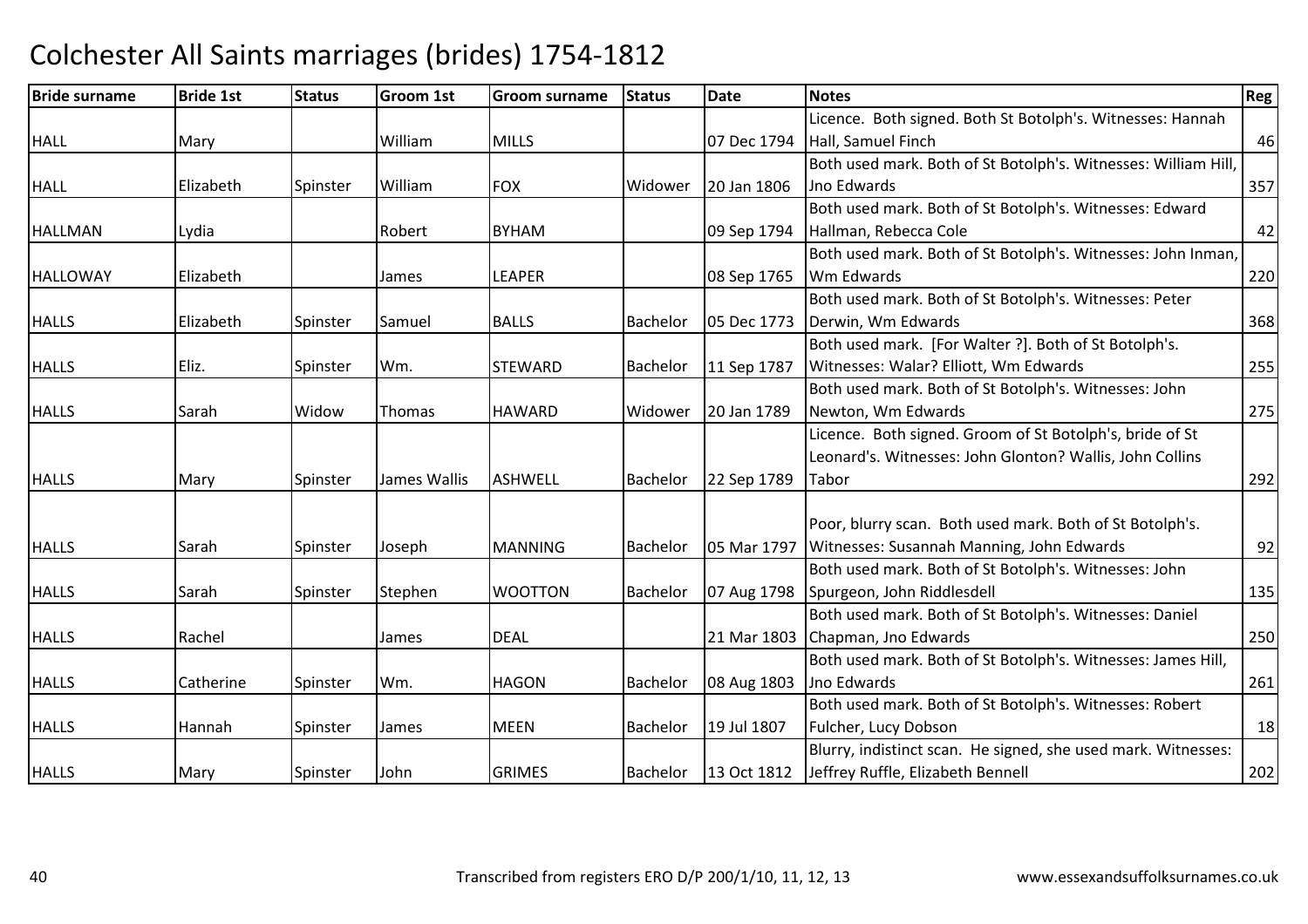# Colchester All Saints marriages (brides) 1754-1812

| Bride surname | Bride 1st | Status | Groom 1st | Groom surname | Status | Date | Notes | Reg |
|---|---|---|---|---|---|---|---|---|
| HALL | Mary | | William | MILLS | | 07 Dec 1794 | Licence. Both signed. Both St Botolph's. Witnesses: Hannah Hall, Samuel Finch | 46 |
| HALL | Elizabeth | Spinster | William | FOX | Widower | 20 Jan 1806 | Both used mark. Both of St Botolph's. Witnesses: William Hill, Jno Edwards | 357 |
| HALLMAN | Lydia | | Robert | BYHAM | | 09 Sep 1794 | Both used mark. Both of St Botolph's. Witnesses: Edward Hallman, Rebecca Cole | 42 |
| HALLOWAY | Elizabeth | | James | LEAPER | | 08 Sep 1765 | Both used mark. Both of St Botolph's. Witnesses: John Inman, Wm Edwards | 220 |
| HALLS | Elizabeth | Spinster | Samuel | BALLS | Bachelor | 05 Dec 1773 | Both used mark. Both of St Botolph's. Witnesses: Peter Derwin, Wm Edwards | 368 |
| HALLS | Eliz. | Spinster | Wm. | STEWARD | Bachelor | 11 Sep 1787 | Both used mark. [For Walter ?]. Both of St Botolph's. Witnesses: Walar? Elliott, Wm Edwards | 255 |
| HALLS | Sarah | Widow | Thomas | HAWARD | Widower | 20 Jan 1789 | Both used mark. Both of St Botolph's. Witnesses: John Newton, Wm Edwards | 275 |
| HALLS | Mary | Spinster | James Wallis | ASHWELL | Bachelor | 22 Sep 1789 | Licence. Both signed. Groom of St Botolph's, bride of St Leonard's. Witnesses: John Glonton? Wallis, John Collins Tabor | 292 |
| HALLS | Sarah | Spinster | Joseph | MANNING | Bachelor | 05 Mar 1797 | Poor, blurry scan. Both used mark. Both of St Botolph's. Witnesses: Susannah Manning, John Edwards | 92 |
| HALLS | Sarah | Spinster | Stephen | WOOTTON | Bachelor | 07 Aug 1798 | Both used mark. Both of St Botolph's. Witnesses: John Spurgeon, John Riddlesdell | 135 |
| HALLS | Rachel | | James | DEAL | | 21 Mar 1803 | Both used mark. Both of St Botolph's. Witnesses: Daniel Chapman, Jno Edwards | 250 |
| HALLS | Catherine | Spinster | Wm. | HAGON | Bachelor | 08 Aug 1803 | Both used mark. Both of St Botolph's. Witnesses: James Hill, Jno Edwards | 261 |
| HALLS | Hannah | Spinster | James | MEEN | Bachelor | 19 Jul 1807 | Both used mark. Both of St Botolph's. Witnesses: Robert Fulcher, Lucy Dobson | 18 |
| HALLS | Mary | Spinster | John | GRIMES | Bachelor | 13 Oct 1812 | Blurry, indistinct scan. He signed, she used mark. Witnesses: Jeffrey Ruffle, Elizabeth Bennell | 202 |

Transcribed from registers ERO D/P 200/1/10, 11, 12, 13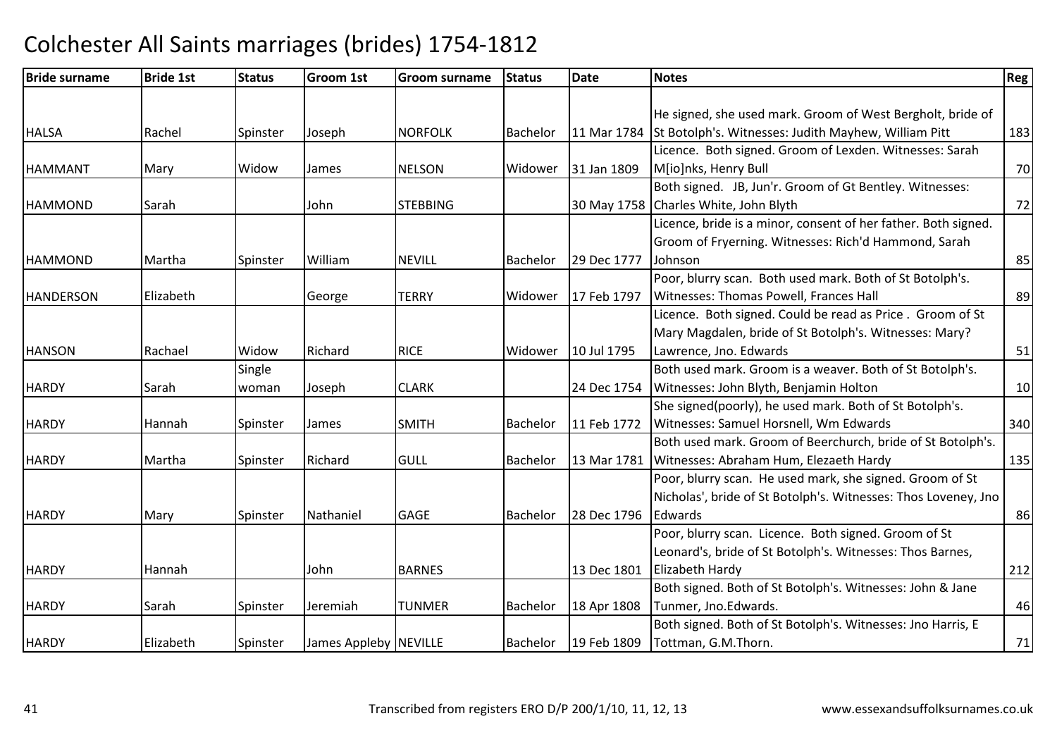# Colchester All Saints marriages (brides) 1754-1812

| Bride surname | Bride 1st | Status | Groom 1st | Groom surname | Status | Date | Notes | Reg |
|---|---|---|---|---|---|---|---|---|
| HALSA | Rachel | Spinster | Joseph | NORFOLK | Bachelor | 11 Mar 1784 | He signed, she used mark. Groom of West Bergholt, bride of St Botolph's. Witnesses: Judith Mayhew, William Pitt | 183 |
| HAMMANT | Mary | Widow | James | NELSON | Widower | 31 Jan 1809 | Licence. Both signed. Groom of Lexden. Witnesses: Sarah M[io]nks, Henry Bull | 70 |
| HAMMOND | Sarah | | John | STEBBING | | 30 May 1758 | Both signed. JB, Jun'r. Groom of Gt Bentley. Witnesses: Charles White, John Blyth | 72 |
| HAMMOND | Martha | Spinster | William | NEVILL | Bachelor | 29 Dec 1777 | Licence, bride is a minor, consent of her father. Both signed. Groom of Fryerning. Witnesses: Rich'd Hammond, Sarah Johnson | 85 |
| HANDERSON | Elizabeth | | George | TERRY | Widower | 17 Feb 1797 | Poor, blurry scan. Both used mark. Both of St Botolph's. Witnesses: Thomas Powell, Frances Hall | 89 |
| HANSON | Rachael | Widow | Richard | RICE | Widower | 10 Jul 1795 | Licence. Both signed. Could be read as Price . Groom of St Mary Magdalen, bride of St Botolph's. Witnesses: Mary? Lawrence, Jno. Edwards | 51 |
| HARDY | Sarah | Single woman | Joseph | CLARK | | 24 Dec 1754 | Both used mark. Groom is a weaver. Both of St Botolph's. Witnesses: John Blyth, Benjamin Holton | 10 |
| HARDY | Hannah | Spinster | James | SMITH | Bachelor | 11 Feb 1772 | She signed(poorly), he used mark. Both of St Botolph's. Witnesses: Samuel Horsnell, Wm Edwards | 340 |
| HARDY | Martha | Spinster | Richard | GULL | Bachelor | 13 Mar 1781 | Both used mark. Groom of Beerchurch, bride of St Botolph's. Witnesses: Abraham Hum, Elezaeth Hardy | 135 |
| HARDY | Mary | Spinster | Nathaniel | GAGE | Bachelor | 28 Dec 1796 | Poor, blurry scan. He used mark, she signed. Groom of St Nicholas', bride of St Botolph's. Witnesses: Thos Loveney, Jno Edwards | 86 |
| HARDY | Hannah | | John | BARNES | | 13 Dec 1801 | Poor, blurry scan. Licence. Both signed. Groom of St Leonard's, bride of St Botolph's. Witnesses: Thos Barnes, Elizabeth Hardy | 212 |
| HARDY | Sarah | Spinster | Jeremiah | TUNMER | Bachelor | 18 Apr 1808 | Both signed. Both of St Botolph's. Witnesses: John & Jane Tunmer, Jno.Edwards. | 46 |
| HARDY | Elizabeth | Spinster | James Appleby | NEVILLE | Bachelor | 19 Feb 1809 | Both signed. Both of St Botolph's. Witnesses: Jno Harris, E Tottman, G.M.Thorn. | 71 |

Transcribed from registers ERO D/P 200/1/10, 11, 12, 13

www.essexandsuffolksurnames.co.uk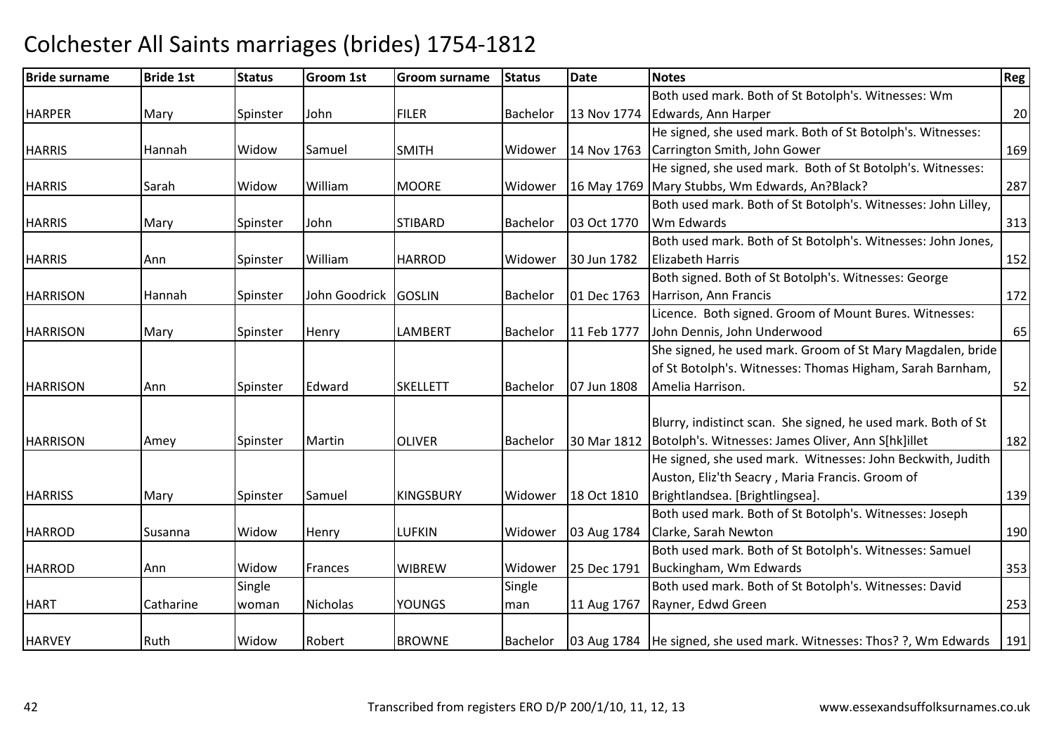# Colchester All Saints marriages (brides) 1754-1812

| Bride surname | Bride 1st | Status | Groom 1st | Groom surname | Status | Date | Notes | Reg |
|---|---|---|---|---|---|---|---|---|
| HARPER | Mary | Spinster | John | FILER | Bachelor | 13 Nov 1774 | Both used mark. Both of St Botolph's. Witnesses: Wm Edwards, Ann Harper | 20 |
| HARRIS | Hannah | Widow | Samuel | SMITH | Widower | 14 Nov 1763 | He signed, she used mark. Both of St Botolph's. Witnesses: Carrington Smith, John Gower | 169 |
| HARRIS | Sarah | Widow | William | MOORE | Widower | 16 May 1769 | He signed, she used mark. Both of St Botolph's. Witnesses: Mary Stubbs, Wm Edwards, An?Black? | 287 |
| HARRIS | Mary | Spinster | John | STIBARD | Bachelor | 03 Oct 1770 | Both used mark. Both of St Botolph's. Witnesses: John Lilley, Wm Edwards | 313 |
| HARRIS | Ann | Spinster | William | HARROD | Widower | 30 Jun 1782 | Both used mark. Both of St Botolph's. Witnesses: John Jones, Elizabeth Harris | 152 |
| HARRISON | Hannah | Spinster | John Goodrick | GOSLIN | Bachelor | 01 Dec 1763 | Both signed. Both of St Botolph's. Witnesses: George Harrison, Ann Francis | 172 |
| HARRISON | Mary | Spinster | Henry | LAMBERT | Bachelor | 11 Feb 1777 | Licence. Both signed. Groom of Mount Bures. Witnesses: John Dennis, John Underwood | 65 |
| HARRISON | Ann | Spinster | Edward | SKELLETT | Bachelor | 07 Jun 1808 | She signed, he used mark. Groom of St Mary Magdalen, bride of St Botolph's. Witnesses: Thomas Higham, Sarah Barnham, Amelia Harrison. | 52 |
| HARRISON | Amey | Spinster | Martin | OLIVER | Bachelor | 30 Mar 1812 | Blurry, indistinct scan. She signed, he used mark. Both of St Botolph's. Witnesses: James Oliver, Ann S[hk]illet | 182 |
| HARRISS | Mary | Spinster | Samuel | KINGSBURY | Widower | 18 Oct 1810 | He signed, she used mark. Witnesses: John Beckwith, Judith Auston, Eliz'th Seacry , Maria Francis. Groom of Brightlandsea. [Brightlingsea]. | 139 |
| HARROD | Susanna | Widow | Henry | LUFKIN | Widower | 03 Aug 1784 | Both used mark. Both of St Botolph's. Witnesses: Joseph Clarke, Sarah Newton | 190 |
| HARROD | Ann | Widow | Frances | WIBREW | Widower | 25 Dec 1791 | Both used mark. Both of St Botolph's. Witnesses: Samuel Buckingham, Wm Edwards | 353 |
| HART | Catharine | Single woman | Nicholas | YOUNGS | Single man | 11 Aug 1767 | Both used mark. Both of St Botolph's. Witnesses: David Rayner, Edwd Green | 253 |
| HARVEY | Ruth | Widow | Robert | BROWNE | Bachelor | 03 Aug 1784 | He signed, she used mark. Witnesses: Thos? ?, Wm Edwards | 191 |

Transcribed from registers ERO D/P 200/1/10, 11, 12, 13 www.essexandsuffolksurnames.co.uk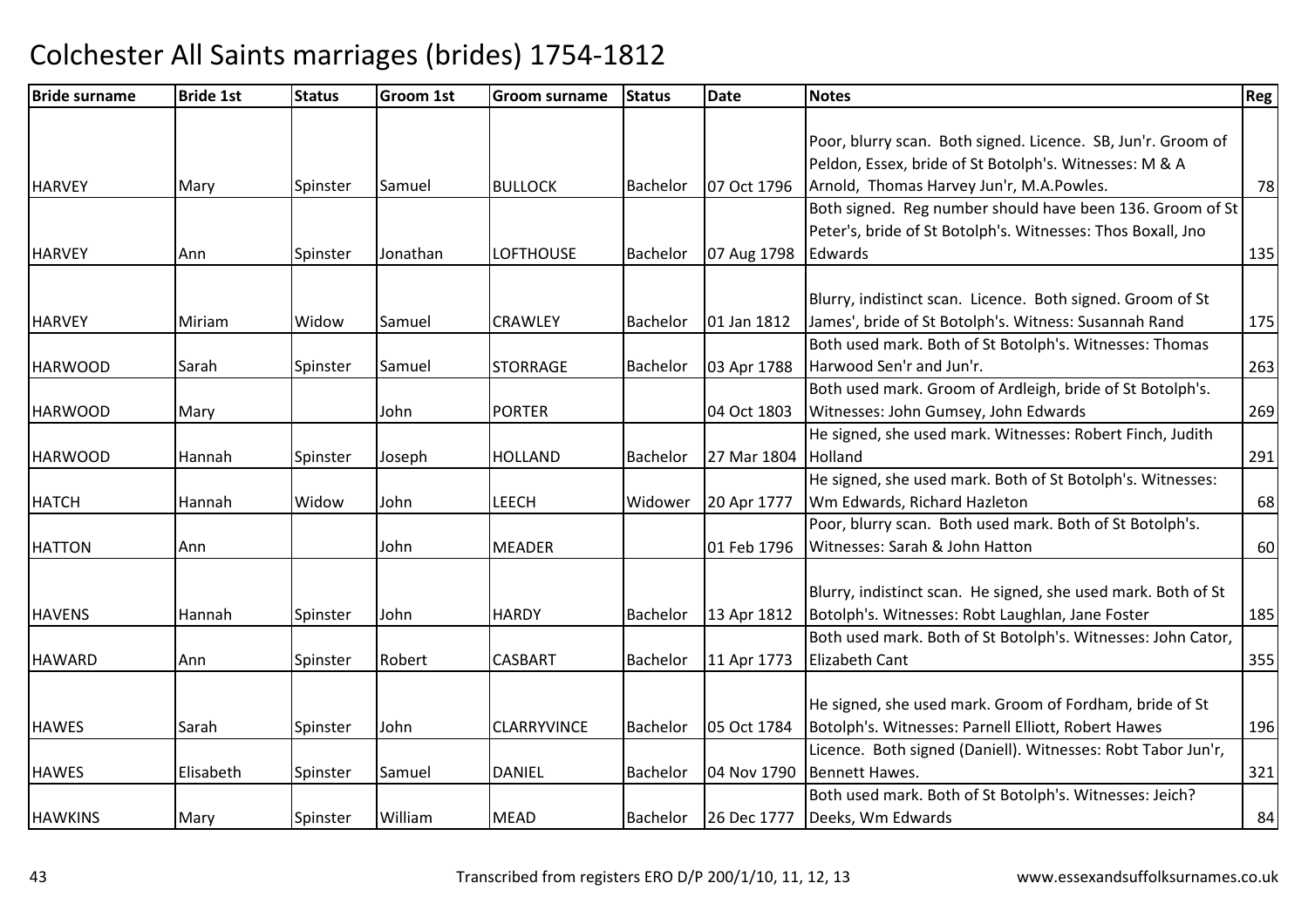# Colchester All Saints marriages (brides) 1754-1812

| Bride surname | Bride 1st | Status | Groom 1st | Groom surname | Status | Date | Notes | Reg |
|---|---|---|---|---|---|---|---|---|
| HARVEY | Mary | Spinster | Samuel | BULLOCK | Bachelor | 07 Oct 1796 | Poor, blurry scan. Both signed. Licence. SB, Jun'r. Groom of Peldon, Essex, bride of St Botolph's. Witnesses: M & A Arnold, Thomas Harvey Jun'r, M.A.Powles. | 78 |
| HARVEY | Ann | Spinster | Jonathan | LOFTHOUSE | Bachelor | 07 Aug 1798 | Both signed. Reg number should have been 136. Groom of St Peter's, bride of St Botolph's. Witnesses: Thos Boxall, Jno Edwards | 135 |
| HARVEY | Miriam | Widow | Samuel | CRAWLEY | Bachelor | 01 Jan 1812 | Blurry, indistinct scan. Licence. Both signed. Groom of St James', bride of St Botolph's. Witness: Susannah Rand | 175 |
| HARWOOD | Sarah | Spinster | Samuel | STORRAGE | Bachelor | 03 Apr 1788 | Both used mark. Both of St Botolph's. Witnesses: Thomas Harwood Sen'r and Jun'r. | 263 |
| HARWOOD | Mary | | John | PORTER | | 04 Oct 1803 | Both used mark. Groom of Ardleigh, bride of St Botolph's. Witnesses: John Gumsey, John Edwards | 269 |
| HARWOOD | Hannah | Spinster | Joseph | HOLLAND | Bachelor | 27 Mar 1804 | He signed, she used mark. Witnesses: Robert Finch, Judith Holland | 291 |
| HATCH | Hannah | Widow | John | LEECH | Widower | 20 Apr 1777 | He signed, she used mark. Both of St Botolph's. Witnesses: Wm Edwards, Richard Hazleton | 68 |
| HATTON | Ann | | John | MEADER | | 01 Feb 1796 | Poor, blurry scan. Both used mark. Both of St Botolph's. Witnesses: Sarah & John Hatton | 60 |
| HAVENS | Hannah | Spinster | John | HARDY | Bachelor | 13 Apr 1812 | Blurry, indistinct scan. He signed, she used mark. Both of St Botolph's. Witnesses: Robt Laughlan, Jane Foster | 185 |
| HAWARD | Ann | Spinster | Robert | CASBART | Bachelor | 11 Apr 1773 | Both used mark. Both of St Botolph's. Witnesses: John Cator, Elizabeth Cant | 355 |
| HAWES | Sarah | Spinster | John | CLARRYVINCE | Bachelor | 05 Oct 1784 | He signed, she used mark. Groom of Fordham, bride of St Botolph's. Witnesses: Parnell Elliott, Robert Hawes | 196 |
| HAWES | Elisabeth | Spinster | Samuel | DANIEL | Bachelor | 04 Nov 1790 | Licence. Both signed (Daniell). Witnesses: Robt Tabor Jun'r, Bennett Hawes. | 321 |
| HAWKINS | Mary | Spinster | William | MEAD | Bachelor | 26 Dec 1777 | Both used mark. Both of St Botolph's. Witnesses: Jeich? Deeks, Wm Edwards | 84 |

Transcribed from registers ERO D/P 200/1/10, 11, 12, 13 www.essexandsuffolksurnames.co.uk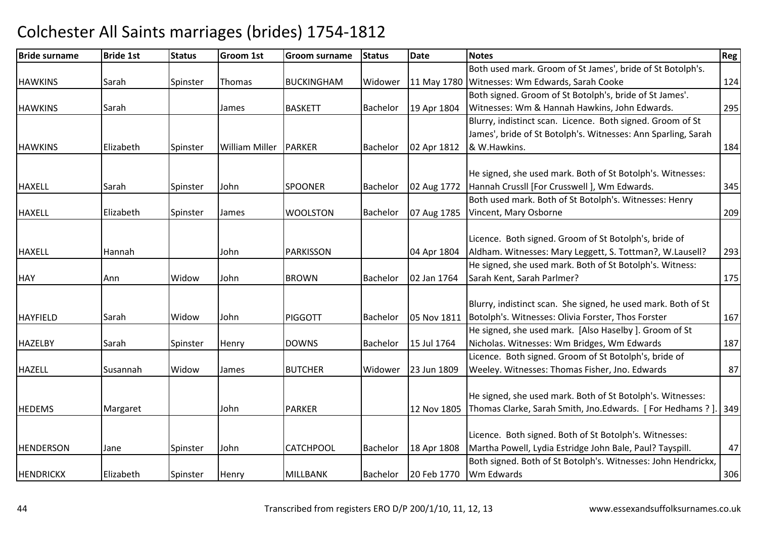# Colchester All Saints marriages (brides) 1754-1812

| Bride surname | Bride 1st | Status | Groom 1st | Groom surname | Status | Date | Notes | Reg |
|---|---|---|---|---|---|---|---|---|
| HAWKINS | Sarah | Spinster | Thomas | BUCKINGHAM | Widower | 11 May 1780 | Both used mark. Groom of St James', bride of St Botolph's. Witnesses: Wm Edwards, Sarah Cooke | 124 |
| HAWKINS | Sarah | | James | BASKETT | Bachelor | 19 Apr 1804 | Both signed. Groom of St Botolph's, bride of St James'. Witnesses: Wm & Hannah Hawkins, John Edwards. | 295 |
| HAWKINS | Elizabeth | Spinster | William Miller | PARKER | Bachelor | 02 Apr 1812 | Blurry, indistinct scan. Licence. Both signed. Groom of St James', bride of St Botolph's. Witnesses: Ann Sparling, Sarah & W.Hawkins. | 184 |
| HAXELL | Sarah | Spinster | John | SPOONER | Bachelor | 02 Aug 1772 | He signed, she used mark. Both of St Botolph's. Witnesses: Hannah Crussll [For Crusswell ], Wm Edwards. | 345 |
| HAXELL | Elizabeth | Spinster | James | WOOLSTON | Bachelor | 07 Aug 1785 | Both used mark. Both of St Botolph's. Witnesses: Henry Vincent, Mary Osborne | 209 |
| HAXELL | Hannah | | John | PARKISSON | | 04 Apr 1804 | Licence. Both signed. Groom of St Botolph's, bride of Aldham. Witnesses: Mary Leggett, S. Tottman?, W.Lausell? | 293 |
| HAY | Ann | Widow | John | BROWN | Bachelor | 02 Jan 1764 | He signed, she used mark. Both of St Botolph's. Witness: Sarah Kent, Sarah Parlmer? | 175 |
| HAYFIELD | Sarah | Widow | John | PIGGOTT | Bachelor | 05 Nov 1811 | Blurry, indistinct scan. She signed, he used mark. Both of St Botolph's. Witnesses: Olivia Forster, Thos Forster | 167 |
| HAZELBY | Sarah | Spinster | Henry | DOWNS | Bachelor | 15 Jul 1764 | He signed, she used mark. [Also Haselby ]. Groom of St Nicholas. Witnesses: Wm Bridges, Wm Edwards | 187 |
| HAZELL | Susannah | Widow | James | BUTCHER | Widower | 23 Jun 1809 | Licence. Both signed. Groom of St Botolph's, bride of Weeley. Witnesses: Thomas Fisher, Jno. Edwards | 87 |
| HEDEMS | Margaret | | John | PARKER | | 12 Nov 1805 | He signed, she used mark. Both of St Botolph's. Witnesses: Thomas Clarke, Sarah Smith, Jno.Edwards. [ For Hedhams ? ]. | 349 |
| HENDERSON | Jane | Spinster | John | CATCHPOOL | Bachelor | 18 Apr 1808 | Licence. Both signed. Both of St Botolph's. Witnesses: Martha Powell, Lydia Estridge John Bale, Paul? Tayspill. | 47 |
| HENDRICKX | Elizabeth | Spinster | Henry | MILLBANK | Bachelor | 20 Feb 1770 | Both signed. Both of St Botolph's. Witnesses: John Hendrickx, Wm Edwards | 306 |

Transcribed from registers ERO D/P 200/1/10, 11, 12, 13 www.essexandsuffolksurnames.co.uk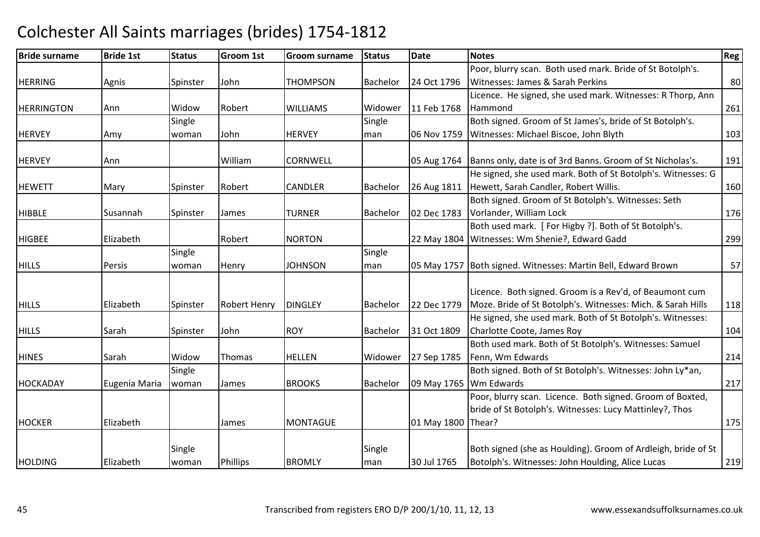# Colchester All Saints marriages (brides) 1754-1812

| Bride surname | Bride 1st | Status | Groom 1st | Groom surname | Status | Date | Notes | Reg |
|---|---|---|---|---|---|---|---|---|
| HERRING | Agnis | Spinster | John | THOMPSON | Bachelor | 24 Oct 1796 | Poor, blurry scan. Both used mark. Bride of St Botolph's. Witnesses: James & Sarah Perkins | 80 |
| HERRINGTON | Ann | Widow | Robert | WILLIAMS | Widower | 11 Feb 1768 | Licence. He signed, she used mark. Witnesses: R Thorp, Ann Hammond | 261 |
| HERVEY | Amy | Single woman | John | HERVEY | Single man | 06 Nov 1759 | Both signed. Groom of St James's, bride of St Botolph's. Witnesses: Michael Biscoe, John Blyth | 103 |
| HERVEY | Ann | | William | CORNWELL | | 05 Aug 1764 | Banns only, date is of 3rd Banns. Groom of St Nicholas's. | 191 |
| HEWETT | Mary | Spinster | Robert | CANDLER | Bachelor | 26 Aug 1811 | He signed, she used mark. Both of St Botolph's. Witnesses: G Hewett, Sarah Candler, Robert Willis. | 160 |
| HIBBLE | Susannah | Spinster | James | TURNER | Bachelor | 02 Dec 1783 | Both signed. Groom of St Botolph's. Witnesses: Seth Vorlander, William Lock | 176 |
| HIGBEE | Elizabeth | | Robert | NORTON | | 22 May 1804 | Both used mark. [ For Higby ?]. Both of St Botolph's. Witnesses: Wm Shenie?, Edward Gadd | 299 |
| HILLS | Persis | Single woman | Henry | JOHNSON | Single man | 05 May 1757 | Both signed. Witnesses: Martin Bell, Edward Brown | 57 |
| HILLS | Elizabeth | Spinster | Robert Henry | DINGLEY | Bachelor | 22 Dec 1779 | Licence. Both signed. Groom is a Rev'd, of Beaumont cum Moze. Bride of St Botolph's. Witnesses: Mich. & Sarah Hills | 118 |
| HILLS | Sarah | Spinster | John | ROY | Bachelor | 31 Oct 1809 | He signed, she used mark. Both of St Botolph's. Witnesses: Charlotte Coote, James Roy | 104 |
| HINES | Sarah | Widow | Thomas | HELLEN | Widower | 27 Sep 1785 | Both used mark. Both of St Botolph's. Witnesses: Samuel Fenn, Wm Edwards | 214 |
| HOCKADAY | Eugenia Maria | Single woman | James | BROOKS | Bachelor | 09 May 1765 | Both signed. Both of St Botolph's. Witnesses: John Ly*an, Wm Edwards | 217 |
| HOCKER | Elizabeth | | James | MONTAGUE | | 01 May 1800 | Poor, blurry scan. Licence. Both signed. Groom of Boxted, bride of St Botolph's. Witnesses: Lucy Mattinley?, Thos Thear? | 175 |
| HOLDING | Elizabeth | Single woman | Phillips | BROMLY | Single man | 30 Jul 1765 | Both signed (she as Houlding). Groom of Ardleigh, bride of St Botolph's. Witnesses: John Houlding, Alice Lucas | 219 |

Transcribed from registers ERO D/P 200/1/10, 11, 12, 13 www.essexandsuffolksurnames.co.uk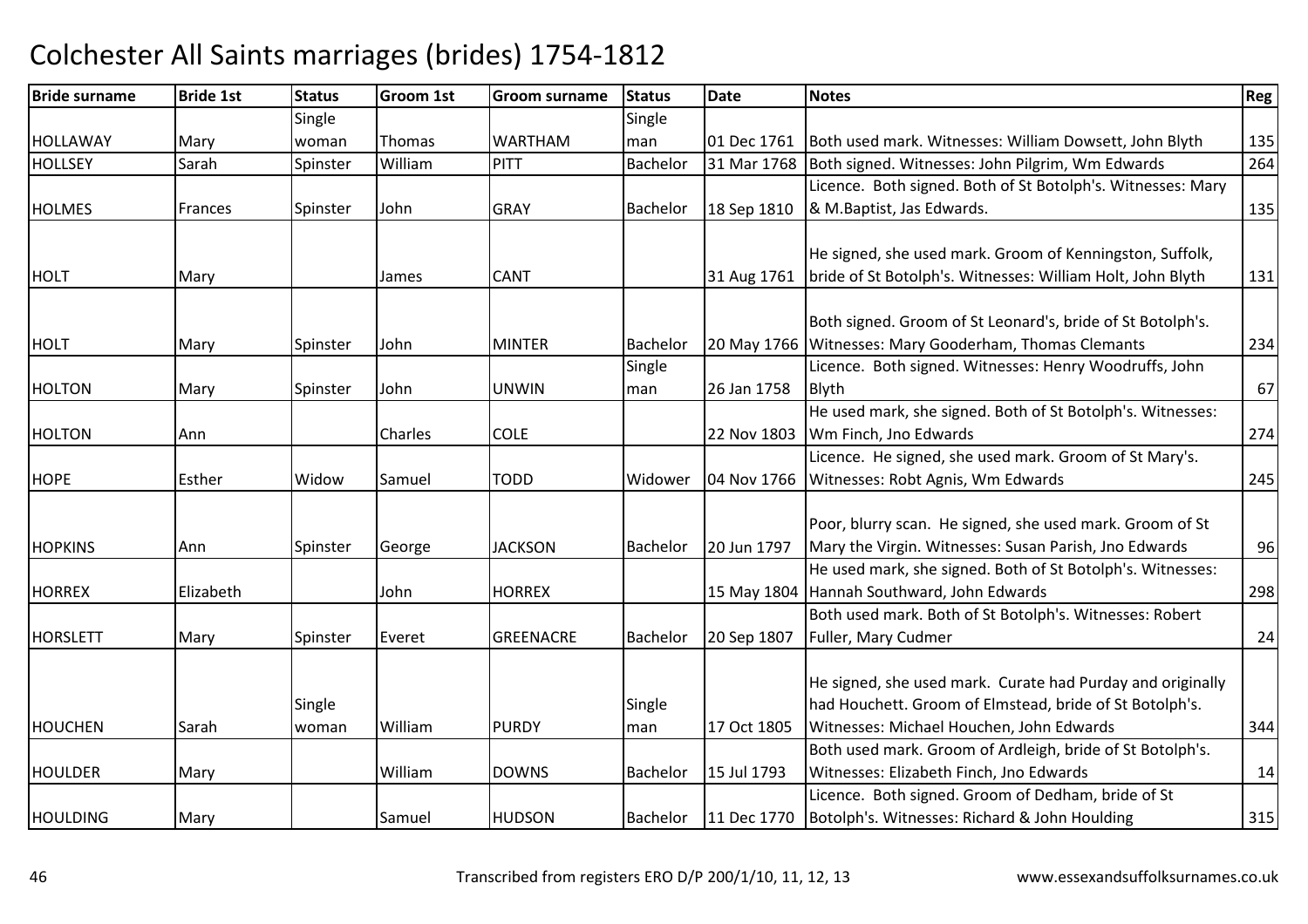# Colchester All Saints marriages (brides) 1754-1812

| Bride surname | Bride 1st | Status | Groom 1st | Groom surname | Status | Date | Notes | Reg |
|---|---|---|---|---|---|---|---|---|
| HOLLAWAY | Mary | Single woman | Thomas | WARTHAM | Single man | 01 Dec 1761 | Both used mark. Witnesses: William Dowsett, John Blyth | 135 |
| HOLLSEY | Sarah | Spinster | William | PITT | Bachelor | 31 Mar 1768 | Both signed. Witnesses: John Pilgrim, Wm Edwards | 264 |
| HOLMES | Frances | Spinster | John | GRAY | Bachelor | 18 Sep 1810 | Licence. Both signed. Both of St Botolph's. Witnesses: Mary & M.Baptist, Jas Edwards. | 135 |
| HOLT | Mary | | James | CANT | | 31 Aug 1761 | He signed, she used mark. Groom of Kenningston, Suffolk, bride of St Botolph's. Witnesses: William Holt, John Blyth | 131 |
| HOLT | Mary | Spinster | John | MINTER | Bachelor | 20 May 1766 | Both signed. Groom of St Leonard's, bride of St Botolph's. Witnesses: Mary Gooderham, Thomas Clemants | 234 |
| HOLTON | Mary | Spinster | John | UNWIN | Single man | 26 Jan 1758 | Licence. Both signed. Witnesses: Henry Woodruffs, John Blyth | 67 |
| HOLTON | Ann | | Charles | COLE | | 22 Nov 1803 | He used mark, she signed. Both of St Botolph's. Witnesses: Wm Finch, Jno Edwards | 274 |
| HOPE | Esther | Widow | Samuel | TODD | Widower | 04 Nov 1766 | Licence. He signed, she used mark. Groom of St Mary's. Witnesses: Robt Agnis, Wm Edwards | 245 |
| HOPKINS | Ann | Spinster | George | JACKSON | Bachelor | 20 Jun 1797 | Poor, blurry scan. He signed, she used mark. Groom of St Mary the Virgin. Witnesses: Susan Parish, Jno Edwards | 96 |
| HORREX | Elizabeth | | John | HORREX | | 15 May 1804 | He used mark, she signed. Both of St Botolph's. Witnesses: Hannah Southward, John Edwards | 298 |
| HORSLETT | Mary | Spinster | Everet | GREENACRE | Bachelor | 20 Sep 1807 | Both used mark. Both of St Botolph's. Witnesses: Robert Fuller, Mary Cudmer | 24 |
| HOUCHEN | Sarah | Single woman | William | PURDY | Single man | 17 Oct 1805 | He signed, she used mark. Curate had Purday and originally had Houchett. Groom of Elmstead, bride of St Botolph's. Witnesses: Michael Houchen, John Edwards | 344 |
| HOULDER | Mary | | William | DOWNS | Bachelor | 15 Jul 1793 | Both used mark. Groom of Ardleigh, bride of St Botolph's. Witnesses: Elizabeth Finch, Jno Edwards | 14 |
| HOULDING | Mary | | Samuel | HUDSON | Bachelor | 11 Dec 1770 | Licence. Both signed. Groom of Dedham, bride of St Botolph's. Witnesses: Richard & John Houlding | 315 |

Transcribed from registers ERO D/P 200/1/10, 11, 12, 13 www.essexandsuffolksurnames.co.uk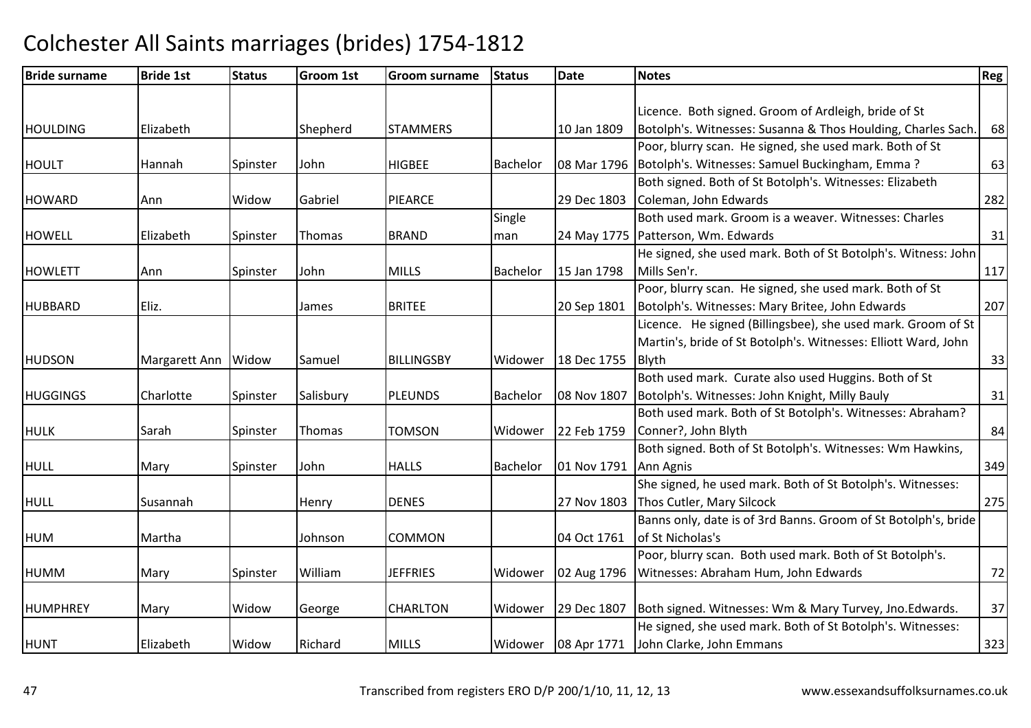# Colchester All Saints marriages (brides) 1754-1812

| Bride surname | Bride 1st | Status | Groom 1st | Groom surname | Status | Date | Notes | Reg |
|---|---|---|---|---|---|---|---|---|
| HOULDING | Elizabeth | | Shepherd | STAMMERS | | 10 Jan 1809 | Licence. Both signed. Groom of Ardleigh, bride of St Botolph's. Witnesses: Susanna & Thos Houlding, Charles Sach. | 68 |
| HOULT | Hannah | Spinster | John | HIGBEE | Bachelor | 08 Mar 1796 | Poor, blurry scan. He signed, she used mark. Both of St Botolph's. Witnesses: Samuel Buckingham, Emma ? | 63 |
| HOWARD | Ann | Widow | Gabriel | PIEARCE | | 29 Dec 1803 | Both signed. Both of St Botolph's. Witnesses: Elizabeth Coleman, John Edwards | 282 |
| HOWELL | Elizabeth | Spinster | Thomas | BRAND | Single man | 24 May 1775 | Both used mark. Groom is a weaver. Witnesses: Charles Patterson, Wm. Edwards | 31 |
| HOWLETT | Ann | Spinster | John | MILLS | Bachelor | 15 Jan 1798 | He signed, she used mark. Both of St Botolph's. Witness: John Mills Sen'r. | 117 |
| HUBBARD | Eliz. | | James | BRITEE | | 20 Sep 1801 | Poor, blurry scan. He signed, she used mark. Both of St Botolph's. Witnesses: Mary Britee, John Edwards | 207 |
| HUDSON | Margarett Ann | Widow | Samuel | BILLINGSBY | Widower | 18 Dec 1755 | Licence. He signed (Billingsbee), she used mark. Groom of St Martin's, bride of St Botolph's. Witnesses: Elliott Ward, John Blyth | 33 |
| HUGGINGS | Charlotte | Spinster | Salisbury | PLEUNDS | Bachelor | 08 Nov 1807 | Both used mark. Curate also used Huggins. Both of St Botolph's. Witnesses: John Knight, Milly Bauly | 31 |
| HULK | Sarah | Spinster | Thomas | TOMSON | Widower | 22 Feb 1759 | Both used mark. Both of St Botolph's. Witnesses: Abraham? Conner?, John Blyth | 84 |
| HULL | Mary | Spinster | John | HALLS | Bachelor | 01 Nov 1791 | Both signed. Both of St Botolph's. Witnesses: Wm Hawkins, Ann Agnis | 349 |
| HULL | Susannah | | Henry | DENES | | 27 Nov 1803 | She signed, he used mark. Both of St Botolph's. Witnesses: Thos Cutler, Mary Silcock | 275 |
| HUM | Martha | | Johnson | COMMON | | 04 Oct 1761 | Banns only, date is of 3rd Banns. Groom of St Botolph's, bride of St Nicholas's | |
| HUMM | Mary | Spinster | William | JEFFRIES | Widower | 02 Aug 1796 | Poor, blurry scan. Both used mark. Both of St Botolph's. Witnesses: Abraham Hum, John Edwards | 72 |
| HUMPHREY | Mary | Widow | George | CHARLTON | Widower | 29 Dec 1807 | Both signed. Witnesses: Wm & Mary Turvey, Jno.Edwards. | 37 |
| HUNT | Elizabeth | Widow | Richard | MILLS | Widower | 08 Apr 1771 | He signed, she used mark. Both of St Botolph's. Witnesses: John Clarke, John Emmans | 323 |

Transcribed from registers ERO D/P 200/1/10, 11, 12, 13 www.essexandsuffolksurnames.co.uk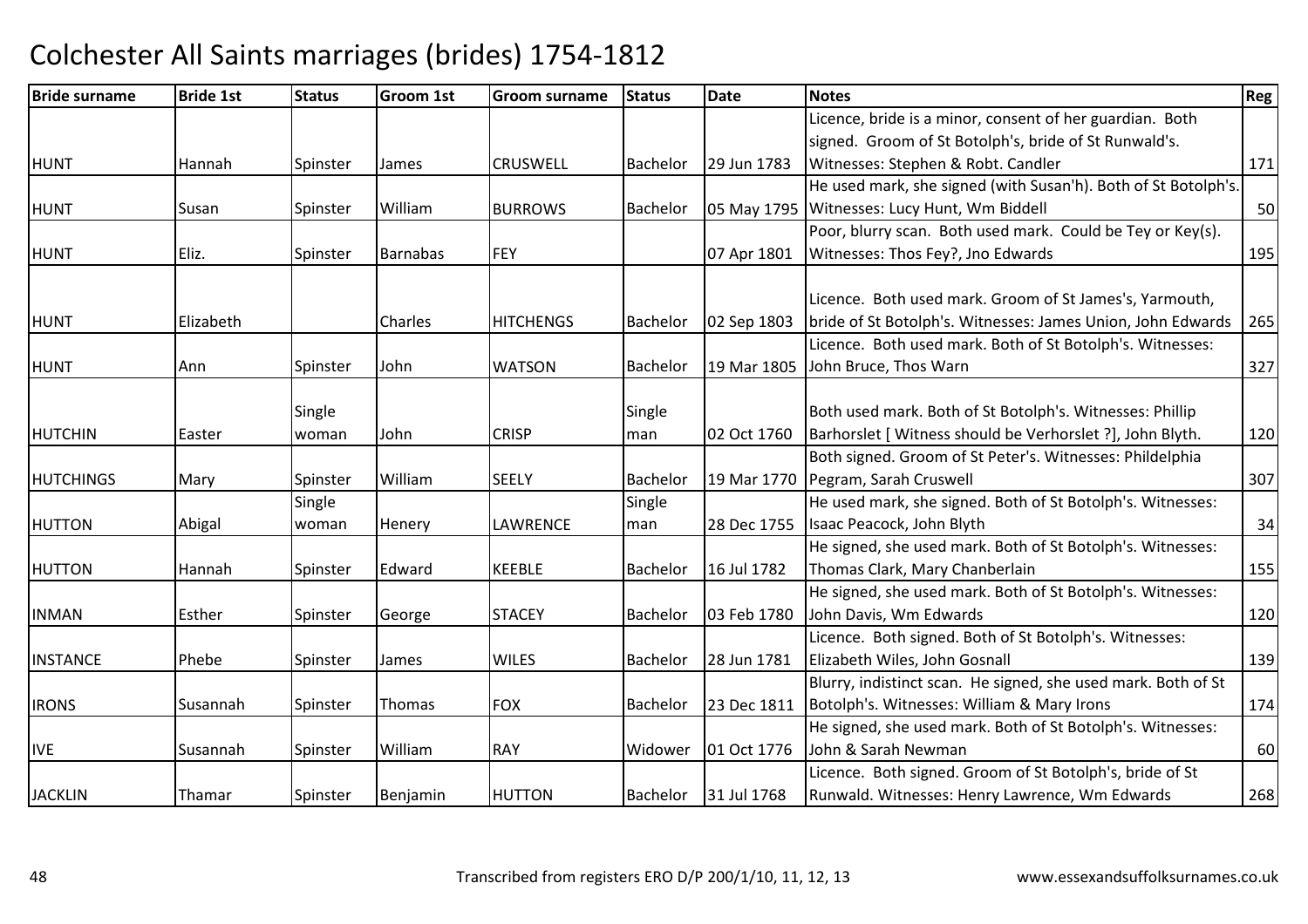# Colchester All Saints marriages (brides) 1754-1812

| Bride surname | Bride 1st | Status | Groom 1st | Groom surname | Status | Date | Notes | Reg |
|---|---|---|---|---|---|---|---|---|
| HUNT | Hannah | Spinster | James | CRUSWELL | Bachelor | 29 Jun 1783 | Licence, bride is a minor, consent of her guardian. Both signed. Groom of St Botolph's, bride of St Runwald's. Witnesses: Stephen & Robt. Candler | 171 |
| HUNT | Susan | Spinster | William | BURROWS | Bachelor | 05 May 1795 | He used mark, she signed (with Susan'h). Both of St Botolph's. Witnesses: Lucy Hunt, Wm Biddell | 50 |
| HUNT | Eliz. | Spinster | Barnabas | FEY | | 07 Apr 1801 | Poor, blurry scan. Both used mark. Could be Tey or Key(s). Witnesses: Thos Fey?, Jno Edwards | 195 |
| HUNT | Elizabeth | | Charles | HITCHENGS | Bachelor | 02 Sep 1803 | Licence. Both used mark. Groom of St James's, Yarmouth, bride of St Botolph's. Witnesses: James Union, John Edwards | 265 |
| HUNT | Ann | Spinster | John | WATSON | Bachelor | 19 Mar 1805 | Licence. Both used mark. Both of St Botolph's. Witnesses: John Bruce, Thos Warn | 327 |
| HUTCHIN | Easter | Single woman | John | CRISP | Single man | 02 Oct 1760 | Both used mark. Both of St Botolph's. Witnesses: Phillip Barhorslet [ Witness should be Verhorslet ?], John Blyth. | 120 |
| HUTCHINGS | Mary | Spinster | William | SEELY | Bachelor | 19 Mar 1770 | Both signed. Groom of St Peter's. Witnesses: Phildelphia Pegram, Sarah Cruswell | 307 |
| HUTTON | Abigal | Single woman | Henery | LAWRENCE | Single man | 28 Dec 1755 | He used mark, she signed. Both of St Botolph's. Witnesses: Isaac Peacock, John Blyth | 34 |
| HUTTON | Hannah | Spinster | Edward | KEEBLE | Bachelor | 16 Jul 1782 | He signed, she used mark. Both of St Botolph's. Witnesses: Thomas Clark, Mary Chanberlain | 155 |
| INMAN | Esther | Spinster | George | STACEY | Bachelor | 03 Feb 1780 | He signed, she used mark. Both of St Botolph's. Witnesses: John Davis, Wm Edwards | 120 |
| INSTANCE | Phebe | Spinster | James | WILES | Bachelor | 28 Jun 1781 | Licence. Both signed. Both of St Botolph's. Witnesses: Elizabeth Wiles, John Gosnall | 139 |
| IRONS | Susannah | Spinster | Thomas | FOX | Bachelor | 23 Dec 1811 | Blurry, indistinct scan. He signed, she used mark. Both of St Botolph's. Witnesses: William & Mary Irons | 174 |
| IVE | Susannah | Spinster | William | RAY | Widower | 01 Oct 1776 | He signed, she used mark. Both of St Botolph's. Witnesses: John & Sarah Newman | 60 |
| JACKLIN | Thamar | Spinster | Benjamin | HUTTON | Bachelor | 31 Jul 1768 | Licence. Both signed. Groom of St Botolph's, bride of St Runwald. Witnesses: Henry Lawrence, Wm Edwards | 268 |

Transcribed from registers ERO D/P 200/1/10, 11, 12, 13 www.essexandsuffolksurnames.co.uk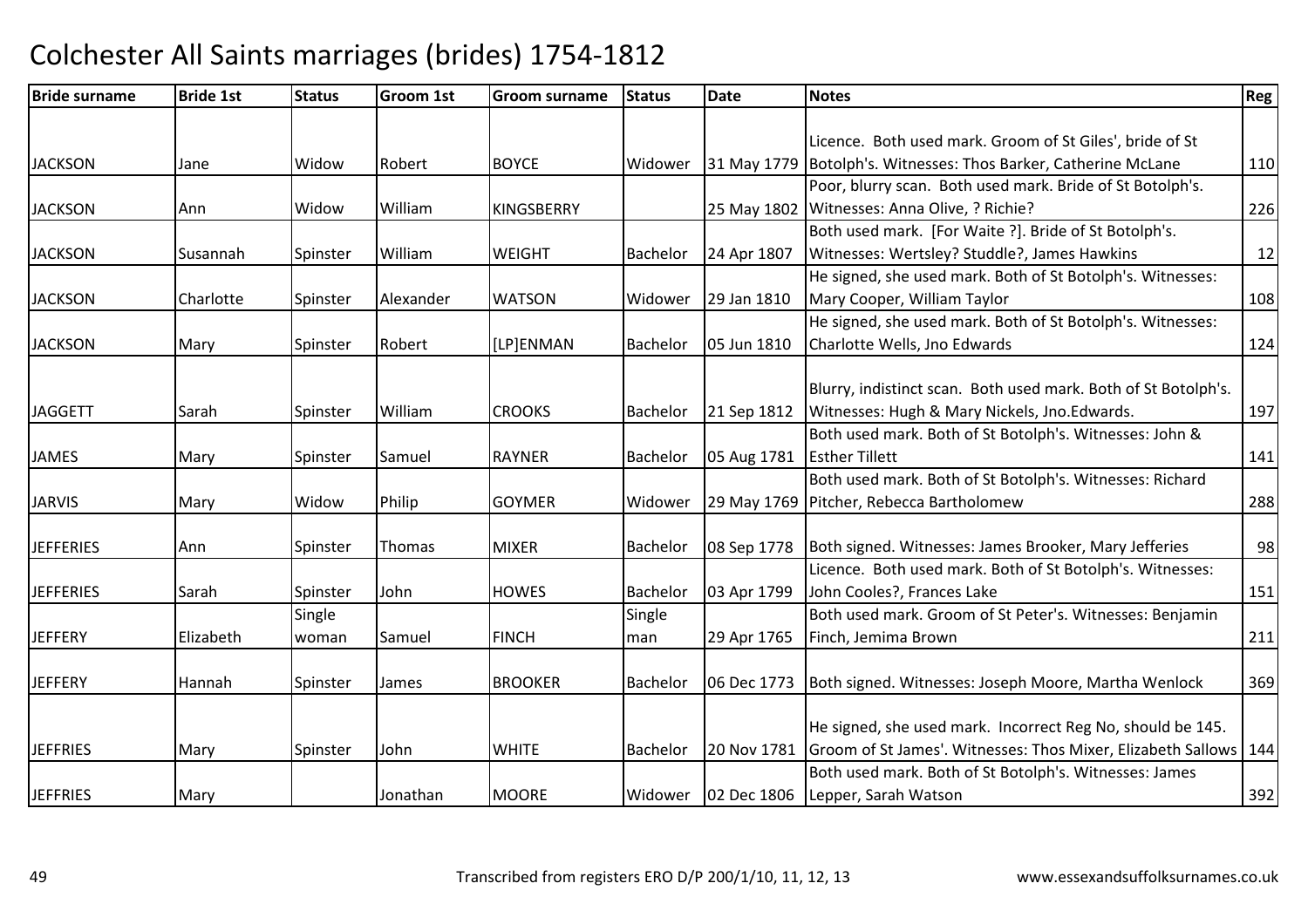# Colchester All Saints marriages (brides) 1754-1812

| Bride surname | Bride 1st | Status | Groom 1st | Groom surname | Status | Date | Notes | Reg |
|---|---|---|---|---|---|---|---|---|
| JACKSON | Jane | Widow | Robert | BOYCE | Widower | 31 May 1779 | Licence. Both used mark. Groom of St Giles', bride of St Botolph's. Witnesses: Thos Barker, Catherine McLane | 110 |
| JACKSON | Ann | Widow | William | KINGSBERRY | | 25 May 1802 | Poor, blurry scan. Both used mark. Bride of St Botolph's. Witnesses: Anna Olive, ? Richie? | 226 |
| JACKSON | Susannah | Spinster | William | WEIGHT | Bachelor | 24 Apr 1807 | Both used mark. [For Waite ?]. Bride of St Botolph's. Witnesses: Wertsley? Studdle?, James Hawkins | 12 |
| JACKSON | Charlotte | Spinster | Alexander | WATSON | Widower | 29 Jan 1810 | He signed, she used mark. Both of St Botolph's. Witnesses: Mary Cooper, William Taylor | 108 |
| JACKSON | Mary | Spinster | Robert | [LP]ENMAN | Bachelor | 05 Jun 1810 | He signed, she used mark. Both of St Botolph's. Witnesses: Charlotte Wells, Jno Edwards | 124 |
| JAGGETT | Sarah | Spinster | William | CROOKS | Bachelor | 21 Sep 1812 | Blurry, indistinct scan. Both used mark. Both of St Botolph's. Witnesses: Hugh & Mary Nickels, Jno.Edwards. | 197 |
| JAMES | Mary | Spinster | Samuel | RAYNER | Bachelor | 05 Aug 1781 | Both used mark. Both of St Botolph's. Witnesses: John & Esther Tillett | 141 |
| JARVIS | Mary | Widow | Philip | GOYMER | Widower | 29 May 1769 | Both used mark. Both of St Botolph's. Witnesses: Richard Pitcher, Rebecca Bartholomew | 288 |
| JEFFERIES | Ann | Spinster | Thomas | MIXER | Bachelor | 08 Sep 1778 | Both signed. Witnesses: James Brooker, Mary Jefferies | 98 |
| JEFFERIES | Sarah | Spinster | John | HOWES | Bachelor | 03 Apr 1799 | Licence. Both used mark. Both of St Botolph's. Witnesses: John Cooles?, Frances Lake | 151 |
| JEFFERY | Elizabeth | Single woman | Samuel | FINCH | Single man | 29 Apr 1765 | Both used mark. Groom of St Peter's. Witnesses: Benjamin Finch, Jemima Brown | 211 |
| JEFFERY | Hannah | Spinster | James | BROOKER | Bachelor | 06 Dec 1773 | Both signed. Witnesses: Joseph Moore, Martha Wenlock | 369 |
| JEFFRIES | Mary | Spinster | John | WHITE | Bachelor | 20 Nov 1781 | He signed, she used mark. Incorrect Reg No, should be 145. Groom of St James'. Witnesses: Thos Mixer, Elizabeth Sallows | 144 |
| JEFFRIES | Mary | | Jonathan | MOORE | Widower | 02 Dec 1806 | Both used mark. Both of St Botolph's. Witnesses: James Lepper, Sarah Watson | 392 |

Transcribed from registers ERO D/P 200/1/10, 11, 12, 13 www.essexandsuffolksurnames.co.uk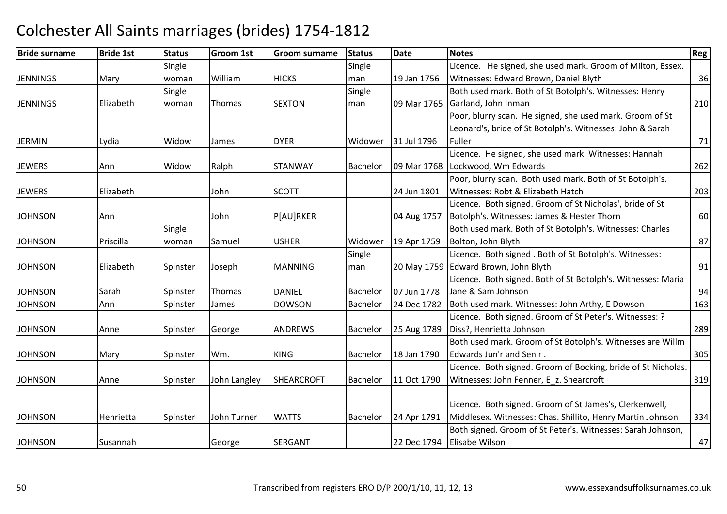# Colchester All Saints marriages (brides) 1754-1812

| Bride surname | Bride 1st | Status | Groom 1st | Groom surname | Status | Date | Notes | Reg |
|---|---|---|---|---|---|---|---|---|
| JENNINGS | Mary | Single woman | William | HICKS | Single man | 19 Jan 1756 | Licence. He signed, she used mark. Groom of Milton, Essex. Witnesses: Edward Brown, Daniel Blyth | 36 |
| JENNINGS | Elizabeth | Single woman | Thomas | SEXTON | Single man | 09 Mar 1765 | Both used mark. Both of St Botolph's. Witnesses: Henry Garland, John Inman | 210 |
| JERMIN | Lydia | Widow | James | DYER | Widower | 31 Jul 1796 | Poor, blurry scan. He signed, she used mark. Groom of St Leonard's, bride of St Botolph's. Witnesses: John & Sarah Fuller | 71 |
| JEWERS | Ann | Widow | Ralph | STANWAY | Bachelor | 09 Mar 1768 | Licence. He signed, she used mark. Witnesses: Hannah Lockwood, Wm Edwards | 262 |
| JEWERS | Elizabeth | | John | SCOTT | | 24 Jun 1801 | Poor, blurry scan. Both used mark. Both of St Botolph's. Witnesses: Robt & Elizabeth Hatch | 203 |
| JOHNSON | Ann | | John | P[AU]RKER | | 04 Aug 1757 | Licence. Both signed. Groom of St Nicholas', bride of St Botolph's. Witnesses: James & Hester Thorn | 60 |
| JOHNSON | Priscilla | Single woman | Samuel | USHER | Widower | 19 Apr 1759 | Both used mark. Both of St Botolph's. Witnesses: Charles Bolton, John Blyth | 87 |
| JOHNSON | Elizabeth | Spinster | Joseph | MANNING | Single man | 20 May 1759 | Licence. Both signed . Both of St Botolph's. Witnesses: Edward Brown, John Blyth | 91 |
| JOHNSON | Sarah | Spinster | Thomas | DANIEL | Bachelor | 07 Jun 1778 | Licence. Both signed. Both of St Botolph's. Witnesses: Maria Jane & Sam Johnson | 94 |
| JOHNSON | Ann | Spinster | James | DOWSON | Bachelor | 24 Dec 1782 | Both used mark. Witnesses: John Arthy, E Dowson | 163 |
| JOHNSON | Anne | Spinster | George | ANDREWS | Bachelor | 25 Aug 1789 | Licence. Both signed. Groom of St Peter's. Witnesses: ? Diss?, Henrietta Johnson | 289 |
| JOHNSON | Mary | Spinster | Wm. | KING | Bachelor | 18 Jan 1790 | Both used mark. Groom of St Botolph's. Witnesses are Willm Edwards Jun'r and Sen'r . | 305 |
| JOHNSON | Anne | Spinster | John Langley | SHEARCROFT | Bachelor | 11 Oct 1790 | Licence. Both signed. Groom of Bocking, bride of St Nicholas. Witnesses: John Fenner, E_z. Shearcroft | 319 |
| JOHNSON | Henrietta | Spinster | John Turner | WATTS | Bachelor | 24 Apr 1791 | Licence. Both signed. Groom of St James's, Clerkenwell, Middlesex. Witnesses: Chas. Shillito, Henry Martin Johnson | 334 |
| JOHNSON | Susannah | | George | SERGANT | | 22 Dec 1794 | Both signed. Groom of St Peter's. Witnesses: Sarah Johnson, Elisabe Wilson | 47 |

Transcribed from registers ERO D/P 200/1/10, 11, 12, 13 www.essexandsuffolksurnames.co.uk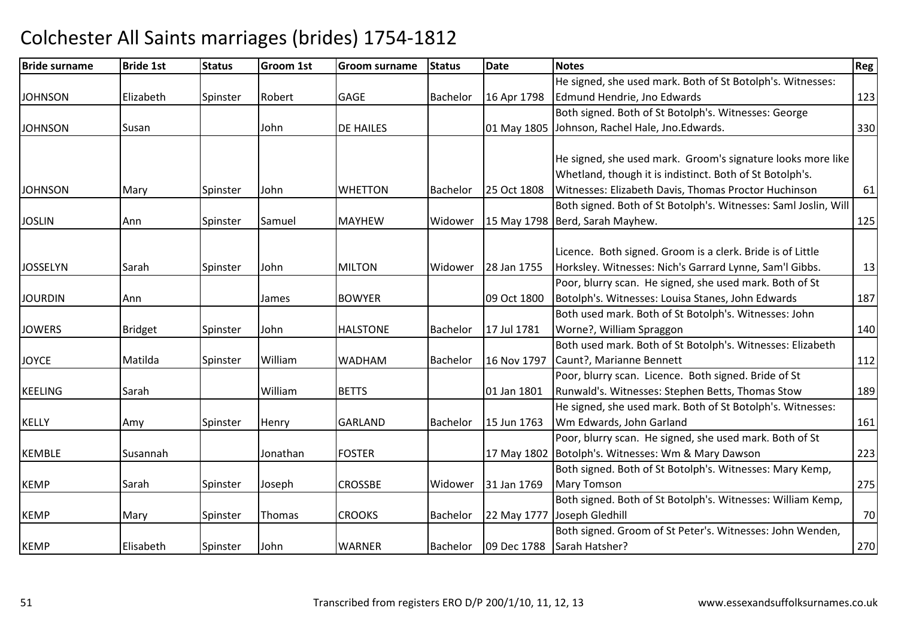# Colchester All Saints marriages (brides) 1754-1812

| Bride surname | Bride 1st | Status | Groom 1st | Groom surname | Status | Date | Notes | Reg |
|---|---|---|---|---|---|---|---|---|
| JOHNSON | Elizabeth | Spinster | Robert | GAGE | Bachelor | 16 Apr 1798 | He signed, she used mark. Both of St Botolph's. Witnesses: Edmund Hendrie, Jno Edwards | 123 |
| JOHNSON | Susan | | John | DE HAILES | | 01 May 1805 | Both signed. Both of St Botolph's. Witnesses: George Johnson, Rachel Hale, Jno.Edwards. | 330 |
| JOHNSON | Mary | Spinster | John | WHETTON | Bachelor | 25 Oct 1808 | He signed, she used mark. Groom's signature looks more like Whetland, though it is indistinct. Both of St Botolph's. Witnesses: Elizabeth Davis, Thomas Proctor Huchinson | 61 |
| JOSLIN | Ann | Spinster | Samuel | MAYHEW | Widower | 15 May 1798 | Both signed. Both of St Botolph's. Witnesses: Saml Joslin, Will Berd, Sarah Mayhew. | 125 |
| JOSSELYN | Sarah | Spinster | John | MILTON | Widower | 28 Jan 1755 | Licence. Both signed. Groom is a clerk. Bride is of Little Horksley. Witnesses: Nich's Garrard Lynne, Sam'l Gibbs. | 13 |
| JOURDIN | Ann | | James | BOWYER | | 09 Oct 1800 | Poor, blurry scan. He signed, she used mark. Both of St Botolph's. Witnesses: Louisa Stanes, John Edwards | 187 |
| JOWERS | Bridget | Spinster | John | HALSTONE | Bachelor | 17 Jul 1781 | Both used mark. Both of St Botolph's. Witnesses: John Worne?, William Spraggon | 140 |
| JOYCE | Matilda | Spinster | William | WADHAM | Bachelor | 16 Nov 1797 | Both used mark. Both of St Botolph's. Witnesses: Elizabeth Caunt?, Marianne Bennett | 112 |
| KEELING | Sarah | | William | BETTS | | 01 Jan 1801 | Poor, blurry scan. Licence. Both signed. Bride of St Runwald's. Witnesses: Stephen Betts, Thomas Stow | 189 |
| KELLY | Amy | Spinster | Henry | GARLAND | Bachelor | 15 Jun 1763 | He signed, she used mark. Both of St Botolph's. Witnesses: Wm Edwards, John Garland | 161 |
| KEMBLE | Susannah | | Jonathan | FOSTER | | 17 May 1802 | Poor, blurry scan. He signed, she used mark. Both of St Botolph's. Witnesses: Wm & Mary Dawson | 223 |
| KEMP | Sarah | Spinster | Joseph | CROSSBE | Widower | 31 Jan 1769 | Both signed. Both of St Botolph's. Witnesses: Mary Kemp, Mary Tomson | 275 |
| KEMP | Mary | Spinster | Thomas | CROOKS | Bachelor | 22 May 1777 | Both signed. Both of St Botolph's. Witnesses: William Kemp, Joseph Gledhill | 70 |
| KEMP | Elisabeth | Spinster | John | WARNER | Bachelor | 09 Dec 1788 | Both signed. Groom of St Peter's. Witnesses: John Wenden, Sarah Hatsher? | 270 |

Transcribed from registers ERO D/P 200/1/10, 11, 12, 13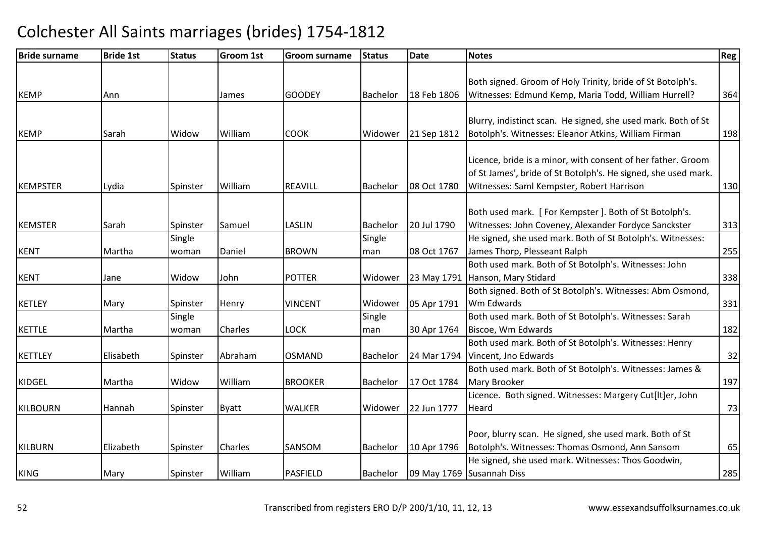# Colchester All Saints marriages (brides) 1754-1812

| Bride surname | Bride 1st | Status | Groom 1st | Groom surname | Status | Date | Notes | Reg |
|---|---|---|---|---|---|---|---|---|
| KEMP | Ann | | James | GOODEY | Bachelor | 18 Feb 1806 | Both signed. Groom of Holy Trinity, bride of St Botolph's. Witnesses: Edmund Kemp, Maria Todd, William Hurrell? | 364 |
| KEMP | Sarah | Widow | William | COOK | Widower | 21 Sep 1812 | Blurry, indistinct scan. He signed, she used mark. Both of St Botolph's. Witnesses: Eleanor Atkins, William Firman | 198 |
| KEMPSTER | Lydia | Spinster | William | REAVILL | Bachelor | 08 Oct 1780 | Licence, bride is a minor, with consent of her father. Groom of St James', bride of St Botolph's. He signed, she used mark. Witnesses: Saml Kempster, Robert Harrison | 130 |
| KEMSTER | Sarah | Spinster | Samuel | LASLIN | Bachelor | 20 Jul 1790 | Both used mark. [ For Kempster ]. Both of St Botolph's. Witnesses: John Coveney, Alexander Fordyce Sanckster | 313 |
| KENT | Martha | Single woman | Daniel | BROWN | Single man | 08 Oct 1767 | He signed, she used mark. Both of St Botolph's. Witnesses: James Thorp, Plesseant Ralph | 255 |
| KENT | Jane | Widow | John | POTTER | Widower | 23 May 1791 | Both used mark. Both of St Botolph's. Witnesses: John Hanson, Mary Stidard | 338 |
| KETLEY | Mary | Spinster | Henry | VINCENT | Widower | 05 Apr 1791 | Both signed. Both of St Botolph's. Witnesses: Abm Osmond, Wm Edwards | 331 |
| KETTLE | Martha | Single woman | Charles | LOCK | Single man | 30 Apr 1764 | Both used mark. Both of St Botolph's. Witnesses: Sarah Biscoe, Wm Edwards | 182 |
| KETTLEY | Elisabeth | Spinster | Abraham | OSMAND | Bachelor | 24 Mar 1794 | Both used mark. Both of St Botolph's. Witnesses: Henry Vincent, Jno Edwards | 32 |
| KIDGEL | Martha | Widow | William | BROOKER | Bachelor | 17 Oct 1784 | Both used mark. Both of St Botolph's. Witnesses: James & Mary Brooker | 197 |
| KILBOURN | Hannah | Spinster | Byatt | WALKER | Widower | 22 Jun 1777 | Licence. Both signed. Witnesses: Margery Cut[lt]er, John Heard | 73 |
| KILBURN | Elizabeth | Spinster | Charles | SANSOM | Bachelor | 10 Apr 1796 | Poor, blurry scan. He signed, she used mark. Both of St Botolph's. Witnesses: Thomas Osmond, Ann Sansom | 65 |
| KING | Mary | Spinster | William | PASFIELD | Bachelor | 09 May 1769 | He signed, she used mark. Witnesses: Thos Goodwin, Susannah Diss | 285 |

Transcribed from registers ERO D/P 200/1/10, 11, 12, 13 www.essexandsuffolksurnames.co.uk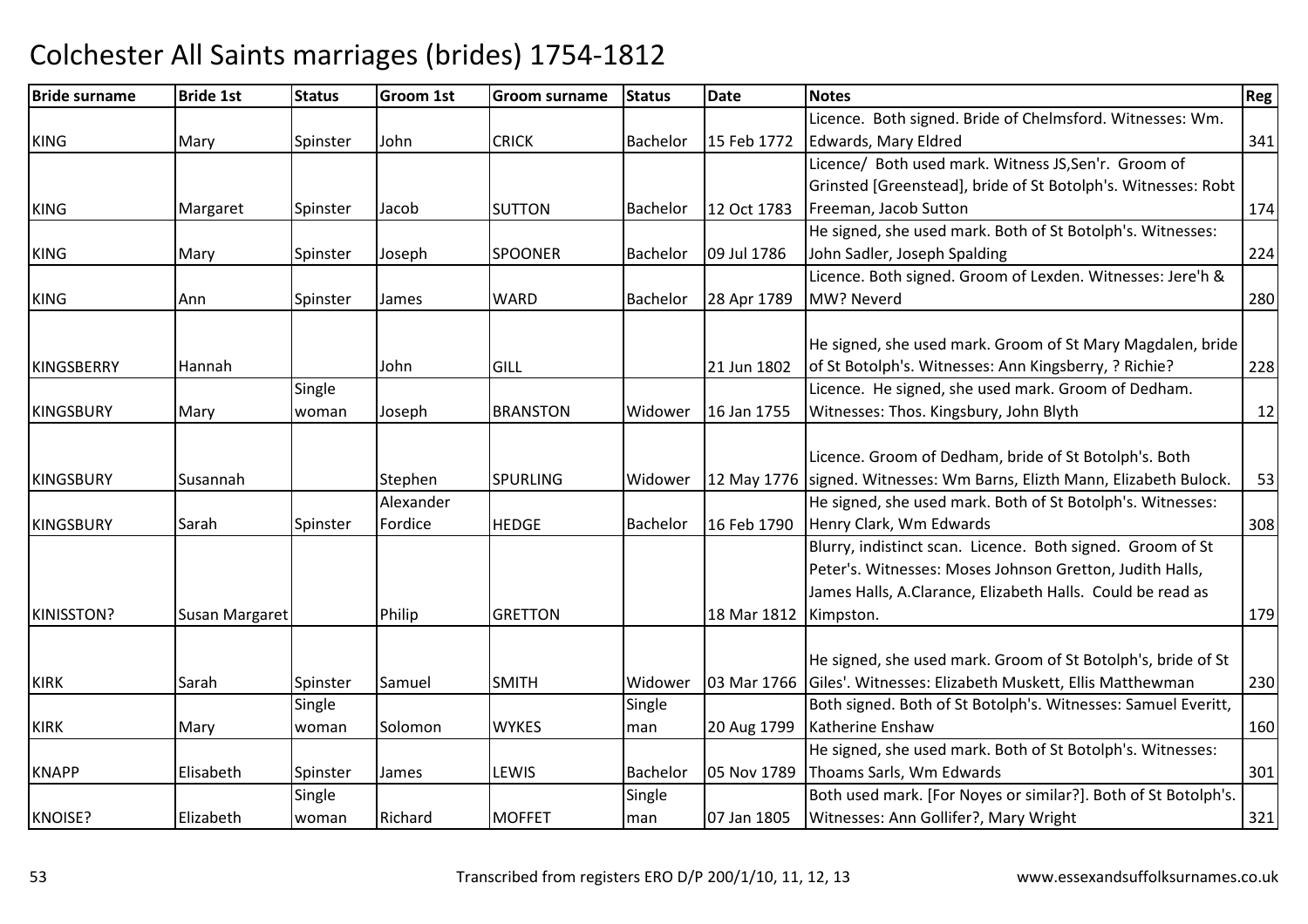# Colchester All Saints marriages (brides) 1754-1812

| Bride surname | Bride 1st | Status | Groom 1st | Groom surname | Status | Date | Notes | Reg |
|---|---|---|---|---|---|---|---|---|
| KING | Mary | Spinster | John | CRICK | Bachelor | 15 Feb 1772 | Licence. Both signed. Bride of Chelmsford. Witnesses: Wm. Edwards, Mary Eldred | 341 |
| KING | Margaret | Spinster | Jacob | SUTTON | Bachelor | 12 Oct 1783 | Licence/ Both used mark. Witness JS,Sen'r. Groom of Grinsted [Greenstead], bride of St Botolph's. Witnesses: Robt Freeman, Jacob Sutton | 174 |
| KING | Mary | Spinster | Joseph | SPOONER | Bachelor | 09 Jul 1786 | He signed, she used mark. Both of St Botolph's. Witnesses: John Sadler, Joseph Spalding | 224 |
| KING | Ann | Spinster | James | WARD | Bachelor | 28 Apr 1789 | Licence. Both signed. Groom of Lexden. Witnesses: Jere'h & MW? Neverd | 280 |
| KINGSBERRY | Hannah | | John | GILL | | 21 Jun 1802 | He signed, she used mark. Groom of St Mary Magdalen, bride of St Botolph's. Witnesses: Ann Kingsberry, ? Richie? | 228 |
| KINGSBURY | Mary | Single woman | Joseph | BRANSTON | Widower | 16 Jan 1755 | Licence. He signed, she used mark. Groom of Dedham. Witnesses: Thos. Kingsbury, John Blyth | 12 |
| KINGSBURY | Susannah | | Stephen | SPURLING | Widower | 12 May 1776 | Licence. Groom of Dedham, bride of St Botolph's. Both signed. Witnesses: Wm Barns, Elizth Mann, Elizabeth Bulock. | 53 |
| KINGSBURY | Sarah | Spinster | Alexander Fordice | HEDGE | Bachelor | 16 Feb 1790 | He signed, she used mark. Both of St Botolph's. Witnesses: Henry Clark, Wm Edwards | 308 |
| KINISSTON? | Susan Margaret | | Philip | GRETTON | | 18 Mar 1812 | Blurry, indistinct scan. Licence. Both signed. Groom of St Peter's. Witnesses: Moses Johnson Gretton, Judith Halls, James Halls, A.Clarance, Elizabeth Halls. Could be read as Kimpston. | 179 |
| KIRK | Sarah | Spinster | Samuel | SMITH | Widower | 03 Mar 1766 | He signed, she used mark. Groom of St Botolph's, bride of St Giles'. Witnesses: Elizabeth Muskett, Ellis Matthewman | 230 |
| KIRK | Mary | Single woman | Solomon | WYKES | Single man | 20 Aug 1799 | Both signed. Both of St Botolph's. Witnesses: Samuel Everitt, Katherine Enshaw | 160 |
| KNAPP | Elisabeth | Spinster | James | LEWIS | Bachelor | 05 Nov 1789 | He signed, she used mark. Both of St Botolph's. Witnesses: Thoams Sarls, Wm Edwards | 301 |
| KNOISE? | Elizabeth | Single woman | Richard | MOFFET | Single man | 07 Jan 1805 | Both used mark. [For Noyes or similar?]. Both of St Botolph's. Witnesses: Ann Gollifer?, Mary Wright | 321 |

Transcribed from registers ERO D/P 200/1/10, 11, 12, 13 www.essexandsuffolksurnames.co.uk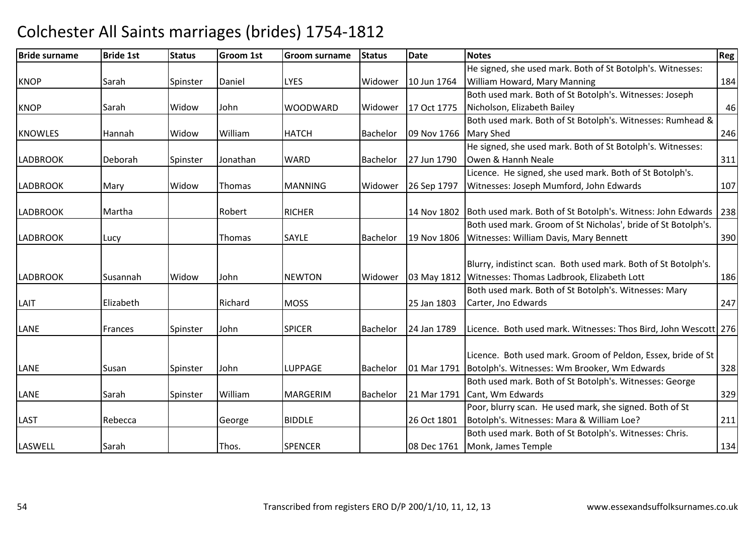# Colchester All Saints marriages (brides) 1754-1812

| Bride surname | Bride 1st | Status | Groom 1st | Groom surname | Status | Date | Notes | Reg |
|---|---|---|---|---|---|---|---|---|
| KNOP | Sarah | Spinster | Daniel | LYES | Widower | 10 Jun 1764 | He signed, she used mark. Both of St Botolph's. Witnesses: William Howard, Mary Manning | 184 |
| KNOP | Sarah | Widow | John | WOODWARD | Widower | 17 Oct 1775 | Both used mark. Both of St Botolph's. Witnesses: Joseph Nicholson, Elizabeth Bailey | 46 |
| KNOWLES | Hannah | Widow | William | HATCH | Bachelor | 09 Nov 1766 | Both used mark. Both of St Botolph's. Witnesses: Rumhead & Mary Shed | 246 |
| LADBROOK | Deborah | Spinster | Jonathan | WARD | Bachelor | 27 Jun 1790 | He signed, she used mark. Both of St Botolph's. Witnesses: Owen & Hannh Neale | 311 |
| LADBROOK | Mary | Widow | Thomas | MANNING | Widower | 26 Sep 1797 | Licence. He signed, she used mark. Both of St Botolph's. Witnesses: Joseph Mumford, John Edwards | 107 |
| LADBROOK | Martha | | Robert | RICHER | | 14 Nov 1802 | Both used mark. Both of St Botolph's. Witness: John Edwards | 238 |
| LADBROOK | Lucy | | Thomas | SAYLE | Bachelor | 19 Nov 1806 | Both used mark. Groom of St Nicholas', bride of St Botolph's. Witnesses: William Davis, Mary Bennett | 390 |
| LADBROOK | Susannah | Widow | John | NEWTON | Widower | 03 May 1812 | Blurry, indistinct scan. Both used mark. Both of St Botolph's. Witnesses: Thomas Ladbrook, Elizabeth Lott | 186 |
| LAIT | Elizabeth | | Richard | MOSS | | 25 Jan 1803 | Both used mark. Both of St Botolph's. Witnesses: Mary Carter, Jno Edwards | 247 |
| LANE | Frances | Spinster | John | SPICER | Bachelor | 24 Jan 1789 | Licence. Both used mark. Witnesses: Thos Bird, John Wescott | 276 |
| LANE | Susan | Spinster | John | LUPPAGE | Bachelor | 01 Mar 1791 | Licence. Both used mark. Groom of Peldon, Essex, bride of St Botolph's. Witnesses: Wm Brooker, Wm Edwards | 328 |
| LANE | Sarah | Spinster | William | MARGERIM | Bachelor | 21 Mar 1791 | Both used mark. Both of St Botolph's. Witnesses: George Cant, Wm Edwards | 329 |
| LAST | Rebecca | | George | BIDDLE | | 26 Oct 1801 | Poor, blurry scan. He used mark, she signed. Both of St Botolph's. Witnesses: Mara & William Loe? | 211 |
| LASWELL | Sarah | | Thos. | SPENCER | | 08 Dec 1761 | Both used mark. Both of St Botolph's. Witnesses: Chris. Monk, James Temple | 134 |

Transcribed from registers ERO D/P 200/1/10, 11, 12, 13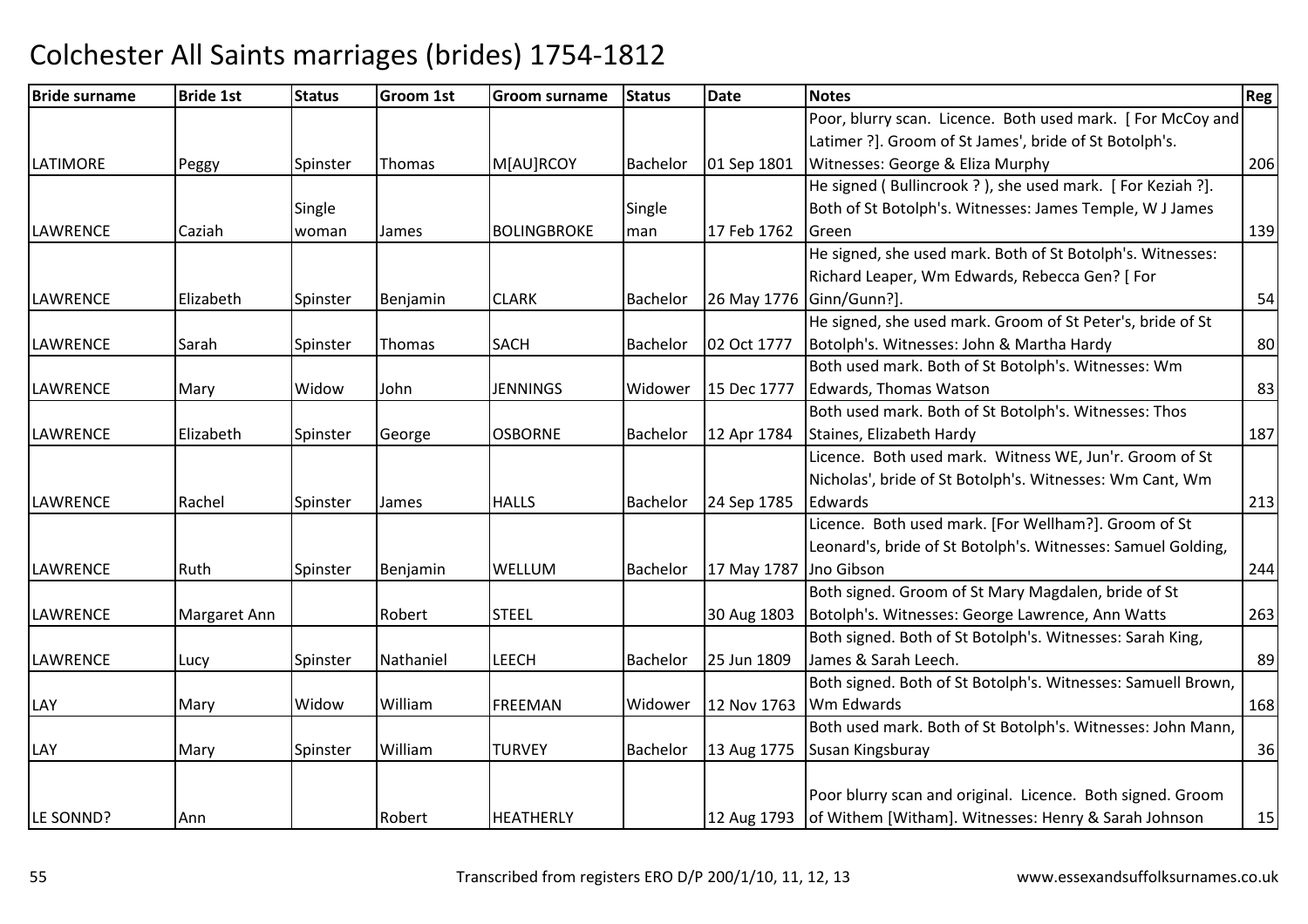# Colchester All Saints marriages (brides) 1754-1812

| Bride surname | Bride 1st | Status | Groom 1st | Groom surname | Status | Date | Notes | Reg |
|---|---|---|---|---|---|---|---|---|
| LATIMORE | Peggy | Spinster | Thomas | M[AU]RCOY | Bachelor | 01 Sep 1801 | Poor, blurry scan. Licence. Both used mark. [ For McCoy and Latimer ?]. Groom of St James', bride of St Botolph's. Witnesses: George & Eliza Murphy | 206 |
| LAWRENCE | Caziah | Single woman | James | BOLINGBROKE | Single man | 17 Feb 1762 | He signed ( Bullincrook ? ), she used mark. [ For Keziah ?]. Both of St Botolph's. Witnesses: James Temple, W J James Green | 139 |
| LAWRENCE | Elizabeth | Spinster | Benjamin | CLARK | Bachelor | 26 May 1776 | He signed, she used mark. Both of St Botolph's. Witnesses: Richard Leaper, Wm Edwards, Rebecca Gen? [ For Ginn/Gunn?]. | 54 |
| LAWRENCE | Sarah | Spinster | Thomas | SACH | Bachelor | 02 Oct 1777 | He signed, she used mark. Groom of St Peter's, bride of St Botolph's. Witnesses: John & Martha Hardy | 80 |
| LAWRENCE | Mary | Widow | John | JENNINGS | Widower | 15 Dec 1777 | Both used mark. Both of St Botolph's. Witnesses: Wm Edwards, Thomas Watson | 83 |
| LAWRENCE | Elizabeth | Spinster | George | OSBORNE | Bachelor | 12 Apr 1784 | Both used mark. Both of St Botolph's. Witnesses: Thos Staines, Elizabeth Hardy | 187 |
| LAWRENCE | Rachel | Spinster | James | HALLS | Bachelor | 24 Sep 1785 | Licence. Both used mark. Witness WE, Jun'r. Groom of St Nicholas', bride of St Botolph's. Witnesses: Wm Cant, Wm Edwards | 213 |
| LAWRENCE | Ruth | Spinster | Benjamin | WELLUM | Bachelor | 17 May 1787 | Licence. Both used mark. [For Wellham?]. Groom of St Leonard's, bride of St Botolph's. Witnesses: Samuel Golding, Jno Gibson | 244 |
| LAWRENCE | Margaret Ann | | Robert | STEEL | | 30 Aug 1803 | Both signed. Groom of St Mary Magdalen, bride of St Botolph's. Witnesses: George Lawrence, Ann Watts | 263 |
| LAWRENCE | Lucy | Spinster | Nathaniel | LEECH | Bachelor | 25 Jun 1809 | Both signed. Both of St Botolph's. Witnesses: Sarah King, James & Sarah Leech. | 89 |
| LAY | Mary | Widow | William | FREEMAN | Widower | 12 Nov 1763 | Both signed. Both of St Botolph's. Witnesses: Samuell Brown, Wm Edwards | 168 |
| LAY | Mary | Spinster | William | TURVEY | Bachelor | 13 Aug 1775 | Both used mark. Both of St Botolph's. Witnesses: John Mann, Susan Kingsburay | 36 |
| LE SONND? | Ann | | Robert | HEATHERLY | | 12 Aug 1793 | Poor blurry scan and original. Licence. Both signed. Groom of Withem [Witham]. Witnesses: Henry & Sarah Johnson | 15 |

Transcribed from registers ERO D/P 200/1/10, 11, 12, 13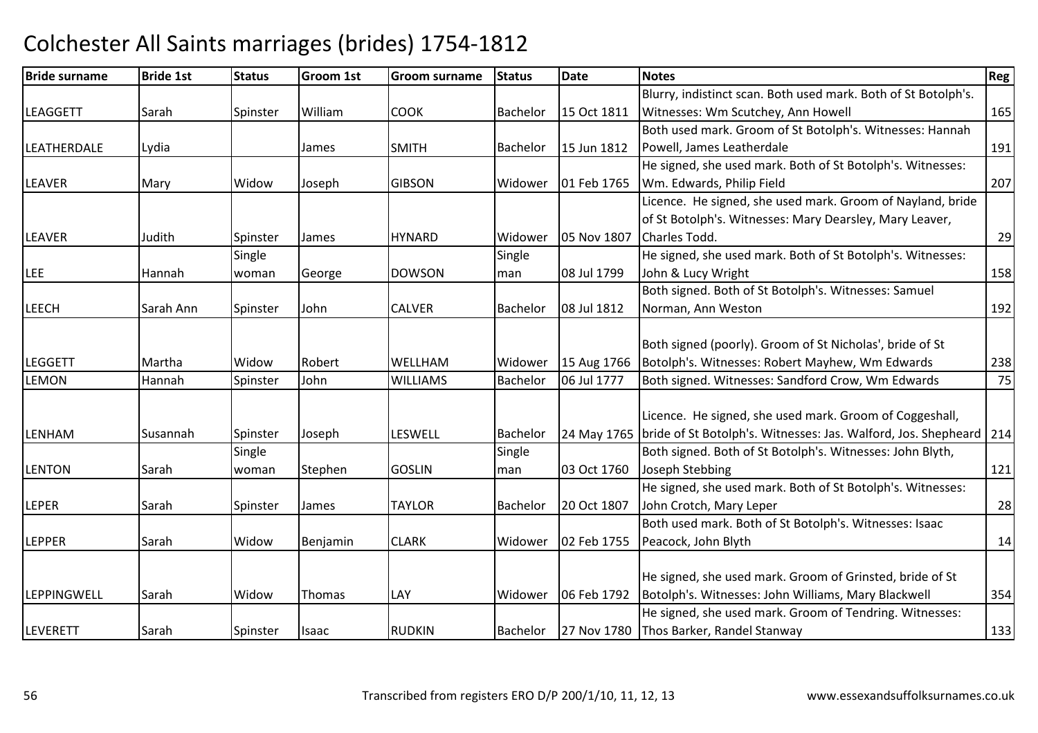# Colchester All Saints marriages (brides) 1754-1812

| Bride surname | Bride 1st | Status | Groom 1st | Groom surname | Status | Date | Notes | Reg |
|---|---|---|---|---|---|---|---|---|
| LEAGGETT | Sarah | Spinster | William | COOK | Bachelor | 15 Oct 1811 | Blurry, indistinct scan. Both used mark. Both of St Botolph's. Witnesses: Wm Scutchey, Ann Howell | 165 |
| LEATHERDALE | Lydia | | James | SMITH | Bachelor | 15 Jun 1812 | Both used mark. Groom of St Botolph's. Witnesses: Hannah Powell, James Leatherdale | 191 |
| LEAVER | Mary | Widow | Joseph | GIBSON | Widower | 01 Feb 1765 | He signed, she used mark. Both of St Botolph's. Witnesses: Wm. Edwards, Philip Field | 207 |
| LEAVER | Judith | Spinster | James | HYNARD | Widower | 05 Nov 1807 | Licence. He signed, she used mark. Groom of Nayland, bride of St Botolph's. Witnesses: Mary Dearsley, Mary Leaver, Charles Todd. | 29 |
| LEE | Hannah | Single woman | George | DOWSON | Single man | 08 Jul 1799 | He signed, she used mark. Both of St Botolph's. Witnesses: John & Lucy Wright | 158 |
| LEECH | Sarah Ann | Spinster | John | CALVER | Bachelor | 08 Jul 1812 | Both signed. Both of St Botolph's. Witnesses: Samuel Norman, Ann Weston | 192 |
| LEGGETT | Martha | Widow | Robert | WELLHAM | Widower | 15 Aug 1766 | Both signed (poorly). Groom of St Nicholas', bride of St Botolph's. Witnesses: Robert Mayhew, Wm Edwards | 238 |
| LEMON | Hannah | Spinster | John | WILLIAMS | Bachelor | 06 Jul 1777 | Both signed. Witnesses: Sandford Crow, Wm Edwards | 75 |
| LENHAM | Susannah | Spinster | Joseph | LESWELL | Bachelor | 24 May 1765 | Licence. He signed, she used mark. Groom of Coggeshall, bride of St Botolph's. Witnesses: Jas. Walford, Jos. Shepheard | 214 |
| LENTON | Sarah | Single woman | Stephen | GOSLIN | Single man | 03 Oct 1760 | Both signed. Both of St Botolph's. Witnesses: John Blyth, Joseph Stebbing | 121 |
| LEPER | Sarah | Spinster | James | TAYLOR | Bachelor | 20 Oct 1807 | He signed, she used mark. Both of St Botolph's. Witnesses: John Crotch, Mary Leper | 28 |
| LEPPER | Sarah | Widow | Benjamin | CLARK | Widower | 02 Feb 1755 | Both used mark. Both of St Botolph's. Witnesses: Isaac Peacock, John Blyth | 14 |
| LEPPINGWELL | Sarah | Widow | Thomas | LAY | Widower | 06 Feb 1792 | He signed, she used mark. Groom of Grinsted, bride of St Botolph's. Witnesses: John Williams, Mary Blackwell | 354 |
| LEVERETT | Sarah | Spinster | Isaac | RUDKIN | Bachelor | 27 Nov 1780 | He signed, she used mark. Groom of Tendring. Witnesses: Thos Barker, Randel Stanway | 133 |

Transcribed from registers ERO D/P 200/1/10, 11, 12, 13 www.essexandsuffolksurnames.co.uk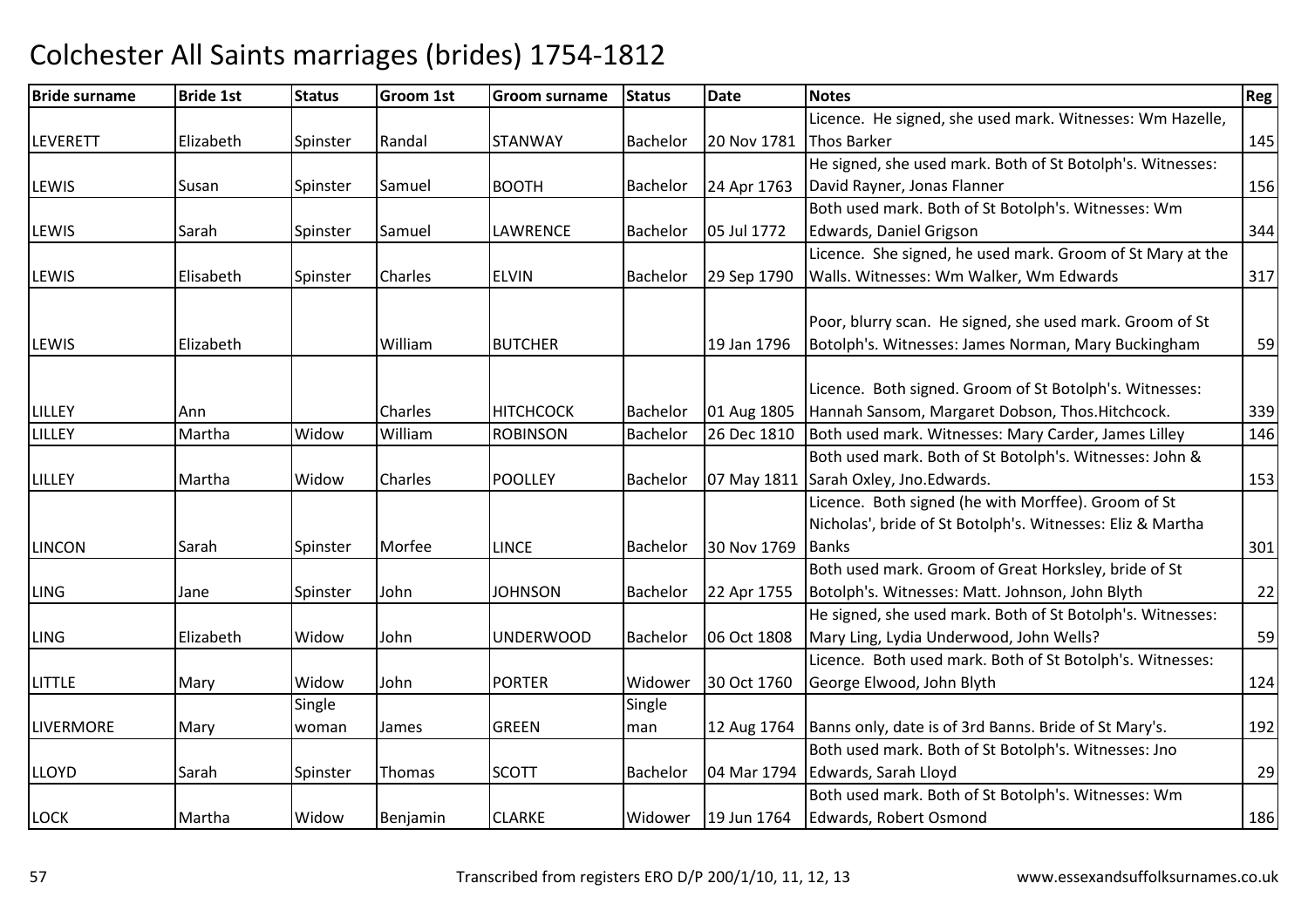# Colchester All Saints marriages (brides) 1754-1812

| Bride surname | Bride 1st | Status | Groom 1st | Groom surname | Status | Date | Notes | Reg |
|---|---|---|---|---|---|---|---|---|
| LEVERETT | Elizabeth | Spinster | Randal | STANWAY | Bachelor | 20 Nov 1781 | Licence. He signed, she used mark. Witnesses: Wm Hazelle, Thos Barker | 145 |
| LEWIS | Susan | Spinster | Samuel | BOOTH | Bachelor | 24 Apr 1763 | He signed, she used mark. Both of St Botolph's. Witnesses: David Rayner, Jonas Flanner | 156 |
| LEWIS | Sarah | Spinster | Samuel | LAWRENCE | Bachelor | 05 Jul 1772 | Both used mark. Both of St Botolph's. Witnesses: Wm Edwards, Daniel Grigson | 344 |
| LEWIS | Elisabeth | Spinster | Charles | ELVIN | Bachelor | 29 Sep 1790 | Licence. She signed, he used mark. Groom of St Mary at the Walls. Witnesses: Wm Walker, Wm Edwards | 317 |
| LEWIS | Elizabeth | | William | BUTCHER | | 19 Jan 1796 | Poor, blurry scan. He signed, she used mark. Groom of St Botolph's. Witnesses: James Norman, Mary Buckingham | 59 |
| LILLEY | Ann | | Charles | HITCHCOCK | Bachelor | 01 Aug 1805 | Licence. Both signed. Groom of St Botolph's. Witnesses: Hannah Sansom, Margaret Dobson, Thos.Hitchcock. | 339 |
| LILLEY | Martha | Widow | William | ROBINSON | Bachelor | 26 Dec 1810 | Both used mark. Witnesses: Mary Carder, James Lilley | 146 |
| LILLEY | Martha | Widow | Charles | POOLLEY | Bachelor | 07 May 1811 | Both used mark. Both of St Botolph's. Witnesses: John & Sarah Oxley, Jno.Edwards. | 153 |
| LINCON | Sarah | Spinster | Morfee | LINCE | Bachelor | 30 Nov 1769 | Licence. Both signed (he with Morffee). Groom of St Nicholas', bride of St Botolph's. Witnesses: Eliz & Martha Banks | 301 |
| LING | Jane | Spinster | John | JOHNSON | Bachelor | 22 Apr 1755 | Both used mark. Groom of Great Horksley, bride of St Botolph's. Witnesses: Matt. Johnson, John Blyth | 22 |
| LING | Elizabeth | Widow | John | UNDERWOOD | Bachelor | 06 Oct 1808 | He signed, she used mark. Both of St Botolph's. Witnesses: Mary Ling, Lydia Underwood, John Wells? | 59 |
| LITTLE | Mary | Widow | John | PORTER | Widower | 30 Oct 1760 | Licence. Both used mark. Both of St Botolph's. Witnesses: George Elwood, John Blyth | 124 |
| LIVERMORE | Mary | Single woman | James | GREEN | Single man | 12 Aug 1764 | Banns only, date is of 3rd Banns. Bride of St Mary's. | 192 |
| LLOYD | Sarah | Spinster | Thomas | SCOTT | Bachelor | 04 Mar 1794 | Both used mark. Both of St Botolph's. Witnesses: Jno Edwards, Sarah Lloyd | 29 |
| LOCK | Martha | Widow | Benjamin | CLARKE | Widower | 19 Jun 1764 | Both used mark. Both of St Botolph's. Witnesses: Wm Edwards, Robert Osmond | 186 |

Transcribed from registers ERO D/P 200/1/10, 11, 12, 13 www.essexandsuffolksurnames.co.uk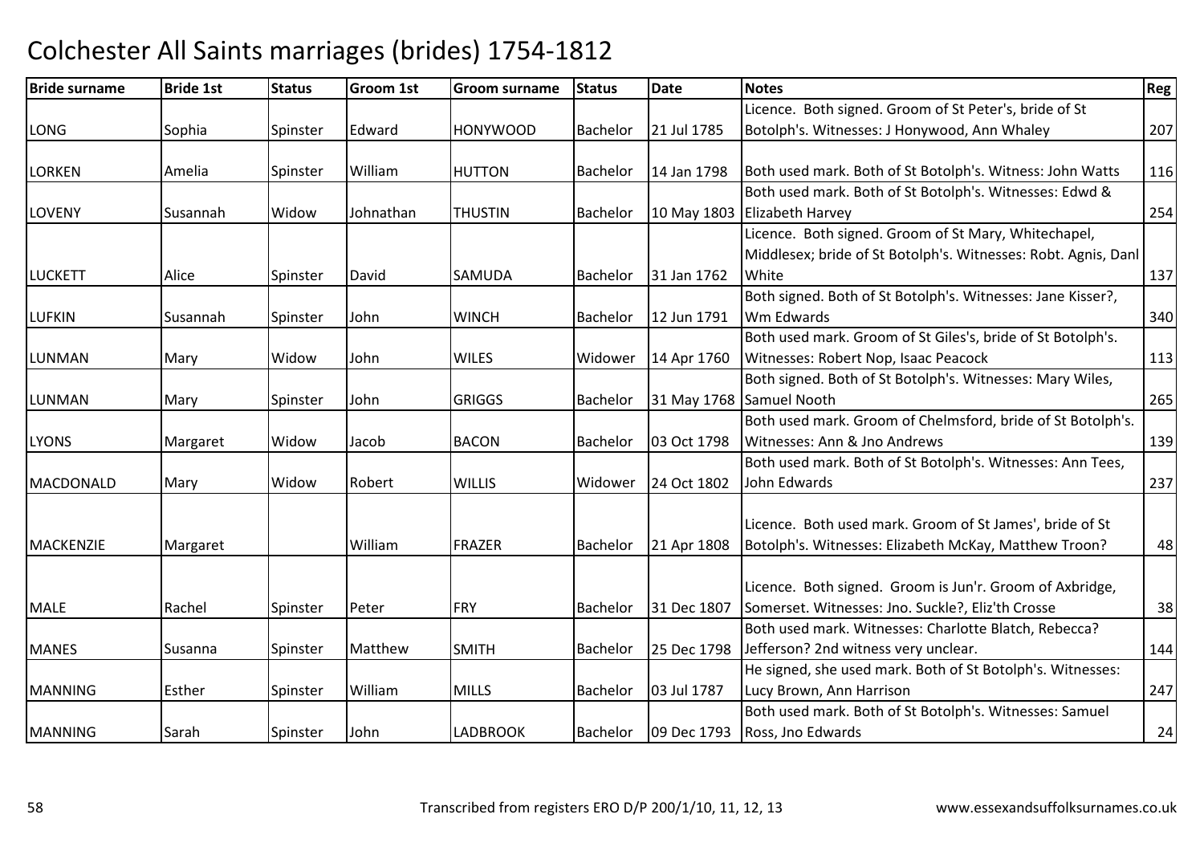# Colchester All Saints marriages (brides) 1754-1812

| Bride surname | Bride 1st | Status | Groom 1st | Groom surname | Status | Date | Notes | Reg |
|---|---|---|---|---|---|---|---|---|
| LONG | Sophia | Spinster | Edward | HONYWOOD | Bachelor | 21 Jul 1785 | Licence. Both signed. Groom of St Peter's, bride of St Botolph's. Witnesses: J Honywood, Ann Whaley | 207 |
| LORKEN | Amelia | Spinster | William | HUTTON | Bachelor | 14 Jan 1798 | Both used mark. Both of St Botolph's. Witness: John Watts | 116 |
| LOVENY | Susannah | Widow | Johnathan | THUSTIN | Bachelor | 10 May 1803 | Both used mark. Both of St Botolph's. Witnesses: Edwd & Elizabeth Harvey | 254 |
| LUCKETT | Alice | Spinster | David | SAMUDA | Bachelor | 31 Jan 1762 | Licence. Both signed. Groom of St Mary, Whitechapel, Middlesex; bride of St Botolph's. Witnesses: Robt. Agnis, Danl White | 137 |
| LUFKIN | Susannah | Spinster | John | WINCH | Bachelor | 12 Jun 1791 | Both signed. Both of St Botolph's. Witnesses: Jane Kisser?, Wm Edwards | 340 |
| LUNMAN | Mary | Widow | John | WILES | Widower | 14 Apr 1760 | Both used mark. Groom of St Giles's, bride of St Botolph's. Witnesses: Robert Nop, Isaac Peacock | 113 |
| LUNMAN | Mary | Spinster | John | GRIGGS | Bachelor | 31 May 1768 | Both signed. Both of St Botolph's. Witnesses: Mary Wiles, Samuel Nooth | 265 |
| LYONS | Margaret | Widow | Jacob | BACON | Bachelor | 03 Oct 1798 | Both used mark. Groom of Chelmsford, bride of St Botolph's. Witnesses: Ann & Jno Andrews | 139 |
| MACDONALD | Mary | Widow | Robert | WILLIS | Widower | 24 Oct 1802 | Both used mark. Both of St Botolph's. Witnesses: Ann Tees, John Edwards | 237 |
| MACKENZIE | Margaret | | William | FRAZER | Bachelor | 21 Apr 1808 | Licence. Both used mark. Groom of St James', bride of St Botolph's. Witnesses: Elizabeth McKay, Matthew Troon? | 48 |
| MALE | Rachel | Spinster | Peter | FRY | Bachelor | 31 Dec 1807 | Licence. Both signed. Groom is Jun'r. Groom of Axbridge, Somerset. Witnesses: Jno. Suckle?, Eliz'th Crosse | 38 |
| MANES | Susanna | Spinster | Matthew | SMITH | Bachelor | 25 Dec 1798 | Both used mark. Witnesses: Charlotte Blatch, Rebecca? Jefferson? 2nd witness very unclear. | 144 |
| MANNING | Esther | Spinster | William | MILLS | Bachelor | 03 Jul 1787 | He signed, she used mark. Both of St Botolph's. Witnesses: Lucy Brown, Ann Harrison | 247 |
| MANNING | Sarah | Spinster | John | LADBROOK | Bachelor | 09 Dec 1793 | Both used mark. Both of St Botolph's. Witnesses: Samuel Ross, Jno Edwards | 24 |

Transcribed from registers ERO D/P 200/1/10, 11, 12, 13 — www.essexandsuffolksurnames.co.uk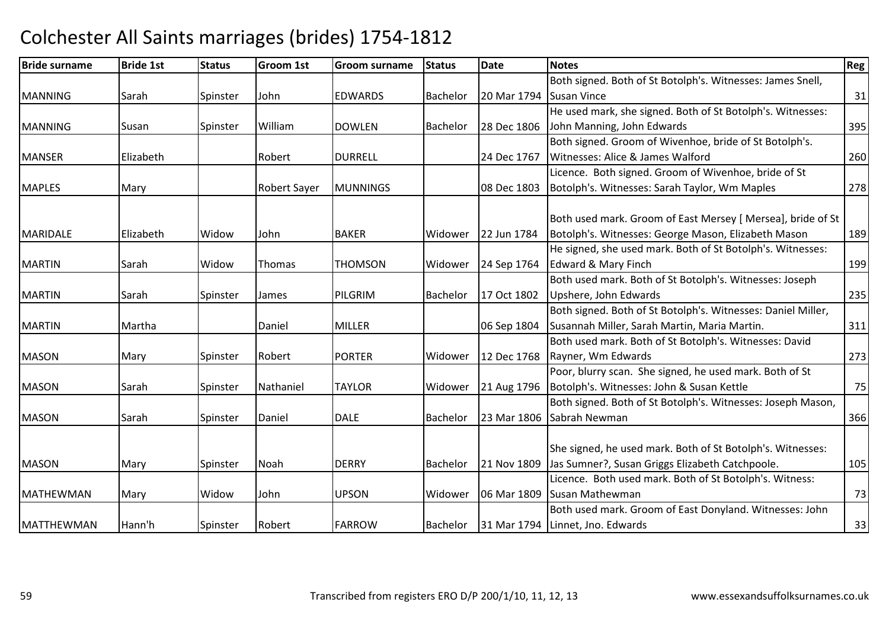# Colchester All Saints marriages (brides) 1754-1812

| Bride surname | Bride 1st | Status | Groom 1st | Groom surname | Status | Date | Notes | Reg |
|---|---|---|---|---|---|---|---|---|
| MANNING | Sarah | Spinster | John | EDWARDS | Bachelor | 20 Mar 1794 | Both signed. Both of St Botolph's. Witnesses: James Snell, Susan Vince | 31 |
| MANNING | Susan | Spinster | William | DOWLEN | Bachelor | 28 Dec 1806 | He used mark, she signed. Both of St Botolph's. Witnesses: John Manning, John Edwards | 395 |
| MANSER | Elizabeth | | Robert | DURRELL | | 24 Dec 1767 | Both signed. Groom of Wivenhoe, bride of St Botolph's. Witnesses: Alice & James Walford | 260 |
| MAPLES | Mary | | Robert Sayer | MUNNINGS | | 08 Dec 1803 | Licence. Both signed. Groom of Wivenhoe, bride of St Botolph's. Witnesses: Sarah Taylor, Wm Maples | 278 |
| MARIDALE | Elizabeth | Widow | John | BAKER | Widower | 22 Jun 1784 | Both used mark. Groom of East Mersey [ Mersea], bride of St Botolph's. Witnesses: George Mason, Elizabeth Mason | 189 |
| MARTIN | Sarah | Widow | Thomas | THOMSON | Widower | 24 Sep 1764 | He signed, she used mark. Both of St Botolph's. Witnesses: Edward & Mary Finch | 199 |
| MARTIN | Sarah | Spinster | James | PILGRIM | Bachelor | 17 Oct 1802 | Both used mark. Both of St Botolph's. Witnesses: Joseph Upshere, John Edwards | 235 |
| MARTIN | Martha | | Daniel | MILLER | | 06 Sep 1804 | Both signed. Both of St Botolph's. Witnesses: Daniel Miller, Susannah Miller, Sarah Martin, Maria Martin. | 311 |
| MASON | Mary | Spinster | Robert | PORTER | Widower | 12 Dec 1768 | Both used mark. Both of St Botolph's. Witnesses: David Rayner, Wm Edwards | 273 |
| MASON | Sarah | Spinster | Nathaniel | TAYLOR | Widower | 21 Aug 1796 | Poor, blurry scan. She signed, he used mark. Both of St Botolph's. Witnesses: John & Susan Kettle | 75 |
| MASON | Sarah | Spinster | Daniel | DALE | Bachelor | 23 Mar 1806 | Both signed. Both of St Botolph's. Witnesses: Joseph Mason, Sabrah Newman | 366 |
| MASON | Mary | Spinster | Noah | DERRY | Bachelor | 21 Nov 1809 | She signed, he used mark. Both of St Botolph's. Witnesses: Jas Sumner?, Susan Griggs Elizabeth Catchpoole. | 105 |
| MATHEWMAN | Mary | Widow | John | UPSON | Widower | 06 Mar 1809 | Licence. Both used mark. Both of St Botolph's. Witness: Susan Mathewman | 73 |
| MATTHEWMAN | Hann'h | Spinster | Robert | FARROW | Bachelor | 31 Mar 1794 | Both used mark. Groom of East Donyland. Witnesses: John Linnet, Jno. Edwards | 33 |

Transcribed from registers ERO D/P 200/1/10, 11, 12, 13 www.essexandsuffolksurnames.co.uk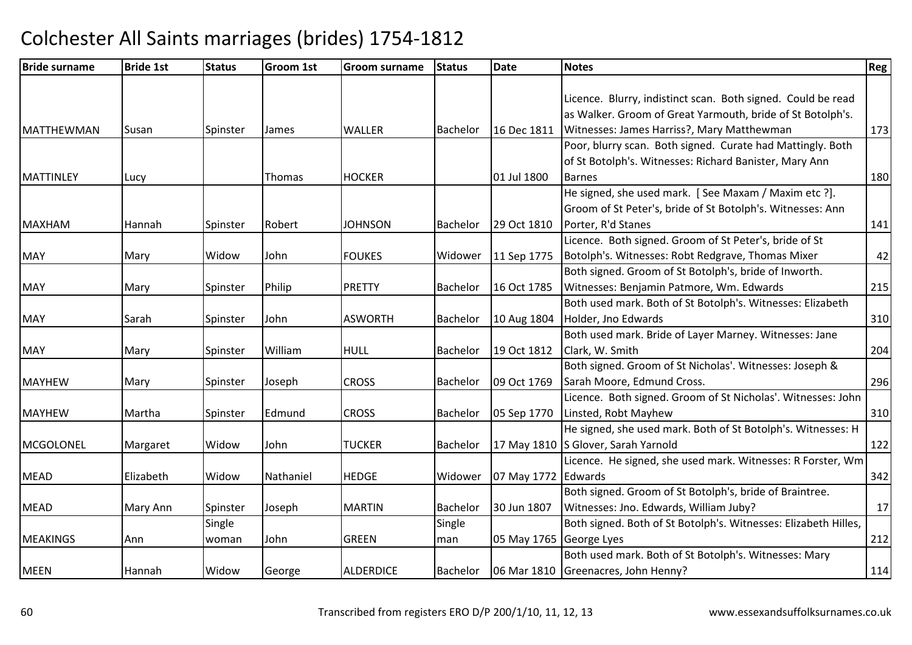# Colchester All Saints marriages (brides) 1754-1812

| Bride surname | Bride 1st | Status | Groom 1st | Groom surname | Status | Date | Notes | Reg |
|---|---|---|---|---|---|---|---|---|
| MATTHEWMAN | Susan | Spinster | James | WALLER | Bachelor | 16 Dec 1811 | Licence. Blurry, indistinct scan. Both signed. Could be read as Walker. Groom of Great Yarmouth, bride of St Botolph's. Witnesses: James Harriss?, Mary Matthewman | 173 |
| MATTINLEY | Lucy | | Thomas | HOCKER | | 01 Jul 1800 | Poor, blurry scan. Both signed. Curate had Mattingly. Both of St Botolph's. Witnesses: Richard Banister, Mary Ann Barnes | 180 |
| MAXHAM | Hannah | Spinster | Robert | JOHNSON | Bachelor | 29 Oct 1810 | He signed, she used mark. [ See Maxam / Maxim etc ?]. Groom of St Peter's, bride of St Botolph's. Witnesses: Ann Porter, R'd Stanes | 141 |
| MAY | Mary | Widow | John | FOUKES | Widower | 11 Sep 1775 | Licence. Both signed. Groom of St Peter's, bride of St Botolph's. Witnesses: Robt Redgrave, Thomas Mixer | 42 |
| MAY | Mary | Spinster | Philip | PRETTY | Bachelor | 16 Oct 1785 | Both signed. Groom of St Botolph's, bride of Inworth. Witnesses: Benjamin Patmore, Wm. Edwards | 215 |
| MAY | Sarah | Spinster | John | ASWORTH | Bachelor | 10 Aug 1804 | Both used mark. Both of St Botolph's. Witnesses: Elizabeth Holder, Jno Edwards | 310 |
| MAY | Mary | Spinster | William | HULL | Bachelor | 19 Oct 1812 | Both used mark. Bride of Layer Marney. Witnesses: Jane Clark, W. Smith | 204 |
| MAYHEW | Mary | Spinster | Joseph | CROSS | Bachelor | 09 Oct 1769 | Both signed. Groom of St Nicholas'. Witnesses: Joseph & Sarah Moore, Edmund Cross. | 296 |
| MAYHEW | Martha | Spinster | Edmund | CROSS | Bachelor | 05 Sep 1770 | Licence. Both signed. Groom of St Nicholas'. Witnesses: John Linsted, Robt Mayhew | 310 |
| MCGOLONEL | Margaret | Widow | John | TUCKER | Bachelor | 17 May 1810 | He signed, she used mark. Both of St Botolph's. Witnesses: H S Glover, Sarah Yarnold | 122 |
| MEAD | Elizabeth | Widow | Nathaniel | HEDGE | Widower | 07 May 1772 | Licence. He signed, she used mark. Witnesses: R Forster, Wm Edwards | 342 |
| MEAD | Mary Ann | Spinster | Joseph | MARTIN | Bachelor | 30 Jun 1807 | Both signed. Groom of St Botolph's, bride of Braintree. Witnesses: Jno. Edwards, William Juby? | 17 |
| MEAKINGS | Ann | Single woman | John | GREEN | Single man | 05 May 1765 | Both signed. Both of St Botolph's. Witnesses: Elizabeth Hilles, George Lyes | 212 |
| MEEN | Hannah | Widow | George | ALDERDICE | Bachelor | 06 Mar 1810 | Both used mark. Both of St Botolph's. Witnesses: Mary Greenacres, John Henny? | 114 |

Transcribed from registers ERO D/P 200/1/10, 11, 12, 13 — www.essexandsuffolksurnames.co.uk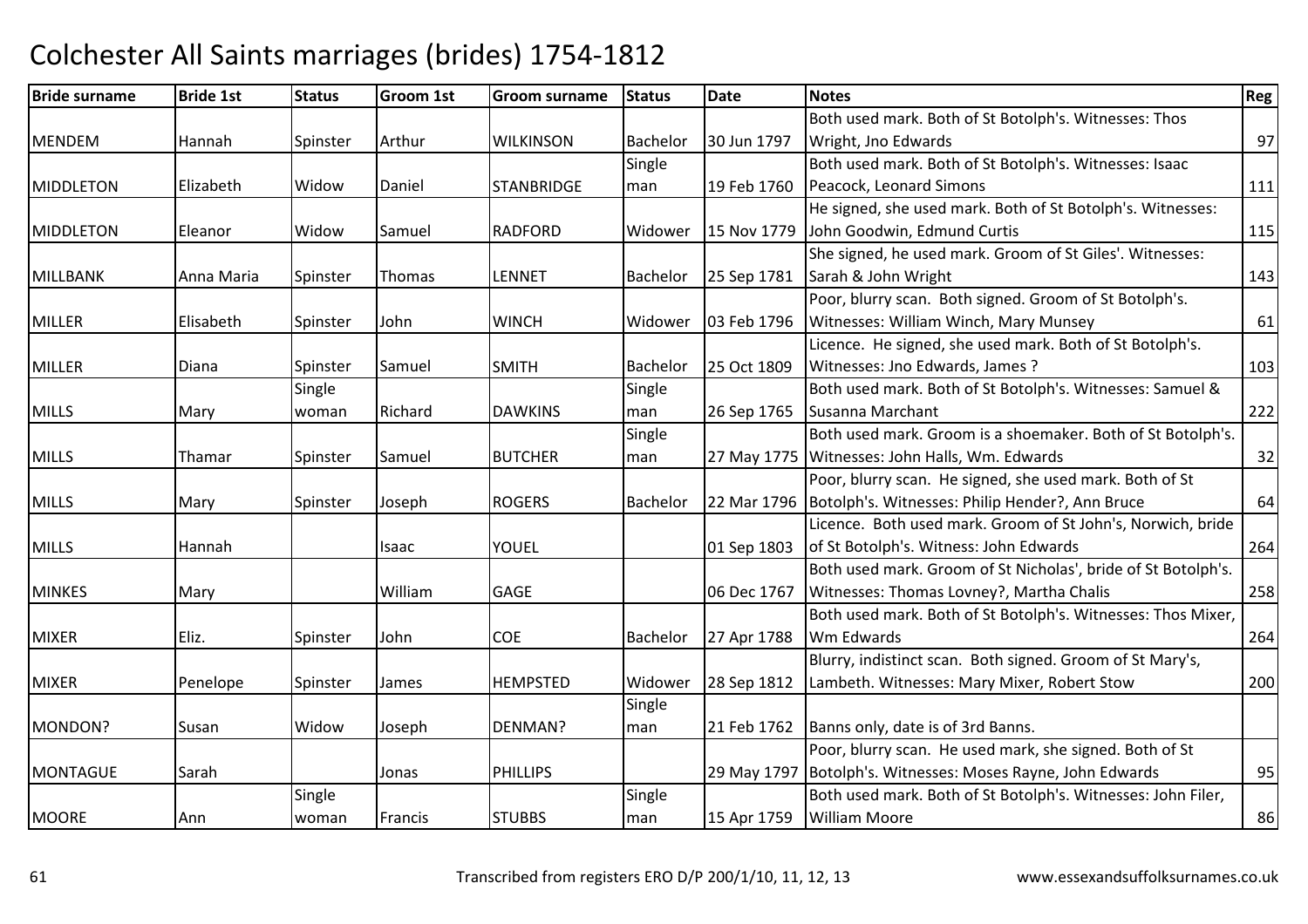# Colchester All Saints marriages (brides) 1754-1812

| Bride surname | Bride 1st | Status | Groom 1st | Groom surname | Status | Date | Notes | Reg |
|---|---|---|---|---|---|---|---|---|
| MENDEM | Hannah | Spinster | Arthur | WILKINSON | Bachelor | 30 Jun 1797 | Both used mark. Both of St Botolph's. Witnesses: Thos Wright, Jno Edwards | 97 |
| MIDDLETON | Elizabeth | Widow | Daniel | STANBRIDGE | Single man | 19 Feb 1760 | Both used mark. Both of St Botolph's. Witnesses: Isaac Peacock, Leonard Simons | 111 |
| MIDDLETON | Eleanor | Widow | Samuel | RADFORD | Widower | 15 Nov 1779 | He signed, she used mark. Both of St Botolph's. Witnesses: John Goodwin, Edmund Curtis | 115 |
| MILLBANK | Anna Maria | Spinster | Thomas | LENNET | Bachelor | 25 Sep 1781 | She signed, he used mark. Groom of St Giles'. Witnesses: Sarah & John Wright | 143 |
| MILLER | Elisabeth | Spinster | John | WINCH | Widower | 03 Feb 1796 | Poor, blurry scan. Both signed. Groom of St Botolph's. Witnesses: William Winch, Mary Munsey | 61 |
| MILLER | Diana | Spinster | Samuel | SMITH | Bachelor | 25 Oct 1809 | Licence. He signed, she used mark. Both of St Botolph's. Witnesses: Jno Edwards, James ? | 103 |
| MILLS | Mary | Single woman | Richard | DAWKINS | Single man | 26 Sep 1765 | Both used mark. Both of St Botolph's. Witnesses: Samuel & Susanna Marchant | 222 |
| MILLS | Thamar | Spinster | Samuel | BUTCHER | Single man | 27 May 1775 | Both used mark. Groom is a shoemaker. Both of St Botolph's. Witnesses: John Halls, Wm. Edwards | 32 |
| MILLS | Mary | Spinster | Joseph | ROGERS | Bachelor | 22 Mar 1796 | Poor, blurry scan. He signed, she used mark. Both of St Botolph's. Witnesses: Philip Hender?, Ann Bruce | 64 |
| MILLS | Hannah | | Isaac | YOUEL | | 01 Sep 1803 | Licence. Both used mark. Groom of St John's, Norwich, bride of St Botolph's. Witness: John Edwards | 264 |
| MINKES | Mary | | William | GAGE | | 06 Dec 1767 | Both used mark. Groom of St Nicholas', bride of St Botolph's. Witnesses: Thomas Lovney?, Martha Chalis | 258 |
| MIXER | Eliz. | Spinster | John | COE | Bachelor | 27 Apr 1788 | Both used mark. Both of St Botolph's. Witnesses: Thos Mixer, Wm Edwards | 264 |
| MIXER | Penelope | Spinster | James | HEMPSTED | Widower | 28 Sep 1812 | Blurry, indistinct scan. Both signed. Groom of St Mary's, Lambeth. Witnesses: Mary Mixer, Robert Stow | 200 |
| MONDON? | Susan | Widow | Joseph | DENMAN? | Single man | 21 Feb 1762 | Banns only, date is of 3rd Banns. | |
| MONTAGUE | Sarah | | Jonas | PHILLIPS | | 29 May 1797 | Poor, blurry scan. He used mark, she signed. Both of St Botolph's. Witnesses: Moses Rayne, John Edwards | 95 |
| MOORE | Ann | Single woman | Francis | STUBBS | Single man | 15 Apr 1759 | Both used mark. Both of St Botolph's. Witnesses: John Filer, William Moore | 86 |

Transcribed from registers ERO D/P 200/1/10, 11, 12, 13 — www.essexandsuffolksurnames.co.uk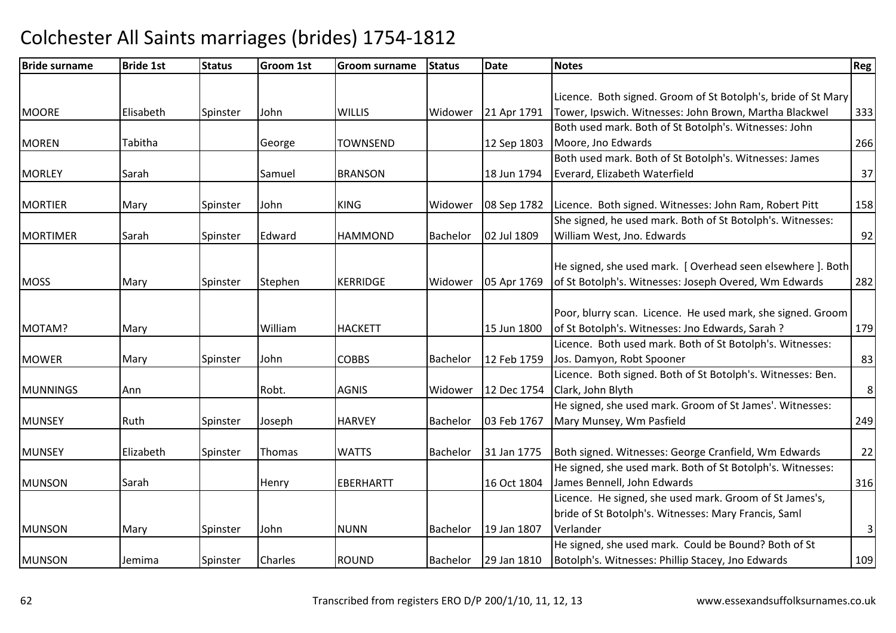# Colchester All Saints marriages (brides) 1754-1812

| Bride surname | Bride 1st | Status | Groom 1st | Groom surname | Status | Date | Notes | Reg |
|---|---|---|---|---|---|---|---|---|
| MOORE | Elisabeth | Spinster | John | WILLIS | Widower | 21 Apr 1791 | Licence. Both signed. Groom of St Botolph's, bride of St Mary Tower, Ipswich. Witnesses: John Brown, Martha Blackwel | 333 |
| MOREN | Tabitha | | George | TOWNSEND | | 12 Sep 1803 | Both used mark. Both of St Botolph's. Witnesses: John Moore, Jno Edwards | 266 |
| MORLEY | Sarah | | Samuel | BRANSON | | 18 Jun 1794 | Both used mark. Both of St Botolph's. Witnesses: James Everard, Elizabeth Waterfield | 37 |
| MORTIER | Mary | Spinster | John | KING | Widower | 08 Sep 1782 | Licence. Both signed. Witnesses: John Ram, Robert Pitt | 158 |
| MORTIMER | Sarah | Spinster | Edward | HAMMOND | Bachelor | 02 Jul 1809 | She signed, he used mark. Both of St Botolph's. Witnesses: William West, Jno. Edwards | 92 |
| MOSS | Mary | Spinster | Stephen | KERRIDGE | Widower | 05 Apr 1769 | He signed, she used mark. [ Overhead seen elsewhere ]. Both of St Botolph's. Witnesses: Joseph Overed, Wm Edwards | 282 |
| MOTAM? | Mary | | William | HACKETT | | 15 Jun 1800 | Poor, blurry scan. Licence. He used mark, she signed. Groom of St Botolph's. Witnesses: Jno Edwards, Sarah ? | 179 |
| MOWER | Mary | Spinster | John | COBBS | Bachelor | 12 Feb 1759 | Licence. Both used mark. Both of St Botolph's. Witnesses: Jos. Damyon, Robt Spooner | 83 |
| MUNNINGS | Ann | | Robt. | AGNIS | Widower | 12 Dec 1754 | Licence. Both signed. Both of St Botolph's. Witnesses: Ben. Clark, John Blyth | 8 |
| MUNSEY | Ruth | Spinster | Joseph | HARVEY | Bachelor | 03 Feb 1767 | He signed, she used mark. Groom of St James'. Witnesses: Mary Munsey, Wm Pasfield | 249 |
| MUNSEY | Elizabeth | Spinster | Thomas | WATTS | Bachelor | 31 Jan 1775 | Both signed. Witnesses: George Cranfield, Wm Edwards | 22 |
| MUNSON | Sarah | | Henry | EBERHARTT | | 16 Oct 1804 | He signed, she used mark. Both of St Botolph's. Witnesses: James Bennell, John Edwards | 316 |
| MUNSON | Mary | Spinster | John | NUNN | Bachelor | 19 Jan 1807 | Licence. He signed, she used mark. Groom of St James's, bride of St Botolph's. Witnesses: Mary Francis, Saml Verlander | 3 |
| MUNSON | Jemima | Spinster | Charles | ROUND | Bachelor | 29 Jan 1810 | He signed, she used mark. Could be Bound? Both of St Botolph's. Witnesses: Phillip Stacey, Jno Edwards | 109 |

Transcribed from registers ERO D/P 200/1/10, 11, 12, 13 www.essexandsuffolksurnames.co.uk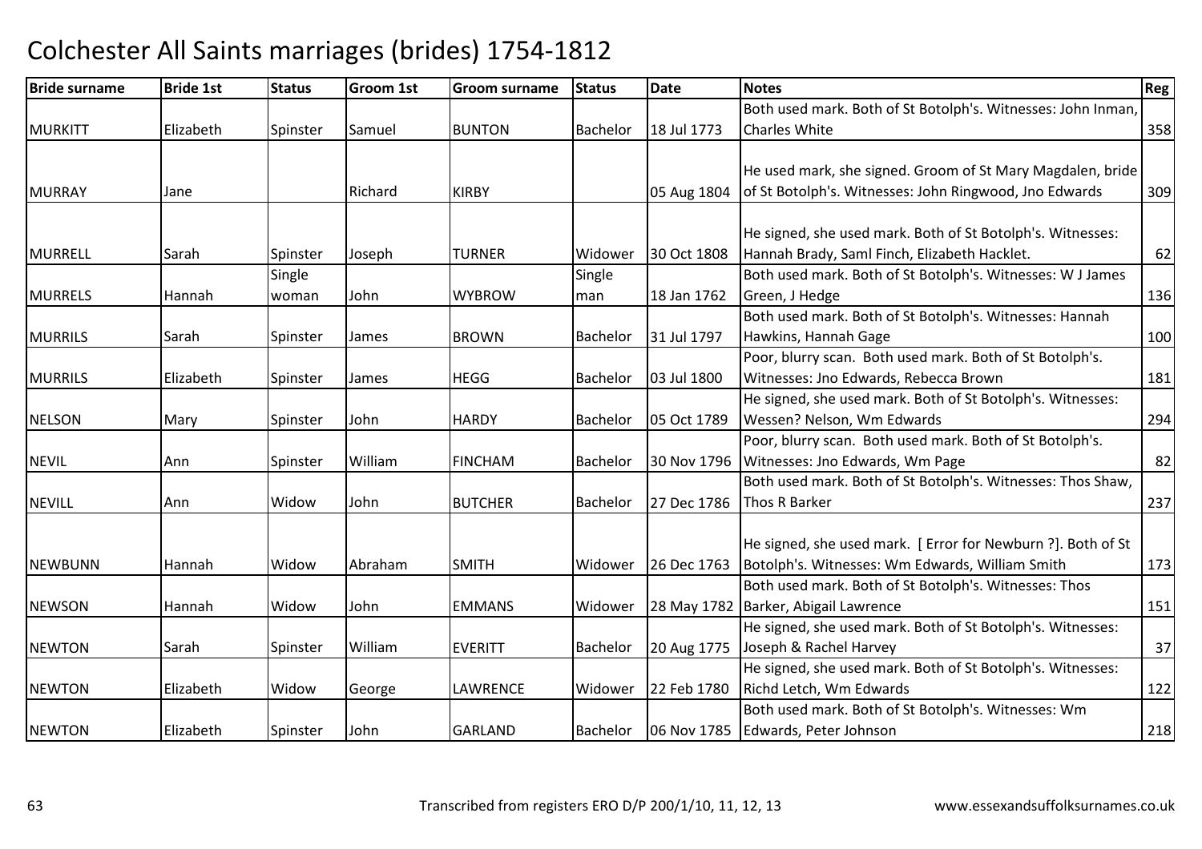# Colchester All Saints marriages (brides) 1754-1812

| Bride surname | Bride 1st | Status | Groom 1st | Groom surname | Status | Date | Notes | Reg |
|---|---|---|---|---|---|---|---|---|
| MURKITT | Elizabeth | Spinster | Samuel | BUNTON | Bachelor | 18 Jul 1773 | Both used mark. Both of St Botolph's. Witnesses: John Inman, Charles White | 358 |
| MURRAY | Jane | | Richard | KIRBY | | 05 Aug 1804 | He used mark, she signed. Groom of St Mary Magdalen, bride of St Botolph's. Witnesses: John Ringwood, Jno Edwards | 309 |
| MURRELL | Sarah | Spinster | Joseph | TURNER | Widower | 30 Oct 1808 | He signed, she used mark. Both of St Botolph's. Witnesses: Hannah Brady, Saml Finch, Elizabeth Hacklet. | 62 |
| MURRELS | Hannah | Single woman | John | WYBROW | Single man | 18 Jan 1762 | Both used mark. Both of St Botolph's. Witnesses: W J James Green, J Hedge | 136 |
| MURRILS | Sarah | Spinster | James | BROWN | Bachelor | 31 Jul 1797 | Both used mark. Both of St Botolph's. Witnesses: Hannah Hawkins, Hannah Gage | 100 |
| MURRILS | Elizabeth | Spinster | James | HEGG | Bachelor | 03 Jul 1800 | Poor, blurry scan. Both used mark. Both of St Botolph's. Witnesses: Jno Edwards, Rebecca Brown | 181 |
| NELSON | Mary | Spinster | John | HARDY | Bachelor | 05 Oct 1789 | He signed, she used mark. Both of St Botolph's. Witnesses: Wessen? Nelson, Wm Edwards | 294 |
| NEVIL | Ann | Spinster | William | FINCHAM | Bachelor | 30 Nov 1796 | Poor, blurry scan. Both used mark. Both of St Botolph's. Witnesses: Jno Edwards, Wm Page | 82 |
| NEVILL | Ann | Widow | John | BUTCHER | Bachelor | 27 Dec 1786 | Both used mark. Both of St Botolph's. Witnesses: Thos Shaw, Thos R Barker | 237 |
| NEWBUNN | Hannah | Widow | Abraham | SMITH | Widower | 26 Dec 1763 | He signed, she used mark. [ Error for Newburn ?]. Both of St Botolph's. Witnesses: Wm Edwards, William Smith | 173 |
| NEWSON | Hannah | Widow | John | EMMANS | Widower | 28 May 1782 | Both used mark. Both of St Botolph's. Witnesses: Thos Barker, Abigail Lawrence | 151 |
| NEWTON | Sarah | Spinster | William | EVERITT | Bachelor | 20 Aug 1775 | He signed, she used mark. Both of St Botolph's. Witnesses: Joseph & Rachel Harvey | 37 |
| NEWTON | Elizabeth | Widow | George | LAWRENCE | Widower | 22 Feb 1780 | He signed, she used mark. Both of St Botolph's. Witnesses: Richd Letch, Wm Edwards | 122 |
| NEWTON | Elizabeth | Spinster | John | GARLAND | Bachelor | 06 Nov 1785 | Both used mark. Both of St Botolph's. Witnesses: Wm Edwards, Peter Johnson | 218 |

Transcribed from registers ERO D/P 200/1/10, 11, 12, 13 www.essexandsuffolksurnames.co.uk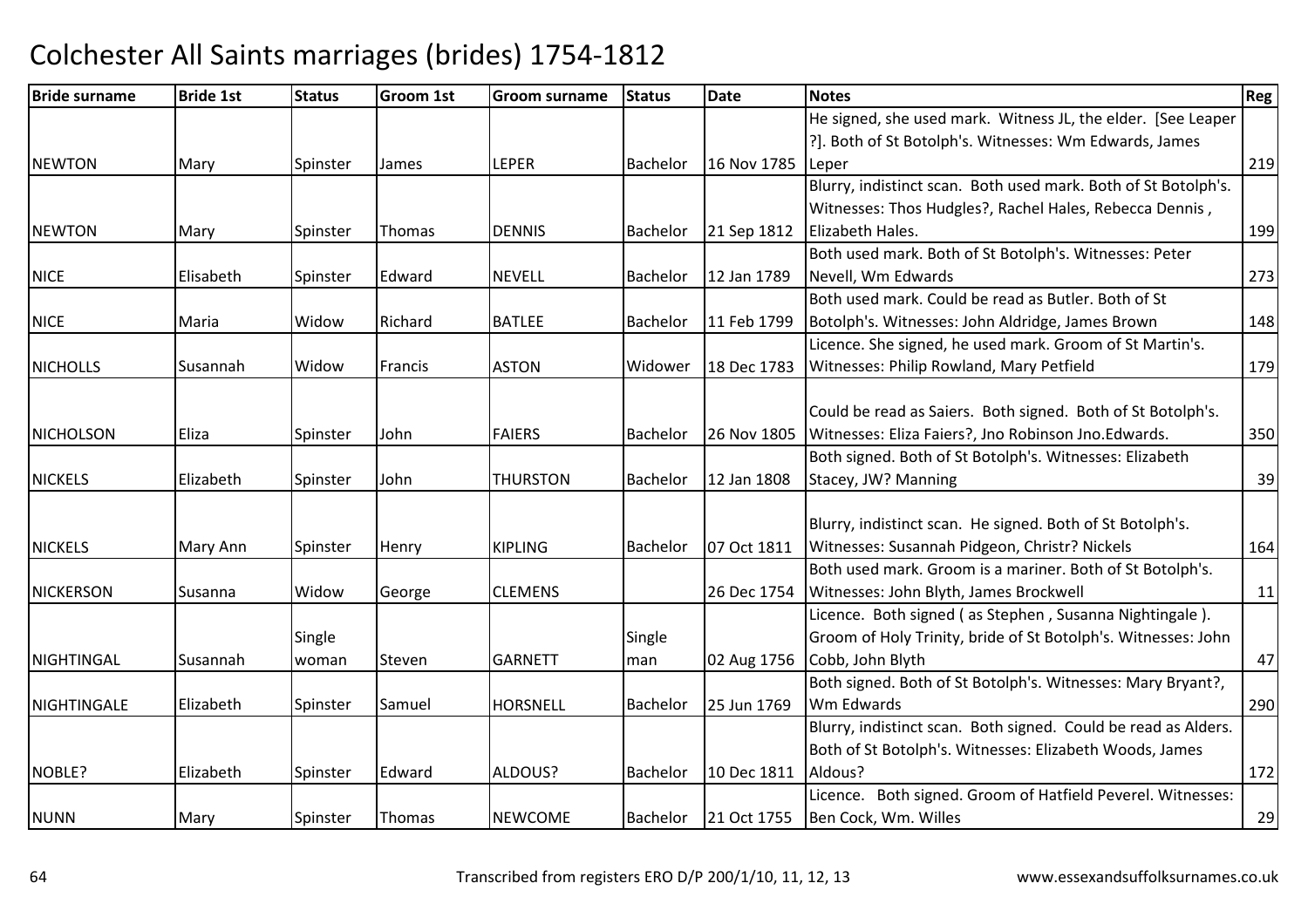# Colchester All Saints marriages (brides) 1754-1812

| Bride surname | Bride 1st | Status | Groom 1st | Groom surname | Status | Date | Notes | Reg |
|---|---|---|---|---|---|---|---|---|
| NEWTON | Mary | Spinster | James | LEPER | Bachelor | 16 Nov 1785 | He signed, she used mark. Witness JL, the elder. [See Leaper ?]. Both of St Botolph's. Witnesses: Wm Edwards, James Leper | 219 |
| NEWTON | Mary | Spinster | Thomas | DENNIS | Bachelor | 21 Sep 1812 | Blurry, indistinct scan. Both used mark. Both of St Botolph's. Witnesses: Thos Hudgles?, Rachel Hales, Rebecca Dennis , Elizabeth Hales. | 199 |
| NICE | Elisabeth | Spinster | Edward | NEVELL | Bachelor | 12 Jan 1789 | Both used mark. Both of St Botolph's. Witnesses: Peter Nevell, Wm Edwards | 273 |
| NICE | Maria | Widow | Richard | BATLEE | Bachelor | 11 Feb 1799 | Both used mark. Could be read as Butler. Both of St Botolph's. Witnesses: John Aldridge, James Brown | 148 |
| NICHOLLS | Susannah | Widow | Francis | ASTON | Widower | 18 Dec 1783 | Licence. She signed, he used mark. Groom of St Martin's. Witnesses: Philip Rowland, Mary Petfield | 179 |
| NICHOLSON | Eliza | Spinster | John | FAIERS | Bachelor | 26 Nov 1805 | Could be read as Saiers. Both signed. Both of St Botolph's. Witnesses: Eliza Faiers?, Jno Robinson Jno.Edwards. | 350 |
| NICKELS | Elizabeth | Spinster | John | THURSTON | Bachelor | 12 Jan 1808 | Both signed. Both of St Botolph's. Witnesses: Elizabeth Stacey, JW? Manning | 39 |
| NICKELS | Mary Ann | Spinster | Henry | KIPLING | Bachelor | 07 Oct 1811 | Blurry, indistinct scan. He signed. Both of St Botolph's. Witnesses: Susannah Pidgeon, Christr? Nickels | 164 |
| NICKERSON | Susanna | Widow | George | CLEMENS | | 26 Dec 1754 | Both used mark. Groom is a mariner. Both of St Botolph's. Witnesses: John Blyth, James Brockwell | 11 |
| NIGHTINGAL | Susannah | Single woman | Steven | GARNETT | Single man | 02 Aug 1756 | Licence. Both signed ( as Stephen , Susanna Nightingale ). Groom of Holy Trinity, bride of St Botolph's. Witnesses: John Cobb, John Blyth | 47 |
| NIGHTINGALE | Elizabeth | Spinster | Samuel | HORSNELL | Bachelor | 25 Jun 1769 | Both signed. Both of St Botolph's. Witnesses: Mary Bryant?, Wm Edwards | 290 |
| NOBLE? | Elizabeth | Spinster | Edward | ALDOUS? | Bachelor | 10 Dec 1811 | Blurry, indistinct scan. Both signed. Could be read as Alders. Both of St Botolph's. Witnesses: Elizabeth Woods, James Aldous? | 172 |
| NUNN | Mary | Spinster | Thomas | NEWCOME | Bachelor | 21 Oct 1755 | Licence. Both signed. Groom of Hatfield Peverel. Witnesses: Ben Cock, Wm. Willes | 29 |

Transcribed from registers ERO D/P 200/1/10, 11, 12, 13 www.essexandsuffolksurnames.co.uk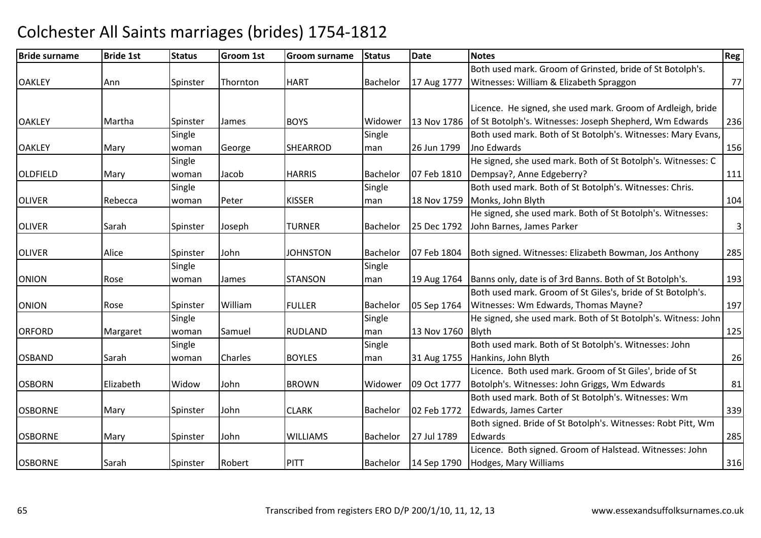# Colchester All Saints marriages (brides) 1754-1812

| Bride surname | Bride 1st | Status | Groom 1st | Groom surname | Status | Date | Notes | Reg |
|---|---|---|---|---|---|---|---|---|
| OAKLEY | Ann | Spinster | Thornton | HART | Bachelor | 17 Aug 1777 | Both used mark. Groom of Grinsted, bride of St Botolph's. Witnesses: William & Elizabeth Spraggon | 77 |
| OAKLEY | Martha | Spinster | James | BOYS | Widower | 13 Nov 1786 | Licence. He signed, she used mark. Groom of Ardleigh, bride of St Botolph's. Witnesses: Joseph Shepherd, Wm Edwards | 236 |
| OAKLEY | Mary | Single woman | George | SHEARROD | Single man | 26 Jun 1799 | Both used mark. Both of St Botolph's. Witnesses: Mary Evans, Jno Edwards | 156 |
| OLDFIELD | Mary | Single woman | Jacob | HARRIS | Bachelor | 07 Feb 1810 | He signed, she used mark. Both of St Botolph's. Witnesses: C Dempsay?, Anne Edgeberry? | 111 |
| OLIVER | Rebecca | Single woman | Peter | KISSER | Single man | 18 Nov 1759 | Both used mark. Both of St Botolph's. Witnesses: Chris. Monks, John Blyth | 104 |
| OLIVER | Sarah | Spinster | Joseph | TURNER | Bachelor | 25 Dec 1792 | He signed, she used mark. Both of St Botolph's. Witnesses: John Barnes, James Parker | 3 |
| OLIVER | Alice | Spinster | John | JOHNSTON | Bachelor | 07 Feb 1804 | Both signed. Witnesses: Elizabeth Bowman, Jos Anthony | 285 |
| ONION | Rose | Single woman | James | STANSON | Single man | 19 Aug 1764 | Banns only, date is of 3rd Banns. Both of St Botolph's. | 193 |
| ONION | Rose | Spinster | William | FULLER | Bachelor | 05 Sep 1764 | Both used mark. Groom of St Giles's, bride of St Botolph's. Witnesses: Wm Edwards, Thomas Mayne? | 197 |
| ORFORD | Margaret | Single woman | Samuel | RUDLAND | Single man | 13 Nov 1760 | He signed, she used mark. Both of St Botolph's. Witness: John Blyth | 125 |
| OSBAND | Sarah | Single woman | Charles | BOYLES | Single man | 31 Aug 1755 | Both used mark. Both of St Botolph's. Witnesses: John Hankins, John Blyth | 26 |
| OSBORN | Elizabeth | Widow | John | BROWN | Widower | 09 Oct 1777 | Licence. Both used mark. Groom of St Giles', bride of St Botolph's. Witnesses: John Griggs, Wm Edwards | 81 |
| OSBORNE | Mary | Spinster | John | CLARK | Bachelor | 02 Feb 1772 | Both used mark. Both of St Botolph's. Witnesses: Wm Edwards, James Carter | 339 |
| OSBORNE | Mary | Spinster | John | WILLIAMS | Bachelor | 27 Jul 1789 | Both signed. Bride of St Botolph's. Witnesses: Robt Pitt, Wm Edwards | 285 |
| OSBORNE | Sarah | Spinster | Robert | PITT | Bachelor | 14 Sep 1790 | Licence. Both signed. Groom of Halstead. Witnesses: John Hodges, Mary Williams | 316 |

Transcribed from registers ERO D/P 200/1/10, 11, 12, 13 www.essexandsuffolksurnames.co.uk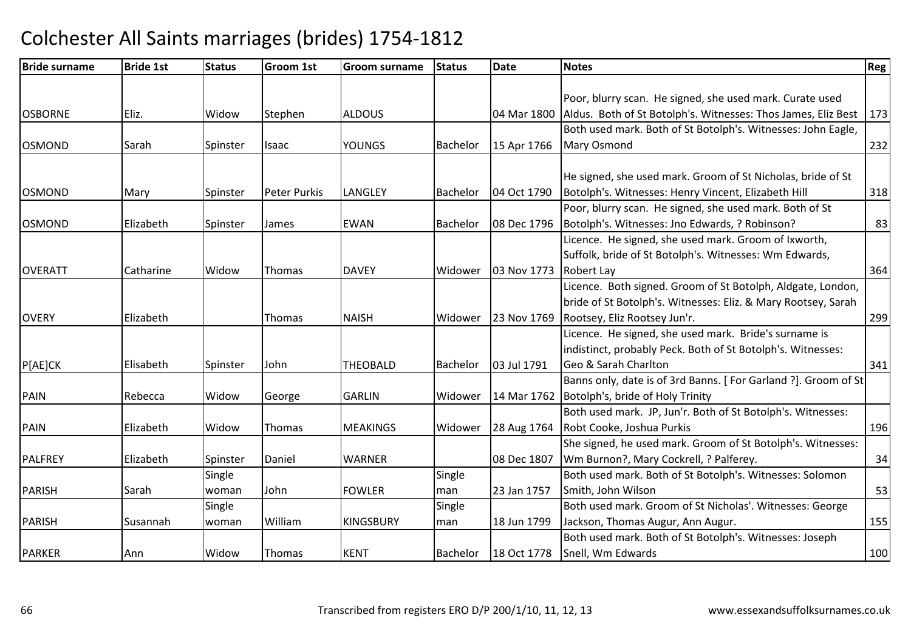# Colchester All Saints marriages (brides) 1754-1812

| Bride surname | Bride 1st | Status | Groom 1st | Groom surname | Status | Date | Notes | Reg |
|---|---|---|---|---|---|---|---|---|
| OSBORNE | Eliz. | Widow | Stephen | ALDOUS | | 04 Mar 1800 | Poor, blurry scan. He signed, she used mark. Curate used Aldus. Both of St Botolph's. Witnesses: Thos James, Eliz Best | 173 |
| OSMOND | Sarah | Spinster | Isaac | YOUNGS | Bachelor | 15 Apr 1766 | Both used mark. Both of St Botolph's. Witnesses: John Eagle, Mary Osmond | 232 |
| OSMOND | Mary | Spinster | Peter Purkis | LANGLEY | Bachelor | 04 Oct 1790 | He signed, she used mark. Groom of St Nicholas, bride of St Botolph's. Witnesses: Henry Vincent, Elizabeth Hill | 318 |
| OSMOND | Elizabeth | Spinster | James | EWAN | Bachelor | 08 Dec 1796 | Poor, blurry scan. He signed, she used mark. Both of St Botolph's. Witnesses: Jno Edwards, ? Robinson? | 83 |
| OVERATT | Catharine | Widow | Thomas | DAVEY | Widower | 03 Nov 1773 | Licence. He signed, she used mark. Groom of Ixworth, Suffolk, bride of St Botolph's. Witnesses: Wm Edwards, Robert Lay | 364 |
| OVERY | Elizabeth | | Thomas | NAISH | Widower | 23 Nov 1769 | Licence. Both signed. Groom of St Botolph, Aldgate, London, bride of St Botolph's. Witnesses: Eliz. & Mary Rootsey, Sarah Rootsey, Eliz Rootsey Jun'r. | 299 |
| P[AE]CK | Elisabeth | Spinster | John | THEOBALD | Bachelor | 03 Jul 1791 | Licence. He signed, she used mark. Bride's surname is indistinct, probably Peck. Both of St Botolph's. Witnesses: Geo & Sarah Charlton | 341 |
| PAIN | Rebecca | Widow | George | GARLIN | Widower | 14 Mar 1762 | Banns only, date is of 3rd Banns. [ For Garland ?]. Groom of St Botolph's, bride of Holy Trinity | |
| PAIN | Elizabeth | Widow | Thomas | MEAKINGS | Widower | 28 Aug 1764 | Both used mark. JP, Jun'r. Both of St Botolph's. Witnesses: Robt Cooke, Joshua Purkis | 196 |
| PALFREY | Elizabeth | Spinster | Daniel | WARNER | | 08 Dec 1807 | She signed, he used mark. Groom of St Botolph's. Witnesses: Wm Burnon?, Mary Cockrell, ? Palferey. | 34 |
| PARISH | Sarah | Single woman | John | FOWLER | Single man | 23 Jan 1757 | Both used mark. Both of St Botolph's. Witnesses: Solomon Smith, John Wilson | 53 |
| PARISH | Susannah | Single woman | William | KINGSBURY | Single man | 18 Jun 1799 | Both used mark. Groom of St Nicholas'. Witnesses: George Jackson, Thomas Augur, Ann Augur. | 155 |
| PARKER | Ann | Widow | Thomas | KENT | Bachelor | 18 Oct 1778 | Both used mark. Both of St Botolph's. Witnesses: Joseph Snell, Wm Edwards | 100 |

Transcribed from registers ERO D/P 200/1/10, 11, 12, 13 www.essexandsuffolksurnames.co.uk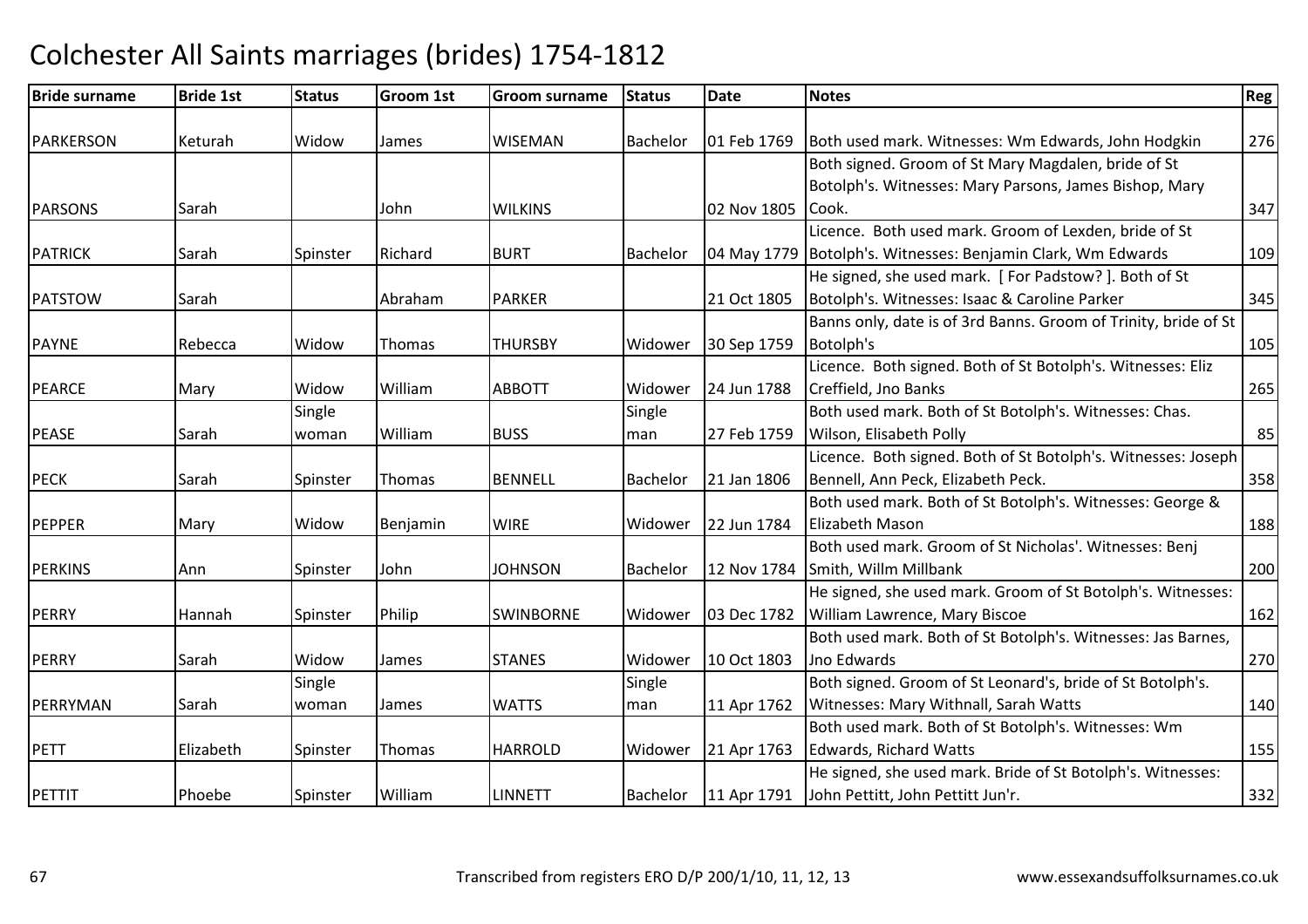# Colchester All Saints marriages (brides) 1754-1812

| Bride surname | Bride 1st | Status | Groom 1st | Groom surname | Status | Date | Notes | Reg |
|---|---|---|---|---|---|---|---|---|
| PARKERSON | Keturah | Widow | James | WISEMAN | Bachelor | 01 Feb 1769 | Both used mark. Witnesses: Wm Edwards, John Hodgkin | 276 |
| PARSONS | Sarah | | John | WILKINS | | 02 Nov 1805 | Both signed. Groom of St Mary Magdalen, bride of St Botolph's. Witnesses: Mary Parsons, James Bishop, Mary Cook. | 347 |
| PATRICK | Sarah | Spinster | Richard | BURT | Bachelor | 04 May 1779 | Licence. Both used mark. Groom of Lexden, bride of St Botolph's. Witnesses: Benjamin Clark, Wm Edwards | 109 |
| PATSTOW | Sarah | | Abraham | PARKER | | 21 Oct 1805 | He signed, she used mark. [ For Padstow? ]. Both of St Botolph's. Witnesses: Isaac & Caroline Parker | 345 |
| PAYNE | Rebecca | Widow | Thomas | THURSBY | Widower | 30 Sep 1759 | Banns only, date is of 3rd Banns. Groom of Trinity, bride of St Botolph's | 105 |
| PEARCE | Mary | Widow | William | ABBOTT | Widower | 24 Jun 1788 | Licence. Both signed. Both of St Botolph's. Witnesses: Eliz Creffield, Jno Banks | 265 |
| PEASE | Sarah | Single woman | William | BUSS | Single man | 27 Feb 1759 | Both used mark. Both of St Botolph's. Witnesses: Chas. Wilson, Elisabeth Polly | 85 |
| PECK | Sarah | Spinster | Thomas | BENNELL | Bachelor | 21 Jan 1806 | Licence. Both signed. Both of St Botolph's. Witnesses: Joseph Bennell, Ann Peck, Elizabeth Peck. | 358 |
| PEPPER | Mary | Widow | Benjamin | WIRE | Widower | 22 Jun 1784 | Both used mark. Both of St Botolph's. Witnesses: George & Elizabeth Mason | 188 |
| PERKINS | Ann | Spinster | John | JOHNSON | Bachelor | 12 Nov 1784 | Both used mark. Groom of St Nicholas'. Witnesses: Benj Smith, Willm Millbank | 200 |
| PERRY | Hannah | Spinster | Philip | SWINBORNE | Widower | 03 Dec 1782 | He signed, she used mark. Groom of St Botolph's. Witnesses: William Lawrence, Mary Biscoe | 162 |
| PERRY | Sarah | Widow | James | STANES | Widower | 10 Oct 1803 | Both used mark. Both of St Botolph's. Witnesses: Jas Barnes, Jno Edwards | 270 |
| PERRYMAN | Sarah | Single woman | James | WATTS | Single man | 11 Apr 1762 | Both signed. Groom of St Leonard's, bride of St Botolph's. Witnesses: Mary Withnall, Sarah Watts | 140 |
| PETT | Elizabeth | Spinster | Thomas | HARROLD | Widower | 21 Apr 1763 | Both used mark. Both of St Botolph's. Witnesses: Wm Edwards, Richard Watts | 155 |
| PETTIT | Phoebe | Spinster | William | LINNETT | Bachelor | 11 Apr 1791 | He signed, she used mark. Bride of St Botolph's. Witnesses: John Pettitt, John Pettitt Jun'r. | 332 |

Transcribed from registers ERO D/P 200/1/10, 11, 12, 13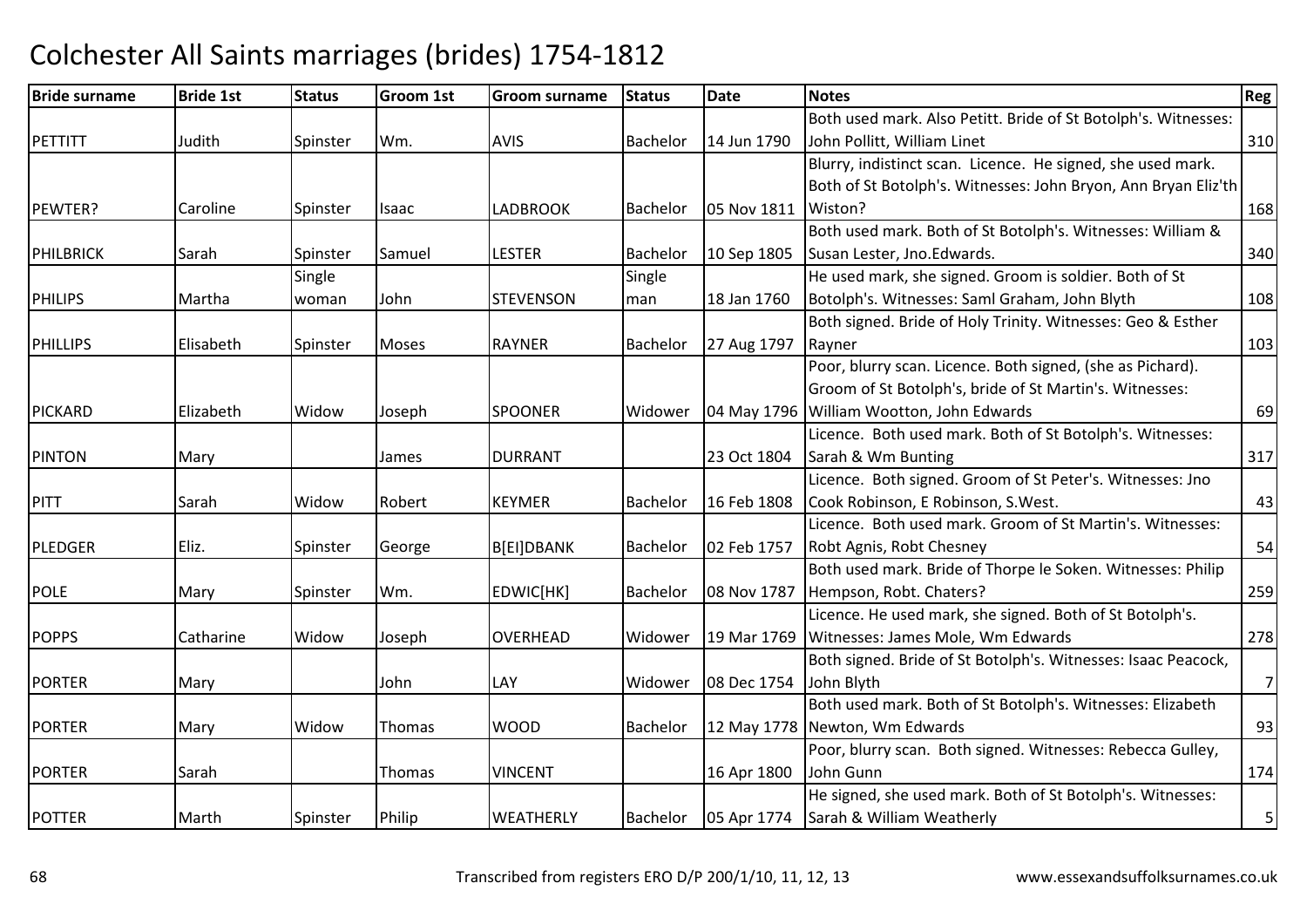# Colchester All Saints marriages (brides) 1754-1812

| Bride surname | Bride 1st | Status | Groom 1st | Groom surname | Status | Date | Notes | Reg |
|---|---|---|---|---|---|---|---|---|
| PETTITT | Judith | Spinster | Wm. | AVIS | Bachelor | 14 Jun 1790 | Both used mark. Also Petitt. Bride of St Botolph's. Witnesses: John Pollitt, William Linet | 310 |
| PEWTER? | Caroline | Spinster | Isaac | LADBROOK | Bachelor | 05 Nov 1811 | Blurry, indistinct scan. Licence. He signed, she used mark. Both of St Botolph's. Witnesses: John Bryon, Ann Bryan Eliz'th Wiston? | 168 |
| PHILBRICK | Sarah | Spinster | Samuel | LESTER | Bachelor | 10 Sep 1805 | Both used mark. Both of St Botolph's. Witnesses: William & Susan Lester, Jno.Edwards. | 340 |
| PHILIPS | Martha | Single woman | John | STEVENSON | Single man | 18 Jan 1760 | He used mark, she signed. Groom is soldier. Both of St Botolph's. Witnesses: Saml Graham, John Blyth | 108 |
| PHILLIPS | Elisabeth | Spinster | Moses | RAYNER | Bachelor | 27 Aug 1797 | Both signed. Bride of Holy Trinity. Witnesses: Geo & Esther Rayner | 103 |
| PICKARD | Elizabeth | Widow | Joseph | SPOONER | Widower | 04 May 1796 | Poor, blurry scan. Licence. Both signed, (she as Pichard). Groom of St Botolph's, bride of St Martin's. Witnesses: William Wootton, John Edwards | 69 |
| PINTON | Mary | | James | DURRANT | | 23 Oct 1804 | Licence. Both used mark. Both of St Botolph's. Witnesses: Sarah & Wm Bunting | 317 |
| PITT | Sarah | Widow | Robert | KEYMER | Bachelor | 16 Feb 1808 | Licence. Both signed. Groom of St Peter's. Witnesses: Jno Cook Robinson, E Robinson, S.West. | 43 |
| PLEDGER | Eliz. | Spinster | George | B[EI]DBANK | Bachelor | 02 Feb 1757 | Licence. Both used mark. Groom of St Martin's. Witnesses: Robt Agnis, Robt Chesney | 54 |
| POLE | Mary | Spinster | Wm. | EDWIC[HK] | Bachelor | 08 Nov 1787 | Both used mark. Bride of Thorpe le Soken. Witnesses: Philip Hempson, Robt. Chaters? | 259 |
| POPPS | Catharine | Widow | Joseph | OVERHEAD | Widower | 19 Mar 1769 | Licence. He used mark, she signed. Both of St Botolph's. Witnesses: James Mole, Wm Edwards | 278 |
| PORTER | Mary | | John | LAY | Widower | 08 Dec 1754 | Both signed. Bride of St Botolph's. Witnesses: Isaac Peacock, John Blyth | 7 |
| PORTER | Mary | Widow | Thomas | WOOD | Bachelor | 12 May 1778 | Both used mark. Both of St Botolph's. Witnesses: Elizabeth Newton, Wm Edwards | 93 |
| PORTER | Sarah | | Thomas | VINCENT | | 16 Apr 1800 | Poor, blurry scan. Both signed. Witnesses: Rebecca Gulley, John Gunn | 174 |
| POTTER | Marth | Spinster | Philip | WEATHERLY | Bachelor | 05 Apr 1774 | He signed, she used mark. Both of St Botolph's. Witnesses: Sarah & William Weatherly | 5 |

Transcribed from registers ERO D/P 200/1/10, 11, 12, 13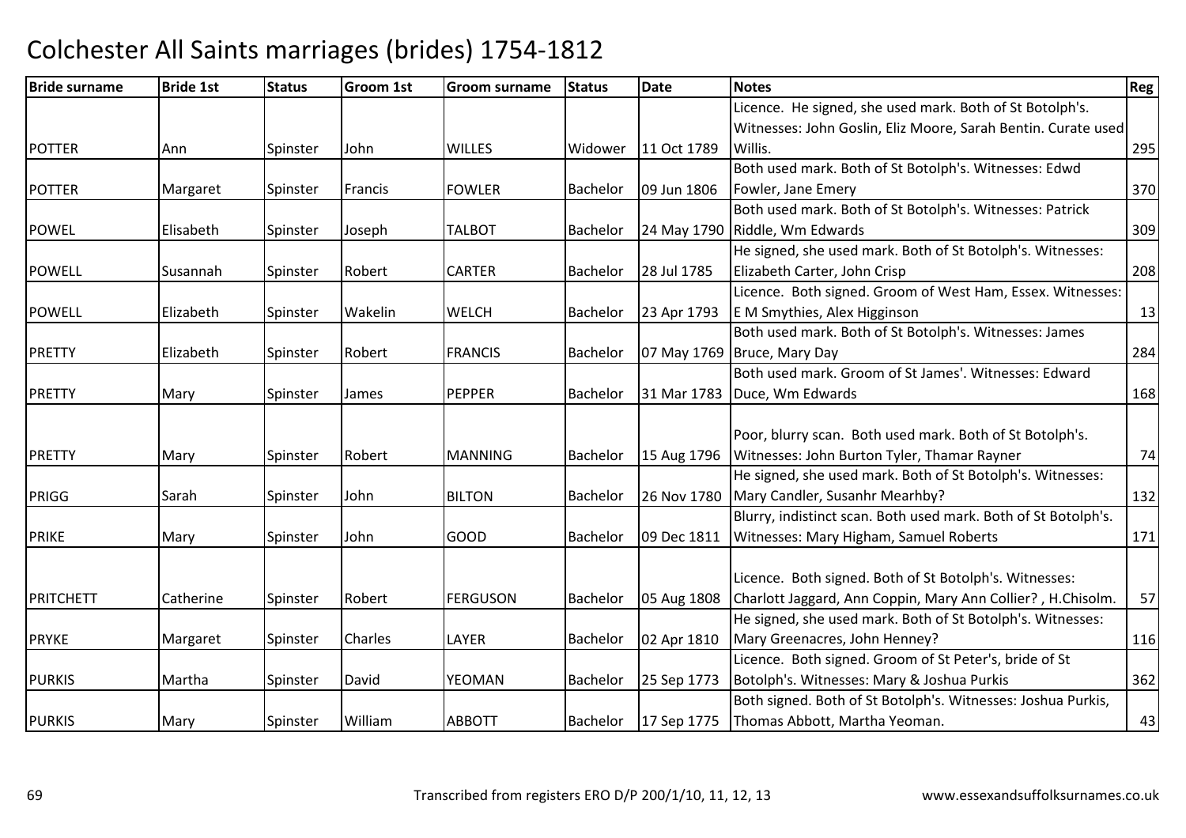# Colchester All Saints marriages (brides) 1754-1812

| Bride surname | Bride 1st | Status | Groom 1st | Groom surname | Status | Date | Notes | Reg |
|---|---|---|---|---|---|---|---|---|
| POTTER | Ann | Spinster | John | WILLES | Widower | 11 Oct 1789 | Licence. He signed, she used mark. Both of St Botolph's. Witnesses: John Goslin, Eliz Moore, Sarah Bentin. Curate used Willis. | 295 |
| POTTER | Margaret | Spinster | Francis | FOWLER | Bachelor | 09 Jun 1806 | Both used mark. Both of St Botolph's. Witnesses: Edwd Fowler, Jane Emery | 370 |
| POWEL | Elisabeth | Spinster | Joseph | TALBOT | Bachelor | 24 May 1790 | Both used mark. Both of St Botolph's. Witnesses: Patrick Riddle, Wm Edwards | 309 |
| POWELL | Susannah | Spinster | Robert | CARTER | Bachelor | 28 Jul 1785 | He signed, she used mark. Both of St Botolph's. Witnesses: Elizabeth Carter, John Crisp | 208 |
| POWELL | Elizabeth | Spinster | Wakelin | WELCH | Bachelor | 23 Apr 1793 | Licence. Both signed. Groom of West Ham, Essex. Witnesses: E M Smythies, Alex Higginson | 13 |
| PRETTY | Elizabeth | Spinster | Robert | FRANCIS | Bachelor | 07 May 1769 | Both used mark. Both of St Botolph's. Witnesses: James Bruce, Mary Day | 284 |
| PRETTY | Mary | Spinster | James | PEPPER | Bachelor | 31 Mar 1783 | Both used mark. Groom of St James'. Witnesses: Edward Duce, Wm Edwards | 168 |
| PRETTY | Mary | Spinster | Robert | MANNING | Bachelor | 15 Aug 1796 | Poor, blurry scan. Both used mark. Both of St Botolph's. Witnesses: John Burton Tyler, Thamar Rayner | 74 |
| PRIGG | Sarah | Spinster | John | BILTON | Bachelor | 26 Nov 1780 | He signed, she used mark. Both of St Botolph's. Witnesses: Mary Candler, Susanhr Mearhby? | 132 |
| PRIKE | Mary | Spinster | John | GOOD | Bachelor | 09 Dec 1811 | Blurry, indistinct scan. Both used mark. Both of St Botolph's. Witnesses: Mary Higham, Samuel Roberts | 171 |
| PRITCHETT | Catherine | Spinster | Robert | FERGUSON | Bachelor | 05 Aug 1808 | Licence. Both signed. Both of St Botolph's. Witnesses: Charlott Jaggard, Ann Coppin, Mary Ann Collier? , H.Chisolm. | 57 |
| PRYKE | Margaret | Spinster | Charles | LAYER | Bachelor | 02 Apr 1810 | He signed, she used mark. Both of St Botolph's. Witnesses: Mary Greenacres, John Henney? | 116 |
| PURKIS | Martha | Spinster | David | YEOMAN | Bachelor | 25 Sep 1773 | Licence. Both signed. Groom of St Peter's, bride of St Botolph's. Witnesses: Mary & Joshua Purkis | 362 |
| PURKIS | Mary | Spinster | William | ABBOTT | Bachelor | 17 Sep 1775 | Both signed. Both of St Botolph's. Witnesses: Joshua Purkis, Thomas Abbott, Martha Yeoman. | 43 |

Transcribed from registers ERO D/P 200/1/10, 11, 12, 13 www.essexandsuffolksurnames.co.uk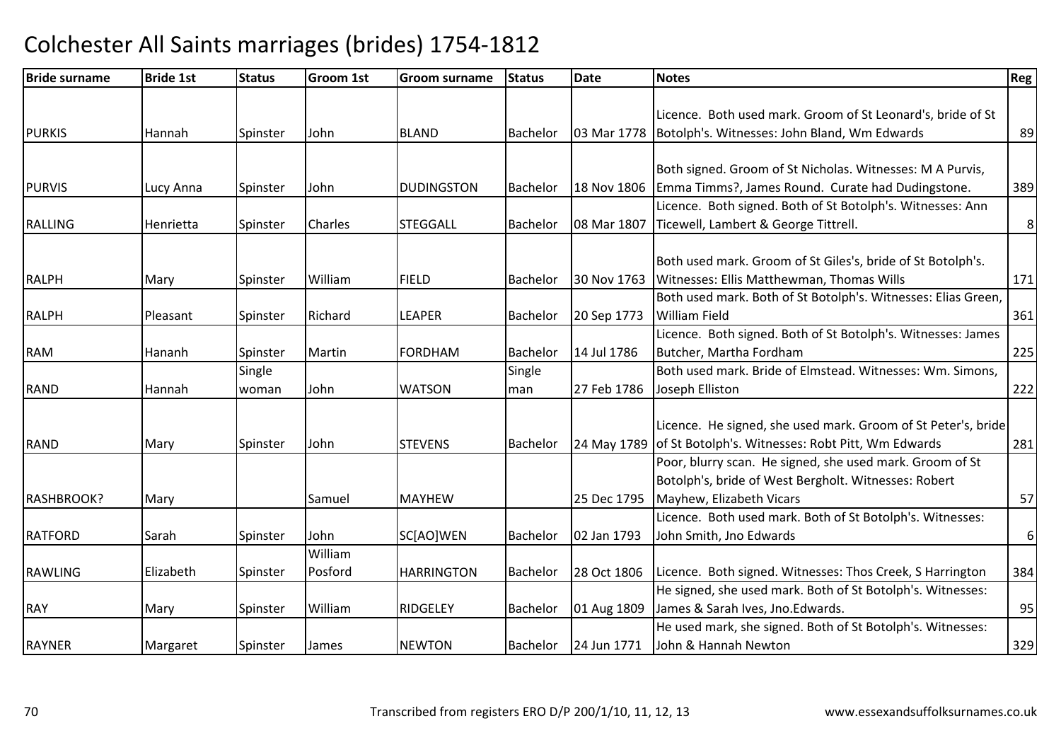# Colchester All Saints marriages (brides) 1754-1812

| Bride surname | Bride 1st | Status | Groom 1st | Groom surname | Status | Date | Notes | Reg |
|---|---|---|---|---|---|---|---|---|
| PURKIS | Hannah | Spinster | John | BLAND | Bachelor | 03 Mar 1778 | Licence. Both used mark. Groom of St Leonard's, bride of St Botolph's. Witnesses: John Bland, Wm Edwards | 89 |
| PURVIS | Lucy Anna | Spinster | John | DUDINGSTON | Bachelor | 18 Nov 1806 | Both signed. Groom of St Nicholas. Witnesses: M A Purvis, Emma Timms?, James Round. Curate had Dudingstone. | 389 |
| RALLING | Henrietta | Spinster | Charles | STEGGALL | Bachelor | 08 Mar 1807 | Licence. Both signed. Both of St Botolph's. Witnesses: Ann Ticewell, Lambert & George Tittrell. | 8 |
| RALPH | Mary | Spinster | William | FIELD | Bachelor | 30 Nov 1763 | Both used mark. Groom of St Giles's, bride of St Botolph's. Witnesses: Ellis Matthewman, Thomas Wills | 171 |
| RALPH | Pleasant | Spinster | Richard | LEAPER | Bachelor | 20 Sep 1773 | Both used mark. Both of St Botolph's. Witnesses: Elias Green, William Field | 361 |
| RAM | Hananh | Spinster | Martin | FORDHAM | Bachelor | 14 Jul 1786 | Licence. Both signed. Both of St Botolph's. Witnesses: James Butcher, Martha Fordham | 225 |
| RAND | Hannah | Single woman | John | WATSON | Single man | 27 Feb 1786 | Both used mark. Bride of Elmstead. Witnesses: Wm. Simons, Joseph Elliston | 222 |
| RAND | Mary | Spinster | John | STEVENS | Bachelor | 24 May 1789 | Licence. He signed, she used mark. Groom of St Peter's, bride of St Botolph's. Witnesses: Robt Pitt, Wm Edwards | 281 |
| RASHBROOK? | Mary | | Samuel | MAYHEW | | 25 Dec 1795 | Poor, blurry scan. He signed, she used mark. Groom of St Botolph's, bride of West Bergholt. Witnesses: Robert Mayhew, Elizabeth Vicars | 57 |
| RATFORD | Sarah | Spinster | John | SC[AO]WEN | Bachelor | 02 Jan 1793 | Licence. Both used mark. Both of St Botolph's. Witnesses: John Smith, Jno Edwards | 6 |
| RAWLING | Elizabeth | Spinster | William Posford | HARRINGTON | Bachelor | 28 Oct 1806 | Licence. Both signed. Witnesses: Thos Creek, S Harrington | 384 |
| RAY | Mary | Spinster | William | RIDGELEY | Bachelor | 01 Aug 1809 | He signed, she used mark. Both of St Botolph's. Witnesses: James & Sarah Ives, Jno.Edwards. | 95 |
| RAYNER | Margaret | Spinster | James | NEWTON | Bachelor | 24 Jun 1771 | He used mark, she signed. Both of St Botolph's. Witnesses: John & Hannah Newton | 329 |

Transcribed from registers ERO D/P 200/1/10, 11, 12, 13 www.essexandsuffolksurnames.co.uk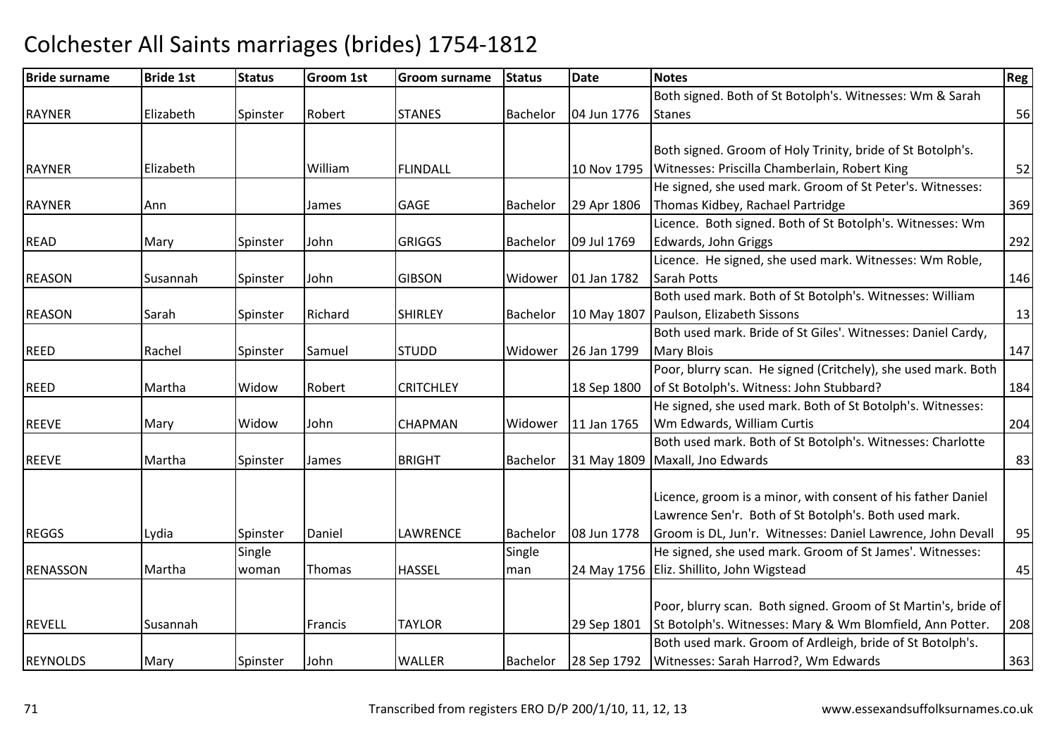# Colchester All Saints marriages (brides) 1754-1812

| Bride surname | Bride 1st | Status | Groom 1st | Groom surname | Status | Date | Notes | Reg |
|---|---|---|---|---|---|---|---|---|
| RAYNER | Elizabeth | Spinster | Robert | STANES | Bachelor | 04 Jun 1776 | Both signed. Both of St Botolph's. Witnesses: Wm & Sarah Stanes | 56 |
| RAYNER | Elizabeth | | William | FLINDALL | | 10 Nov 1795 | Both signed. Groom of Holy Trinity, bride of St Botolph's. Witnesses: Priscilla Chamberlain, Robert King | 52 |
| RAYNER | Ann | | James | GAGE | Bachelor | 29 Apr 1806 | He signed, she used mark. Groom of St Peter's. Witnesses: Thomas Kidbey, Rachael Partridge | 369 |
| READ | Mary | Spinster | John | GRIGGS | Bachelor | 09 Jul 1769 | Licence. Both signed. Both of St Botolph's. Witnesses: Wm Edwards, John Griggs | 292 |
| REASON | Susannah | Spinster | John | GIBSON | Widower | 01 Jan 1782 | Licence. He signed, she used mark. Witnesses: Wm Roble, Sarah Potts | 146 |
| REASON | Sarah | Spinster | Richard | SHIRLEY | Bachelor | 10 May 1807 | Both used mark. Both of St Botolph's. Witnesses: William Paulson, Elizabeth Sissons | 13 |
| REED | Rachel | Spinster | Samuel | STUDD | Widower | 26 Jan 1799 | Both used mark. Bride of St Giles'. Witnesses: Daniel Cardy, Mary Blois | 147 |
| REED | Martha | Widow | Robert | CRITCHLEY | | 18 Sep 1800 | Poor, blurry scan. He signed (Critchely), she used mark. Both of St Botolph's. Witness: John Stubbard? | 184 |
| REEVE | Mary | Widow | John | CHAPMAN | Widower | 11 Jan 1765 | He signed, she used mark. Both of St Botolph's. Witnesses: Wm Edwards, William Curtis | 204 |
| REEVE | Martha | Spinster | James | BRIGHT | Bachelor | 31 May 1809 | Both used mark. Both of St Botolph's. Witnesses: Charlotte Maxall, Jno Edwards | 83 |
| REGGS | Lydia | Spinster | Daniel | LAWRENCE | Bachelor | 08 Jun 1778 | Licence, groom is a minor, with consent of his father Daniel Lawrence Sen'r. Both of St Botolph's. Both used mark. Groom is DL, Jun'r. Witnesses: Daniel Lawrence, John Devall | 95 |
| RENASSON | Martha | Single woman | Thomas | HASSEL | Single man | 24 May 1756 | He signed, she used mark. Groom of St James'. Witnesses: Eliz. Shillito, John Wigstead | 45 |
| REVELL | Susannah | | Francis | TAYLOR | | 29 Sep 1801 | Poor, blurry scan. Both signed. Groom of St Martin's, bride of St Botolph's. Witnesses: Mary & Wm Blomfield, Ann Potter. | 208 |
| REYNOLDS | Mary | Spinster | John | WALLER | Bachelor | 28 Sep 1792 | Both used mark. Groom of Ardleigh, bride of St Botolph's. Witnesses: Sarah Harrod?, Wm Edwards | 363 |

Transcribed from registers ERO D/P 200/1/10, 11, 12, 13 www.essexandsuffolksurnames.co.uk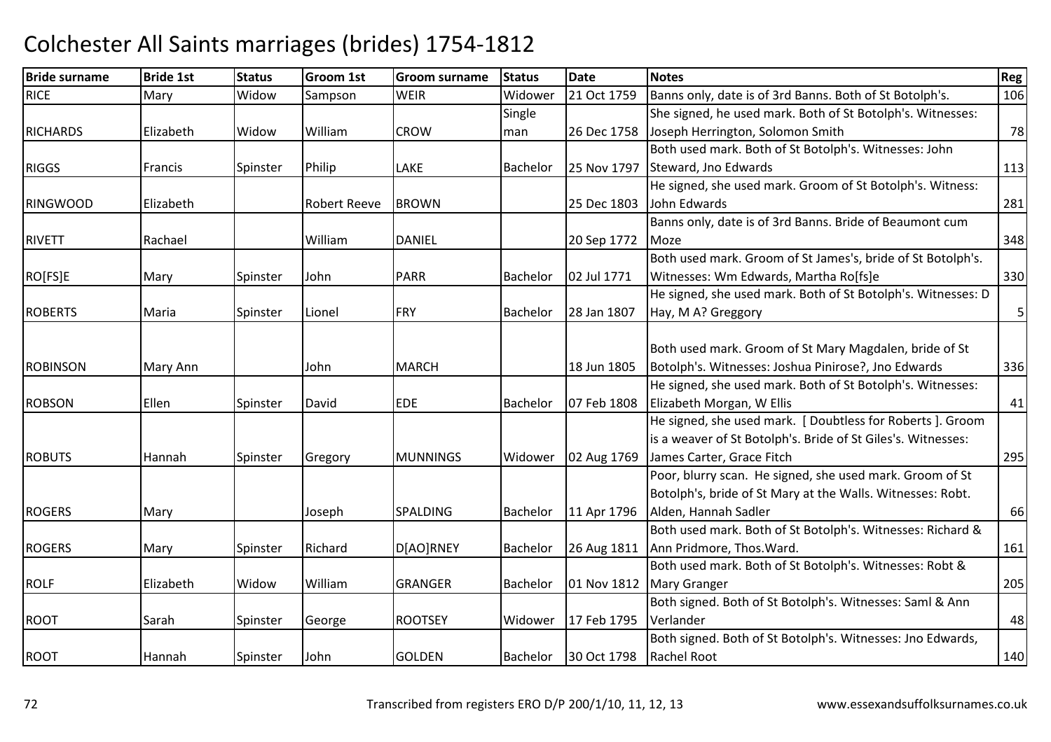# Colchester All Saints marriages (brides) 1754-1812

| Bride surname | Bride 1st | Status | Groom 1st | Groom surname | Status | Date | Notes | Reg |
|---|---|---|---|---|---|---|---|---|
| RICE | Mary | Widow | Sampson | WEIR | Widower | 21 Oct 1759 | Banns only, date is of 3rd Banns. Both of St Botolph's. | 106 |
| RICHARDS | Elizabeth | Widow | William | CROW | Single man | 26 Dec 1758 | She signed, he used mark. Both of St Botolph's. Witnesses: Joseph Herrington, Solomon Smith | 78 |
| RIGGS | Francis | Spinster | Philip | LAKE | Bachelor | 25 Nov 1797 | Both used mark. Both of St Botolph's. Witnesses: John Steward, Jno Edwards | 113 |
| RINGWOOD | Elizabeth | | Robert Reeve | BROWN | | 25 Dec 1803 | He signed, she used mark. Groom of St Botolph's. Witness: John Edwards | 281 |
| RIVETT | Rachael | | William | DANIEL | | 20 Sep 1772 | Banns only, date is of 3rd Banns. Bride of Beaumont cum Moze | 348 |
| RO[FS]E | Mary | Spinster | John | PARR | Bachelor | 02 Jul 1771 | Both used mark. Groom of St James's, bride of St Botolph's. Witnesses: Wm Edwards, Martha Ro[fs]e | 330 |
| ROBERTS | Maria | Spinster | Lionel | FRY | Bachelor | 28 Jan 1807 | He signed, she used mark. Both of St Botolph's. Witnesses: D Hay, M A? Greggory | 5 |
| ROBINSON | Mary Ann | | John | MARCH | | 18 Jun 1805 | Both used mark. Groom of St Mary Magdalen, bride of St Botolph's. Witnesses: Joshua Pinirose?, Jno Edwards | 336 |
| ROBSON | Ellen | Spinster | David | EDE | Bachelor | 07 Feb 1808 | He signed, she used mark. Both of St Botolph's. Witnesses: Elizabeth Morgan, W Ellis | 41 |
| ROBUTS | Hannah | Spinster | Gregory | MUNNINGS | Widower | 02 Aug 1769 | He signed, she used mark. [ Doubtless for Roberts ]. Groom is a weaver of St Botolph's. Bride of St Giles's. Witnesses: James Carter, Grace Fitch | 295 |
| ROGERS | Mary | | Joseph | SPALDING | Bachelor | 11 Apr 1796 | Poor, blurry scan. He signed, she used mark. Groom of St Botolph's, bride of St Mary at the Walls. Witnesses: Robt. Alden, Hannah Sadler | 66 |
| ROGERS | Mary | Spinster | Richard | D[AO]RNEY | Bachelor | 26 Aug 1811 | Both used mark. Both of St Botolph's. Witnesses: Richard & Ann Pridmore, Thos.Ward. | 161 |
| ROLF | Elizabeth | Widow | William | GRANGER | Bachelor | 01 Nov 1812 | Both used mark. Both of St Botolph's. Witnesses: Robt & Mary Granger | 205 |
| ROOT | Sarah | Spinster | George | ROOTSEY | Widower | 17 Feb 1795 | Both signed. Both of St Botolph's. Witnesses: Saml & Ann Verlander | 48 |
| ROOT | Hannah | Spinster | John | GOLDEN | Bachelor | 30 Oct 1798 | Both signed. Both of St Botolph's. Witnesses: Jno Edwards, Rachel Root | 140 |

Transcribed from registers ERO D/P 200/1/10, 11, 12, 13 www.essexandsuffolksurnames.co.uk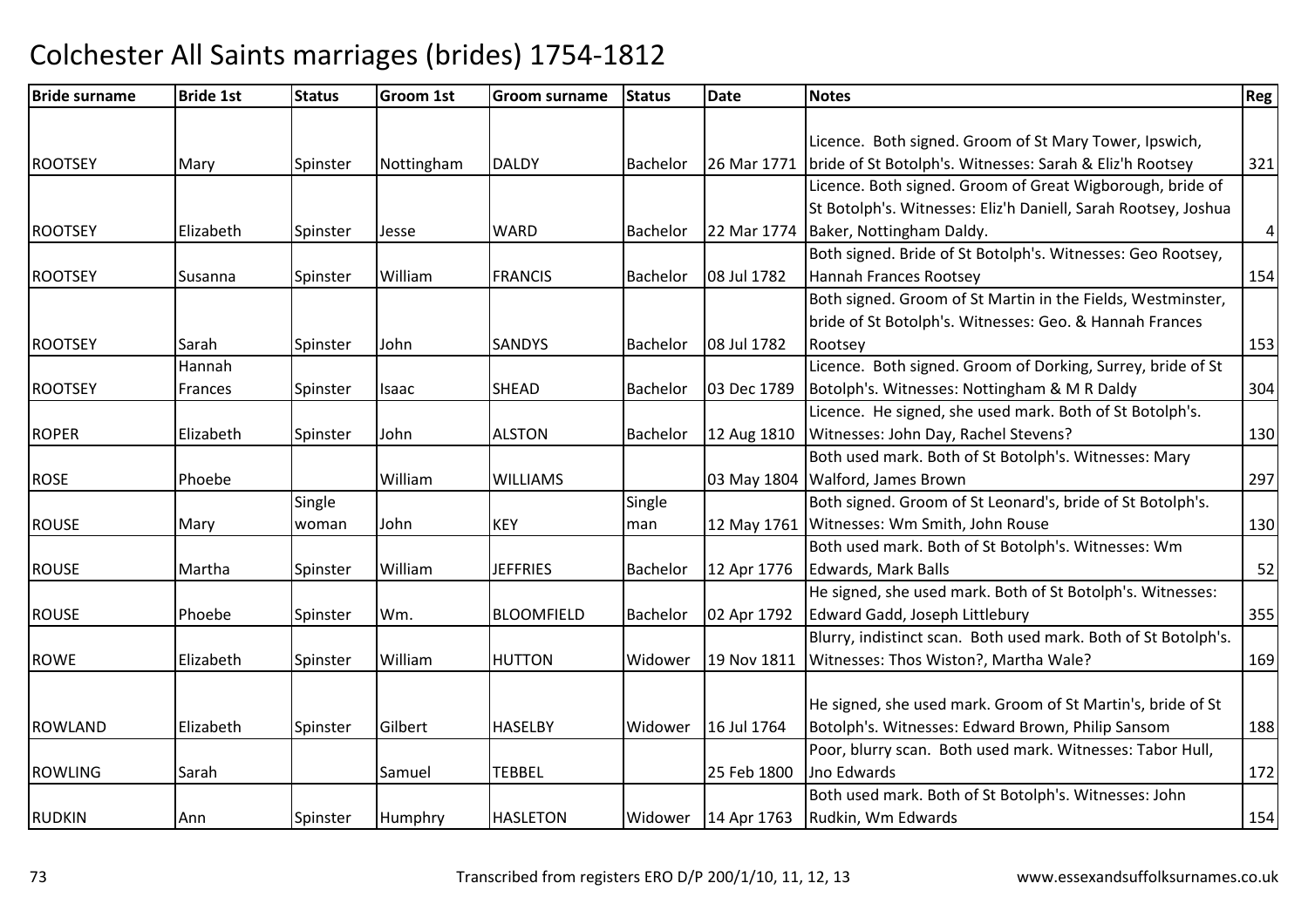# Colchester All Saints marriages (brides) 1754-1812

| Bride surname | Bride 1st | Status | Groom 1st | Groom surname | Status | Date | Notes | Reg |
|---|---|---|---|---|---|---|---|---|
| ROOTSEY | Mary | Spinster | Nottingham | DALDY | Bachelor | 26 Mar 1771 | Licence. Both signed. Groom of St Mary Tower, Ipswich, bride of St Botolph's. Witnesses: Sarah & Eliz'h Rootsey | 321 |
| ROOTSEY | Elizabeth | Spinster | Jesse | WARD | Bachelor | 22 Mar 1774 | Licence. Both signed. Groom of Great Wigborough, bride of St Botolph's. Witnesses: Eliz'h Daniell, Sarah Rootsey, Joshua Baker, Nottingham Daldy. | 4 |
| ROOTSEY | Susanna | Spinster | William | FRANCIS | Bachelor | 08 Jul 1782 | Both signed. Bride of St Botolph's. Witnesses: Geo Rootsey, Hannah Frances Rootsey | 154 |
| ROOTSEY | Sarah | Spinster | John | SANDYS | Bachelor | 08 Jul 1782 | Both signed. Groom of St Martin in the Fields, Westminster, bride of St Botolph's. Witnesses: Geo. & Hannah Frances Rootsey | 153 |
| ROOTSEY | Hannah Frances | Spinster | Isaac | SHEAD | Bachelor | 03 Dec 1789 | Licence. Both signed. Groom of Dorking, Surrey, bride of St Botolph's. Witnesses: Nottingham & M R Daldy | 304 |
| ROPER | Elizabeth | Spinster | John | ALSTON | Bachelor | 12 Aug 1810 | Licence. He signed, she used mark. Both of St Botolph's. Witnesses: John Day, Rachel Stevens? | 130 |
| ROSE | Phoebe | | William | WILLIAMS | | 03 May 1804 | Both used mark. Both of St Botolph's. Witnesses: Mary Walford, James Brown | 297 |
| ROUSE | Mary | Single woman | John | KEY | Single man | 12 May 1761 | Both signed. Groom of St Leonard's, bride of St Botolph's. Witnesses: Wm Smith, John Rouse | 130 |
| ROUSE | Martha | Spinster | William | JEFFRIES | Bachelor | 12 Apr 1776 | Both used mark. Both of St Botolph's. Witnesses: Wm Edwards, Mark Balls | 52 |
| ROUSE | Phoebe | Spinster | Wm. | BLOOMFIELD | Bachelor | 02 Apr 1792 | He signed, she used mark. Both of St Botolph's. Witnesses: Edward Gadd, Joseph Littlebury | 355 |
| ROWE | Elizabeth | Spinster | William | HUTTON | Widower | 19 Nov 1811 | Blurry, indistinct scan. Both used mark. Both of St Botolph's. Witnesses: Thos Wiston?, Martha Wale? | 169 |
| ROWLAND | Elizabeth | Spinster | Gilbert | HASELBY | Widower | 16 Jul 1764 | He signed, she used mark. Groom of St Martin's, bride of St Botolph's. Witnesses: Edward Brown, Philip Sansom | 188 |
| ROWLING | Sarah | | Samuel | TEBBEL | | 25 Feb 1800 | Poor, blurry scan. Both used mark. Witnesses: Tabor Hull, Jno Edwards | 172 |
| RUDKIN | Ann | Spinster | Humphry | HASLETON | Widower | 14 Apr 1763 | Both used mark. Both of St Botolph's. Witnesses: John Rudkin, Wm Edwards | 154 |

Transcribed from registers ERO D/P 200/1/10, 11, 12, 13 www.essexandsuffolksurnames.co.uk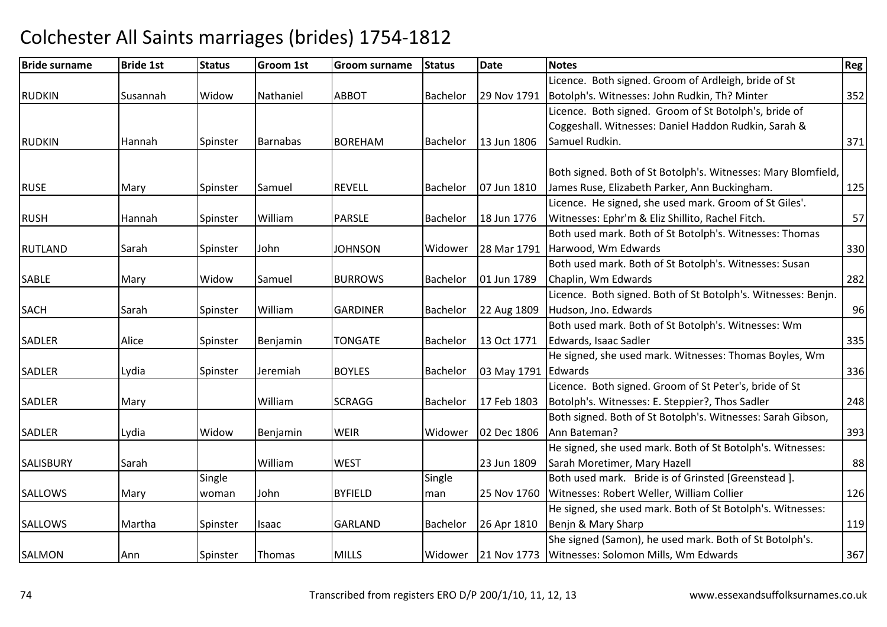# Colchester All Saints marriages (brides) 1754-1812

| Bride surname | Bride 1st | Status | Groom 1st | Groom surname | Status | Date | Notes | Reg |
|---|---|---|---|---|---|---|---|---|
| RUDKIN | Susannah | Widow | Nathaniel | ABBOT | Bachelor | 29 Nov 1791 | Licence. Both signed. Groom of Ardleigh, bride of St Botolph's. Witnesses: John Rudkin, Th? Minter | 352 |
| RUDKIN | Hannah | Spinster | Barnabas | BOREHAM | Bachelor | 13 Jun 1806 | Licence. Both signed. Groom of St Botolph's, bride of Coggeshall. Witnesses: Daniel Haddon Rudkin, Sarah & Samuel Rudkin. | 371 |
| RUSE | Mary | Spinster | Samuel | REVELL | Bachelor | 07 Jun 1810 | Both signed. Both of St Botolph's. Witnesses: Mary Blomfield, James Ruse, Elizabeth Parker, Ann Buckingham. | 125 |
| RUSH | Hannah | Spinster | William | PARSLE | Bachelor | 18 Jun 1776 | Licence. He signed, she used mark. Groom of St Giles'. Witnesses: Ephr'm & Eliz Shillito, Rachel Fitch. | 57 |
| RUTLAND | Sarah | Spinster | John | JOHNSON | Widower | 28 Mar 1791 | Both used mark. Both of St Botolph's. Witnesses: Thomas Harwood, Wm Edwards | 330 |
| SABLE | Mary | Widow | Samuel | BURROWS | Bachelor | 01 Jun 1789 | Both used mark. Both of St Botolph's. Witnesses: Susan Chaplin, Wm Edwards | 282 |
| SACH | Sarah | Spinster | William | GARDINER | Bachelor | 22 Aug 1809 | Licence. Both signed. Both of St Botolph's. Witnesses: Benjn. Hudson, Jno. Edwards | 96 |
| SADLER | Alice | Spinster | Benjamin | TONGATE | Bachelor | 13 Oct 1771 | Both used mark. Both of St Botolph's. Witnesses: Wm Edwards, Isaac Sadler | 335 |
| SADLER | Lydia | Spinster | Jeremiah | BOYLES | Bachelor | 03 May 1791 | He signed, she used mark. Witnesses: Thomas Boyles, Wm Edwards | 336 |
| SADLER | Mary | | William | SCRAGG | Bachelor | 17 Feb 1803 | Licence. Both signed. Groom of St Peter's, bride of St Botolph's. Witnesses: E. Steppier?, Thos Sadler | 248 |
| SADLER | Lydia | Widow | Benjamin | WEIR | Widower | 02 Dec 1806 | Both signed. Both of St Botolph's. Witnesses: Sarah Gibson, Ann Bateman? | 393 |
| SALISBURY | Sarah | | William | WEST | | 23 Jun 1809 | He signed, she used mark. Both of St Botolph's. Witnesses: Sarah Moretimer, Mary Hazell | 88 |
| SALLOWS | Mary | Single woman | John | BYFIELD | Single man | 25 Nov 1760 | Both used mark. Bride is of Grinsted [Greenstead ]. Witnesses: Robert Weller, William Collier | 126 |
| SALLOWS | Martha | Spinster | Isaac | GARLAND | Bachelor | 26 Apr 1810 | He signed, she used mark. Both of St Botolph's. Witnesses: Benjn & Mary Sharp | 119 |
| SALMON | Ann | Spinster | Thomas | MILLS | Widower | 21 Nov 1773 | She signed (Samon), he used mark. Both of St Botolph's. Witnesses: Solomon Mills, Wm Edwards | 367 |

Transcribed from registers ERO D/P 200/1/10, 11, 12, 13 www.essexandsuffolksurnames.co.uk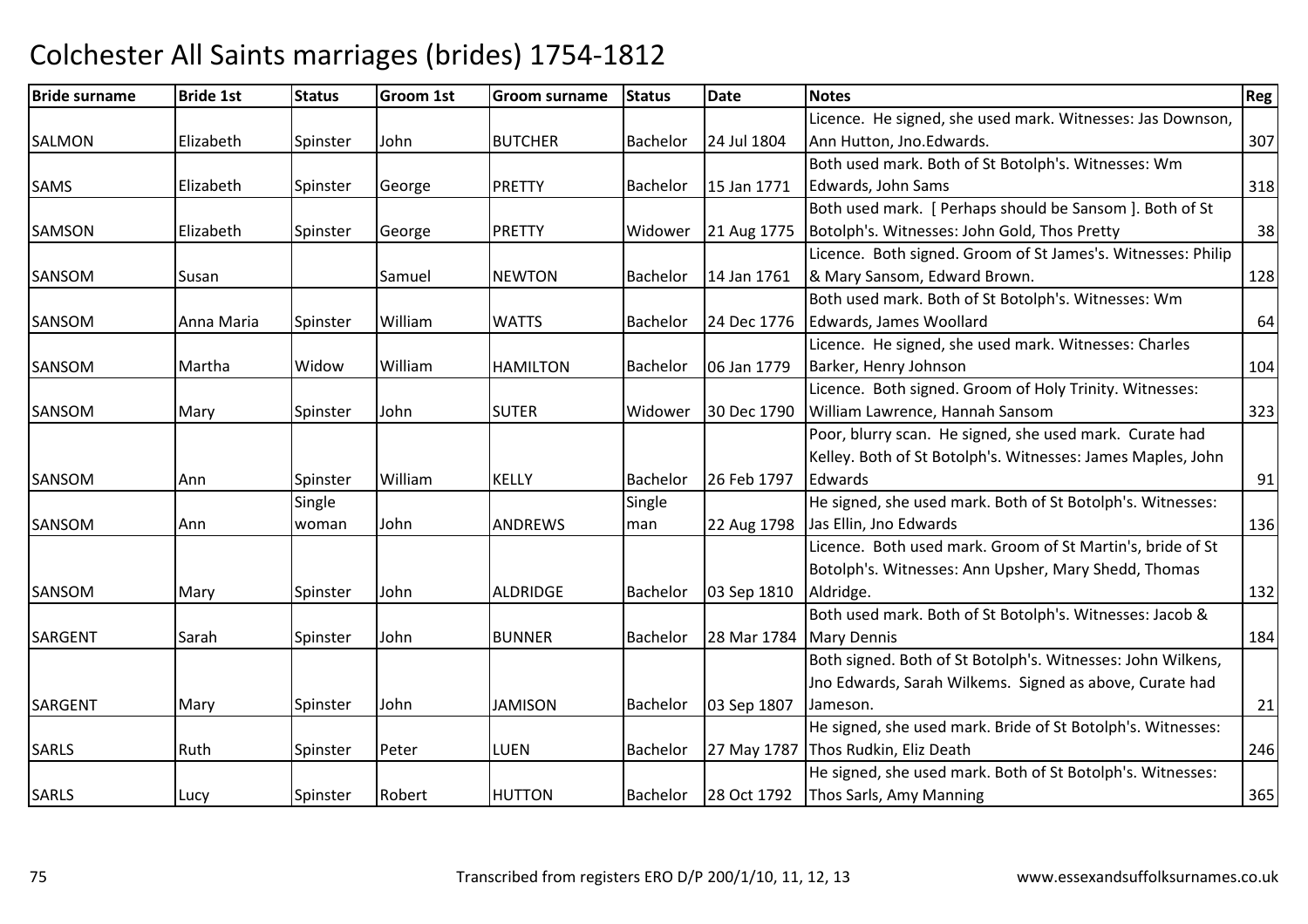# Colchester All Saints marriages (brides) 1754-1812

| Bride surname | Bride 1st | Status | Groom 1st | Groom surname | Status | Date | Notes | Reg |
|---|---|---|---|---|---|---|---|---|
| SALMON | Elizabeth | Spinster | John | BUTCHER | Bachelor | 24 Jul 1804 | Licence. He signed, she used mark. Witnesses: Jas Downson, Ann Hutton, Jno.Edwards. | 307 |
| SAMS | Elizabeth | Spinster | George | PRETTY | Bachelor | 15 Jan 1771 | Both used mark. Both of St Botolph's. Witnesses: Wm Edwards, John Sams | 318 |
| SAMSON | Elizabeth | Spinster | George | PRETTY | Widower | 21 Aug 1775 | Both used mark. [ Perhaps should be Sansom ]. Both of St Botolph's. Witnesses: John Gold, Thos Pretty | 38 |
| SANSOM | Susan | | Samuel | NEWTON | Bachelor | 14 Jan 1761 | Licence. Both signed. Groom of St James's. Witnesses: Philip & Mary Sansom, Edward Brown. | 128 |
| SANSOM | Anna Maria | Spinster | William | WATTS | Bachelor | 24 Dec 1776 | Both used mark. Both of St Botolph's. Witnesses: Wm Edwards, James Woollard | 64 |
| SANSOM | Martha | Widow | William | HAMILTON | Bachelor | 06 Jan 1779 | Licence. He signed, she used mark. Witnesses: Charles Barker, Henry Johnson | 104 |
| SANSOM | Mary | Spinster | John | SUTER | Widower | 30 Dec 1790 | Licence. Both signed. Groom of Holy Trinity. Witnesses: William Lawrence, Hannah Sansom | 323 |
| SANSOM | Ann | Spinster | William | KELLY | Bachelor | 26 Feb 1797 | Poor, blurry scan. He signed, she used mark. Curate had Kelley. Both of St Botolph's. Witnesses: James Maples, John Edwards | 91 |
| SANSOM | Ann | Single woman | John | ANDREWS | Single man | 22 Aug 1798 | He signed, she used mark. Both of St Botolph's. Witnesses: Jas Ellin, Jno Edwards | 136 |
| SANSOM | Mary | Spinster | John | ALDRIDGE | Bachelor | 03 Sep 1810 | Licence. Both used mark. Groom of St Martin's, bride of St Botolph's. Witnesses: Ann Upsher, Mary Shedd, Thomas Aldridge. | 132 |
| SARGENT | Sarah | Spinster | John | BUNNER | Bachelor | 28 Mar 1784 | Both used mark. Both of St Botolph's. Witnesses: Jacob & Mary Dennis | 184 |
| SARGENT | Mary | Spinster | John | JAMISON | Bachelor | 03 Sep 1807 | Both signed. Both of St Botolph's. Witnesses: John Wilkens, Jno Edwards, Sarah Wilkems. Signed as above, Curate had Jameson. | 21 |
| SARLS | Ruth | Spinster | Peter | LUEN | Bachelor | 27 May 1787 | He signed, she used mark. Bride of St Botolph's. Witnesses: Thos Rudkin, Eliz Death | 246 |
| SARLS | Lucy | Spinster | Robert | HUTTON | Bachelor | 28 Oct 1792 | He signed, she used mark. Both of St Botolph's. Witnesses: Thos Sarls, Amy Manning | 365 |

Transcribed from registers ERO D/P 200/1/10, 11, 12, 13 www.essexandsuffolksurnames.co.uk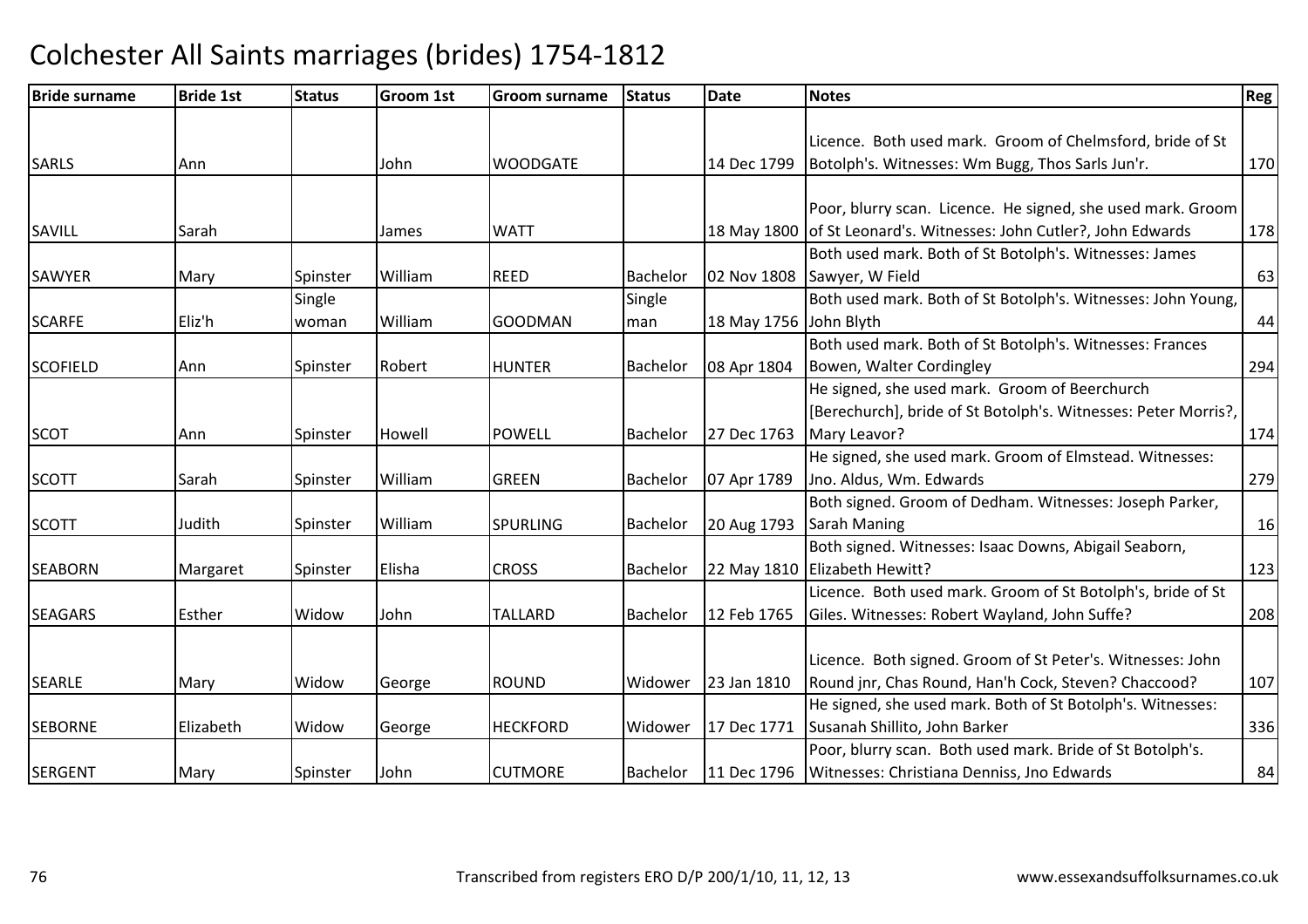# Colchester All Saints marriages (brides) 1754-1812

| Bride surname | Bride 1st | Status | Groom 1st | Groom surname | Status | Date | Notes | Reg |
|---|---|---|---|---|---|---|---|---|
| SARLS | Ann | | John | WOODGATE | | 14 Dec 1799 | Licence. Both used mark. Groom of Chelmsford, bride of St Botolph's. Witnesses: Wm Bugg, Thos Sarls Jun'r. | 170 |
| SAVILL | Sarah | | James | WATT | | 18 May 1800 | Poor, blurry scan. Licence. He signed, she used mark. Groom of St Leonard's. Witnesses: John Cutler?, John Edwards | 178 |
| SAWYER | Mary | Spinster | William | REED | Bachelor | 02 Nov 1808 | Both used mark. Both of St Botolph's. Witnesses: James Sawyer, W Field | 63 |
| SCARFE | Eliz'h | Single woman | William | GOODMAN | Single man | 18 May 1756 | Both used mark. Both of St Botolph's. Witnesses: John Young, John Blyth | 44 |
| SCOFIELD | Ann | Spinster | Robert | HUNTER | Bachelor | 08 Apr 1804 | Both used mark. Both of St Botolph's. Witnesses: Frances Bowen, Walter Cordingley | 294 |
| SCOT | Ann | Spinster | Howell | POWELL | Bachelor | 27 Dec 1763 | He signed, she used mark. Groom of Beerchurch [Berechurch], bride of St Botolph's. Witnesses: Peter Morris?, Mary Leavor? | 174 |
| SCOTT | Sarah | Spinster | William | GREEN | Bachelor | 07 Apr 1789 | He signed, she used mark. Groom of Elmstead. Witnesses: Jno. Aldus, Wm. Edwards | 279 |
| SCOTT | Judith | Spinster | William | SPURLING | Bachelor | 20 Aug 1793 | Both signed. Groom of Dedham. Witnesses: Joseph Parker, Sarah Maning | 16 |
| SEABORN | Margaret | Spinster | Elisha | CROSS | Bachelor | 22 May 1810 | Both signed. Witnesses: Isaac Downs, Abigail Seaborn, Elizabeth Hewitt? | 123 |
| SEAGARS | Esther | Widow | John | TALLARD | Bachelor | 12 Feb 1765 | Licence. Both used mark. Groom of St Botolph's, bride of St Giles. Witnesses: Robert Wayland, John Suffe? | 208 |
| SEARLE | Mary | Widow | George | ROUND | Widower | 23 Jan 1810 | Licence. Both signed. Groom of St Peter's. Witnesses: John Round jnr, Chas Round, Han'h Cock, Steven? Chaccood? | 107 |
| SEBORNE | Elizabeth | Widow | George | HECKFORD | Widower | 17 Dec 1771 | He signed, she used mark. Both of St Botolph's. Witnesses: Susanah Shillito, John Barker | 336 |
| SERGENT | Mary | Spinster | John | CUTMORE | Bachelor | 11 Dec 1796 | Poor, blurry scan. Both used mark. Bride of St Botolph's. Witnesses: Christiana Denniss, Jno Edwards | 84 |

Transcribed from registers ERO D/P 200/1/10, 11, 12, 13

www.essexandsuffolksurnames.co.uk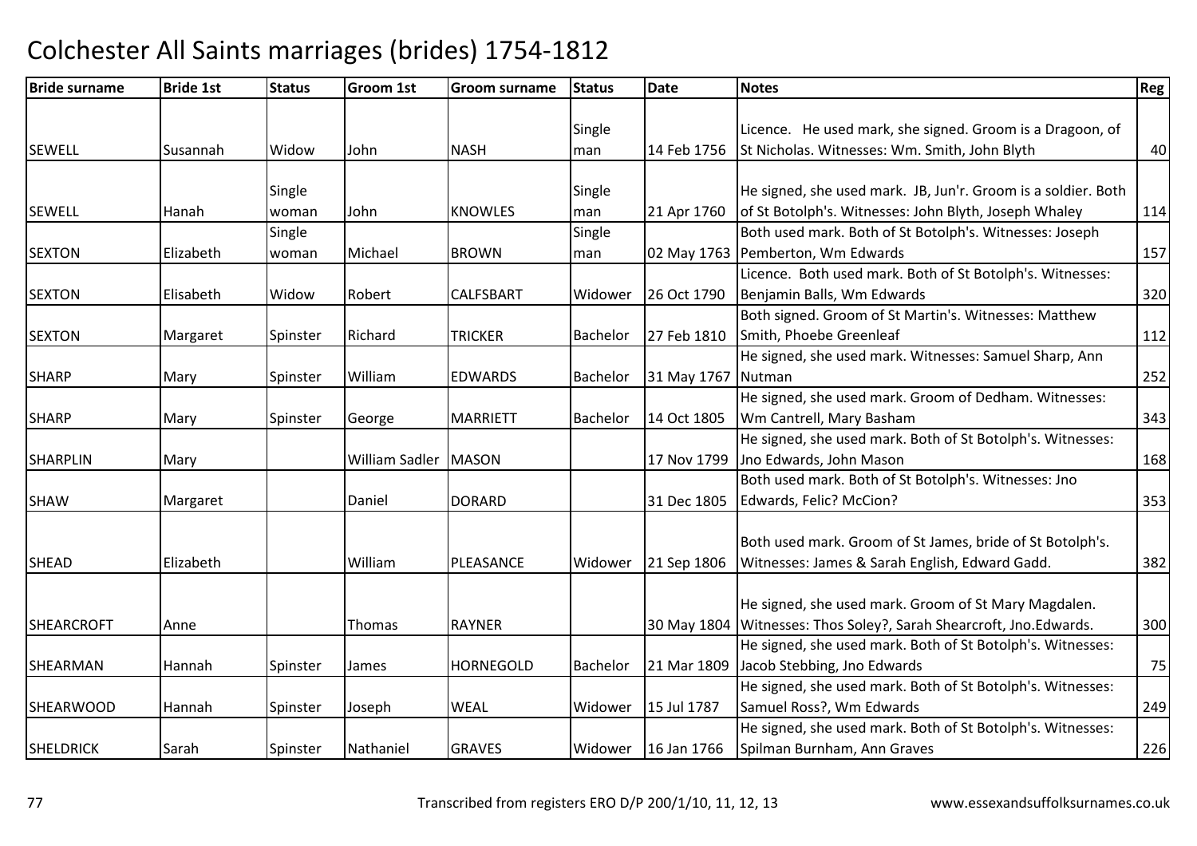# Colchester All Saints marriages (brides) 1754-1812

| Bride surname | Bride 1st | Status | Groom 1st | Groom surname | Status | Date | Notes | Reg |
|---|---|---|---|---|---|---|---|---|
| SEWELL | Susannah | Widow | John | NASH | Single man | 14 Feb 1756 | Licence. He used mark, she signed. Groom is a Dragoon, of St Nicholas. Witnesses: Wm. Smith, John Blyth | 40 |
| SEWELL | Hanah | Single woman | John | KNOWLES | Single man | 21 Apr 1760 | He signed, she used mark. JB, Jun'r. Groom is a soldier. Both of St Botolph's. Witnesses: John Blyth, Joseph Whaley | 114 |
| SEXTON | Elizabeth | Single woman | Michael | BROWN | Single man | 02 May 1763 | Both used mark. Both of St Botolph's. Witnesses: Joseph Pemberton, Wm Edwards | 157 |
| SEXTON | Elisabeth | Widow | Robert | CALFSBART | Widower | 26 Oct 1790 | Licence. Both used mark. Both of St Botolph's. Witnesses: Benjamin Balls, Wm Edwards | 320 |
| SEXTON | Margaret | Spinster | Richard | TRICKER | Bachelor | 27 Feb 1810 | Both signed. Groom of St Martin's. Witnesses: Matthew Smith, Phoebe Greenleaf | 112 |
| SHARP | Mary | Spinster | William | EDWARDS | Bachelor | 31 May 1767 | He signed, she used mark. Witnesses: Samuel Sharp, Ann Nutman | 252 |
| SHARP | Mary | Spinster | George | MARRIETT | Bachelor | 14 Oct 1805 | He signed, she used mark. Groom of Dedham. Witnesses: Wm Cantrell, Mary Basham | 343 |
| SHARPLIN | Mary | | William Sadler | MASON | | 17 Nov 1799 | He signed, she used mark. Both of St Botolph's. Witnesses: Jno Edwards, John Mason | 168 |
| SHAW | Margaret | | Daniel | DORARD | | 31 Dec 1805 | Both used mark. Both of St Botolph's. Witnesses: Jno Edwards, Felic? McCion? | 353 |
| SHEAD | Elizabeth | | William | PLEASANCE | Widower | 21 Sep 1806 | Both used mark. Groom of St James, bride of St Botolph's. Witnesses: James & Sarah English, Edward Gadd. | 382 |
| SHEARCROFT | Anne | | Thomas | RAYNER | | 30 May 1804 | He signed, she used mark. Groom of St Mary Magdalen. Witnesses: Thos Soley?, Sarah Shearcroft, Jno.Edwards. | 300 |
| SHEARMAN | Hannah | Spinster | James | HORNEGOLD | Bachelor | 21 Mar 1809 | He signed, she used mark. Both of St Botolph's. Witnesses: Jacob Stebbing, Jno Edwards | 75 |
| SHEARWOOD | Hannah | Spinster | Joseph | WEAL | Widower | 15 Jul 1787 | He signed, she used mark. Both of St Botolph's. Witnesses: Samuel Ross?, Wm Edwards | 249 |
| SHELDRICK | Sarah | Spinster | Nathaniel | GRAVES | Widower | 16 Jan 1766 | He signed, she used mark. Both of St Botolph's. Witnesses: Spilman Burnham, Ann Graves | 226 |

Transcribed from registers ERO D/P 200/1/10, 11, 12, 13 www.essexandsuffolksurnames.co.uk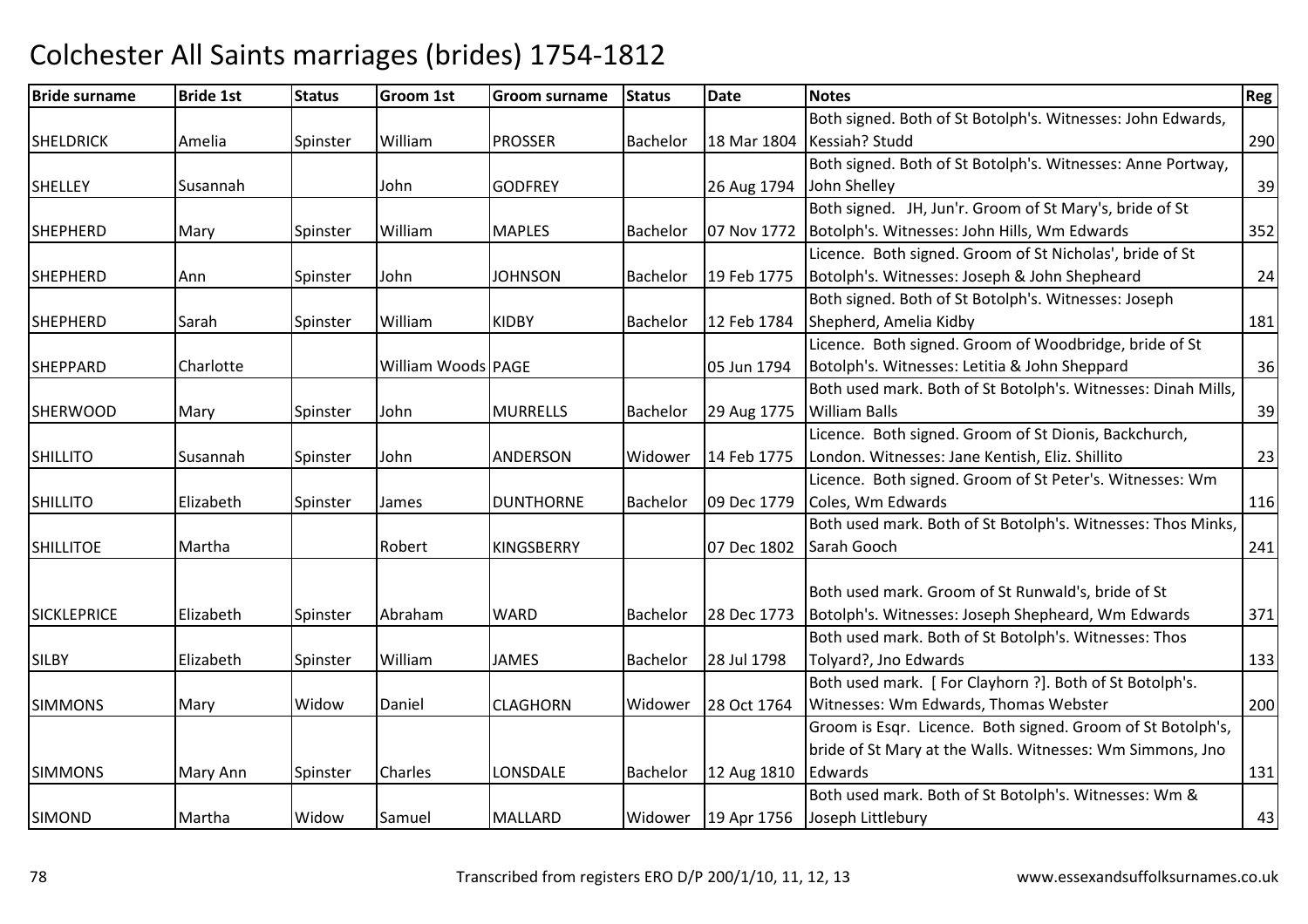# Colchester All Saints marriages (brides) 1754-1812

| Bride surname | Bride 1st | Status | Groom 1st | Groom surname | Status | Date | Notes | Reg |
|---|---|---|---|---|---|---|---|---|
| SHELDRICK | Amelia | Spinster | William | PROSSER | Bachelor | 18 Mar 1804 | Both signed. Both of St Botolph's. Witnesses: John Edwards, Kessiah? Studd | 290 |
| SHELLEY | Susannah | | John | GODFREY | | 26 Aug 1794 | Both signed. Both of St Botolph's. Witnesses: Anne Portway, John Shelley | 39 |
| SHEPHERD | Mary | Spinster | William | MAPLES | Bachelor | 07 Nov 1772 | Both signed. JH, Jun'r. Groom of St Mary's, bride of St Botolph's. Witnesses: John Hills, Wm Edwards | 352 |
| SHEPHERD | Ann | Spinster | John | JOHNSON | Bachelor | 19 Feb 1775 | Licence. Both signed. Groom of St Nicholas', bride of St Botolph's. Witnesses: Joseph & John Shepheard | 24 |
| SHEPHERD | Sarah | Spinster | William | KIDBY | Bachelor | 12 Feb 1784 | Both signed. Both of St Botolph's. Witnesses: Joseph Shepherd, Amelia Kidby | 181 |
| SHEPPARD | Charlotte | | William Woods | PAGE | | 05 Jun 1794 | Licence. Both signed. Groom of Woodbridge, bride of St Botolph's. Witnesses: Letitia & John Sheppard | 36 |
| SHERWOOD | Mary | Spinster | John | MURRELLS | Bachelor | 29 Aug 1775 | Both used mark. Both of St Botolph's. Witnesses: Dinah Mills, William Balls | 39 |
| SHILLITO | Susannah | Spinster | John | ANDERSON | Widower | 14 Feb 1775 | Licence. Both signed. Groom of St Dionis, Backchurch, London. Witnesses: Jane Kentish, Eliz. Shillito | 23 |
| SHILLITO | Elizabeth | Spinster | James | DUNTHORNE | Bachelor | 09 Dec 1779 | Licence. Both signed. Groom of St Peter's. Witnesses: Wm Coles, Wm Edwards | 116 |
| SHILLITOE | Martha | | Robert | KINGSBERRY | | 07 Dec 1802 | Both used mark. Both of St Botolph's. Witnesses: Thos Minks, Sarah Gooch | 241 |
| SICKLEPRICE | Elizabeth | Spinster | Abraham | WARD | Bachelor | 28 Dec 1773 | Both used mark. Groom of St Runwald's, bride of St Botolph's. Witnesses: Joseph Shepheard, Wm Edwards | 371 |
| SILBY | Elizabeth | Spinster | William | JAMES | Bachelor | 28 Jul 1798 | Both used mark. Both of St Botolph's. Witnesses: Thos Tolyard?, Jno Edwards | 133 |
| SIMMONS | Mary | Widow | Daniel | CLAGHORN | Widower | 28 Oct 1764 | Both used mark. [ For Clayhorn ?]. Both of St Botolph's. Witnesses: Wm Edwards, Thomas Webster | 200 |
| SIMMONS | Mary Ann | Spinster | Charles | LONSDALE | Bachelor | 12 Aug 1810 | Groom is Esqr. Licence. Both signed. Groom of St Botolph's, bride of St Mary at the Walls. Witnesses: Wm Simmons, Jno Edwards | 131 |
| SIMOND | Martha | Widow | Samuel | MALLARD | Widower | 19 Apr 1756 | Both used mark. Both of St Botolph's. Witnesses: Wm & Joseph Littlebury | 43 |

Transcribed from registers ERO D/P 200/1/10, 11, 12, 13 www.essexandsuffolksurnames.co.uk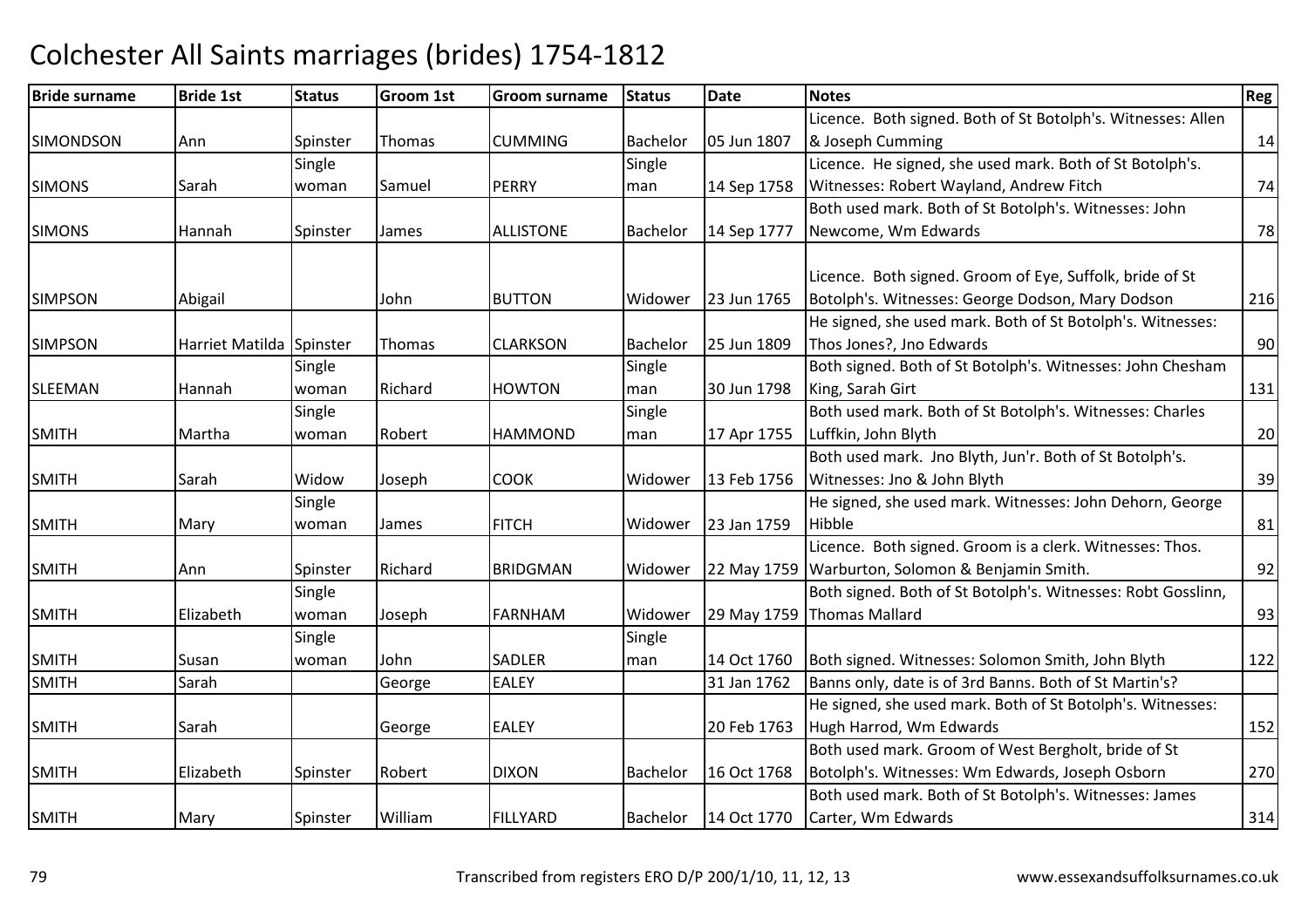# Colchester All Saints marriages (brides) 1754-1812

| Bride surname | Bride 1st | Status | Groom 1st | Groom surname | Status | Date | Notes | Reg |
|---|---|---|---|---|---|---|---|---|
| SIMONDSON | Ann | Spinster | Thomas | CUMMING | Bachelor | 05 Jun 1807 | Licence. Both signed. Both of St Botolph's. Witnesses: Allen & Joseph Cumming | 14 |
| SIMONS | Sarah | Single woman | Samuel | PERRY | Single man | 14 Sep 1758 | Licence. He signed, she used mark. Both of St Botolph's. Witnesses: Robert Wayland, Andrew Fitch | 74 |
| SIMONS | Hannah | Spinster | James | ALLISTONE | Bachelor | 14 Sep 1777 | Both used mark. Both of St Botolph's. Witnesses: John Newcome, Wm Edwards | 78 |
| SIMPSON | Abigail | | John | BUTTON | Widower | 23 Jun 1765 | Licence. Both signed. Groom of Eye, Suffolk, bride of St Botolph's. Witnesses: George Dodson, Mary Dodson | 216 |
| SIMPSON | Harriet Matilda | Spinster | Thomas | CLARKSON | Bachelor | 25 Jun 1809 | He signed, she used mark. Both of St Botolph's. Witnesses: Thos Jones?, Jno Edwards | 90 |
| SLEEMAN | Hannah | Single woman | Richard | HOWTON | Single man | 30 Jun 1798 | Both signed. Both of St Botolph's. Witnesses: John Chesham King, Sarah Girt | 131 |
| SMITH | Martha | Single woman | Robert | HAMMOND | Single man | 17 Apr 1755 | Both used mark. Both of St Botolph's. Witnesses: Charles Luffkin, John Blyth | 20 |
| SMITH | Sarah | Widow | Joseph | COOK | Widower | 13 Feb 1756 | Both used mark. Jno Blyth, Jun'r. Both of St Botolph's. Witnesses: Jno & John Blyth | 39 |
| SMITH | Mary | Single woman | James | FITCH | Widower | 23 Jan 1759 | He signed, she used mark. Witnesses: John Dehorn, George Hibble | 81 |
| SMITH | Ann | Spinster | Richard | BRIDGMAN | Widower | 22 May 1759 | Licence. Both signed. Groom is a clerk. Witnesses: Thos. Warburton, Solomon & Benjamin Smith. | 92 |
| SMITH | Elizabeth | Single woman | Joseph | FARNHAM | Widower | 29 May 1759 | Both signed. Both of St Botolph's. Witnesses: Robt Gosslinn, Thomas Mallard | 93 |
| SMITH | Susan | Single woman | John | SADLER | Single man | 14 Oct 1760 | Both signed. Witnesses: Solomon Smith, John Blyth | 122 |
| SMITH | Sarah | | George | EALEY | | 31 Jan 1762 | Banns only, date is of 3rd Banns. Both of St Martin's? | |
| SMITH | Sarah | | George | EALEY | | 20 Feb 1763 | He signed, she used mark. Both of St Botolph's. Witnesses: Hugh Harrod, Wm Edwards | 152 |
| SMITH | Elizabeth | Spinster | Robert | DIXON | Bachelor | 16 Oct 1768 | Both used mark. Groom of West Bergholt, bride of St Botolph's. Witnesses: Wm Edwards, Joseph Osborn | 270 |
| SMITH | Mary | Spinster | William | FILLYARD | Bachelor | 14 Oct 1770 | Both used mark. Both of St Botolph's. Witnesses: James Carter, Wm Edwards | 314 |

Transcribed from registers ERO D/P 200/1/10, 11, 12, 13 www.essexandsuffolksurnames.co.uk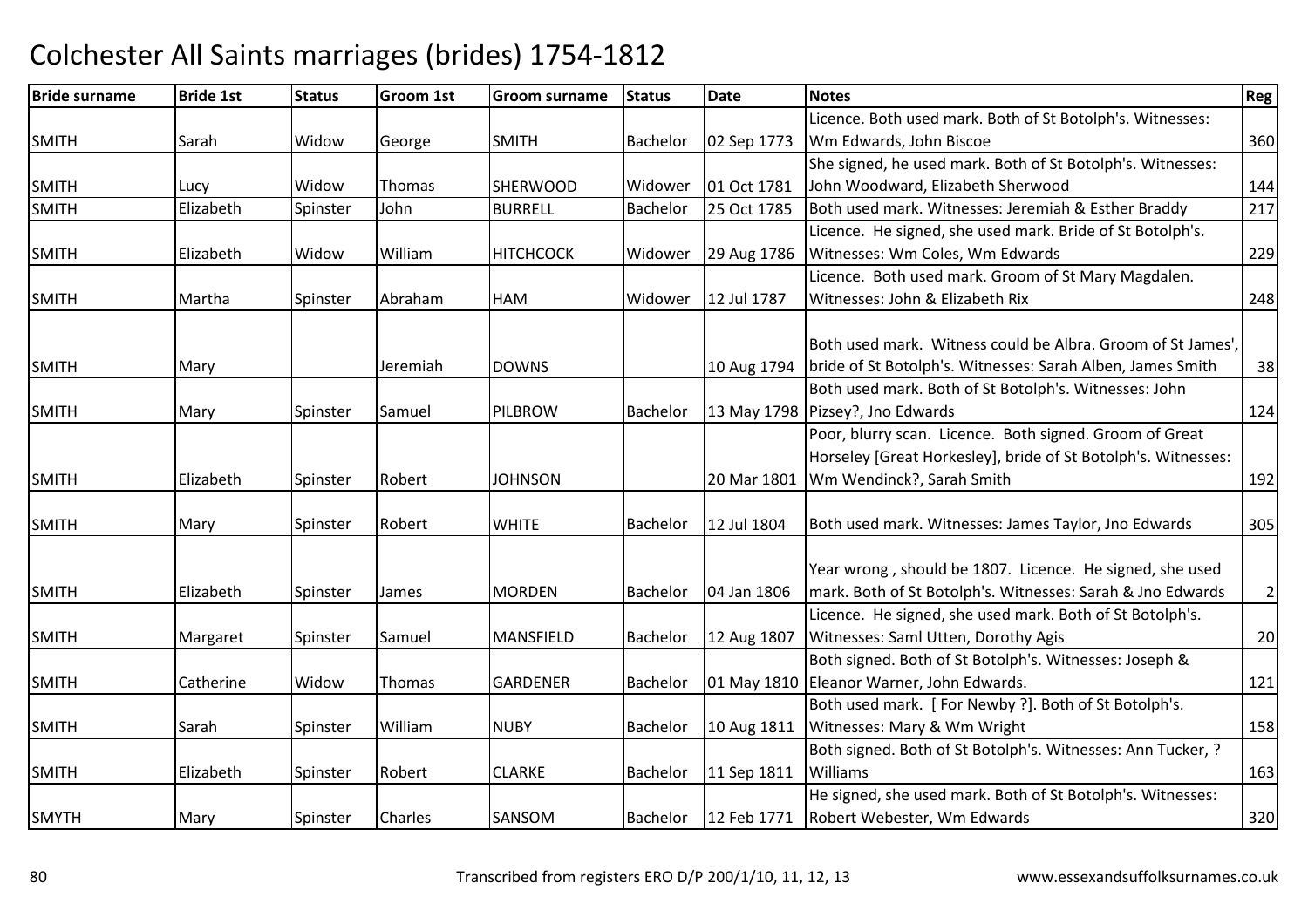# Colchester All Saints marriages (brides) 1754-1812

| Bride surname | Bride 1st | Status | Groom 1st | Groom surname | Status | Date | Notes | Reg |
|---|---|---|---|---|---|---|---|---|
| SMITH | Sarah | Widow | George | SMITH | Bachelor | 02 Sep 1773 | Licence. Both used mark. Both of St Botolph's. Witnesses: Wm Edwards, John Biscoe | 360 |
| SMITH | Lucy | Widow | Thomas | SHERWOOD | Widower | 01 Oct 1781 | She signed, he used mark. Both of St Botolph's. Witnesses: John Woodward, Elizabeth Sherwood | 144 |
| SMITH | Elizabeth | Spinster | John | BURRELL | Bachelor | 25 Oct 1785 | Both used mark. Witnesses: Jeremiah & Esther Braddy | 217 |
| SMITH | Elizabeth | Widow | William | HITCHCOCK | Widower | 29 Aug 1786 | Licence. He signed, she used mark. Bride of St Botolph's. Witnesses: Wm Coles, Wm Edwards | 229 |
| SMITH | Martha | Spinster | Abraham | HAM | Widower | 12 Jul 1787 | Licence. Both used mark. Groom of St Mary Magdalen. Witnesses: John & Elizabeth Rix | 248 |
| SMITH | Mary | | Jeremiah | DOWNS | | 10 Aug 1794 | Both used mark. Witness could be Albra. Groom of St James', bride of St Botolph's. Witnesses: Sarah Alben, James Smith | 38 |
| SMITH | Mary | Spinster | Samuel | PILBROW | Bachelor | 13 May 1798 | Both used mark. Both of St Botolph's. Witnesses: John Pizsey?, Jno Edwards | 124 |
| SMITH | Elizabeth | Spinster | Robert | JOHNSON | | 20 Mar 1801 | Poor, blurry scan. Licence. Both signed. Groom of Great Horseley [Great Horkesley], bride of St Botolph's. Witnesses: Wm Wendinck?, Sarah Smith | 192 |
| SMITH | Mary | Spinster | Robert | WHITE | Bachelor | 12 Jul 1804 | Both used mark. Witnesses: James Taylor, Jno Edwards | 305 |
| SMITH | Elizabeth | Spinster | James | MORDEN | Bachelor | 04 Jan 1806 | Year wrong , should be 1807. Licence. He signed, she used mark. Both of St Botolph's. Witnesses: Sarah & Jno Edwards | 2 |
| SMITH | Margaret | Spinster | Samuel | MANSFIELD | Bachelor | 12 Aug 1807 | Licence. He signed, she used mark. Both of St Botolph's. Witnesses: Saml Utten, Dorothy Agis | 20 |
| SMITH | Catherine | Widow | Thomas | GARDENER | Bachelor | 01 May 1810 | Both signed. Both of St Botolph's. Witnesses: Joseph & Eleanor Warner, John Edwards. | 121 |
| SMITH | Sarah | Spinster | William | NUBY | Bachelor | 10 Aug 1811 | Both used mark. [ For Newby ?]. Both of St Botolph's. Witnesses: Mary & Wm Wright | 158 |
| SMITH | Elizabeth | Spinster | Robert | CLARKE | Bachelor | 11 Sep 1811 | Both signed. Both of St Botolph's. Witnesses: Ann Tucker, ? Williams | 163 |
| SMYTH | Mary | Spinster | Charles | SANSOM | Bachelor | 12 Feb 1771 | He signed, she used mark. Both of St Botolph's. Witnesses: Robert Webester, Wm Edwards | 320 |

Transcribed from registers ERO D/P 200/1/10, 11, 12, 13 www.essexandsuffolksurnames.co.uk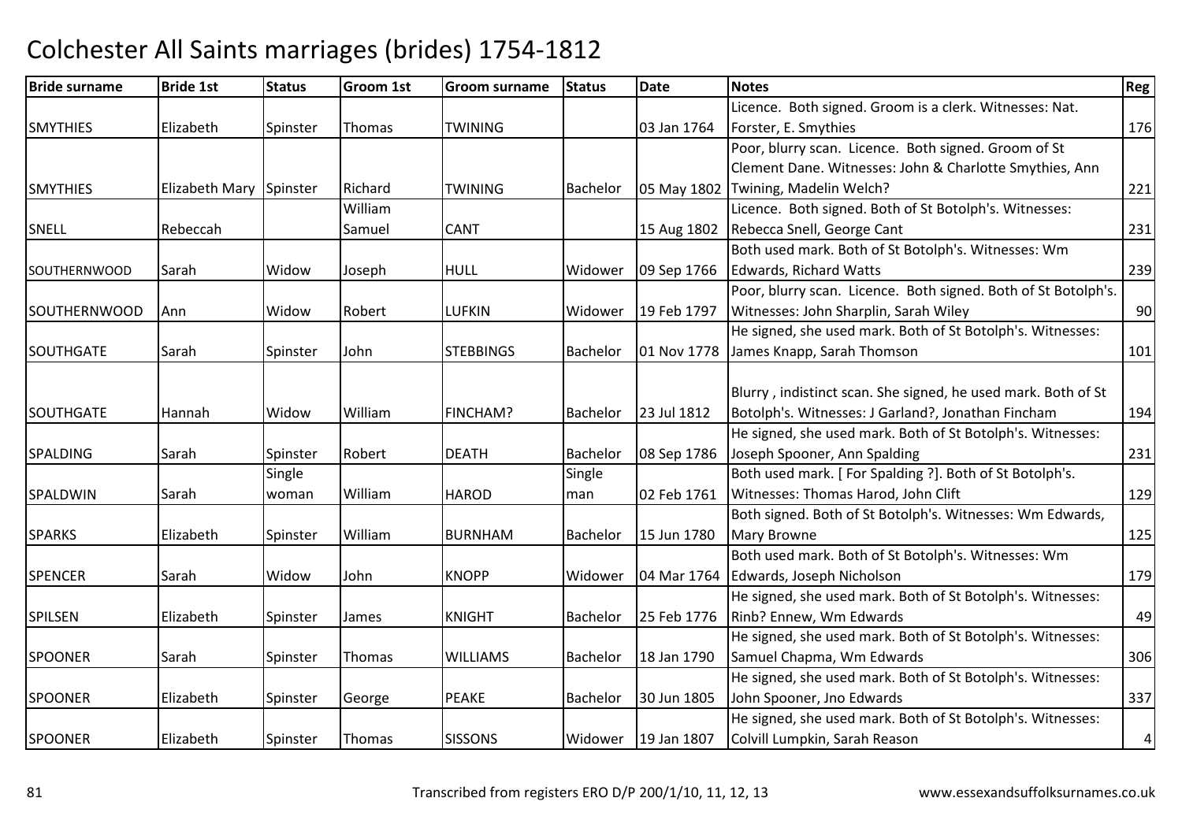# Colchester All Saints marriages (brides) 1754-1812

| Bride surname | Bride 1st | Status | Groom 1st | Groom surname | Status | Date | Notes | Reg |
|---|---|---|---|---|---|---|---|---|
| SMYTHIES | Elizabeth | Spinster | Thomas | TWINING | | 03 Jan 1764 | Licence. Both signed. Groom is a clerk. Witnesses: Nat. Forster, E. Smythies | 176 |
| SMYTHIES | Elizabeth Mary | Spinster | Richard | TWINING | Bachelor | 05 May 1802 | Poor, blurry scan. Licence. Both signed. Groom of St Clement Dane. Witnesses: John & Charlotte Smythies, Ann Twining, Madelin Welch? | 221 |
| SNELL | Rebeccah | | William Samuel | CANT | | 15 Aug 1802 | Licence. Both signed. Both of St Botolph's. Witnesses: Rebecca Snell, George Cant | 231 |
| SOUTHERNWOOD | Sarah | Widow | Joseph | HULL | Widower | 09 Sep 1766 | Both used mark. Both of St Botolph's. Witnesses: Wm Edwards, Richard Watts | 239 |
| SOUTHERNWOOD | Ann | Widow | Robert | LUFKIN | Widower | 19 Feb 1797 | Poor, blurry scan. Licence. Both signed. Both of St Botolph's. Witnesses: John Sharplin, Sarah Wiley | 90 |
| SOUTHGATE | Sarah | Spinster | John | STEBBINGS | Bachelor | 01 Nov 1778 | He signed, she used mark. Both of St Botolph's. Witnesses: James Knapp, Sarah Thomson | 101 |
| SOUTHGATE | Hannah | Widow | William | FINCHAM? | Bachelor | 23 Jul 1812 | Blurry , indistinct scan. She signed, he used mark. Both of St Botolph's. Witnesses: J Garland?, Jonathan Fincham | 194 |
| SPALDING | Sarah | Spinster | Robert | DEATH | Bachelor | 08 Sep 1786 | He signed, she used mark. Both of St Botolph's. Witnesses: Joseph Spooner, Ann Spalding | 231 |
| SPALDWIN | Sarah | Single woman | William | HAROD | Single man | 02 Feb 1761 | Both used mark. [ For Spalding ?]. Both of St Botolph's. Witnesses: Thomas Harod, John Clift | 129 |
| SPARKS | Elizabeth | Spinster | William | BURNHAM | Bachelor | 15 Jun 1780 | Both signed. Both of St Botolph's. Witnesses: Wm Edwards, Mary Browne | 125 |
| SPENCER | Sarah | Widow | John | KNOPP | Widower | 04 Mar 1764 | Both used mark. Both of St Botolph's. Witnesses: Wm Edwards, Joseph Nicholson | 179 |
| SPILSEN | Elizabeth | Spinster | James | KNIGHT | Bachelor | 25 Feb 1776 | He signed, she used mark. Both of St Botolph's. Witnesses: Rinb? Ennew, Wm Edwards | 49 |
| SPOONER | Sarah | Spinster | Thomas | WILLIAMS | Bachelor | 18 Jan 1790 | He signed, she used mark. Both of St Botolph's. Witnesses: Samuel Chapma, Wm Edwards | 306 |
| SPOONER | Elizabeth | Spinster | George | PEAKE | Bachelor | 30 Jun 1805 | He signed, she used mark. Both of St Botolph's. Witnesses: John Spooner, Jno Edwards | 337 |
| SPOONER | Elizabeth | Spinster | Thomas | SISSONS | Widower | 19 Jan 1807 | He signed, she used mark. Both of St Botolph's. Witnesses: Colvill Lumpkin, Sarah Reason | 4 |

Transcribed from registers ERO D/P 200/1/10, 11, 12, 13 www.essexandsuffolksurnames.co.uk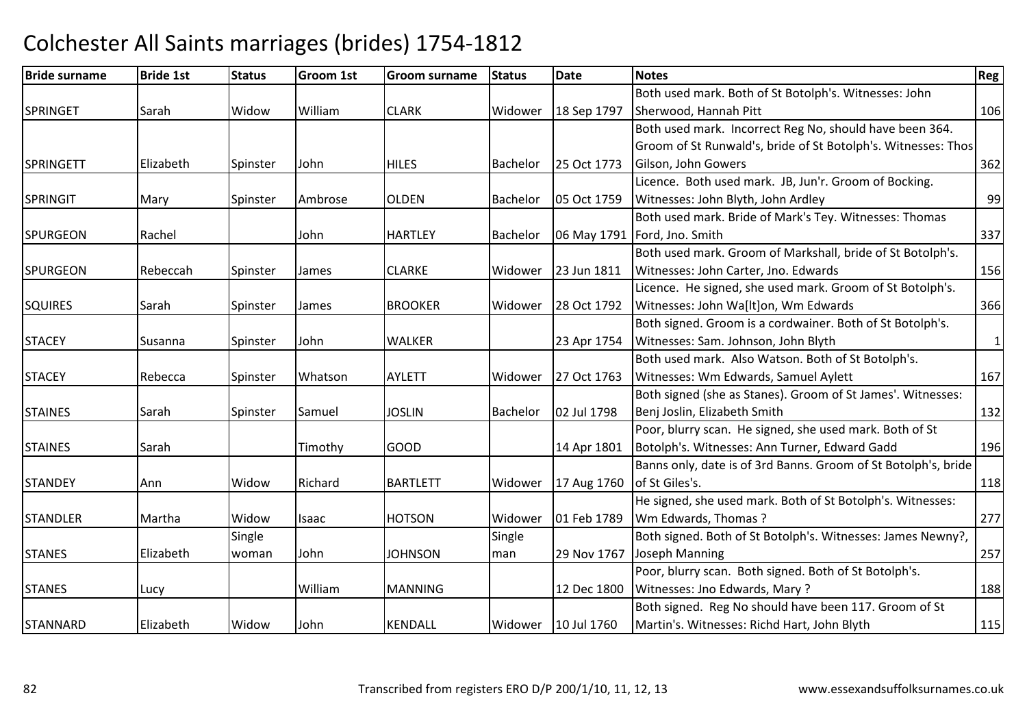# Colchester All Saints marriages (brides) 1754-1812

| Bride surname | Bride 1st | Status | Groom 1st | Groom surname | Status | Date | Notes | Reg |
|---|---|---|---|---|---|---|---|---|
| SPRINGET | Sarah | Widow | William | CLARK | Widower | 18 Sep 1797 | Both used mark. Both of St Botolph's. Witnesses: John Sherwood, Hannah Pitt | 106 |
| SPRINGETT | Elizabeth | Spinster | John | HILES | Bachelor | 25 Oct 1773 | Both used mark. Incorrect Reg No, should have been 364. Groom of St Runwald's, bride of St Botolph's. Witnesses: Thos Gilson, John Gowers | 362 |
| SPRINGIT | Mary | Spinster | Ambrose | OLDEN | Bachelor | 05 Oct 1759 | Licence. Both used mark. JB, Jun'r. Groom of Bocking. Witnesses: John Blyth, John Ardley | 99 |
| SPURGEON | Rachel | | John | HARTLEY | Bachelor | 06 May 1791 | Both used mark. Bride of Mark's Tey. Witnesses: Thomas Ford, Jno. Smith | 337 |
| SPURGEON | Rebeccah | Spinster | James | CLARKE | Widower | 23 Jun 1811 | Both used mark. Groom of Markshall, bride of St Botolph's. Witnesses: John Carter, Jno. Edwards | 156 |
| SQUIRES | Sarah | Spinster | James | BROOKER | Widower | 28 Oct 1792 | Licence. He signed, she used mark. Groom of St Botolph's. Witnesses: John Wa[lt]on, Wm Edwards | 366 |
| STACEY | Susanna | Spinster | John | WALKER | | 23 Apr 1754 | Both signed. Groom is a cordwainer. Both of St Botolph's. Witnesses: Sam. Johnson, John Blyth | 1 |
| STACEY | Rebecca | Spinster | Whatson | AYLETT | Widower | 27 Oct 1763 | Both used mark. Also Watson. Both of St Botolph's. Witnesses: Wm Edwards, Samuel Aylett | 167 |
| STAINES | Sarah | Spinster | Samuel | JOSLIN | Bachelor | 02 Jul 1798 | Both signed (she as Stanes). Groom of St James'. Witnesses: Benj Joslin, Elizabeth Smith | 132 |
| STAINES | Sarah | | Timothy | GOOD | | 14 Apr 1801 | Poor, blurry scan. He signed, she used mark. Both of St Botolph's. Witnesses: Ann Turner, Edward Gadd | 196 |
| STANDEY | Ann | Widow | Richard | BARTLETT | Widower | 17 Aug 1760 | Banns only, date is of 3rd Banns. Groom of St Botolph's, bride of St Giles's. | 118 |
| STANDLER | Martha | Widow | Isaac | HOTSON | Widower | 01 Feb 1789 | He signed, she used mark. Both of St Botolph's. Witnesses: Wm Edwards, Thomas ? | 277 |
| STANES | Elizabeth | Single woman | John | JOHNSON | Single man | 29 Nov 1767 | Both signed. Both of St Botolph's. Witnesses: James Newny?, Joseph Manning | 257 |
| STANES | Lucy | | William | MANNING | | 12 Dec 1800 | Poor, blurry scan. Both signed. Both of St Botolph's. Witnesses: Jno Edwards, Mary ? | 188 |
| STANNARD | Elizabeth | Widow | John | KENDALL | Widower | 10 Jul 1760 | Both signed. Reg No should have been 117. Groom of St Martin's. Witnesses: Richd Hart, John Blyth | 115 |

Transcribed from registers ERO D/P 200/1/10, 11, 12, 13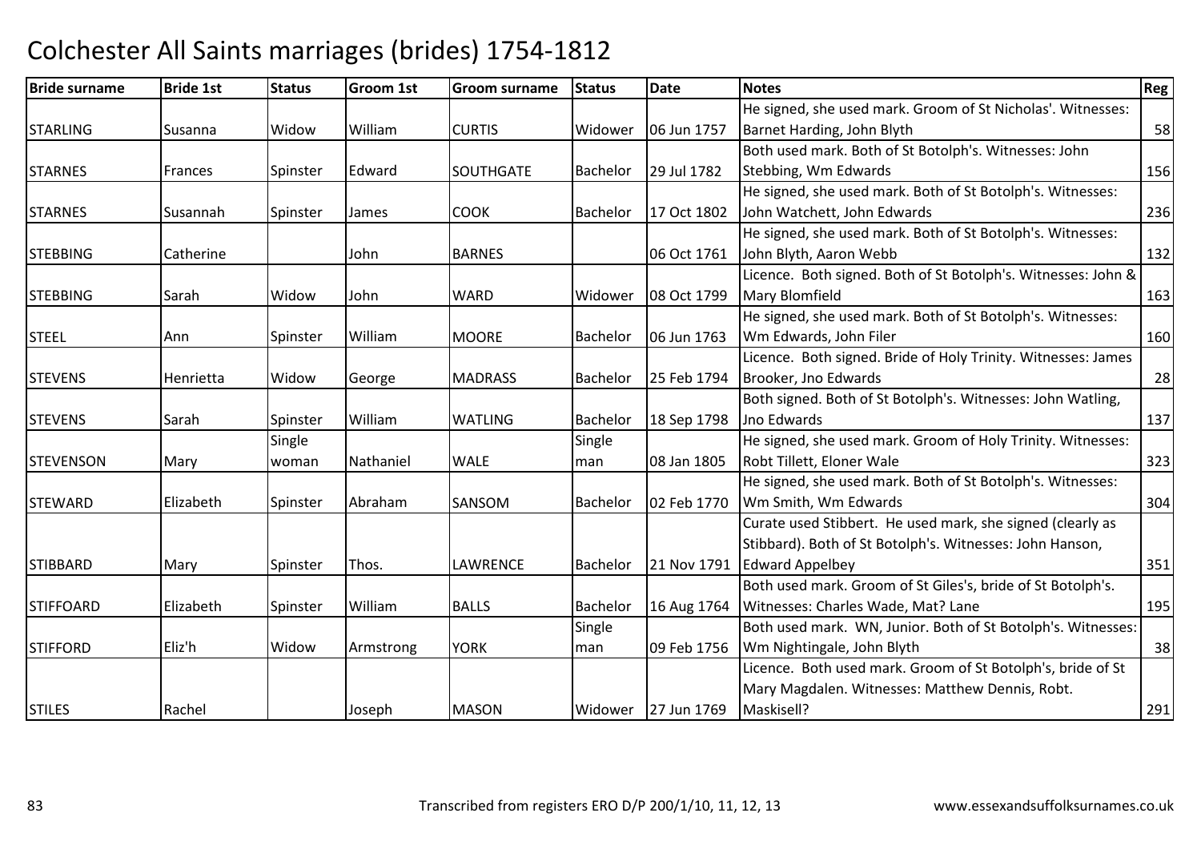# Colchester All Saints marriages (brides) 1754-1812

| Bride surname | Bride 1st | Status | Groom 1st | Groom surname | Status | Date | Notes | Reg |
|---|---|---|---|---|---|---|---|---|
| STARLING | Susanna | Widow | William | CURTIS | Widower | 06 Jun 1757 | He signed, she used mark. Groom of St Nicholas'. Witnesses: Barnet Harding, John Blyth | 58 |
| STARNES | Frances | Spinster | Edward | SOUTHGATE | Bachelor | 29 Jul 1782 | Both used mark. Both of St Botolph's. Witnesses: John Stebbing, Wm Edwards | 156 |
| STARNES | Susannah | Spinster | James | COOK | Bachelor | 17 Oct 1802 | He signed, she used mark. Both of St Botolph's. Witnesses: John Watchett, John Edwards | 236 |
| STEBBING | Catherine | | John | BARNES | | 06 Oct 1761 | He signed, she used mark. Both of St Botolph's. Witnesses: John Blyth, Aaron Webb | 132 |
| STEBBING | Sarah | Widow | John | WARD | Widower | 08 Oct 1799 | Licence. Both signed. Both of St Botolph's. Witnesses: John & Mary Blomfield | 163 |
| STEEL | Ann | Spinster | William | MOORE | Bachelor | 06 Jun 1763 | He signed, she used mark. Both of St Botolph's. Witnesses: Wm Edwards, John Filer | 160 |
| STEVENS | Henrietta | Widow | George | MADRASS | Bachelor | 25 Feb 1794 | Licence. Both signed. Bride of Holy Trinity. Witnesses: James Brooker, Jno Edwards | 28 |
| STEVENS | Sarah | Spinster | William | WATLING | Bachelor | 18 Sep 1798 | Both signed. Both of St Botolph's. Witnesses: John Watling, Jno Edwards | 137 |
| STEVENSON | Mary | Single woman | Nathaniel | WALE | Single man | 08 Jan 1805 | He signed, she used mark. Groom of Holy Trinity. Witnesses: Robt Tillett, Eloner Wale | 323 |
| STEWARD | Elizabeth | Spinster | Abraham | SANSOM | Bachelor | 02 Feb 1770 | He signed, she used mark. Both of St Botolph's. Witnesses: Wm Smith, Wm Edwards | 304 |
| STIBBARD | Mary | Spinster | Thos. | LAWRENCE | Bachelor | 21 Nov 1791 | Curate used Stibbert. He used mark, she signed (clearly as Stibbard). Both of St Botolph's. Witnesses: John Hanson, Edward Appelbey | 351 |
| STIFFOARD | Elizabeth | Spinster | William | BALLS | Bachelor | 16 Aug 1764 | Both used mark. Groom of St Giles's, bride of St Botolph's. Witnesses: Charles Wade, Mat? Lane | 195 |
| STIFFORD | Eliz'h | Widow | Armstrong | YORK | Single man | 09 Feb 1756 | Both used mark. WN, Junior. Both of St Botolph's. Witnesses: Wm Nightingale, John Blyth | 38 |
| STILES | Rachel | | Joseph | MASON | Widower | 27 Jun 1769 | Licence. Both used mark. Groom of St Botolph's, bride of St Mary Magdalen. Witnesses: Matthew Dennis, Robt. Maskisell? | 291 |

Transcribed from registers ERO D/P 200/1/10, 11, 12, 13

www.essexandsuffolksurnames.co.uk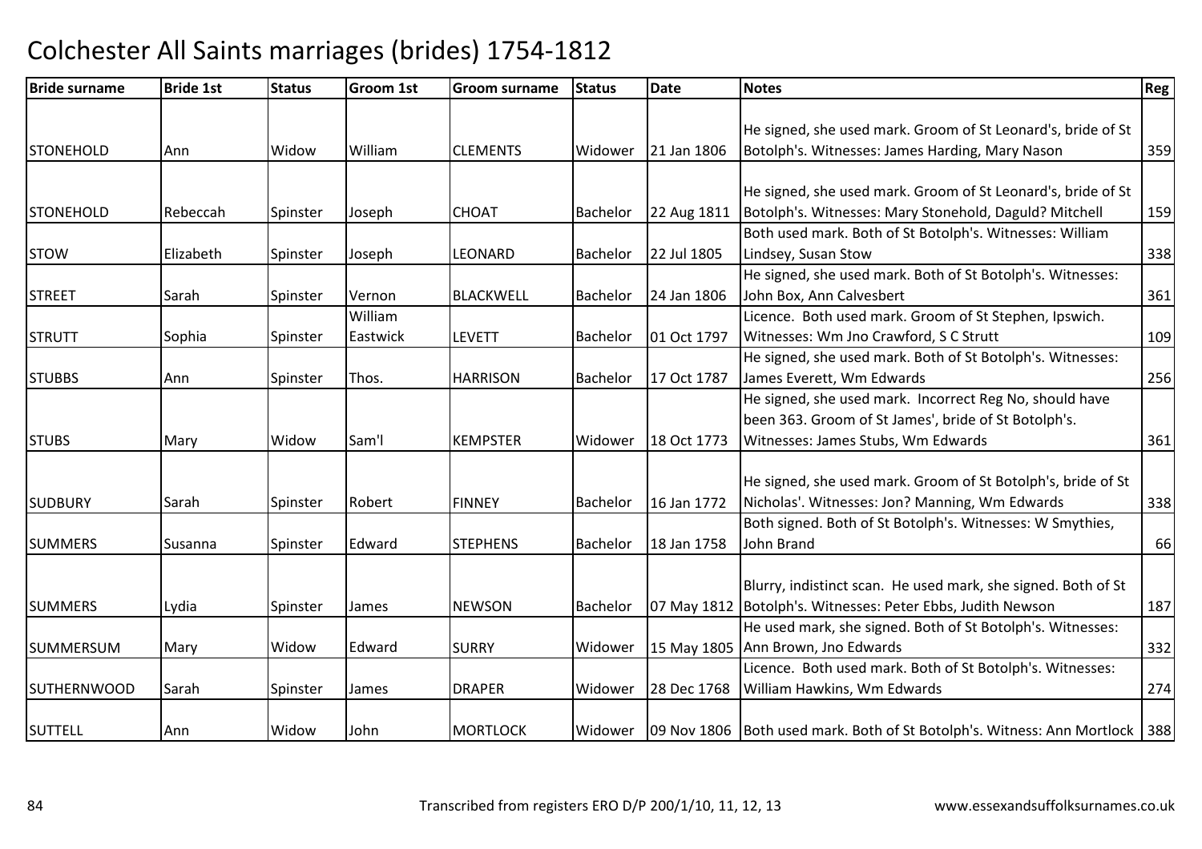# Colchester All Saints marriages (brides) 1754-1812

| Bride surname | Bride 1st | Status | Groom 1st | Groom surname | Status | Date | Notes | Reg |
|---|---|---|---|---|---|---|---|---|
| STONEHOLD | Ann | Widow | William | CLEMENTS | Widower | 21 Jan 1806 | He signed, she used mark. Groom of St Leonard's, bride of St Botolph's. Witnesses: James Harding, Mary Nason | 359 |
| STONEHOLD | Rebeccah | Spinster | Joseph | CHOAT | Bachelor | 22 Aug 1811 | He signed, she used mark. Groom of St Leonard's, bride of St Botolph's. Witnesses: Mary Stonehold, Daguld? Mitchell | 159 |
| STOW | Elizabeth | Spinster | Joseph | LEONARD | Bachelor | 22 Jul 1805 | Both used mark. Both of St Botolph's. Witnesses: William Lindsey, Susan Stow | 338 |
| STREET | Sarah | Spinster | Vernon | BLACKWELL | Bachelor | 24 Jan 1806 | He signed, she used mark. Both of St Botolph's. Witnesses: John Box, Ann Calvesbert | 361 |
| STRUTT | Sophia | Spinster | William Eastwick | LEVETT | Bachelor | 01 Oct 1797 | Licence. Both used mark. Groom of St Stephen, Ipswich. Witnesses: Wm Jno Crawford, S C Strutt | 109 |
| STUBBS | Ann | Spinster | Thos. | HARRISON | Bachelor | 17 Oct 1787 | He signed, she used mark. Both of St Botolph's. Witnesses: James Everett, Wm Edwards | 256 |
| STUBS | Mary | Widow | Sam'l | KEMPSTER | Widower | 18 Oct 1773 | He signed, she used mark. Incorrect Reg No, should have been 363. Groom of St James', bride of St Botolph's. Witnesses: James Stubs, Wm Edwards | 361 |
| SUDBURY | Sarah | Spinster | Robert | FINNEY | Bachelor | 16 Jan 1772 | He signed, she used mark. Groom of St Botolph's, bride of St Nicholas'. Witnesses: Jon? Manning, Wm Edwards | 338 |
| SUMMERS | Susanna | Spinster | Edward | STEPHENS | Bachelor | 18 Jan 1758 | Both signed. Both of St Botolph's. Witnesses: W Smythies, John Brand | 66 |
| SUMMERS | Lydia | Spinster | James | NEWSON | Bachelor | 07 May 1812 | Blurry, indistinct scan. He used mark, she signed. Both of St Botolph's. Witnesses: Peter Ebbs, Judith Newson | 187 |
| SUMMERSUM | Mary | Widow | Edward | SURRY | Widower | 15 May 1805 | He used mark, she signed. Both of St Botolph's. Witnesses: Ann Brown, Jno Edwards | 332 |
| SUTHERNWOOD | Sarah | Spinster | James | DRAPER | Widower | 28 Dec 1768 | Licence. Both used mark. Both of St Botolph's. Witnesses: William Hawkins, Wm Edwards | 274 |
| SUTTELL | Ann | Widow | John | MORTLOCK | Widower | 09 Nov 1806 | Both used mark. Both of St Botolph's. Witness: Ann Mortlock | 388 |

Transcribed from registers ERO D/P 200/1/10, 11, 12, 13

www.essexandsuffolksurnames.co.uk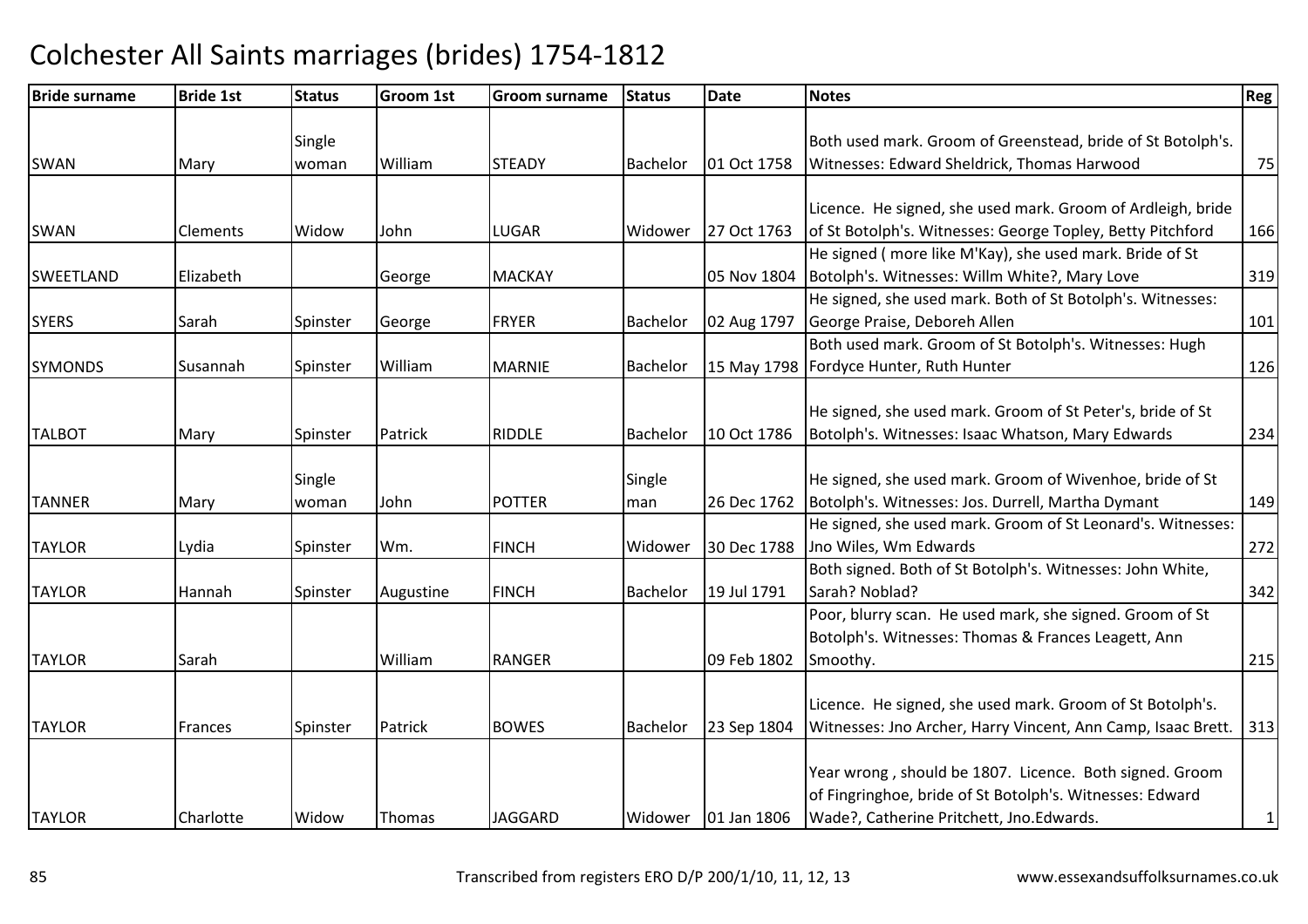# Colchester All Saints marriages (brides) 1754-1812

| Bride surname | Bride 1st | Status | Groom 1st | Groom surname | Status | Date | Notes | Reg |
|---|---|---|---|---|---|---|---|---|
| SWAN | Mary | Single woman | William | STEADY | Bachelor | 01 Oct 1758 | Both used mark. Groom of Greenstead, bride of St Botolph's. Witnesses: Edward Sheldrick, Thomas Harwood | 75 |
| SWAN | Clements | Widow | John | LUGAR | Widower | 27 Oct 1763 | Licence. He signed, she used mark. Groom of Ardleigh, bride of St Botolph's. Witnesses: George Topley, Betty Pitchford | 166 |
| SWEETLAND | Elizabeth | | George | MACKAY | | 05 Nov 1804 | He signed ( more like M'Kay), she used mark. Bride of St Botolph's. Witnesses: Willm White?, Mary Love | 319 |
| SYERS | Sarah | Spinster | George | FRYER | Bachelor | 02 Aug 1797 | He signed, she used mark. Both of St Botolph's. Witnesses: George Praise, Deboreh Allen | 101 |
| SYMONDS | Susannah | Spinster | William | MARNIE | Bachelor | 15 May 1798 | Both used mark. Groom of St Botolph's. Witnesses: Hugh Fordyce Hunter, Ruth Hunter | 126 |
| TALBOT | Mary | Spinster | Patrick | RIDDLE | Bachelor | 10 Oct 1786 | He signed, she used mark. Groom of St Peter's, bride of St Botolph's. Witnesses: Isaac Whatson, Mary Edwards | 234 |
| TANNER | Mary | Single woman | John | POTTER | Single man | 26 Dec 1762 | He signed, she used mark. Groom of Wivenhoe, bride of St Botolph's. Witnesses: Jos. Durrell, Martha Dymant | 149 |
| TAYLOR | Lydia | Spinster | Wm. | FINCH | Widower | 30 Dec 1788 | He signed, she used mark. Groom of St Leonard's. Witnesses: Jno Wiles, Wm Edwards | 272 |
| TAYLOR | Hannah | Spinster | Augustine | FINCH | Bachelor | 19 Jul 1791 | Both signed. Both of St Botolph's. Witnesses: John White, Sarah? Noblad? | 342 |
| TAYLOR | Sarah | | William | RANGER | | 09 Feb 1802 | Poor, blurry scan. He used mark, she signed. Groom of St Botolph's. Witnesses: Thomas & Frances Leagett, Ann Smoothy. | 215 |
| TAYLOR | Frances | Spinster | Patrick | BOWES | Bachelor | 23 Sep 1804 | Licence. He signed, she used mark. Groom of St Botolph's. Witnesses: Jno Archer, Harry Vincent, Ann Camp, Isaac Brett. | 313 |
| TAYLOR | Charlotte | Widow | Thomas | JAGGARD | Widower | 01 Jan 1806 | Year wrong , should be 1807. Licence. Both signed. Groom of Fingringhoe, bride of St Botolph's. Witnesses: Edward Wade?, Catherine Pritchett, Jno.Edwards. | 1 |

Transcribed from registers ERO D/P 200/1/10, 11, 12, 13 www.essexandsuffolksurnames.co.uk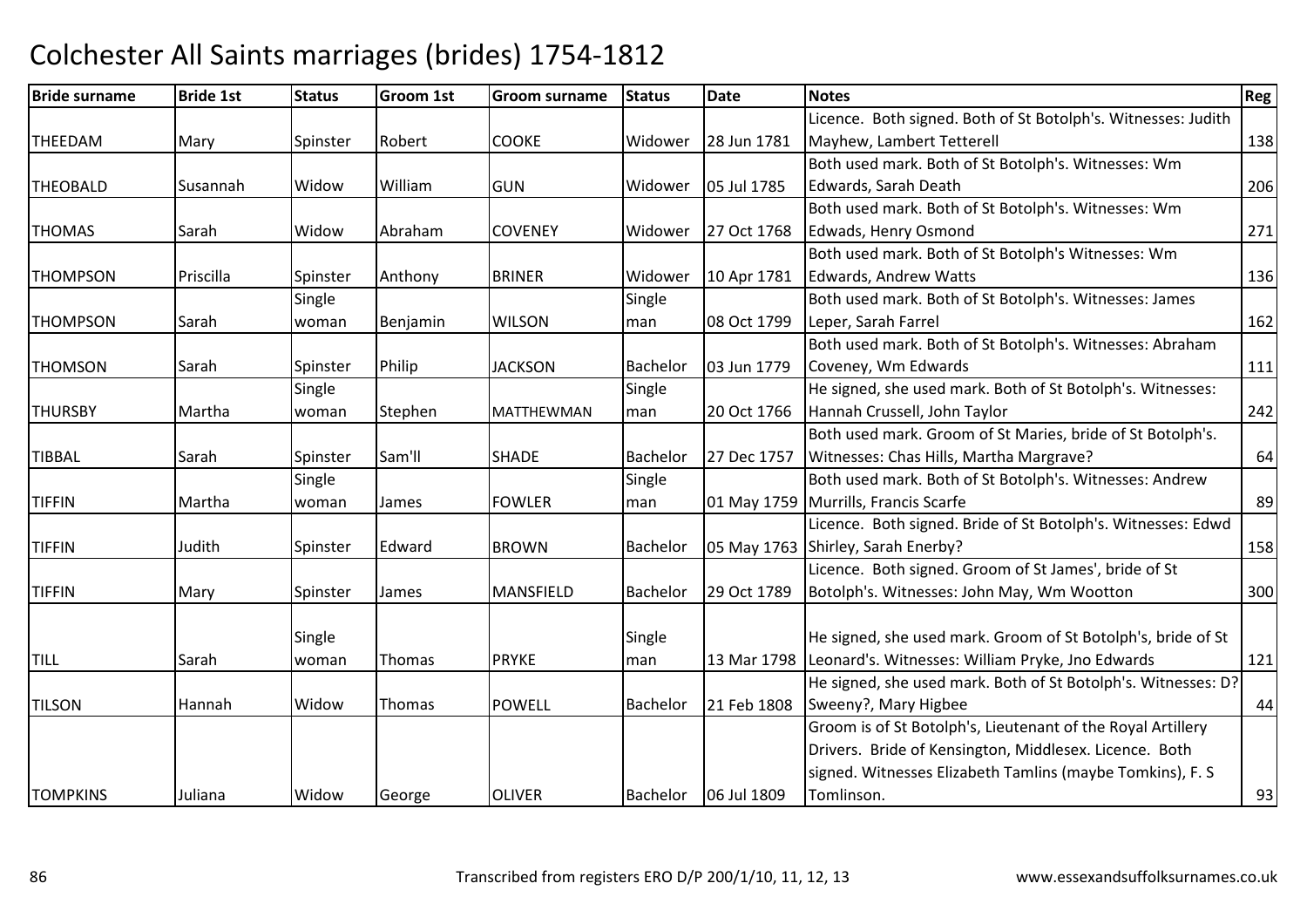# Colchester All Saints marriages (brides) 1754-1812

| Bride surname | Bride 1st | Status | Groom 1st | Groom surname | Status | Date | Notes | Reg |
|---|---|---|---|---|---|---|---|---|
| THEEDAM | Mary | Spinster | Robert | COOKE | Widower | 28 Jun 1781 | Licence. Both signed. Both of St Botolph's. Witnesses: Judith Mayhew, Lambert Tetterell | 138 |
| THEOBALD | Susannah | Widow | William | GUN | Widower | 05 Jul 1785 | Both used mark. Both of St Botolph's. Witnesses: Wm Edwards, Sarah Death | 206 |
| THOMAS | Sarah | Widow | Abraham | COVENEY | Widower | 27 Oct 1768 | Both used mark. Both of St Botolph's. Witnesses: Wm Edwads, Henry Osmond | 271 |
| THOMPSON | Priscilla | Spinster | Anthony | BRINER | Widower | 10 Apr 1781 | Both used mark. Both of St Botolph's Witnesses: Wm Edwards, Andrew Watts | 136 |
| THOMPSON | Sarah | Single woman | Benjamin | WILSON | Single man | 08 Oct 1799 | Both used mark. Both of St Botolph's. Witnesses: James Leper, Sarah Farrel | 162 |
| THOMSON | Sarah | Spinster | Philip | JACKSON | Bachelor | 03 Jun 1779 | Both used mark. Both of St Botolph's. Witnesses: Abraham Coveney, Wm Edwards | 111 |
| THURSBY | Martha | Single woman | Stephen | MATTHEWMAN | Single man | 20 Oct 1766 | He signed, she used mark. Both of St Botolph's. Witnesses: Hannah Crussell, John Taylor | 242 |
| TIBBAL | Sarah | Spinster | Sam'll | SHADE | Bachelor | 27 Dec 1757 | Both used mark. Groom of St Maries, bride of St Botolph's. Witnesses: Chas Hills, Martha Margrave? | 64 |
| TIFFIN | Martha | Single woman | James | FOWLER | Single man | 01 May 1759 | Both used mark. Both of St Botolph's. Witnesses: Andrew Murrills, Francis Scarfe | 89 |
| TIFFIN | Judith | Spinster | Edward | BROWN | Bachelor | 05 May 1763 | Licence. Both signed. Bride of St Botolph's. Witnesses: Edwd Shirley, Sarah Enerby? | 158 |
| TIFFIN | Mary | Spinster | James | MANSFIELD | Bachelor | 29 Oct 1789 | Licence. Both signed. Groom of St James', bride of St Botolph's. Witnesses: John May, Wm Wootton | 300 |
| TILL | Sarah | Single woman | Thomas | PRYKE | Single man | 13 Mar 1798 | He signed, she used mark. Groom of St Botolph's, bride of St Leonard's. Witnesses: William Pryke, Jno Edwards | 121 |
| TILSON | Hannah | Widow | Thomas | POWELL | Bachelor | 21 Feb 1808 | He signed, she used mark. Both of St Botolph's. Witnesses: D? Sweeny?, Mary Higbee | 44 |
| TOMPKINS | Juliana | Widow | George | OLIVER | Bachelor | 06 Jul 1809 | Groom is of St Botolph's, Lieutenant of the Royal Artillery Drivers. Bride of Kensington, Middlesex. Licence. Both signed. Witnesses Elizabeth Tamlins (maybe Tomkins), F. S Tomlinson. | 93 |

Transcribed from registers ERO D/P 200/1/10, 11, 12, 13 www.essexandsuffolksurnames.co.uk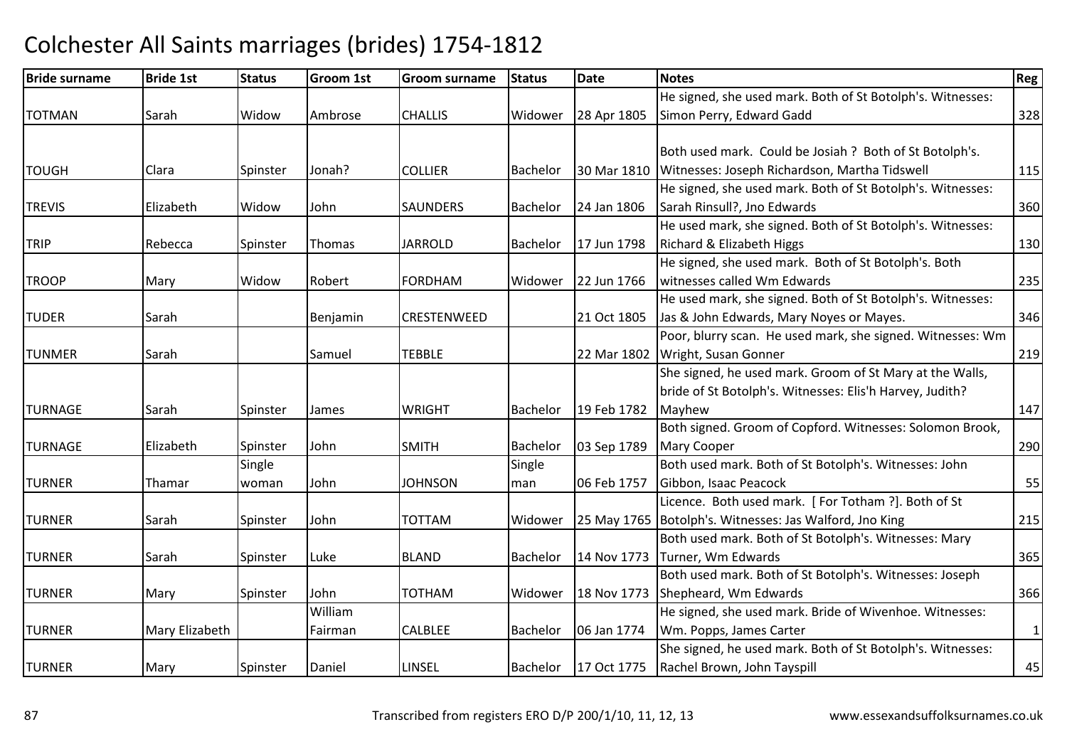# Colchester All Saints marriages (brides) 1754-1812

| Bride surname | Bride 1st | Status | Groom 1st | Groom surname | Status | Date | Notes | Reg |
|---|---|---|---|---|---|---|---|---|
| TOTMAN | Sarah | Widow | Ambrose | CHALLIS | Widower | 28 Apr 1805 | He signed, she used mark. Both of St Botolph's. Witnesses: Simon Perry, Edward Gadd | 328 |
| TOUGH | Clara | Spinster | Jonah? | COLLIER | Bachelor | 30 Mar 1810 | Both used mark. Could be Josiah ? Both of St Botolph's. Witnesses: Joseph Richardson, Martha Tidswell | 115 |
| TREVIS | Elizabeth | Widow | John | SAUNDERS | Bachelor | 24 Jan 1806 | He signed, she used mark. Both of St Botolph's. Witnesses: Sarah Rinsull?, Jno Edwards | 360 |
| TRIP | Rebecca | Spinster | Thomas | JARROLD | Bachelor | 17 Jun 1798 | He used mark, she signed. Both of St Botolph's. Witnesses: Richard & Elizabeth Higgs | 130 |
| TROOP | Mary | Widow | Robert | FORDHAM | Widower | 22 Jun 1766 | He signed, she used mark. Both of St Botolph's. Both witnesses called Wm Edwards | 235 |
| TUDER | Sarah | | Benjamin | CRESTENWEED | | 21 Oct 1805 | He used mark, she signed. Both of St Botolph's. Witnesses: Jas & John Edwards, Mary Noyes or Mayes. | 346 |
| TUNMER | Sarah | | Samuel | TEBBLE | | 22 Mar 1802 | Poor, blurry scan. He used mark, she signed. Witnesses: Wm Wright, Susan Gonner | 219 |
| TURNAGE | Sarah | Spinster | James | WRIGHT | Bachelor | 19 Feb 1782 | She signed, he used mark. Groom of St Mary at the Walls, bride of St Botolph's. Witnesses: Elis'h Harvey, Judith? Mayhew | 147 |
| TURNAGE | Elizabeth | Spinster | John | SMITH | Bachelor | 03 Sep 1789 | Both signed. Groom of Copford. Witnesses: Solomon Brook, Mary Cooper | 290 |
| TURNER | Thamar | Single woman | John | JOHNSON | Single man | 06 Feb 1757 | Both used mark. Both of St Botolph's. Witnesses: John Gibbon, Isaac Peacock | 55 |
| TURNER | Sarah | Spinster | John | TOTTAM | Widower | 25 May 1765 | Licence. Both used mark. [ For Totham ?]. Both of St Botolph's. Witnesses: Jas Walford, Jno King | 215 |
| TURNER | Sarah | Spinster | Luke | BLAND | Bachelor | 14 Nov 1773 | Both used mark. Both of St Botolph's. Witnesses: Mary Turner, Wm Edwards | 365 |
| TURNER | Mary | Spinster | John | TOTHAM | Widower | 18 Nov 1773 | Both used mark. Both of St Botolph's. Witnesses: Joseph Shepheard, Wm Edwards | 366 |
| TURNER | Mary Elizabeth | | William Fairman | CALBLEE | Bachelor | 06 Jan 1774 | He signed, she used mark. Bride of Wivenhoe. Witnesses: Wm. Popps, James Carter | 1 |
| TURNER | Mary | Spinster | Daniel | LINSEL | Bachelor | 17 Oct 1775 | She signed, he used mark. Both of St Botolph's. Witnesses: Rachel Brown, John Tayspill | 45 |

Transcribed from registers ERO D/P 200/1/10, 11, 12, 13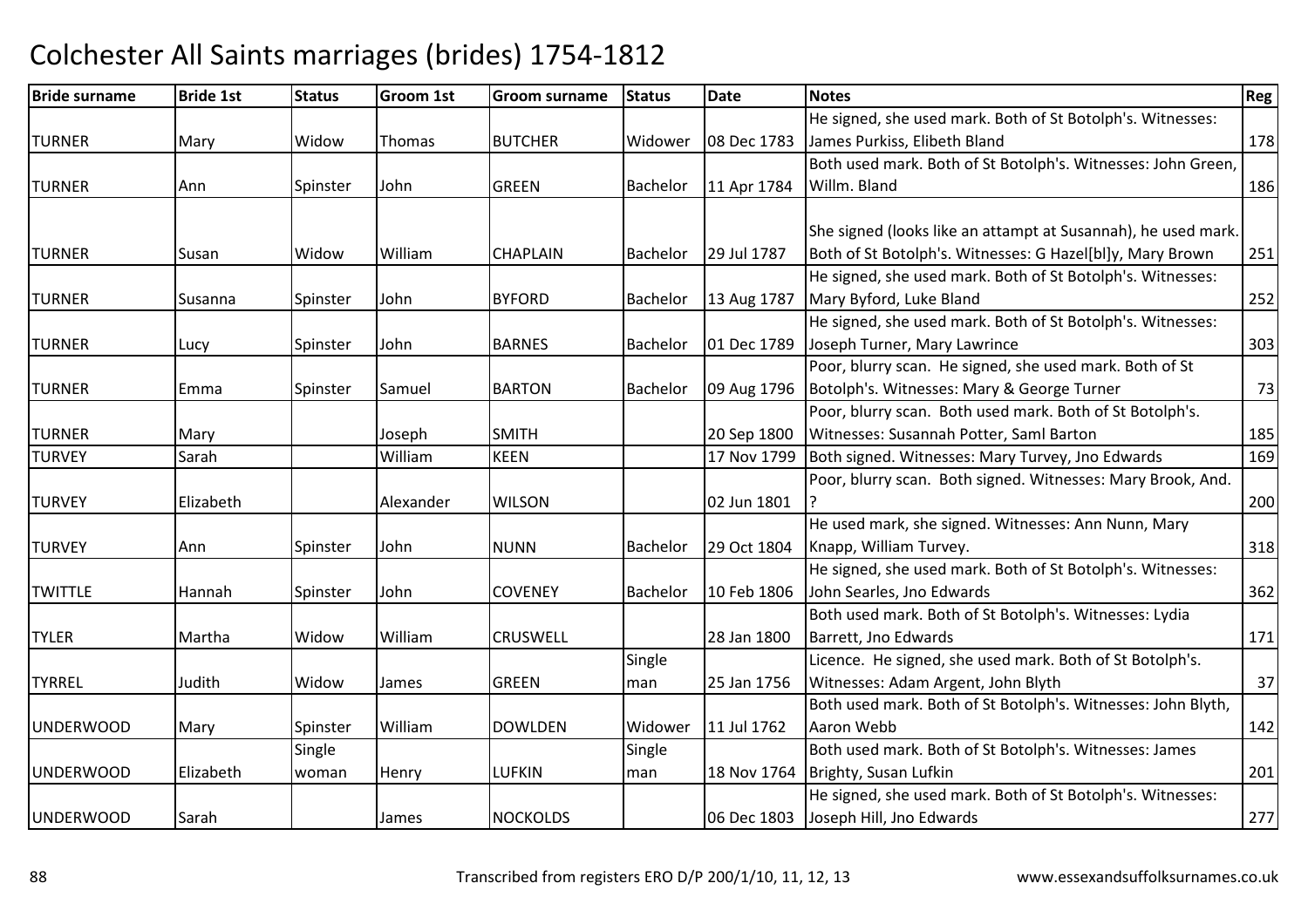# Colchester All Saints marriages (brides) 1754-1812

| Bride surname | Bride 1st | Status | Groom 1st | Groom surname | Status | Date | Notes | Reg |
|---|---|---|---|---|---|---|---|---|
| TURNER | Mary | Widow | Thomas | BUTCHER | Widower | 08 Dec 1783 | He signed, she used mark. Both of St Botolph's. Witnesses: James Purkiss, Elibeth Bland | 178 |
| TURNER | Ann | Spinster | John | GREEN | Bachelor | 11 Apr 1784 | Both used mark. Both of St Botolph's. Witnesses: John Green, Willm. Bland | 186 |
| TURNER | Susan | Widow | William | CHAPLAIN | Bachelor | 29 Jul 1787 | She signed (looks like an attampt at Susannah), he used mark. Both of St Botolph's. Witnesses: G Hazel[bl]y, Mary Brown | 251 |
| TURNER | Susanna | Spinster | John | BYFORD | Bachelor | 13 Aug 1787 | He signed, she used mark. Both of St Botolph's. Witnesses: Mary Byford, Luke Bland | 252 |
| TURNER | Lucy | Spinster | John | BARNES | Bachelor | 01 Dec 1789 | He signed, she used mark. Both of St Botolph's. Witnesses: Joseph Turner, Mary Lawrince | 303 |
| TURNER | Emma | Spinster | Samuel | BARTON | Bachelor | 09 Aug 1796 | Poor, blurry scan. He signed, she used mark. Both of St Botolph's. Witnesses: Mary & George Turner | 73 |
| TURNER | Mary | | Joseph | SMITH | | 20 Sep 1800 | Poor, blurry scan. Both used mark. Both of St Botolph's. Witnesses: Susannah Potter, Saml Barton | 185 |
| TURVEY | Sarah | | William | KEEN | | 17 Nov 1799 | Both signed. Witnesses: Mary Turvey, Jno Edwards | 169 |
| TURVEY | Elizabeth | | Alexander | WILSON | | 02 Jun 1801 | Poor, blurry scan. Both signed. Witnesses: Mary Brook, And. ? | 200 |
| TURVEY | Ann | Spinster | John | NUNN | Bachelor | 29 Oct 1804 | He used mark, she signed. Witnesses: Ann Nunn, Mary Knapp, William Turvey. | 318 |
| TWITTLE | Hannah | Spinster | John | COVENEY | Bachelor | 10 Feb 1806 | He signed, she used mark. Both of St Botolph's. Witnesses: John Searles, Jno Edwards | 362 |
| TYLER | Martha | Widow | William | CRUSWELL | | 28 Jan 1800 | Both used mark. Both of St Botolph's. Witnesses: Lydia Barrett, Jno Edwards | 171 |
| TYRREL | Judith | Widow | James | GREEN | Single man | 25 Jan 1756 | Licence. He signed, she used mark. Both of St Botolph's. Witnesses: Adam Argent, John Blyth | 37 |
| UNDERWOOD | Mary | Spinster | William | DOWLDEN | Widower | 11 Jul 1762 | Both used mark. Both of St Botolph's. Witnesses: John Blyth, Aaron Webb | 142 |
| UNDERWOOD | Elizabeth | Single woman | Henry | LUFKIN | Single man | 18 Nov 1764 | Both used mark. Both of St Botolph's. Witnesses: James Brighty, Susan Lufkin | 201 |
| UNDERWOOD | Sarah | | James | NOCKOLDS | | 06 Dec 1803 | He signed, she used mark. Both of St Botolph's. Witnesses: Joseph Hill, Jno Edwards | 277 |

Transcribed from registers ERO D/P 200/1/10, 11, 12, 13 www.essexandsuffolksurnames.co.uk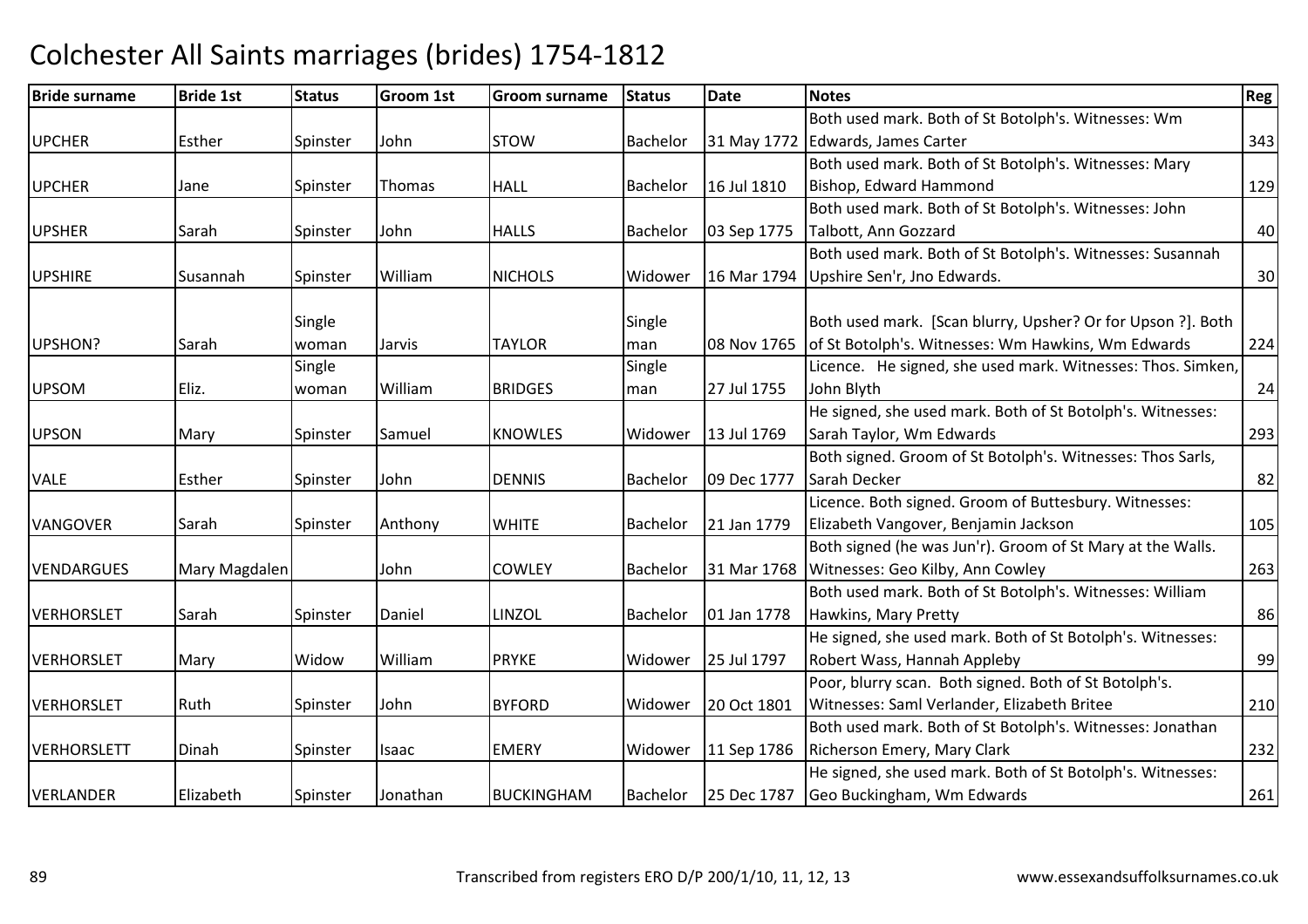# Colchester All Saints marriages (brides) 1754-1812

| Bride surname | Bride 1st | Status | Groom 1st | Groom surname | Status | Date | Notes | Reg |
|---|---|---|---|---|---|---|---|---|
| UPCHER | Esther | Spinster | John | STOW | Bachelor | 31 May 1772 | Both used mark. Both of St Botolph's. Witnesses: Wm Edwards, James Carter | 343 |
| UPCHER | Jane | Spinster | Thomas | HALL | Bachelor | 16 Jul 1810 | Both used mark. Both of St Botolph's. Witnesses: Mary Bishop, Edward Hammond | 129 |
| UPSHER | Sarah | Spinster | John | HALLS | Bachelor | 03 Sep 1775 | Both used mark. Both of St Botolph's. Witnesses: John Talbott, Ann Gozzard | 40 |
| UPSHIRE | Susannah | Spinster | William | NICHOLS | Widower | 16 Mar 1794 | Both used mark. Both of St Botolph's. Witnesses: Susannah Upshire Sen'r, Jno Edwards. | 30 |
| UPSHON? | Sarah | Single woman | Jarvis | TAYLOR | Single man | 08 Nov 1765 | Both used mark. [Scan blurry, Upsher? Or for Upson ?]. Both of St Botolph's. Witnesses: Wm Hawkins, Wm Edwards | 224 |
| UPSOM | Eliz. | Single woman | William | BRIDGES | Single man | 27 Jul 1755 | Licence. He signed, she used mark. Witnesses: Thos. Simken, John Blyth | 24 |
| UPSON | Mary | Spinster | Samuel | KNOWLES | Widower | 13 Jul 1769 | He signed, she used mark. Both of St Botolph's. Witnesses: Sarah Taylor, Wm Edwards | 293 |
| VALE | Esther | Spinster | John | DENNIS | Bachelor | 09 Dec 1777 | Both signed. Groom of St Botolph's. Witnesses: Thos Sarls, Sarah Decker | 82 |
| VANGOVER | Sarah | Spinster | Anthony | WHITE | Bachelor | 21 Jan 1779 | Licence. Both signed. Groom of Buttesbury. Witnesses: Elizabeth Vangover, Benjamin Jackson | 105 |
| VENDARGUES | Mary Magdalen | | John | COWLEY | Bachelor | 31 Mar 1768 | Both signed (he was Jun'r). Groom of St Mary at the Walls. Witnesses: Geo Kilby, Ann Cowley | 263 |
| VERHORSLET | Sarah | Spinster | Daniel | LINZOL | Bachelor | 01 Jan 1778 | Both used mark. Both of St Botolph's. Witnesses: William Hawkins, Mary Pretty | 86 |
| VERHORSLET | Mary | Widow | William | PRYKE | Widower | 25 Jul 1797 | He signed, she used mark. Both of St Botolph's. Witnesses: Robert Wass, Hannah Appleby | 99 |
| VERHORSLET | Ruth | Spinster | John | BYFORD | Widower | 20 Oct 1801 | Poor, blurry scan. Both signed. Both of St Botolph's. Witnesses: Saml Verlander, Elizabeth Britee | 210 |
| VERHORSLETT | Dinah | Spinster | Isaac | EMERY | Widower | 11 Sep 1786 | Both used mark. Both of St Botolph's. Witnesses: Jonathan Richerson Emery, Mary Clark | 232 |
| VERLANDER | Elizabeth | Spinster | Jonathan | BUCKINGHAM | Bachelor | 25 Dec 1787 | He signed, she used mark. Both of St Botolph's. Witnesses: Geo Buckingham, Wm Edwards | 261 |

Transcribed from registers ERO D/P 200/1/10, 11, 12, 13 www.essexandsuffolksurnames.co.uk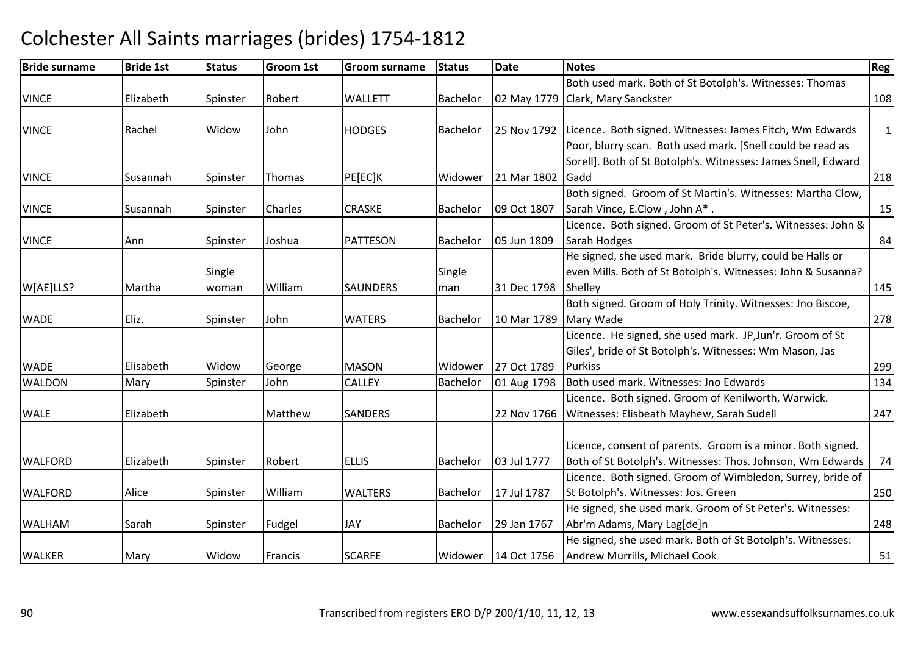# Colchester All Saints marriages (brides) 1754-1812

| Bride surname | Bride 1st | Status | Groom 1st | Groom surname | Status | Date | Notes | Reg |
|---|---|---|---|---|---|---|---|---|
| VINCE | Elizabeth | Spinster | Robert | WALLETT | Bachelor | 02 May 1779 | Both used mark. Both of St Botolph's. Witnesses: Thomas Clark, Mary Sanckster | 108 |
| VINCE | Rachel | Widow | John | HODGES | Bachelor | 25 Nov 1792 | Licence. Both signed. Witnesses: James Fitch, Wm Edwards | 1 |
| VINCE | Susannah | Spinster | Thomas | PE[EC]K | Widower | 21 Mar 1802 | Poor, blurry scan. Both used mark. [Snell could be read as Sorell]. Both of St Botolph's. Witnesses: James Snell, Edward Gadd | 218 |
| VINCE | Susannah | Spinster | Charles | CRASKE | Bachelor | 09 Oct 1807 | Both signed. Groom of St Martin's. Witnesses: Martha Clow, Sarah Vince, E.Clow , John A* . | 15 |
| VINCE | Ann | Spinster | Joshua | PATTESON | Bachelor | 05 Jun 1809 | Licence. Both signed. Groom of St Peter's. Witnesses: John & Sarah Hodges | 84 |
| W[AE]LLS? | Martha | Single woman | William | SAUNDERS | Single man | 31 Dec 1798 | He signed, she used mark. Bride blurry, could be Halls or even Mills. Both of St Botolph's. Witnesses: John & Susanna? Shelley | 145 |
| WADE | Eliz. | Spinster | John | WATERS | Bachelor | 10 Mar 1789 | Both signed. Groom of Holy Trinity. Witnesses: Jno Biscoe, Mary Wade | 278 |
| WADE | Elisabeth | Widow | George | MASON | Widower | 27 Oct 1789 | Licence. He signed, she used mark. JP,Jun'r. Groom of St Giles', bride of St Botolph's. Witnesses: Wm Mason, Jas Purkiss | 299 |
| WALDON | Mary | Spinster | John | CALLEY | Bachelor | 01 Aug 1798 | Both used mark. Witnesses: Jno Edwards | 134 |
| WALE | Elizabeth | | Matthew | SANDERS | | 22 Nov 1766 | Licence. Both signed. Groom of Kenilworth, Warwick. Witnesses: Elisbeath Mayhew, Sarah Sudell | 247 |
| WALFORD | Elizabeth | Spinster | Robert | ELLIS | Bachelor | 03 Jul 1777 | Licence, consent of parents. Groom is a minor. Both signed. Both of St Botolph's. Witnesses: Thos. Johnson, Wm Edwards | 74 |
| WALFORD | Alice | Spinster | William | WALTERS | Bachelor | 17 Jul 1787 | Licence. Both signed. Groom of Wimbledon, Surrey, bride of St Botolph's. Witnesses: Jos. Green | 250 |
| WALHAM | Sarah | Spinster | Fudgel | JAY | Bachelor | 29 Jan 1767 | He signed, she used mark. Groom of St Peter's. Witnesses: Abr'm Adams, Mary Lag[de]n | 248 |
| WALKER | Mary | Widow | Francis | SCARFE | Widower | 14 Oct 1756 | He signed, she used mark. Both of St Botolph's. Witnesses: Andrew Murrills, Michael Cook | 51 |

Transcribed from registers ERO D/P 200/1/10, 11, 12, 13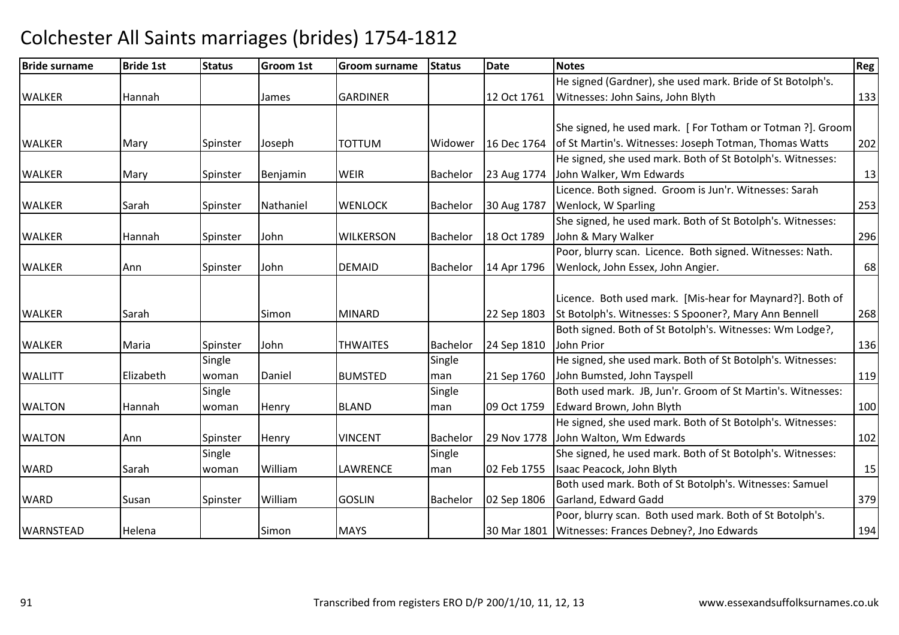# Colchester All Saints marriages (brides) 1754-1812

| Bride surname | Bride 1st | Status | Groom 1st | Groom surname | Status | Date | Notes | Reg |
|---|---|---|---|---|---|---|---|---|
| WALKER | Hannah | | James | GARDINER | | 12 Oct 1761 | He signed (Gardner), she used mark. Bride of St Botolph's. Witnesses: John Sains, John Blyth | 133 |
| WALKER | Mary | Spinster | Joseph | TOTTUM | Widower | 16 Dec 1764 | She signed, he used mark. [ For Totham or Totman ?]. Groom of St Martin's. Witnesses: Joseph Totman, Thomas Watts | 202 |
| WALKER | Mary | Spinster | Benjamin | WEIR | Bachelor | 23 Aug 1774 | He signed, she used mark. Both of St Botolph's. Witnesses: John Walker, Wm Edwards | 13 |
| WALKER | Sarah | Spinster | Nathaniel | WENLOCK | Bachelor | 30 Aug 1787 | Licence. Both signed. Groom is Jun'r. Witnesses: Sarah Wenlock, W Sparling | 253 |
| WALKER | Hannah | Spinster | John | WILKERSON | Bachelor | 18 Oct 1789 | She signed, he used mark. Both of St Botolph's. Witnesses: John & Mary Walker | 296 |
| WALKER | Ann | Spinster | John | DEMAID | Bachelor | 14 Apr 1796 | Poor, blurry scan. Licence. Both signed. Witnesses: Nath. Wenlock, John Essex, John Angier. | 68 |
| WALKER | Sarah | | Simon | MINARD | | 22 Sep 1803 | Licence. Both used mark. [Mis-hear for Maynard?]. Both of St Botolph's. Witnesses: S Spooner?, Mary Ann Bennell | 268 |
| WALKER | Maria | Spinster | John | THWAITES | Bachelor | 24 Sep 1810 | Both signed. Both of St Botolph's. Witnesses: Wm Lodge?, John Prior | 136 |
| WALLITT | Elizabeth | Single woman | Daniel | BUMSTED | Single man | 21 Sep 1760 | He signed, she used mark. Both of St Botolph's. Witnesses: John Bumsted, John Tayspell | 119 |
| WALTON | Hannah | Single woman | Henry | BLAND | Single man | 09 Oct 1759 | Both used mark. JB, Jun'r. Groom of St Martin's. Witnesses: Edward Brown, John Blyth | 100 |
| WALTON | Ann | Spinster | Henry | VINCENT | Bachelor | 29 Nov 1778 | He signed, she used mark. Both of St Botolph's. Witnesses: John Walton, Wm Edwards | 102 |
| WARD | Sarah | Single woman | William | LAWRENCE | Single man | 02 Feb 1755 | She signed, he used mark. Both of St Botolph's. Witnesses: Isaac Peacock, John Blyth | 15 |
| WARD | Susan | Spinster | William | GOSLIN | Bachelor | 02 Sep 1806 | Both used mark. Both of St Botolph's. Witnesses: Samuel Garland, Edward Gadd | 379 |
| WARNSTEAD | Helena | | Simon | MAYS | | 30 Mar 1801 | Poor, blurry scan. Both used mark. Both of St Botolph's. Witnesses: Frances Debney?, Jno Edwards | 194 |

Transcribed from registers ERO D/P 200/1/10, 11, 12, 13 www.essexandsuffolksurnames.co.uk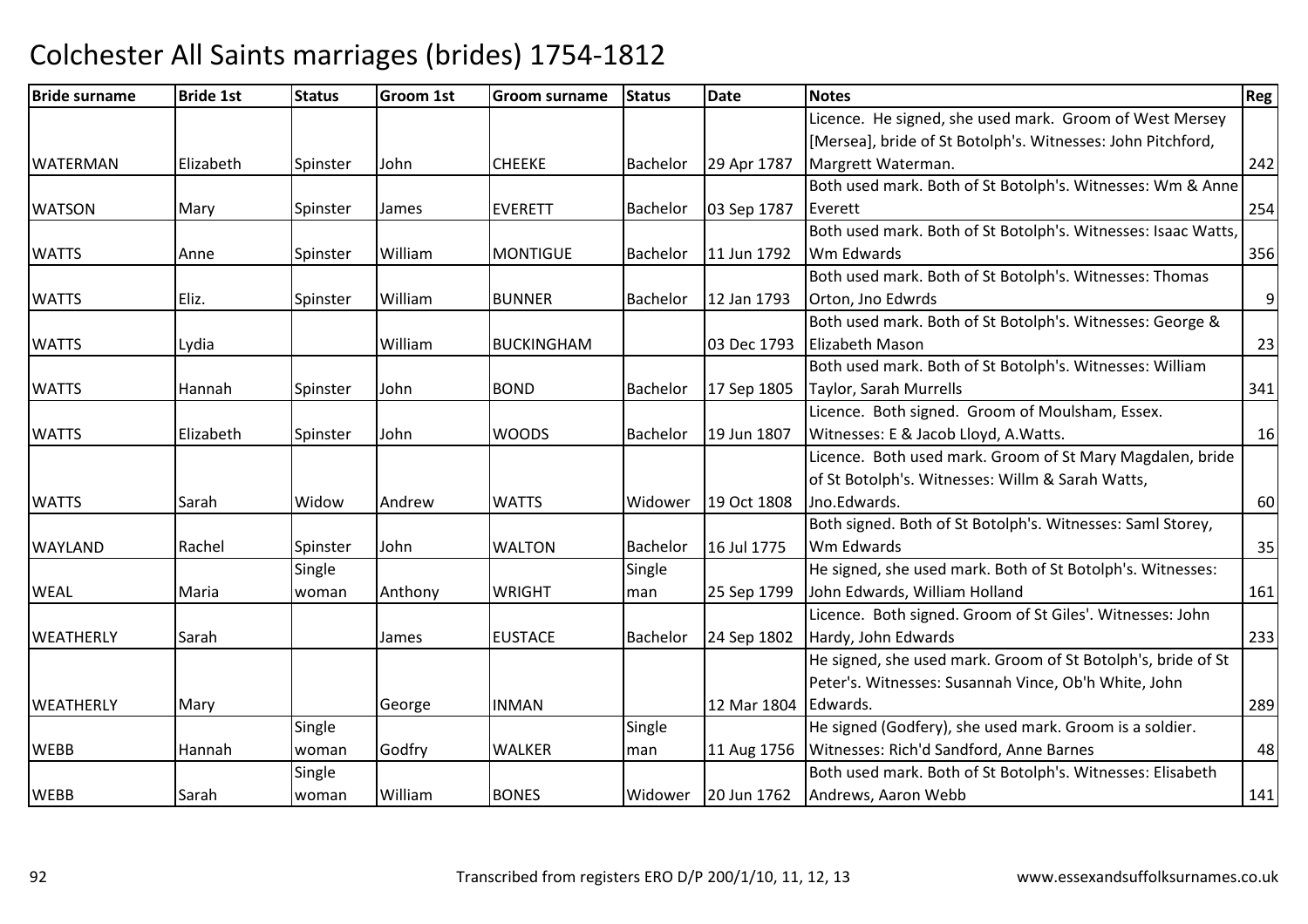# Colchester All Saints marriages (brides) 1754-1812

| Bride surname | Bride 1st | Status | Groom 1st | Groom surname | Status | Date | Notes | Reg |
|---|---|---|---|---|---|---|---|---|
| WATERMAN | Elizabeth | Spinster | John | CHEEKE | Bachelor | 29 Apr 1787 | Licence. He signed, she used mark. Groom of West Mersey [Mersea], bride of St Botolph's. Witnesses: John Pitchford, Margrett Waterman. | 242 |
| WATSON | Mary | Spinster | James | EVERETT | Bachelor | 03 Sep 1787 | Both used mark. Both of St Botolph's. Witnesses: Wm & Anne Everett | 254 |
| WATTS | Anne | Spinster | William | MONTIGUE | Bachelor | 11 Jun 1792 | Both used mark. Both of St Botolph's. Witnesses: Isaac Watts, Wm Edwards | 356 |
| WATTS | Eliz. | Spinster | William | BUNNER | Bachelor | 12 Jan 1793 | Both used mark. Both of St Botolph's. Witnesses: Thomas Orton, Jno Edwrds | 9 |
| WATTS | Lydia | | William | BUCKINGHAM | | 03 Dec 1793 | Both used mark. Both of St Botolph's. Witnesses: George & Elizabeth Mason | 23 |
| WATTS | Hannah | Spinster | John | BOND | Bachelor | 17 Sep 1805 | Both used mark. Both of St Botolph's. Witnesses: William Taylor, Sarah Murrells | 341 |
| WATTS | Elizabeth | Spinster | John | WOODS | Bachelor | 19 Jun 1807 | Licence. Both signed. Groom of Moulsham, Essex. Witnesses: E & Jacob Lloyd, A.Watts. | 16 |
| WATTS | Sarah | Widow | Andrew | WATTS | Widower | 19 Oct 1808 | Licence. Both used mark. Groom of St Mary Magdalen, bride of St Botolph's. Witnesses: Willm & Sarah Watts, Jno.Edwards. | 60 |
| WAYLAND | Rachel | Spinster | John | WALTON | Bachelor | 16 Jul 1775 | Both signed. Both of St Botolph's. Witnesses: Saml Storey, Wm Edwards | 35 |
| WEAL | Maria | Single woman | Anthony | WRIGHT | Single man | 25 Sep 1799 | He signed, she used mark. Both of St Botolph's. Witnesses: John Edwards, William Holland | 161 |
| WEATHERLY | Sarah | | James | EUSTACE | Bachelor | 24 Sep 1802 | Licence. Both signed. Groom of St Giles'. Witnesses: John Hardy, John Edwards | 233 |
| WEATHERLY | Mary | | George | INMAN | | 12 Mar 1804 | He signed, she used mark. Groom of St Botolph's, bride of St Peter's. Witnesses: Susannah Vince, Ob'h White, John Edwards. | 289 |
| WEBB | Hannah | Single woman | Godfry | WALKER | Single man | 11 Aug 1756 | He signed (Godfery), she used mark. Groom is a soldier. Witnesses: Rich'd Sandford, Anne Barnes | 48 |
| WEBB | Sarah | Single woman | William | BONES | Widower | 20 Jun 1762 | Both used mark. Both of St Botolph's. Witnesses: Elisabeth Andrews, Aaron Webb | 141 |

Transcribed from registers ERO D/P 200/1/10, 11, 12, 13 www.essexandsuffolksurnames.co.uk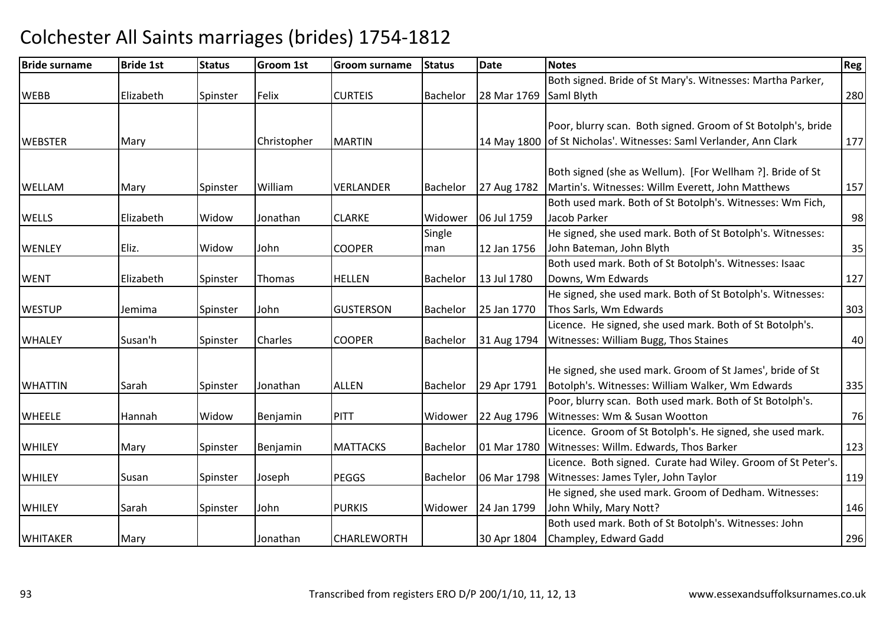# Colchester All Saints marriages (brides) 1754-1812

| Bride surname | Bride 1st | Status | Groom 1st | Groom surname | Status | Date | Notes | Reg |
|---|---|---|---|---|---|---|---|---|
| WEBB | Elizabeth | Spinster | Felix | CURTEIS | Bachelor | 28 Mar 1769 | Both signed. Bride of St Mary's. Witnesses: Martha Parker, Saml Blyth | 280 |
| WEBSTER | Mary | | Christopher | MARTIN | | 14 May 1800 | Poor, blurry scan. Both signed. Groom of St Botolph's, bride of St Nicholas'. Witnesses: Saml Verlander, Ann Clark | 177 |
| WELLAM | Mary | Spinster | William | VERLANDER | Bachelor | 27 Aug 1782 | Both signed (she as Wellum). [For Wellham ?]. Bride of St Martin's. Witnesses: Willm Everett, John Matthews | 157 |
| WELLS | Elizabeth | Widow | Jonathan | CLARKE | Widower | 06 Jul 1759 | Both used mark. Both of St Botolph's. Witnesses: Wm Fich, Jacob Parker | 98 |
| WENLEY | Eliz. | Widow | John | COOPER | Single man | 12 Jan 1756 | He signed, she used mark. Both of St Botolph's. Witnesses: John Bateman, John Blyth | 35 |
| WENT | Elizabeth | Spinster | Thomas | HELLEN | Bachelor | 13 Jul 1780 | Both used mark. Both of St Botolph's. Witnesses: Isaac Downs, Wm Edwards | 127 |
| WESTUP | Jemima | Spinster | John | GUSTERSON | Bachelor | 25 Jan 1770 | He signed, she used mark. Both of St Botolph's. Witnesses: Thos Sarls, Wm Edwards | 303 |
| WHALEY | Susan'h | Spinster | Charles | COOPER | Bachelor | 31 Aug 1794 | Licence. He signed, she used mark. Both of St Botolph's. Witnesses: William Bugg, Thos Staines | 40 |
| WHATTIN | Sarah | Spinster | Jonathan | ALLEN | Bachelor | 29 Apr 1791 | He signed, she used mark. Groom of St James', bride of St Botolph's. Witnesses: William Walker, Wm Edwards | 335 |
| WHEELE | Hannah | Widow | Benjamin | PITT | Widower | 22 Aug 1796 | Poor, blurry scan. Both used mark. Both of St Botolph's. Witnesses: Wm & Susan Wootton | 76 |
| WHILEY | Mary | Spinster | Benjamin | MATTACKS | Bachelor | 01 Mar 1780 | Licence. Groom of St Botolph's. He signed, she used mark. Witnesses: Willm. Edwards, Thos Barker | 123 |
| WHILEY | Susan | Spinster | Joseph | PEGGS | Bachelor | 06 Mar 1798 | Licence. Both signed. Curate had Wiley. Groom of St Peter's. Witnesses: James Tyler, John Taylor | 119 |
| WHILEY | Sarah | Spinster | John | PURKIS | Widower | 24 Jan 1799 | He signed, she used mark. Groom of Dedham. Witnesses: John Whily, Mary Nott? | 146 |
| WHITAKER | Mary | | Jonathan | CHARLEWORTH | | 30 Apr 1804 | Both used mark. Both of St Botolph's. Witnesses: John Champley, Edward Gadd | 296 |

Transcribed from registers ERO D/P 200/1/10, 11, 12, 13 www.essexandsuffolksurnames.co.uk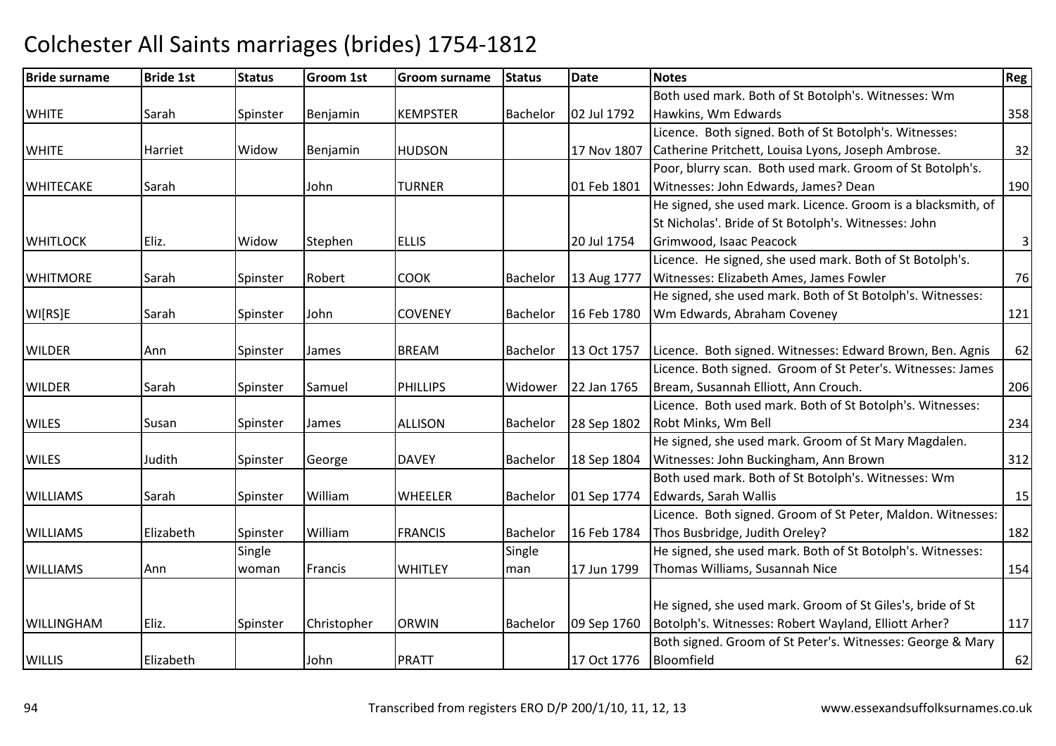# Colchester All Saints marriages (brides) 1754-1812

| Bride surname | Bride 1st | Status | Groom 1st | Groom surname | Status | Date | Notes | Reg |
|---|---|---|---|---|---|---|---|---|
| WHITE | Sarah | Spinster | Benjamin | KEMPSTER | Bachelor | 02 Jul 1792 | Both used mark. Both of St Botolph's. Witnesses: Wm Hawkins, Wm Edwards | 358 |
| WHITE | Harriet | Widow | Benjamin | HUDSON | | 17 Nov 1807 | Licence. Both signed. Both of St Botolph's. Witnesses: Catherine Pritchett, Louisa Lyons, Joseph Ambrose. | 32 |
| WHITECAKE | Sarah | | John | TURNER | | 01 Feb 1801 | Poor, blurry scan. Both used mark. Groom of St Botolph's. Witnesses: John Edwards, James? Dean | 190 |
| WHITLOCK | Eliz. | Widow | Stephen | ELLIS | | 20 Jul 1754 | He signed, she used mark. Licence. Groom is a blacksmith, of St Nicholas'. Bride of St Botolph's. Witnesses: John Grimwood, Isaac Peacock | 3 |
| WHITMORE | Sarah | Spinster | Robert | COOK | Bachelor | 13 Aug 1777 | Licence. He signed, she used mark. Both of St Botolph's. Witnesses: Elizabeth Ames, James Fowler | 76 |
| WI[RS]E | Sarah | Spinster | John | COVENEY | Bachelor | 16 Feb 1780 | He signed, she used mark. Both of St Botolph's. Witnesses: Wm Edwards, Abraham Coveney | 121 |
| WILDER | Ann | Spinster | James | BREAM | Bachelor | 13 Oct 1757 | Licence. Both signed. Witnesses: Edward Brown, Ben. Agnis | 62 |
| WILDER | Sarah | Spinster | Samuel | PHILLIPS | Widower | 22 Jan 1765 | Licence. Both signed. Groom of St Peter's. Witnesses: James Bream, Susannah Elliott, Ann Crouch. | 206 |
| WILES | Susan | Spinster | James | ALLISON | Bachelor | 28 Sep 1802 | Licence. Both used mark. Both of St Botolph's. Witnesses: Robt Minks, Wm Bell | 234 |
| WILES | Judith | Spinster | George | DAVEY | Bachelor | 18 Sep 1804 | He signed, she used mark. Groom of St Mary Magdalen. Witnesses: John Buckingham, Ann Brown | 312 |
| WILLIAMS | Sarah | Spinster | William | WHEELER | Bachelor | 01 Sep 1774 | Both used mark. Both of St Botolph's. Witnesses: Wm Edwards, Sarah Wallis | 15 |
| WILLIAMS | Elizabeth | Spinster | William | FRANCIS | Bachelor | 16 Feb 1784 | Licence. Both signed. Groom of St Peter, Maldon. Witnesses: Thos Busbridge, Judith Oreley? | 182 |
| WILLIAMS | Ann | Single woman | Francis | WHITLEY | Single man | 17 Jun 1799 | He signed, she used mark. Both of St Botolph's. Witnesses: Thomas Williams, Susannah Nice | 154 |
| WILLINGHAM | Eliz. | Spinster | Christopher | ORWIN | Bachelor | 09 Sep 1760 | He signed, she used mark. Groom of St Giles's, bride of St Botolph's. Witnesses: Robert Wayland, Elliott Arher? | 117 |
| WILLIS | Elizabeth | | John | PRATT | | 17 Oct 1776 | Both signed. Groom of St Peter's. Witnesses: George & Mary Bloomfield | 62 |

Transcribed from registers ERO D/P 200/1/10, 11, 12, 13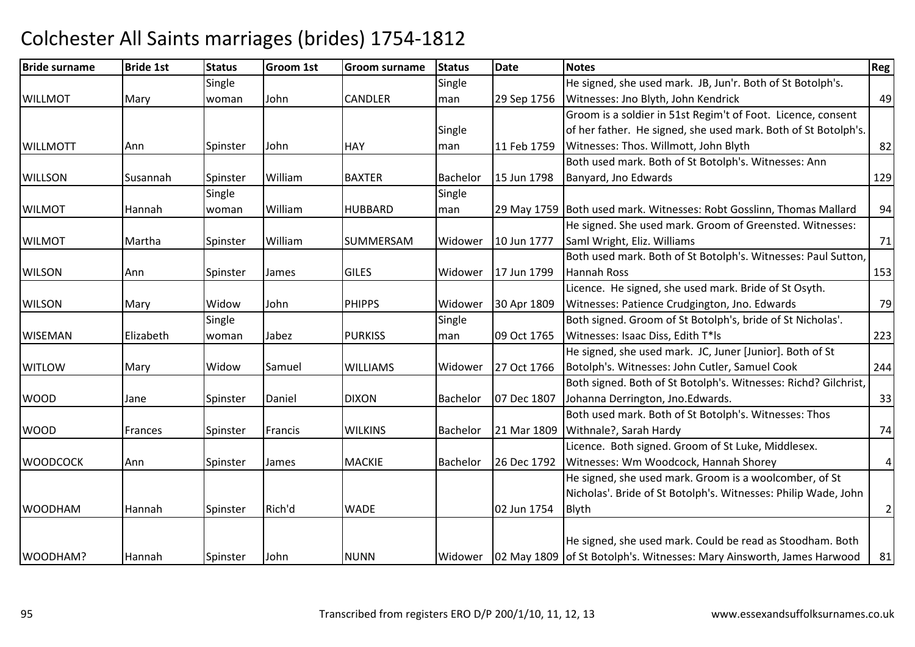# Colchester All Saints marriages (brides) 1754-1812

| Bride surname | Bride 1st | Status | Groom 1st | Groom surname | Status | Date | Notes | Reg |
|---|---|---|---|---|---|---|---|---|
| WILLMOT | Mary | Single woman | John | CANDLER | Single man | 29 Sep 1756 | He signed, she used mark. JB, Jun'r. Both of St Botolph's. Witnesses: Jno Blyth, John Kendrick | 49 |
| WILLMOTT | Ann | Spinster | John | HAY | Single man | 11 Feb 1759 | Groom is a soldier in 51st Regim't of Foot. Licence, consent of her father. He signed, she used mark. Both of St Botolph's. Witnesses: Thos. Willmott, John Blyth | 82 |
| WILLSON | Susannah | Spinster | William | BAXTER | Bachelor | 15 Jun 1798 | Both used mark. Both of St Botolph's. Witnesses: Ann Banyard, Jno Edwards | 129 |
| WILMOT | Hannah | Single woman | William | HUBBARD | Single man | 29 May 1759 | Both used mark. Witnesses: Robt Gosslinn, Thomas Mallard | 94 |
| WILMOT | Martha | Spinster | William | SUMMERSAM | Widower | 10 Jun 1777 | He signed. She used mark. Groom of Greensted. Witnesses: Saml Wright, Eliz. Williams | 71 |
| WILSON | Ann | Spinster | James | GILES | Widower | 17 Jun 1799 | Both used mark. Both of St Botolph's. Witnesses: Paul Sutton, Hannah Ross | 153 |
| WILSON | Mary | Widow | John | PHIPPS | Widower | 30 Apr 1809 | Licence. He signed, she used mark. Bride of St Osyth. Witnesses: Patience Crudgington, Jno. Edwards | 79 |
| WISEMAN | Elizabeth | Single woman | Jabez | PURKISS | Single man | 09 Oct 1765 | Both signed. Groom of St Botolph's, bride of St Nicholas'. Witnesses: Isaac Diss, Edith T*ls | 223 |
| WITLOW | Mary | Widow | Samuel | WILLIAMS | Widower | 27 Oct 1766 | He signed, she used mark. JC, Juner [Junior]. Both of St Botolph's. Witnesses: John Cutler, Samuel Cook | 244 |
| WOOD | Jane | Spinster | Daniel | DIXON | Bachelor | 07 Dec 1807 | Both signed. Both of St Botolph's. Witnesses: Richd? Gilchrist, Johanna Derrington, Jno.Edwards. | 33 |
| WOOD | Frances | Spinster | Francis | WILKINS | Bachelor | 21 Mar 1809 | Both used mark. Both of St Botolph's. Witnesses: Thos Withnale?, Sarah Hardy | 74 |
| WOODCOCK | Ann | Spinster | James | MACKIE | Bachelor | 26 Dec 1792 | Licence. Both signed. Groom of St Luke, Middlesex. Witnesses: Wm Woodcock, Hannah Shorey | 4 |
| WOODHAM | Hannah | Spinster | Rich'd | WADE | | 02 Jun 1754 | He signed, she used mark. Groom is a woolcomber, of St Nicholas'. Bride of St Botolph's. Witnesses: Philip Wade, John Blyth | 2 |
| WOODHAM? | Hannah | Spinster | John | NUNN | Widower | 02 May 1809 | He signed, she used mark. Could be read as Stoodham. Both of St Botolph's. Witnesses: Mary Ainsworth, James Harwood | 81 |

Transcribed from registers ERO D/P 200/1/10, 11, 12, 13 www.essexandsuffolksurnames.co.uk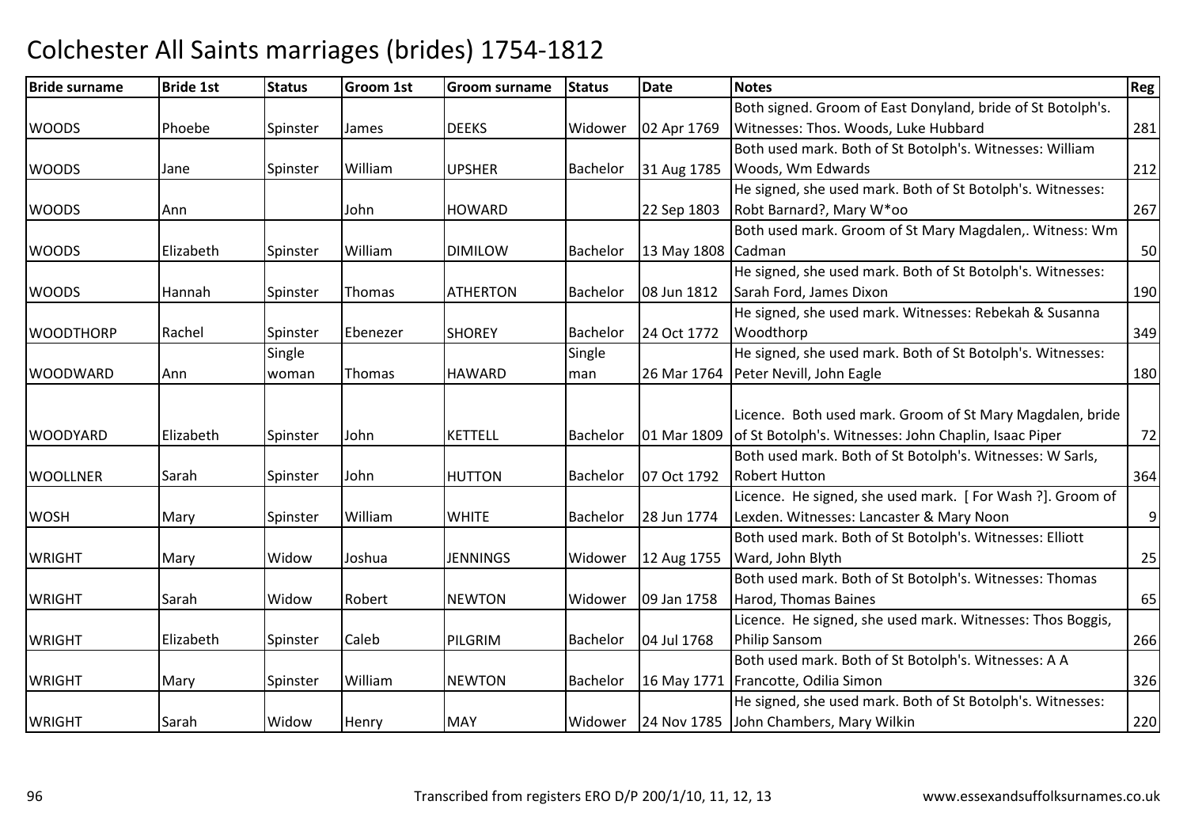# Colchester All Saints marriages (brides) 1754-1812

| Bride surname | Bride 1st | Status | Groom 1st | Groom surname | Status | Date | Notes | Reg |
|---|---|---|---|---|---|---|---|---|
| WOODS | Phoebe | Spinster | James | DEEKS | Widower | 02 Apr 1769 | Both signed. Groom of East Donyland, bride of St Botolph's. Witnesses: Thos. Woods, Luke Hubbard | 281 |
| WOODS | Jane | Spinster | William | UPSHER | Bachelor | 31 Aug 1785 | Both used mark. Both of St Botolph's. Witnesses: William Woods, Wm Edwards | 212 |
| WOODS | Ann | | John | HOWARD | | 22 Sep 1803 | He signed, she used mark. Both of St Botolph's. Witnesses: Robt Barnard?, Mary W*oo | 267 |
| WOODS | Elizabeth | Spinster | William | DIMILOW | Bachelor | 13 May 1808 | Both used mark. Groom of St Mary Magdalen,. Witness: Wm Cadman | 50 |
| WOODS | Hannah | Spinster | Thomas | ATHERTON | Bachelor | 08 Jun 1812 | He signed, she used mark. Both of St Botolph's. Witnesses: Sarah Ford, James Dixon | 190 |
| WOODTHORP | Rachel | Spinster | Ebenezer | SHOREY | Bachelor | 24 Oct 1772 | He signed, she used mark. Witnesses: Rebekah & Susanna Woodthorp | 349 |
| WOODWARD | Ann | Single woman | Thomas | HAWARD | Single man | 26 Mar 1764 | He signed, she used mark. Both of St Botolph's. Witnesses: Peter Nevill, John Eagle | 180 |
| WOODYARD | Elizabeth | Spinster | John | KETTELL | Bachelor | 01 Mar 1809 | Licence. Both used mark. Groom of St Mary Magdalen, bride of St Botolph's. Witnesses: John Chaplin, Isaac Piper | 72 |
| WOOLLNER | Sarah | Spinster | John | HUTTON | Bachelor | 07 Oct 1792 | Both used mark. Both of St Botolph's. Witnesses: W Sarls, Robert Hutton | 364 |
| WOSH | Mary | Spinster | William | WHITE | Bachelor | 28 Jun 1774 | Licence. He signed, she used mark. [ For Wash ?]. Groom of Lexden. Witnesses: Lancaster & Mary Noon | 9 |
| WRIGHT | Mary | Widow | Joshua | JENNINGS | Widower | 12 Aug 1755 | Both used mark. Both of St Botolph's. Witnesses: Elliott Ward, John Blyth | 25 |
| WRIGHT | Sarah | Widow | Robert | NEWTON | Widower | 09 Jan 1758 | Both used mark. Both of St Botolph's. Witnesses: Thomas Harod, Thomas Baines | 65 |
| WRIGHT | Elizabeth | Spinster | Caleb | PILGRIM | Bachelor | 04 Jul 1768 | Licence. He signed, she used mark. Witnesses: Thos Boggis, Philip Sansom | 266 |
| WRIGHT | Mary | Spinster | William | NEWTON | Bachelor | 16 May 1771 | Both used mark. Both of St Botolph's. Witnesses: A A Francotte, Odilia Simon | 326 |
| WRIGHT | Sarah | Widow | Henry | MAY | Widower | 24 Nov 1785 | He signed, she used mark. Both of St Botolph's. Witnesses: John Chambers, Mary Wilkin | 220 |

Transcribed from registers ERO D/P 200/1/10, 11, 12, 13 www.essexandsuffolksurnames.co.uk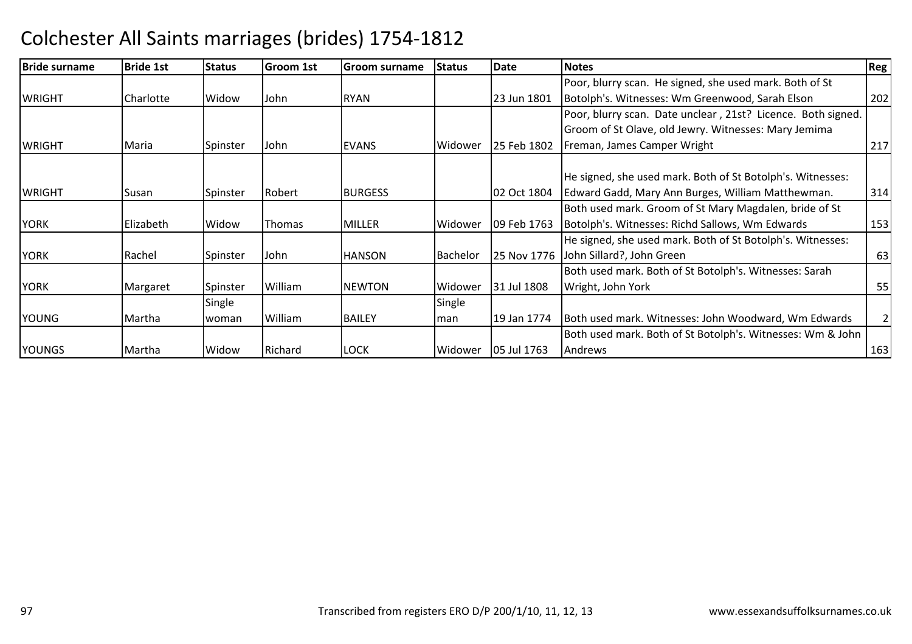# Colchester All Saints marriages (brides) 1754-1812

| Bride surname | Bride 1st | Status | Groom 1st | Groom surname | Status | Date | Notes | Reg |
|---|---|---|---|---|---|---|---|---|
| WRIGHT | Charlotte | Widow | John | RYAN | | 23 Jun 1801 | Poor, blurry scan. He signed, she used mark. Both of St Botolph's. Witnesses: Wm Greenwood, Sarah Elson | 202 |
| WRIGHT | Maria | Spinster | John | EVANS | Widower | 25 Feb 1802 | Poor, blurry scan. Date unclear , 21st? Licence. Both signed. Groom of St Olave, old Jewry. Witnesses: Mary Jemima Freman, James Camper Wright | 217 |
| WRIGHT | Susan | Spinster | Robert | BURGESS | | 02 Oct 1804 | He signed, she used mark. Both of St Botolph's. Witnesses: Edward Gadd, Mary Ann Burges, William Matthewman. | 314 |
| YORK | Elizabeth | Widow | Thomas | MILLER | Widower | 09 Feb 1763 | Both used mark. Groom of St Mary Magdalen, bride of St Botolph's. Witnesses: Richd Sallows, Wm Edwards | 153 |
| YORK | Rachel | Spinster | John | HANSON | Bachelor | 25 Nov 1776 | He signed, she used mark. Both of St Botolph's. Witnesses: John Sillard?, John Green | 63 |
| YORK | Margaret | Spinster | William | NEWTON | Widower | 31 Jul 1808 | Both used mark. Both of St Botolph's. Witnesses: Sarah Wright, John York | 55 |
| YOUNG | Martha | Single woman | William | BAILEY | Single man | 19 Jan 1774 | Both used mark. Witnesses: John Woodward, Wm Edwards | 2 |
| YOUNGS | Martha | Widow | Richard | LOCK | Widower | 05 Jul 1763 | Both used mark. Both of St Botolph's. Witnesses: Wm & John Andrews | 163 |

Transcribed from registers ERO D/P 200/1/10, 11, 12, 13

www.essexandsuffolksurnames.co.uk